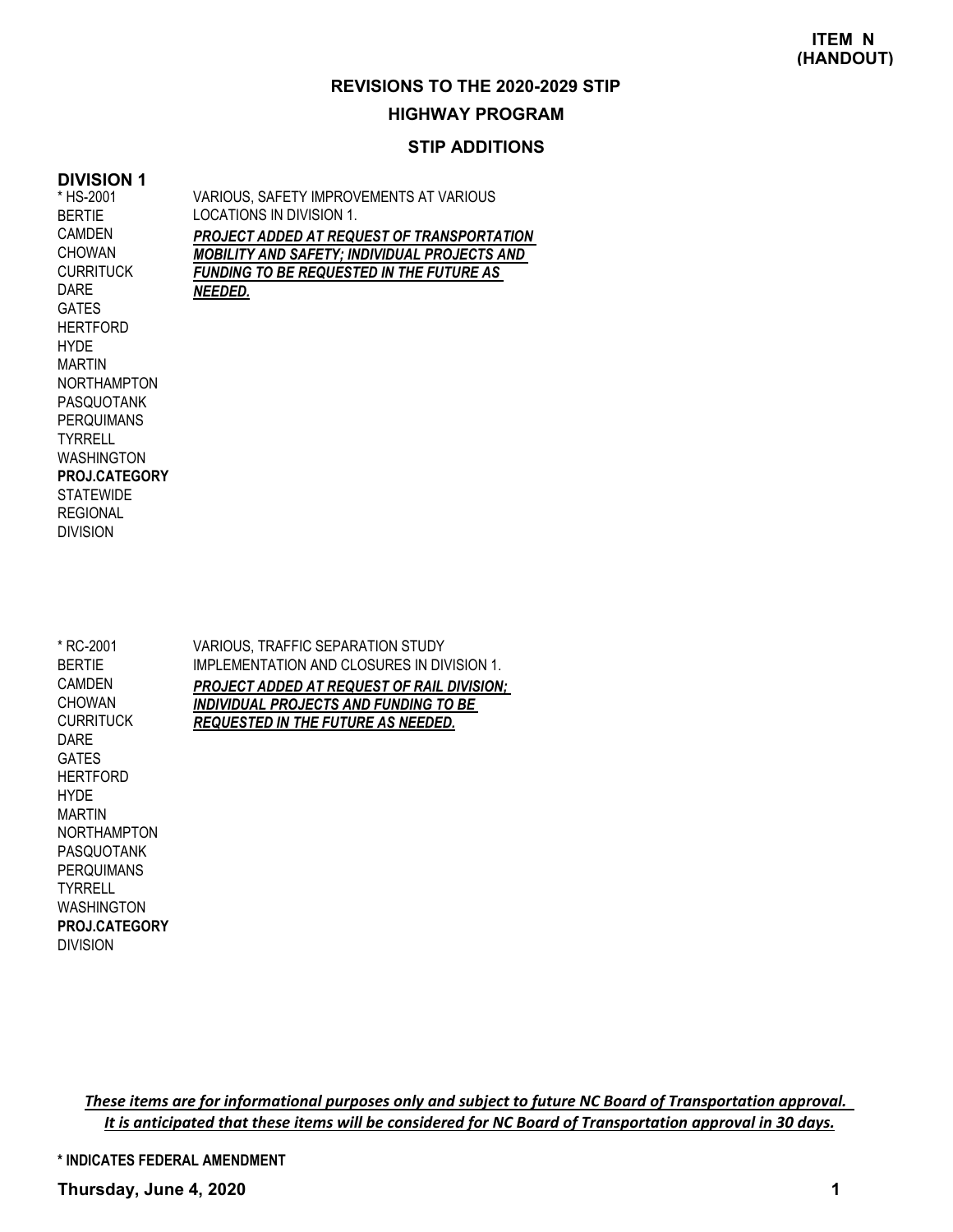**ITEM N (HANDOUT)**

## REVISIONS TO THE 2020-2029 STIP

## HIGHWAY PROGRAM

### STIP ADDITIONS

### DIVISION 1

| | |
|---|---|
| * HS-2001<br>BERTIE<br>CAMDEN<br>CHOWAN<br>CURRITUCK<br>DARE<br>GATES<br>HERTFORD<br>HYDE<br>MARTIN<br>NORTHAMPTON<br>PASQUOTANK<br>PERQUIMANS<br>TYRRELL<br>WASHINGTON<br>**PROJ.CATEGORY**<br>STATEWIDE<br>REGIONAL<br>DIVISION | VARIOUS, SAFETY IMPROVEMENTS AT VARIOUS LOCATIONS IN DIVISION 1.<br>***PROJECT ADDED AT REQUEST OF TRANSPORTATION MOBILITY AND SAFETY; INDIVIDUAL PROJECTS AND FUNDING TO BE REQUESTED IN THE FUTURE AS NEEDED.*** |
| * RC-2001<br>BERTIE<br>CAMDEN<br>CHOWAN<br>CURRITUCK<br>DARE<br>GATES<br>HERTFORD<br>HYDE<br>MARTIN<br>NORTHAMPTON<br>PASQUOTANK<br>PERQUIMANS<br>TYRRELL<br>WASHINGTON<br>**PROJ.CATEGORY**<br>DIVISION | VARIOUS, TRAFFIC SEPARATION STUDY IMPLEMENTATION AND CLOSURES IN DIVISION 1.<br>***PROJECT ADDED AT REQUEST OF RAIL DIVISION; INDIVIDUAL PROJECTS AND FUNDING TO BE REQUESTED IN THE FUTURE AS NEEDED.*** |

***These items are for informational purposes only and subject to future NC Board of Transportation approval. It is anticipated that these items will be considered for NC Board of Transportation approval in 30 days.***

**\* INDICATES FEDERAL AMENDMENT**

**Thursday, June 4, 2020**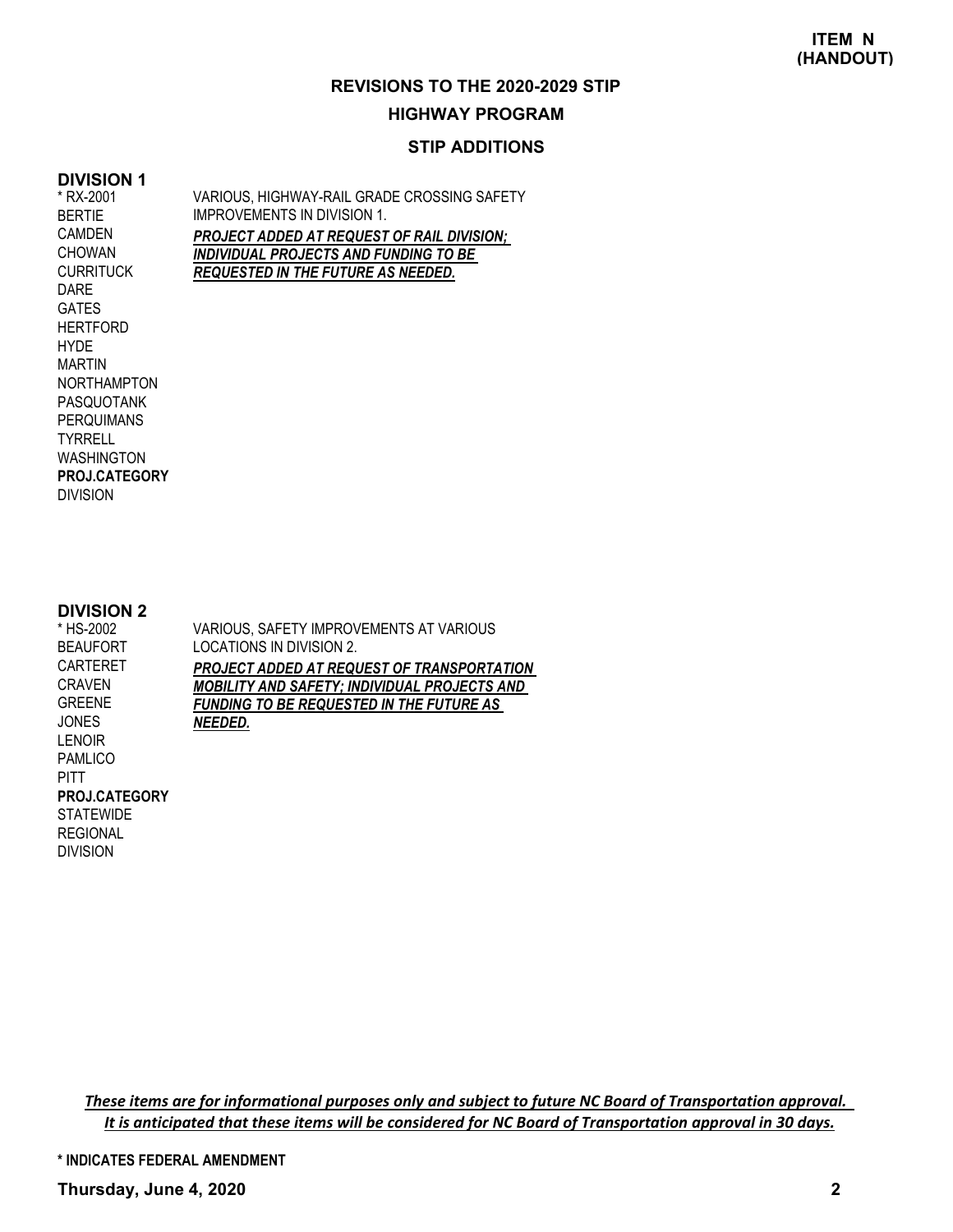**ITEM N (HANDOUT)**

## REVISIONS TO THE 2020-2029 STIP

## HIGHWAY PROGRAM

### STIP ADDITIONS

### DIVISION 1

| | |
|---|---|
| * RX-2001<br>BERTIE<br>CAMDEN<br>CHOWAN<br>CURRITUCK<br>DARE<br>GATES<br>HERTFORD<br>HYDE<br>MARTIN<br>NORTHAMPTON<br>PASQUOTANK<br>PERQUIMANS<br>TYRRELL<br>WASHINGTON<br>**PROJ.CATEGORY**<br>DIVISION | VARIOUS, HIGHWAY-RAIL GRADE CROSSING SAFETY IMPROVEMENTS IN DIVISION 1.<br>***PROJECT ADDED AT REQUEST OF RAIL DIVISION; INDIVIDUAL PROJECTS AND FUNDING TO BE REQUESTED IN THE FUTURE AS NEEDED.*** |

### DIVISION 2

| | |
|---|---|
| * HS-2002<br>BEAUFORT<br>CARTERET<br>CRAVEN<br>GREENE<br>JONES<br>LENOIR<br>PAMLICO<br>PITT<br>**PROJ.CATEGORY**<br>STATEWIDE<br>REGIONAL<br>DIVISION | VARIOUS, SAFETY IMPROVEMENTS AT VARIOUS LOCATIONS IN DIVISION 2.<br>***PROJECT ADDED AT REQUEST OF TRANSPORTATION MOBILITY AND SAFETY; INDIVIDUAL PROJECTS AND FUNDING TO BE REQUESTED IN THE FUTURE AS NEEDED.*** |

*These items are for informational purposes only and subject to future NC Board of Transportation approval. It is anticipated that these items will be considered for NC Board of Transportation approval in 30 days.*

**\* INDICATES FEDERAL AMENDMENT**

**Thursday, June 4, 2020**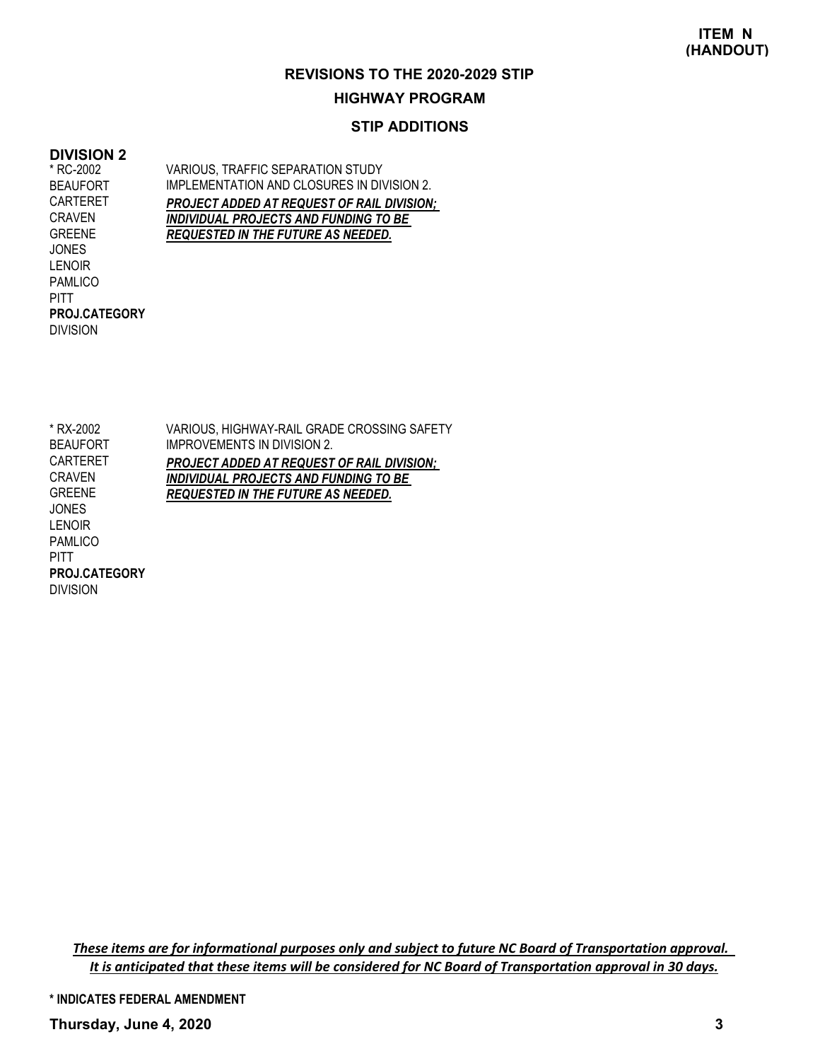**ITEM N (HANDOUT)**

## REVISIONS TO THE 2020-2029 STIP

### HIGHWAY PROGRAM

### STIP ADDITIONS

### DIVISION 2

| Project / Counties | Description |
|---|---|
| * RC-2002<br>BEAUFORT<br>CARTERET<br>CRAVEN<br>GREENE<br>JONES<br>LENOIR<br>PAMLICO<br>PITT<br>**PROJ.CATEGORY**<br>DIVISION | VARIOUS, TRAFFIC SEPARATION STUDY IMPLEMENTATION AND CLOSURES IN DIVISION 2.<br>***PROJECT ADDED AT REQUEST OF RAIL DIVISION; INDIVIDUAL PROJECTS AND FUNDING TO BE REQUESTED IN THE FUTURE AS NEEDED.*** |
| * RX-2002<br>BEAUFORT<br>CARTERET<br>CRAVEN<br>GREENE<br>JONES<br>LENOIR<br>PAMLICO<br>PITT<br>**PROJ.CATEGORY**<br>DIVISION | VARIOUS, HIGHWAY-RAIL GRADE CROSSING SAFETY IMPROVEMENTS IN DIVISION 2.<br>***PROJECT ADDED AT REQUEST OF RAIL DIVISION; INDIVIDUAL PROJECTS AND FUNDING TO BE REQUESTED IN THE FUTURE AS NEEDED.*** |

*These items are for informational purposes only and subject to future NC Board of Transportation approval. It is anticipated that these items will be considered for NC Board of Transportation approval in 30 days.*

**\* INDICATES FEDERAL AMENDMENT**

**Thursday, June 4, 2020**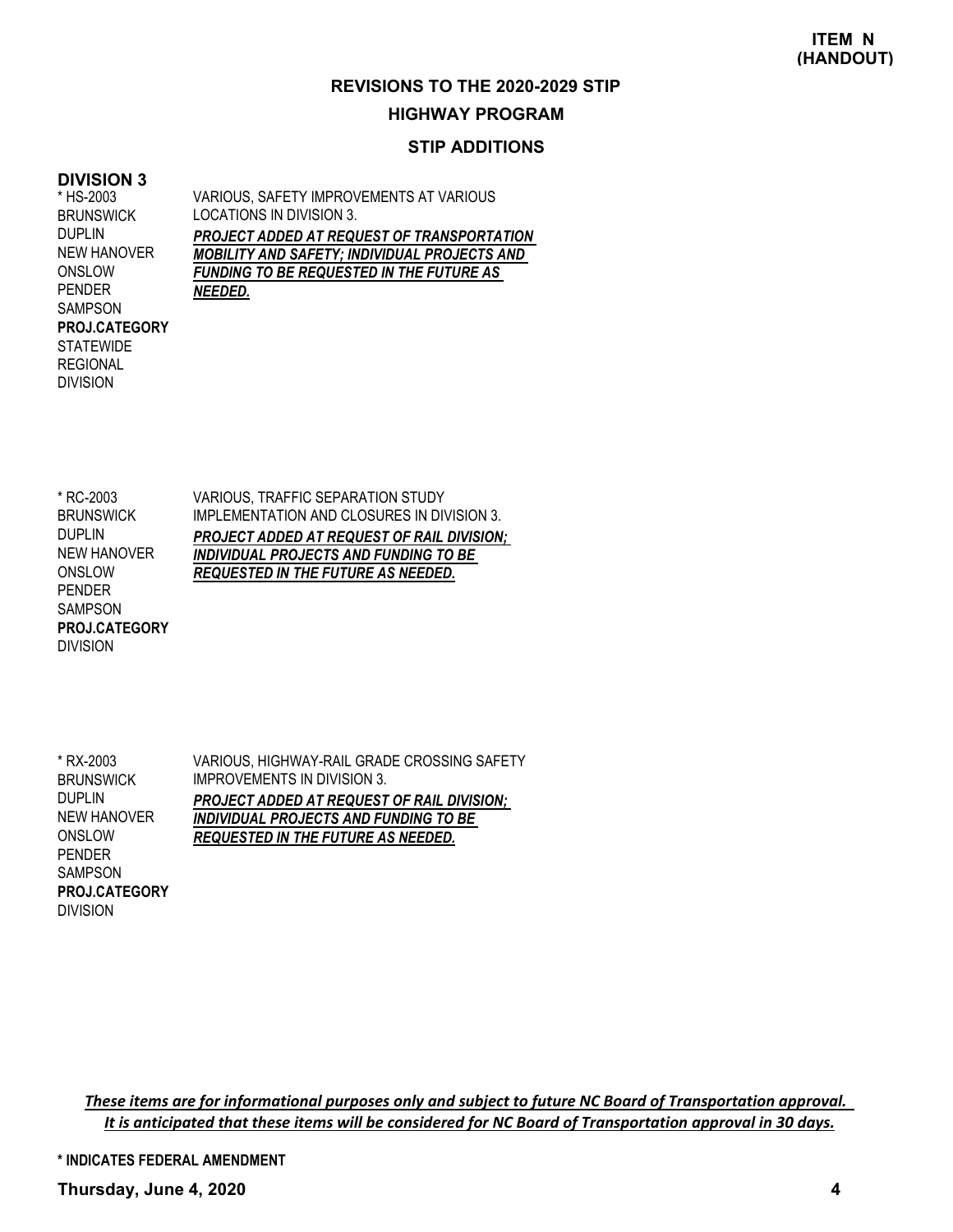**ITEM N (HANDOUT)**

## REVISIONS TO THE 2020-2029 STIP

### HIGHWAY PROGRAM

### STIP ADDITIONS

**DIVISION 3**

| | |
|---|---|
| * HS-2003<br>BRUNSWICK<br>DUPLIN<br>NEW HANOVER<br>ONSLOW<br>PENDER<br>SAMPSON<br>**PROJ.CATEGORY**<br>STATEWIDE<br>REGIONAL<br>DIVISION | VARIOUS, SAFETY IMPROVEMENTS AT VARIOUS LOCATIONS IN DIVISION 3.<br>***PROJECT ADDED AT REQUEST OF TRANSPORTATION MOBILITY AND SAFETY; INDIVIDUAL PROJECTS AND FUNDING TO BE REQUESTED IN THE FUTURE AS NEEDED.*** |
| * RC-2003<br>BRUNSWICK<br>DUPLIN<br>NEW HANOVER<br>ONSLOW<br>PENDER<br>SAMPSON<br>**PROJ.CATEGORY**<br>DIVISION | VARIOUS, TRAFFIC SEPARATION STUDY IMPLEMENTATION AND CLOSURES IN DIVISION 3.<br>***PROJECT ADDED AT REQUEST OF RAIL DIVISION; INDIVIDUAL PROJECTS AND FUNDING TO BE REQUESTED IN THE FUTURE AS NEEDED.*** |
| * RX-2003<br>BRUNSWICK<br>DUPLIN<br>NEW HANOVER<br>ONSLOW<br>PENDER<br>SAMPSON<br>**PROJ.CATEGORY**<br>DIVISION | VARIOUS, HIGHWAY-RAIL GRADE CROSSING SAFETY IMPROVEMENTS IN DIVISION 3.<br>***PROJECT ADDED AT REQUEST OF RAIL DIVISION; INDIVIDUAL PROJECTS AND FUNDING TO BE REQUESTED IN THE FUTURE AS NEEDED.*** |

*These items are for informational purposes only and subject to future NC Board of Transportation approval. It is anticipated that these items will be considered for NC Board of Transportation approval in 30 days.*

**\* INDICATES FEDERAL AMENDMENT**

**Thursday, June 4, 2020**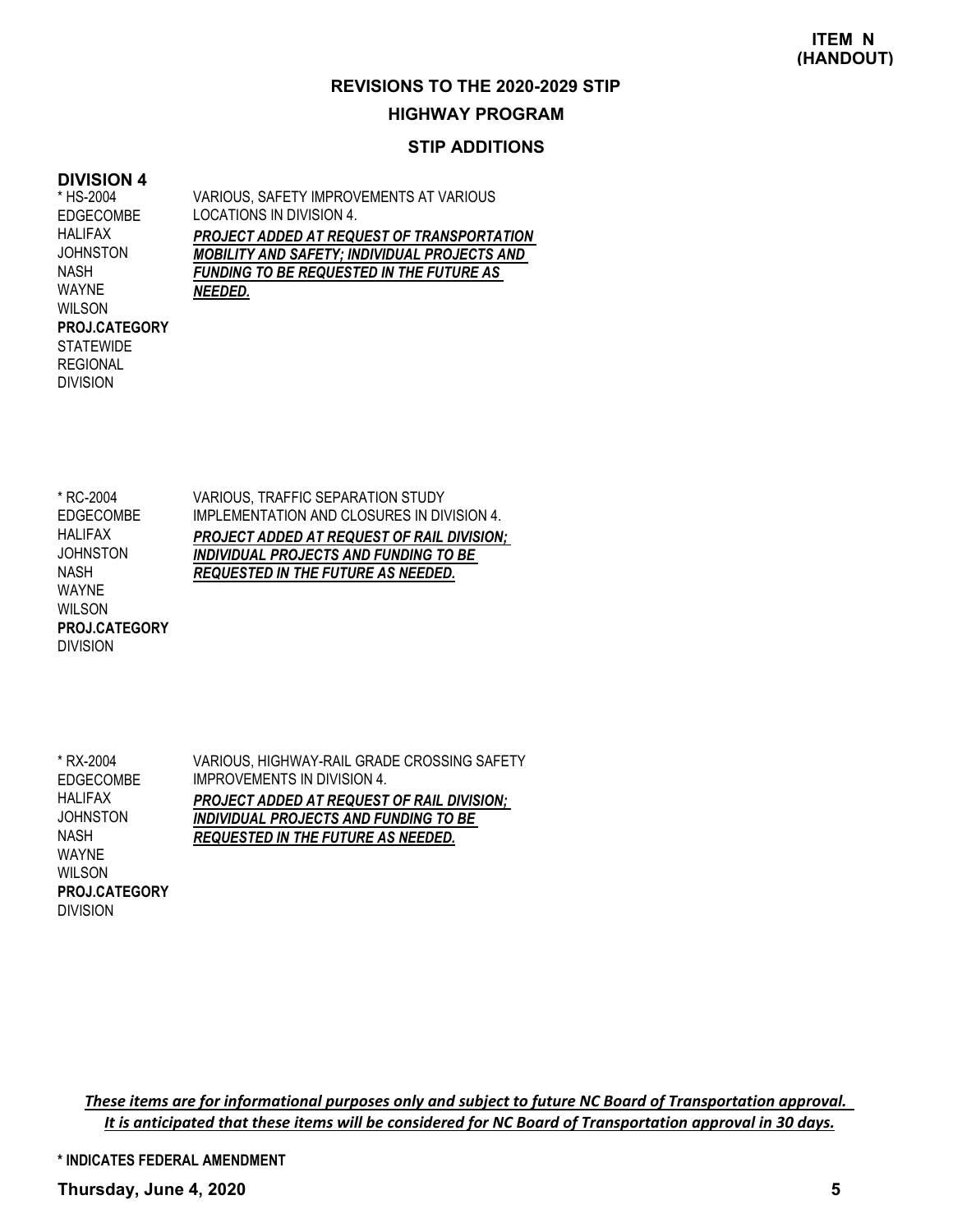**ITEM N (HANDOUT)**

## REVISIONS TO THE 2020-2029 STIP

## HIGHWAY PROGRAM

### STIP ADDITIONS

### DIVISION 4

| | |
|---|---|
| * HS-2004<br>EDGECOMBE<br>HALIFAX<br>JOHNSTON<br>NASH<br>WAYNE<br>WILSON<br>**PROJ.CATEGORY**<br>STATEWIDE<br>REGIONAL<br>DIVISION | VARIOUS, SAFETY IMPROVEMENTS AT VARIOUS LOCATIONS IN DIVISION 4.<br>***PROJECT ADDED AT REQUEST OF TRANSPORTATION MOBILITY AND SAFETY; INDIVIDUAL PROJECTS AND FUNDING TO BE REQUESTED IN THE FUTURE AS NEEDED.*** |
| * RC-2004<br>EDGECOMBE<br>HALIFAX<br>JOHNSTON<br>NASH<br>WAYNE<br>WILSON<br>**PROJ.CATEGORY**<br>DIVISION | VARIOUS, TRAFFIC SEPARATION STUDY IMPLEMENTATION AND CLOSURES IN DIVISION 4.<br>***PROJECT ADDED AT REQUEST OF RAIL DIVISION; INDIVIDUAL PROJECTS AND FUNDING TO BE REQUESTED IN THE FUTURE AS NEEDED.*** |
| * RX-2004<br>EDGECOMBE<br>HALIFAX<br>JOHNSTON<br>NASH<br>WAYNE<br>WILSON<br>**PROJ.CATEGORY**<br>DIVISION | VARIOUS, HIGHWAY-RAIL GRADE CROSSING SAFETY IMPROVEMENTS IN DIVISION 4.<br>***PROJECT ADDED AT REQUEST OF RAIL DIVISION; INDIVIDUAL PROJECTS AND FUNDING TO BE REQUESTED IN THE FUTURE AS NEEDED.*** |

*These items are for informational purposes only and subject to future NC Board of Transportation approval. It is anticipated that these items will be considered for NC Board of Transportation approval in 30 days.*

**\* INDICATES FEDERAL AMENDMENT**

**Thursday, June 4, 2020**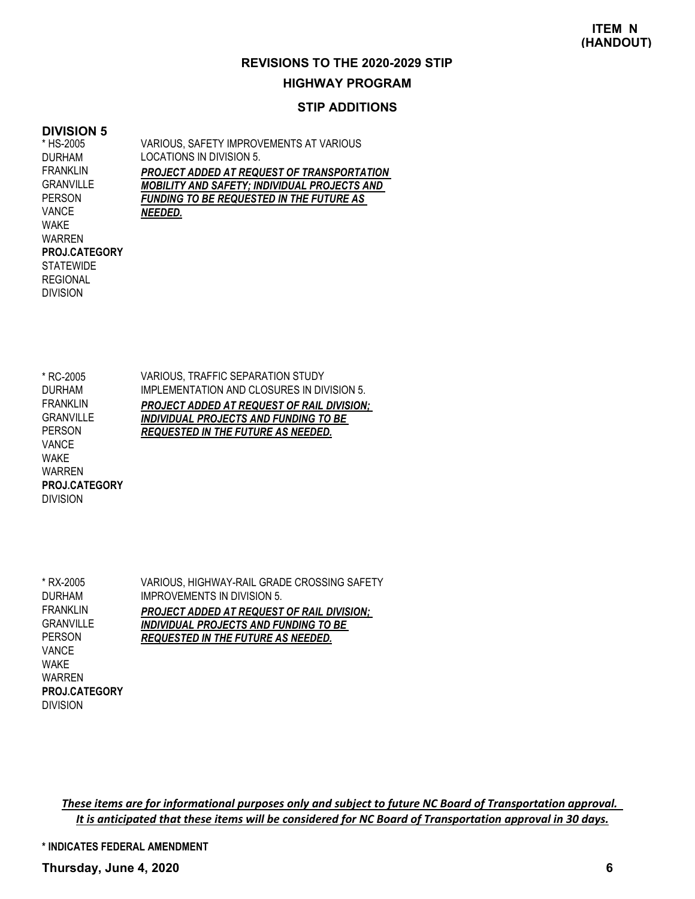**ITEM N (HANDOUT)**

## REVISIONS TO THE 2020-2029 STIP

### HIGHWAY PROGRAM

### STIP ADDITIONS

### DIVISION 5

| | |
|---|---|
| * HS-2005<br>DURHAM<br>FRANKLIN<br>GRANVILLE<br>PERSON<br>VANCE<br>WAKE<br>WARREN<br>**PROJ.CATEGORY**<br>STATEWIDE<br>REGIONAL<br>DIVISION | VARIOUS, SAFETY IMPROVEMENTS AT VARIOUS LOCATIONS IN DIVISION 5.<br>***PROJECT ADDED AT REQUEST OF TRANSPORTATION MOBILITY AND SAFETY; INDIVIDUAL PROJECTS AND FUNDING TO BE REQUESTED IN THE FUTURE AS NEEDED.*** |
| * RC-2005<br>DURHAM<br>FRANKLIN<br>GRANVILLE<br>PERSON<br>VANCE<br>WAKE<br>WARREN<br>**PROJ.CATEGORY**<br>DIVISION | VARIOUS, TRAFFIC SEPARATION STUDY IMPLEMENTATION AND CLOSURES IN DIVISION 5.<br>***PROJECT ADDED AT REQUEST OF RAIL DIVISION; INDIVIDUAL PROJECTS AND FUNDING TO BE REQUESTED IN THE FUTURE AS NEEDED.*** |
| * RX-2005<br>DURHAM<br>FRANKLIN<br>GRANVILLE<br>PERSON<br>VANCE<br>WAKE<br>WARREN<br>**PROJ.CATEGORY**<br>DIVISION | VARIOUS, HIGHWAY-RAIL GRADE CROSSING SAFETY IMPROVEMENTS IN DIVISION 5.<br>***PROJECT ADDED AT REQUEST OF RAIL DIVISION; INDIVIDUAL PROJECTS AND FUNDING TO BE REQUESTED IN THE FUTURE AS NEEDED.*** |

***These items are for informational purposes only and subject to future NC Board of Transportation approval. It is anticipated that these items will be considered for NC Board of Transportation approval in 30 days.***

**\* INDICATES FEDERAL AMENDMENT**

**Thursday, June 4, 2020**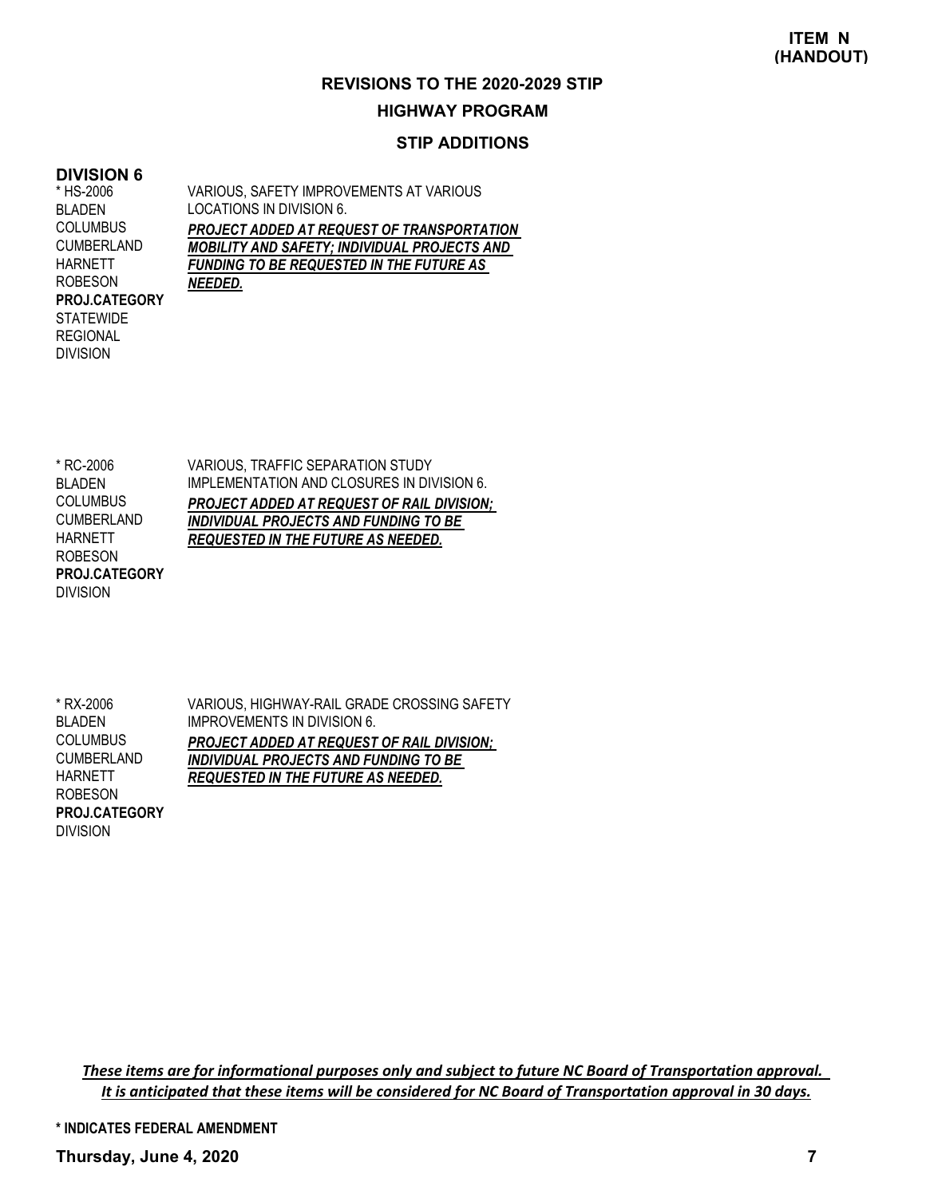**ITEM N (HANDOUT)**

## REVISIONS TO THE 2020-2029 STIP

### HIGHWAY PROGRAM

### STIP ADDITIONS

**DIVISION 6**

| | |
|---|---|
| * HS-2006<br>BLADEN<br>COLUMBUS<br>CUMBERLAND<br>HARNETT<br>ROBESON<br>**PROJ.CATEGORY**<br>STATEWIDE<br>REGIONAL<br>DIVISION | VARIOUS, SAFETY IMPROVEMENTS AT VARIOUS LOCATIONS IN DIVISION 6.<br>***PROJECT ADDED AT REQUEST OF TRANSPORTATION MOBILITY AND SAFETY; INDIVIDUAL PROJECTS AND FUNDING TO BE REQUESTED IN THE FUTURE AS NEEDED.*** |
| * RC-2006<br>BLADEN<br>COLUMBUS<br>CUMBERLAND<br>HARNETT<br>ROBESON<br>**PROJ.CATEGORY**<br>DIVISION | VARIOUS, TRAFFIC SEPARATION STUDY IMPLEMENTATION AND CLOSURES IN DIVISION 6.<br>***PROJECT ADDED AT REQUEST OF RAIL DIVISION; INDIVIDUAL PROJECTS AND FUNDING TO BE REQUESTED IN THE FUTURE AS NEEDED.*** |
| * RX-2006<br>BLADEN<br>COLUMBUS<br>CUMBERLAND<br>HARNETT<br>ROBESON<br>**PROJ.CATEGORY**<br>DIVISION | VARIOUS, HIGHWAY-RAIL GRADE CROSSING SAFETY IMPROVEMENTS IN DIVISION 6.<br>***PROJECT ADDED AT REQUEST OF RAIL DIVISION; INDIVIDUAL PROJECTS AND FUNDING TO BE REQUESTED IN THE FUTURE AS NEEDED.*** |

***These items are for informational purposes only and subject to future NC Board of Transportation approval. It is anticipated that these items will be considered for NC Board of Transportation approval in 30 days.***

**\* INDICATES FEDERAL AMENDMENT**

**Thursday, June 4, 2020**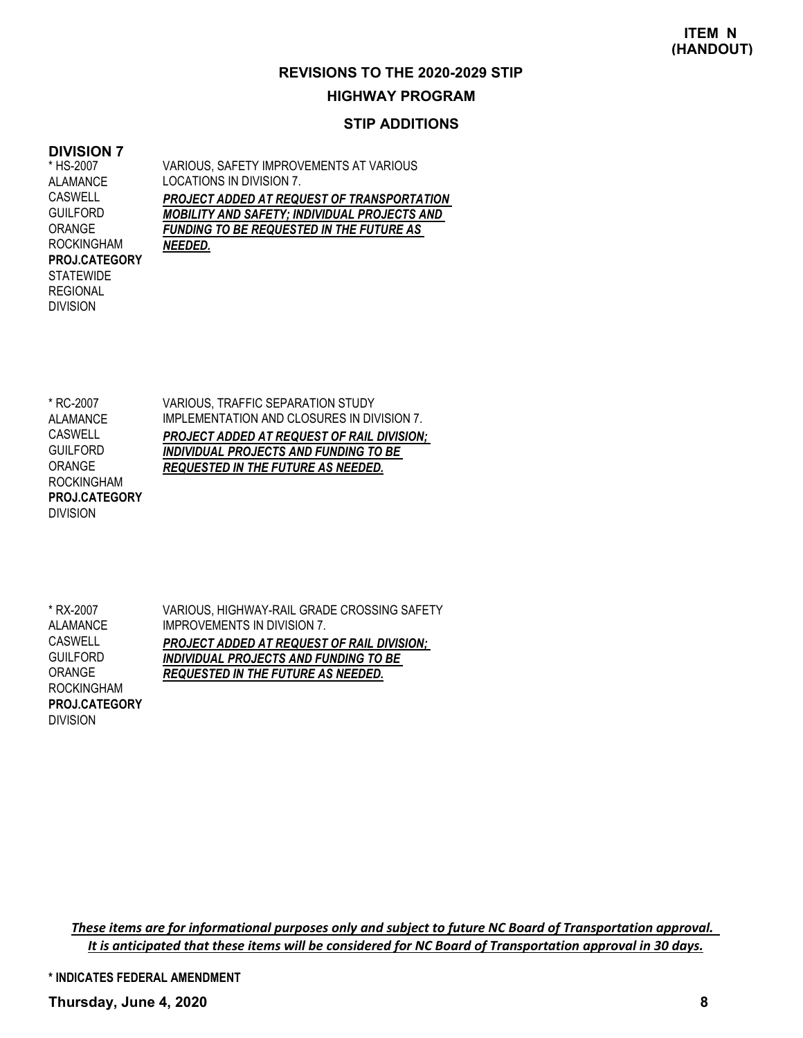**ITEM N (HANDOUT)**

## REVISIONS TO THE 2020-2029 STIP

### HIGHWAY PROGRAM

### STIP ADDITIONS

### DIVISION 7

| | |
|---|---|
| * HS-2007<br>ALAMANCE<br>CASWELL<br>GUILFORD<br>ORANGE<br>ROCKINGHAM<br>**PROJ.CATEGORY**<br>STATEWIDE<br>REGIONAL<br>DIVISION | VARIOUS, SAFETY IMPROVEMENTS AT VARIOUS LOCATIONS IN DIVISION 7.<br>***PROJECT ADDED AT REQUEST OF TRANSPORTATION MOBILITY AND SAFETY; INDIVIDUAL PROJECTS AND FUNDING TO BE REQUESTED IN THE FUTURE AS NEEDED.*** |
| * RC-2007<br>ALAMANCE<br>CASWELL<br>GUILFORD<br>ORANGE<br>ROCKINGHAM<br>**PROJ.CATEGORY**<br>DIVISION | VARIOUS, TRAFFIC SEPARATION STUDY IMPLEMENTATION AND CLOSURES IN DIVISION 7.<br>***PROJECT ADDED AT REQUEST OF RAIL DIVISION; INDIVIDUAL PROJECTS AND FUNDING TO BE REQUESTED IN THE FUTURE AS NEEDED.*** |
| * RX-2007<br>ALAMANCE<br>CASWELL<br>GUILFORD<br>ORANGE<br>ROCKINGHAM<br>**PROJ.CATEGORY**<br>DIVISION | VARIOUS, HIGHWAY-RAIL GRADE CROSSING SAFETY IMPROVEMENTS IN DIVISION 7.<br>***PROJECT ADDED AT REQUEST OF RAIL DIVISION; INDIVIDUAL PROJECTS AND FUNDING TO BE REQUESTED IN THE FUTURE AS NEEDED.*** |

*These items are for informational purposes only and subject to future NC Board of Transportation approval. It is anticipated that these items will be considered for NC Board of Transportation approval in 30 days.*

**\* INDICATES FEDERAL AMENDMENT**

**Thursday, June 4, 2020**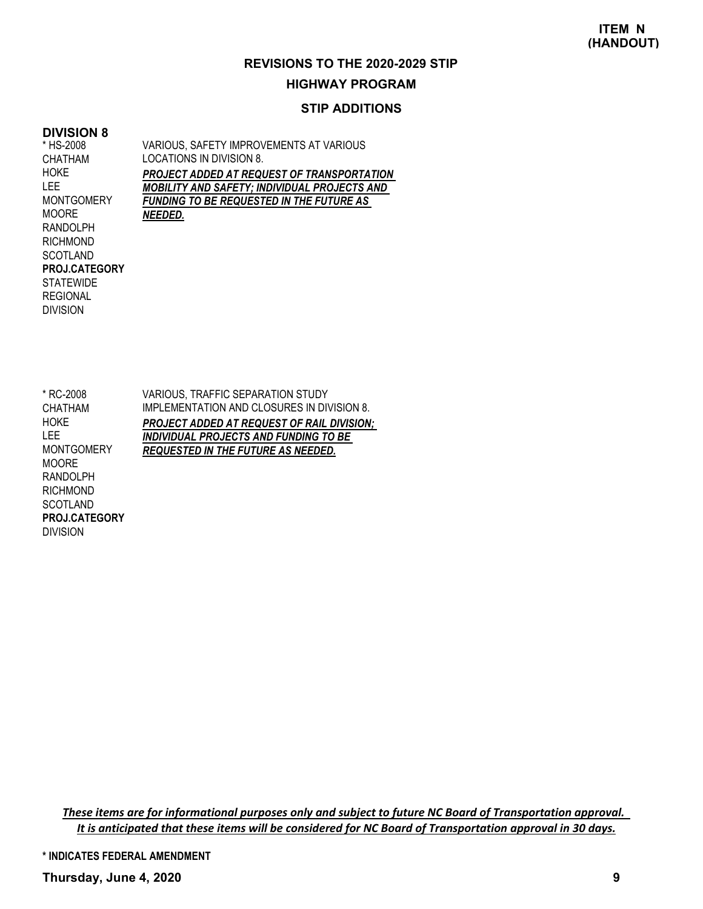**ITEM N**
**(HANDOUT)**

# REVISIONS TO THE 2020-2029 STIP

## HIGHWAY PROGRAM

### STIP ADDITIONS

## DIVISION 8

| | |
|---|---|
| * HS-2008<br>CHATHAM<br>HOKE<br>LEE<br>MONTGOMERY<br>MOORE<br>RANDOLPH<br>RICHMOND<br>SCOTLAND<br>**PROJ.CATEGORY**<br>STATEWIDE<br>REGIONAL<br>DIVISION | VARIOUS, SAFETY IMPROVEMENTS AT VARIOUS LOCATIONS IN DIVISION 8.<br>***PROJECT ADDED AT REQUEST OF TRANSPORTATION MOBILITY AND SAFETY; INDIVIDUAL PROJECTS AND FUNDING TO BE REQUESTED IN THE FUTURE AS NEEDED.*** |
| * RC-2008<br>CHATHAM<br>HOKE<br>LEE<br>MONTGOMERY<br>MOORE<br>RANDOLPH<br>RICHMOND<br>SCOTLAND<br>**PROJ.CATEGORY**<br>DIVISION | VARIOUS, TRAFFIC SEPARATION STUDY IMPLEMENTATION AND CLOSURES IN DIVISION 8.<br>***PROJECT ADDED AT REQUEST OF RAIL DIVISION; INDIVIDUAL PROJECTS AND FUNDING TO BE REQUESTED IN THE FUTURE AS NEEDED.*** |

*These items are for informational purposes only and subject to future NC Board of Transportation approval. It is anticipated that these items will be considered for NC Board of Transportation approval in 30 days.*

**\* INDICATES FEDERAL AMENDMENT**

**Thursday, June 4, 2020**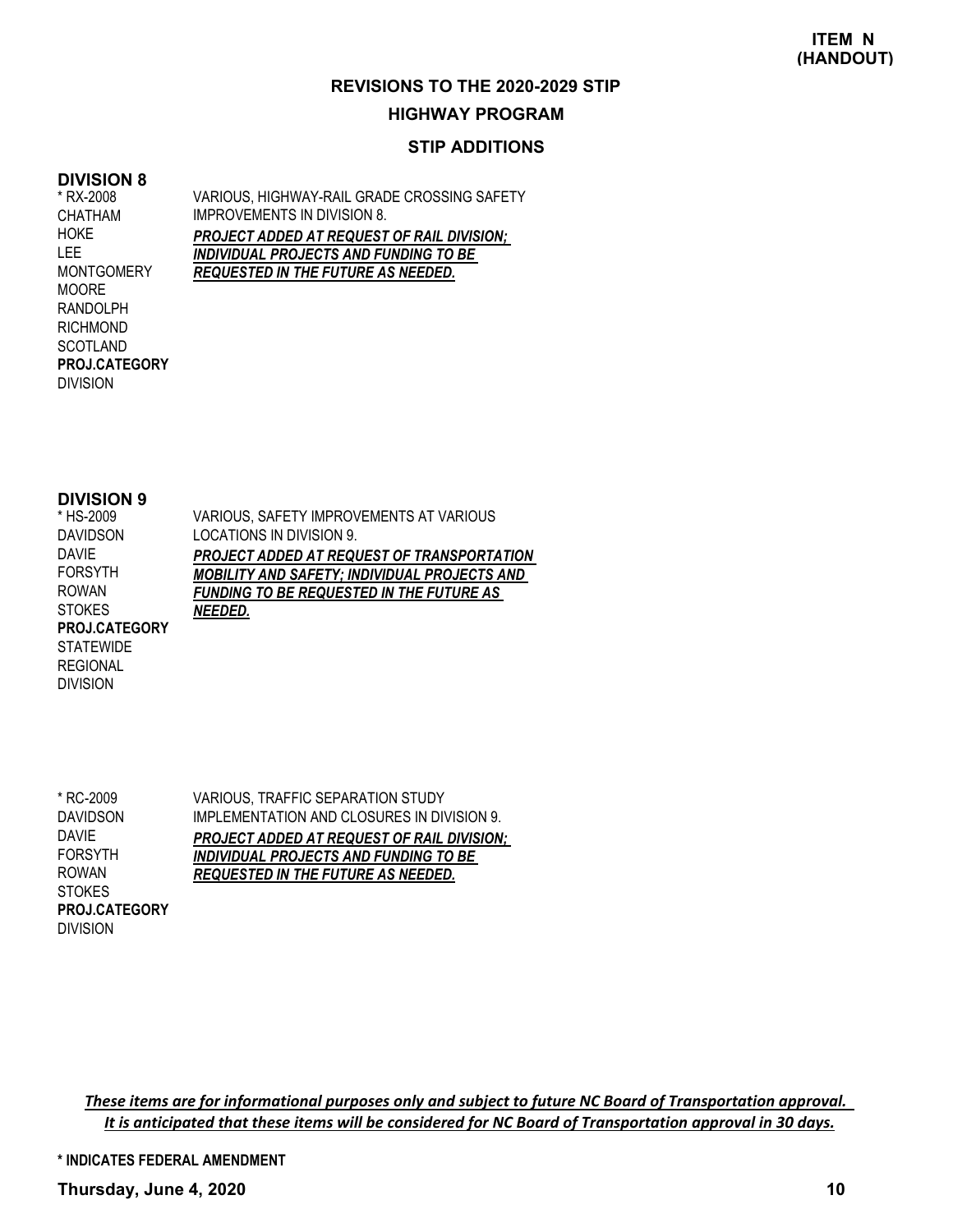**ITEM N (HANDOUT)**

## REVISIONS TO THE 2020-2029 STIP

### HIGHWAY PROGRAM

### STIP ADDITIONS

#### DIVISION 8

| | |
|---|---|
| * RX-2008<br>CHATHAM<br>HOKE<br>LEE<br>MONTGOMERY<br>MOORE<br>RANDOLPH<br>RICHMOND<br>SCOTLAND<br>**PROJ.CATEGORY**<br>DIVISION | VARIOUS, HIGHWAY-RAIL GRADE CROSSING SAFETY IMPROVEMENTS IN DIVISION 8.<br>***PROJECT ADDED AT REQUEST OF RAIL DIVISION; INDIVIDUAL PROJECTS AND FUNDING TO BE REQUESTED IN THE FUTURE AS NEEDED.*** |

#### DIVISION 9

| | |
|---|---|
| * HS-2009<br>DAVIDSON<br>DAVIE<br>FORSYTH<br>ROWAN<br>STOKES<br>**PROJ.CATEGORY**<br>STATEWIDE<br>REGIONAL<br>DIVISION | VARIOUS, SAFETY IMPROVEMENTS AT VARIOUS LOCATIONS IN DIVISION 9.<br>***PROJECT ADDED AT REQUEST OF TRANSPORTATION MOBILITY AND SAFETY; INDIVIDUAL PROJECTS AND FUNDING TO BE REQUESTED IN THE FUTURE AS NEEDED.*** |
| * RC-2009<br>DAVIDSON<br>DAVIE<br>FORSYTH<br>ROWAN<br>STOKES<br>**PROJ.CATEGORY**<br>DIVISION | VARIOUS, TRAFFIC SEPARATION STUDY IMPLEMENTATION AND CLOSURES IN DIVISION 9.<br>***PROJECT ADDED AT REQUEST OF RAIL DIVISION; INDIVIDUAL PROJECTS AND FUNDING TO BE REQUESTED IN THE FUTURE AS NEEDED.*** |

***These items are for informational purposes only and subject to future NC Board of Transportation approval. It is anticipated that these items will be considered for NC Board of Transportation approval in 30 days.***

**\* INDICATES FEDERAL AMENDMENT**

**Thursday, June 4, 2020**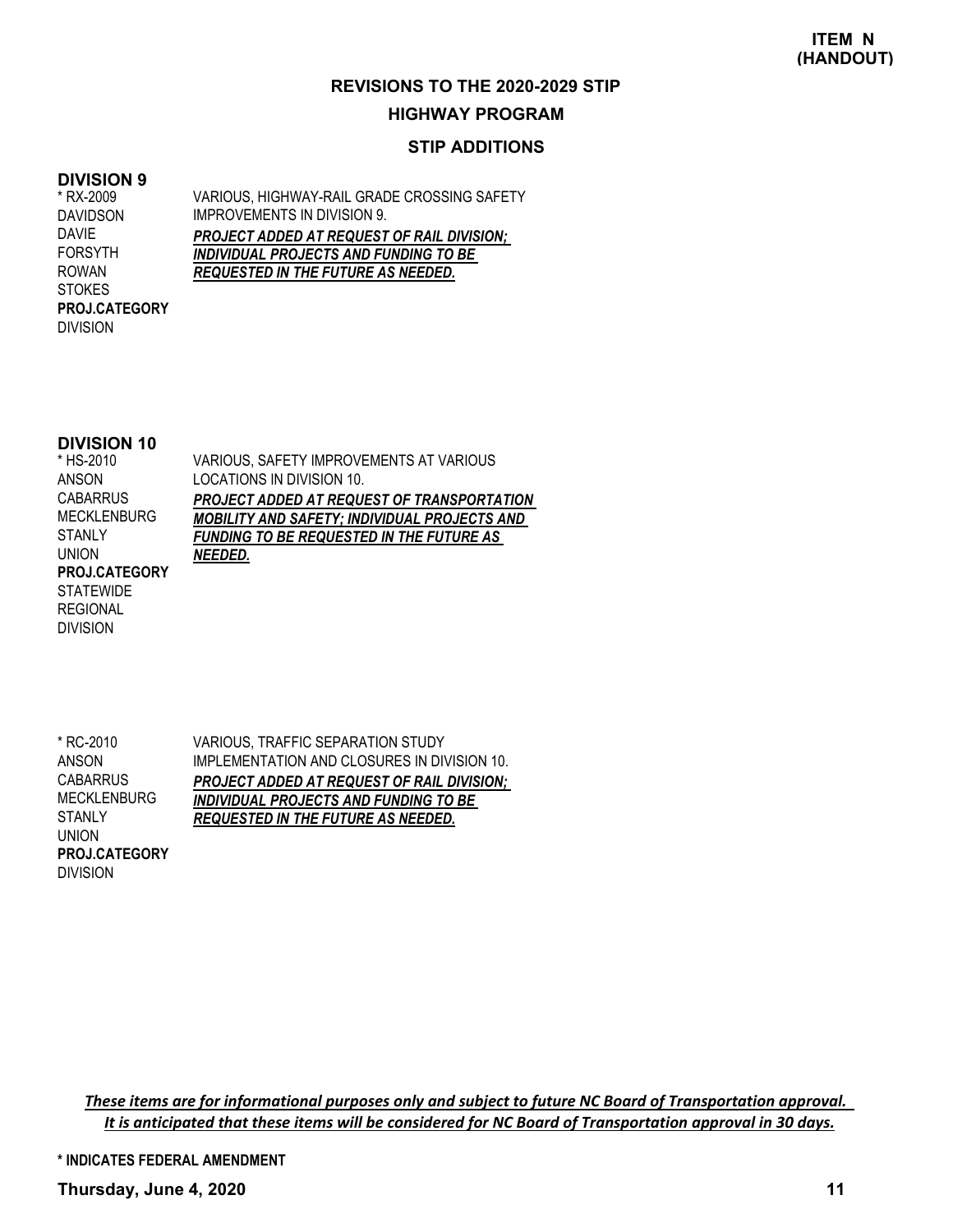**ITEM N**
**(HANDOUT)**

## REVISIONS TO THE 2020-2029 STIP

## HIGHWAY PROGRAM

### STIP ADDITIONS

### DIVISION 9

| | |
|---|---|
| * RX-2009<br>DAVIDSON<br>DAVIE<br>FORSYTH<br>ROWAN<br>STOKES<br>**PROJ.CATEGORY**<br>DIVISION | VARIOUS, HIGHWAY-RAIL GRADE CROSSING SAFETY IMPROVEMENTS IN DIVISION 9.<br>***PROJECT ADDED AT REQUEST OF RAIL DIVISION; INDIVIDUAL PROJECTS AND FUNDING TO BE REQUESTED IN THE FUTURE AS NEEDED.*** |

### DIVISION 10

| | |
|---|---|
| * HS-2010<br>ANSON<br>CABARRUS<br>MECKLENBURG<br>STANLY<br>UNION<br>**PROJ.CATEGORY**<br>STATEWIDE<br>REGIONAL<br>DIVISION | VARIOUS, SAFETY IMPROVEMENTS AT VARIOUS LOCATIONS IN DIVISION 10.<br>***PROJECT ADDED AT REQUEST OF TRANSPORTATION MOBILITY AND SAFETY; INDIVIDUAL PROJECTS AND FUNDING TO BE REQUESTED IN THE FUTURE AS NEEDED.*** |
| * RC-2010<br>ANSON<br>CABARRUS<br>MECKLENBURG<br>STANLY<br>UNION<br>**PROJ.CATEGORY**<br>DIVISION | VARIOUS, TRAFFIC SEPARATION STUDY IMPLEMENTATION AND CLOSURES IN DIVISION 10.<br>***PROJECT ADDED AT REQUEST OF RAIL DIVISION; INDIVIDUAL PROJECTS AND FUNDING TO BE REQUESTED IN THE FUTURE AS NEEDED.*** |

*These items are for informational purposes only and subject to future NC Board of Transportation approval. It is anticipated that these items will be considered for NC Board of Transportation approval in 30 days.*

**\* INDICATES FEDERAL AMENDMENT**

**Thursday, June 4, 2020**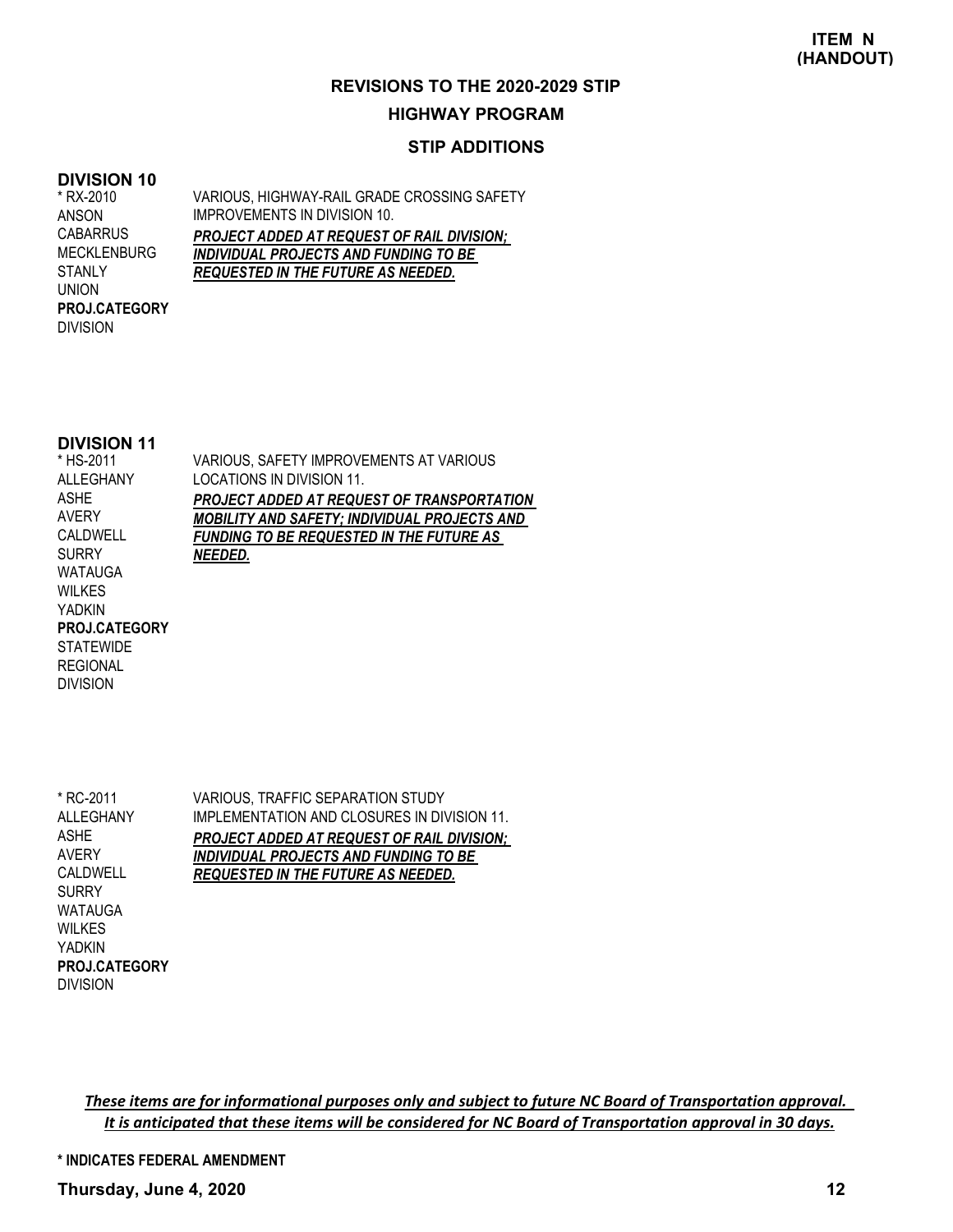**ITEM N (HANDOUT)**

## REVISIONS TO THE 2020-2029 STIP

## HIGHWAY PROGRAM

### STIP ADDITIONS

### DIVISION 10

| | |
|---|---|
| * RX-2010<br>ANSON<br>CABARRUS<br>MECKLENBURG<br>STANLY<br>UNION<br>**PROJ.CATEGORY**<br>DIVISION | VARIOUS, HIGHWAY-RAIL GRADE CROSSING SAFETY IMPROVEMENTS IN DIVISION 10.<br>***PROJECT ADDED AT REQUEST OF RAIL DIVISION; INDIVIDUAL PROJECTS AND FUNDING TO BE REQUESTED IN THE FUTURE AS NEEDED.*** |

### DIVISION 11

| | |
|---|---|
| * HS-2011<br>ALLEGHANY<br>ASHE<br>AVERY<br>CALDWELL<br>SURRY<br>WATAUGA<br>WILKES<br>YADKIN<br>**PROJ.CATEGORY**<br>STATEWIDE<br>REGIONAL<br>DIVISION | VARIOUS, SAFETY IMPROVEMENTS AT VARIOUS LOCATIONS IN DIVISION 11.<br>***PROJECT ADDED AT REQUEST OF TRANSPORTATION MOBILITY AND SAFETY; INDIVIDUAL PROJECTS AND FUNDING TO BE REQUESTED IN THE FUTURE AS NEEDED.*** |
| * RC-2011<br>ALLEGHANY<br>ASHE<br>AVERY<br>CALDWELL<br>SURRY<br>WATAUGA<br>WILKES<br>YADKIN<br>**PROJ.CATEGORY**<br>DIVISION | VARIOUS, TRAFFIC SEPARATION STUDY IMPLEMENTATION AND CLOSURES IN DIVISION 11.<br>***PROJECT ADDED AT REQUEST OF RAIL DIVISION; INDIVIDUAL PROJECTS AND FUNDING TO BE REQUESTED IN THE FUTURE AS NEEDED.*** |

***These items are for informational purposes only and subject to future NC Board of Transportation approval. It is anticipated that these items will be considered for NC Board of Transportation approval in 30 days.***

**\* INDICATES FEDERAL AMENDMENT**

**Thursday, June 4, 2020**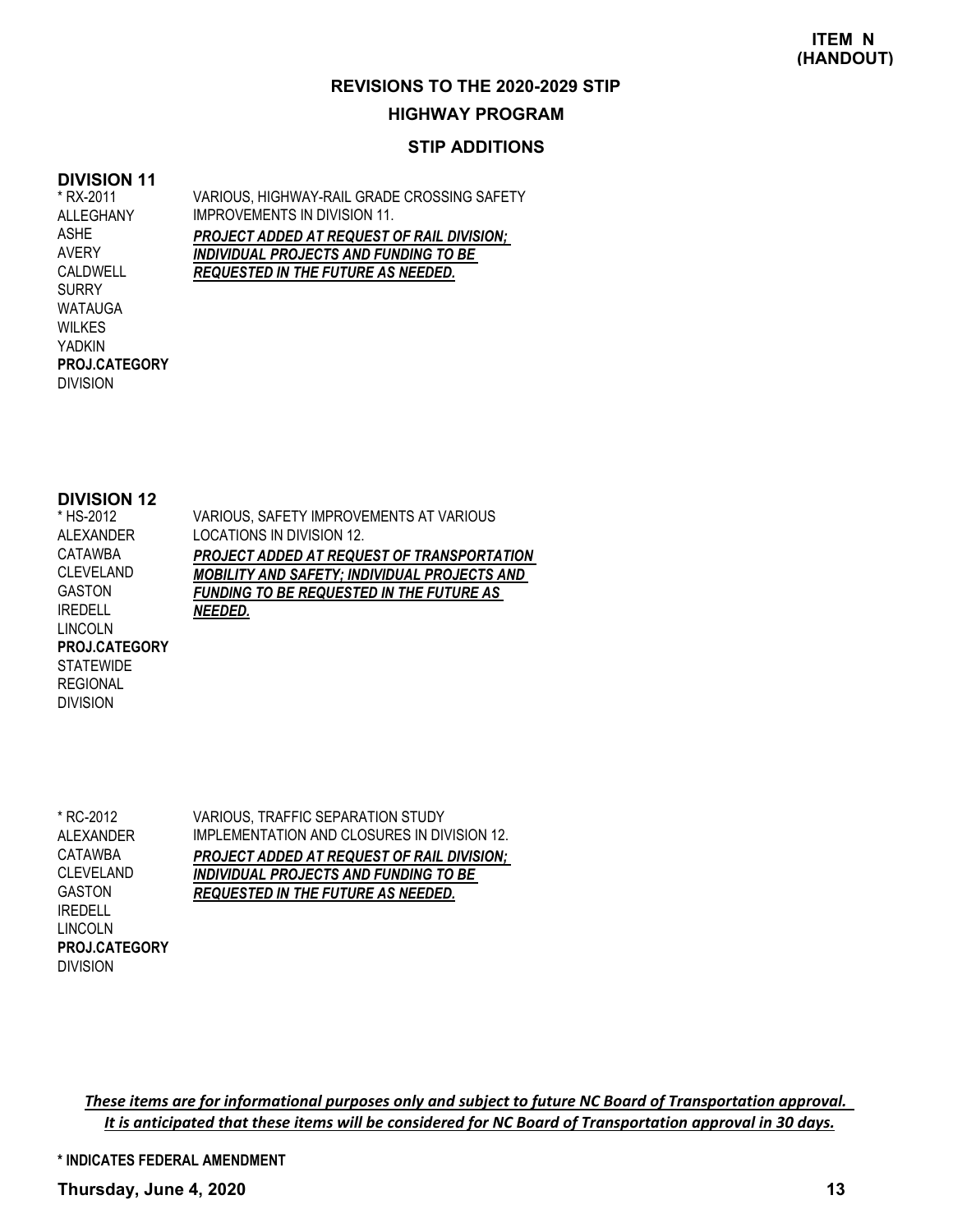**ITEM N (HANDOUT)**

# REVISIONS TO THE 2020-2029 STIP

## HIGHWAY PROGRAM

### STIP ADDITIONS

**DIVISION 11**

| | |
|---|---|
| * RX-2011<br>ALLEGHANY<br>ASHE<br>AVERY<br>CALDWELL<br>SURRY<br>WATAUGA<br>WILKES<br>YADKIN<br>**PROJ.CATEGORY**<br>DIVISION | VARIOUS, HIGHWAY-RAIL GRADE CROSSING SAFETY IMPROVEMENTS IN DIVISION 11.<br>***PROJECT ADDED AT REQUEST OF RAIL DIVISION; INDIVIDUAL PROJECTS AND FUNDING TO BE REQUESTED IN THE FUTURE AS NEEDED.*** |

**DIVISION 12**

| | |
|---|---|
| * HS-2012<br>ALEXANDER<br>CATAWBA<br>CLEVELAND<br>GASTON<br>IREDELL<br>LINCOLN<br>**PROJ.CATEGORY**<br>STATEWIDE<br>REGIONAL<br>DIVISION | VARIOUS, SAFETY IMPROVEMENTS AT VARIOUS LOCATIONS IN DIVISION 12.<br>***PROJECT ADDED AT REQUEST OF TRANSPORTATION MOBILITY AND SAFETY; INDIVIDUAL PROJECTS AND FUNDING TO BE REQUESTED IN THE FUTURE AS NEEDED.*** |
| * RC-2012<br>ALEXANDER<br>CATAWBA<br>CLEVELAND<br>GASTON<br>IREDELL<br>LINCOLN<br>**PROJ.CATEGORY**<br>DIVISION | VARIOUS, TRAFFIC SEPARATION STUDY IMPLEMENTATION AND CLOSURES IN DIVISION 12.<br>***PROJECT ADDED AT REQUEST OF RAIL DIVISION; INDIVIDUAL PROJECTS AND FUNDING TO BE REQUESTED IN THE FUTURE AS NEEDED.*** |

*These items are for informational purposes only and subject to future NC Board of Transportation approval. It is anticipated that these items will be considered for NC Board of Transportation approval in 30 days.*

**\* INDICATES FEDERAL AMENDMENT**

**Thursday, June 4, 2020**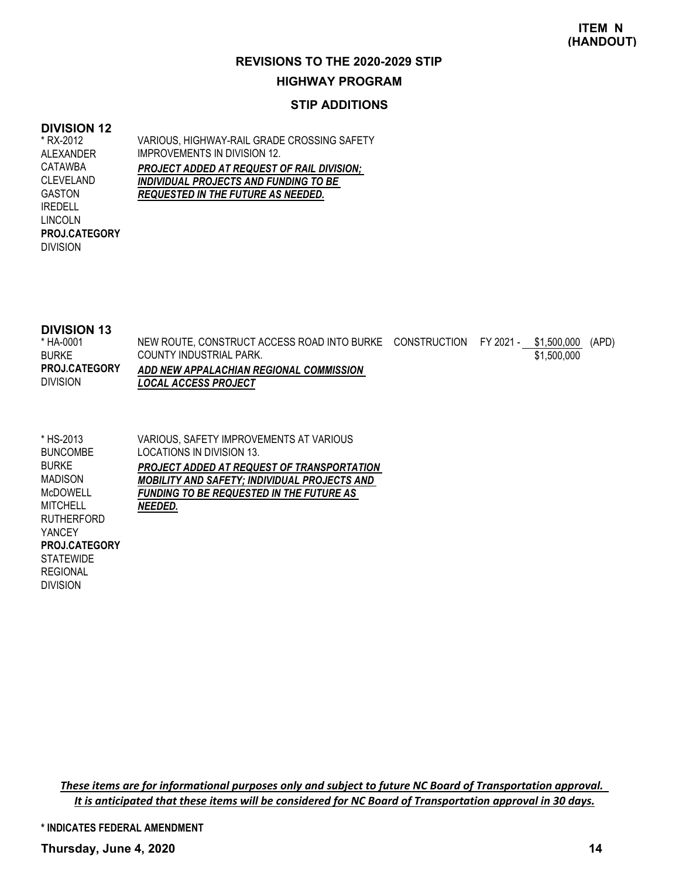**ITEM N (HANDOUT)**

## REVISIONS TO THE 2020-2029 STIP

### HIGHWAY PROGRAM

### STIP ADDITIONS

**DIVISION 12**

| | | | | | |
|---|---|---|---|---|---|
| * RX-2012<br>ALEXANDER<br>CATAWBA<br>CLEVELAND<br>GASTON<br>IREDELL<br>LINCOLN<br>**PROJ.CATEGORY**<br>DIVISION | VARIOUS, HIGHWAY-RAIL GRADE CROSSING SAFETY IMPROVEMENTS IN DIVISION 12.<br>***PROJECT ADDED AT REQUEST OF RAIL DIVISION; INDIVIDUAL PROJECTS AND FUNDING TO BE REQUESTED IN THE FUTURE AS NEEDED.*** | | | | |

**DIVISION 13**

| | | | | | |
|---|---|---|---|---|---|
| * HA-0001<br>BURKE<br>**PROJ.CATEGORY**<br>DIVISION | NEW ROUTE, CONSTRUCT ACCESS ROAD INTO BURKE COUNTY INDUSTRIAL PARK.<br>***ADD NEW APPALACHIAN REGIONAL COMMISSION LOCAL ACCESS PROJECT*** | CONSTRUCTION | FY 2021 - | $1,500,000<br>$1,500,000 | (APD) |
| * HS-2013<br>BUNCOMBE<br>BURKE<br>MADISON<br>McDOWELL<br>MITCHELL<br>RUTHERFORD<br>YANCEY<br>**PROJ.CATEGORY**<br>STATEWIDE<br>REGIONAL<br>DIVISION | VARIOUS, SAFETY IMPROVEMENTS AT VARIOUS LOCATIONS IN DIVISION 13.<br>***PROJECT ADDED AT REQUEST OF TRANSPORTATION MOBILITY AND SAFETY; INDIVIDUAL PROJECTS AND FUNDING TO BE REQUESTED IN THE FUTURE AS NEEDED.*** | | | | |

***These items are for informational purposes only and subject to future NC Board of Transportation approval. It is anticipated that these items will be considered for NC Board of Transportation approval in 30 days.***

**\* INDICATES FEDERAL AMENDMENT**

**Thursday, June 4, 2020**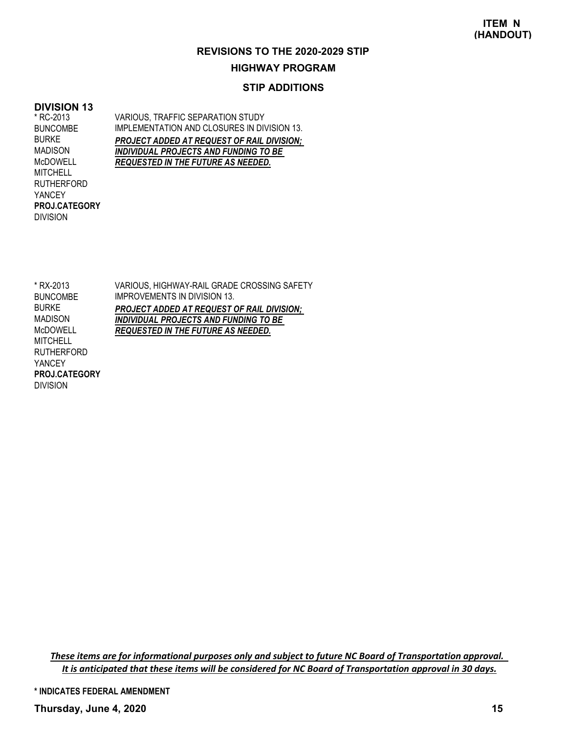**ITEM N**
**(HANDOUT)**

## REVISIONS TO THE 2020-2029 STIP

## HIGHWAY PROGRAM

### STIP ADDITIONS

### DIVISION 13

| | |
|---|---|
| * RC-2013<br>BUNCOMBE<br>BURKE<br>MADISON<br>McDOWELL<br>MITCHELL<br>RUTHERFORD<br>YANCEY<br>**PROJ.CATEGORY**<br>DIVISION | VARIOUS, TRAFFIC SEPARATION STUDY IMPLEMENTATION AND CLOSURES IN DIVISION 13.<br>***PROJECT ADDED AT REQUEST OF RAIL DIVISION; INDIVIDUAL PROJECTS AND FUNDING TO BE REQUESTED IN THE FUTURE AS NEEDED.*** |
| * RX-2013<br>BUNCOMBE<br>BURKE<br>MADISON<br>McDOWELL<br>MITCHELL<br>RUTHERFORD<br>YANCEY<br>**PROJ.CATEGORY**<br>DIVISION | VARIOUS, HIGHWAY-RAIL GRADE CROSSING SAFETY IMPROVEMENTS IN DIVISION 13.<br>***PROJECT ADDED AT REQUEST OF RAIL DIVISION; INDIVIDUAL PROJECTS AND FUNDING TO BE REQUESTED IN THE FUTURE AS NEEDED.*** |

*These items are for informational purposes only and subject to future NC Board of Transportation approval. It is anticipated that these items will be considered for NC Board of Transportation approval in 30 days.*

**\* INDICATES FEDERAL AMENDMENT**

**Thursday, June 4, 2020**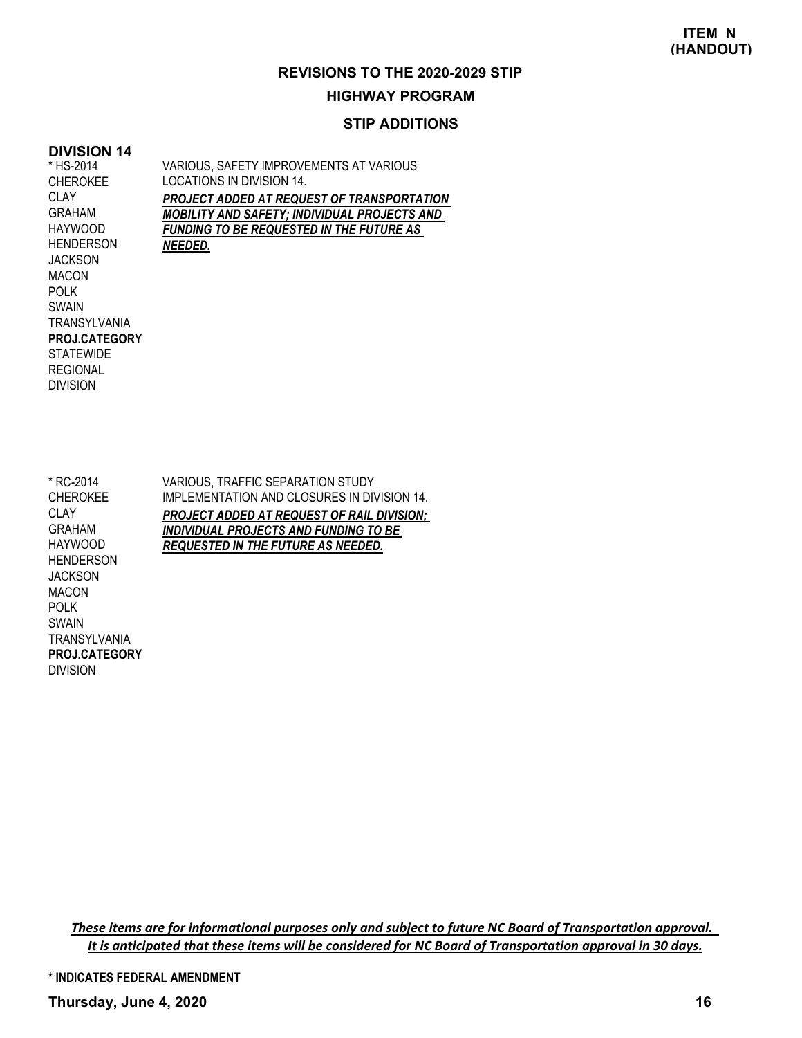**ITEM N (HANDOUT)**

## REVISIONS TO THE 2020-2029 STIP

### HIGHWAY PROGRAM

### STIP ADDITIONS

**DIVISION 14**

| | |
|---|---|
| * HS-2014<br>CHEROKEE<br>CLAY<br>GRAHAM<br>HAYWOOD<br>HENDERSON<br>JACKSON<br>MACON<br>POLK<br>SWAIN<br>TRANSYLVANIA<br>**PROJ.CATEGORY**<br>STATEWIDE<br>REGIONAL<br>DIVISION | VARIOUS, SAFETY IMPROVEMENTS AT VARIOUS LOCATIONS IN DIVISION 14.<br>***PROJECT ADDED AT REQUEST OF TRANSPORTATION MOBILITY AND SAFETY; INDIVIDUAL PROJECTS AND FUNDING TO BE REQUESTED IN THE FUTURE AS NEEDED.*** |
| * RC-2014<br>CHEROKEE<br>CLAY<br>GRAHAM<br>HAYWOOD<br>HENDERSON<br>JACKSON<br>MACON<br>POLK<br>SWAIN<br>TRANSYLVANIA<br>**PROJ.CATEGORY**<br>DIVISION | VARIOUS, TRAFFIC SEPARATION STUDY IMPLEMENTATION AND CLOSURES IN DIVISION 14.<br>***PROJECT ADDED AT REQUEST OF RAIL DIVISION; INDIVIDUAL PROJECTS AND FUNDING TO BE REQUESTED IN THE FUTURE AS NEEDED.*** |

*These items are for informational purposes only and subject to future NC Board of Transportation approval. It is anticipated that these items will be considered for NC Board of Transportation approval in 30 days.*

**\* INDICATES FEDERAL AMENDMENT**

**Thursday, June 4, 2020**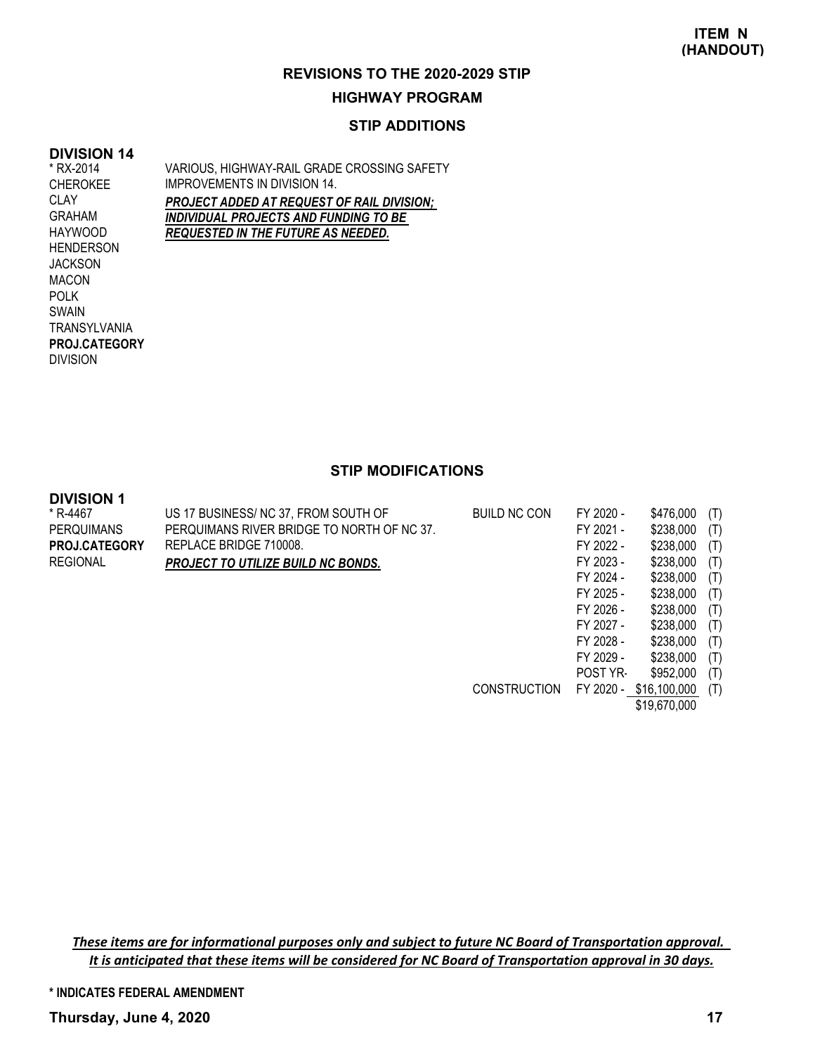**ITEM N (HANDOUT)**

## REVISIONS TO THE 2020-2029 STIP

## HIGHWAY PROGRAM

### STIP ADDITIONS

**DIVISION 14**

| | |
|---|---|
| * RX-2014<br>CHEROKEE<br>CLAY<br>GRAHAM<br>HAYWOOD<br>HENDERSON<br>JACKSON<br>MACON<br>POLK<br>SWAIN<br>TRANSYLVANIA<br>**PROJ.CATEGORY**<br>DIVISION | VARIOUS, HIGHWAY-RAIL GRADE CROSSING SAFETY IMPROVEMENTS IN DIVISION 14.<br>***PROJECT ADDED AT REQUEST OF RAIL DIVISION; INDIVIDUAL PROJECTS AND FUNDING TO BE REQUESTED IN THE FUTURE AS NEEDED.*** |

### STIP MODIFICATIONS

**DIVISION 1**

| | | | | | |
|---|---|---|---|---|---|
| * R-4467<br>PERQUIMANS<br>**PROJ.CATEGORY**<br>REGIONAL | US 17 BUSINESS/ NC 37, FROM SOUTH OF PERQUIMANS RIVER BRIDGE TO NORTH OF NC 37. REPLACE BRIDGE 710008.<br>***PROJECT TO UTILIZE BUILD NC BONDS.*** | BUILD NC CON | FY 2020 - | $476,000 | (T) |
| | | | FY 2021 - | $238,000 | (T) |
| | | | FY 2022 - | $238,000 | (T) |
| | | | FY 2023 - | $238,000 | (T) |
| | | | FY 2024 - | $238,000 | (T) |
| | | | FY 2025 - | $238,000 | (T) |
| | | | FY 2026 - | $238,000 | (T) |
| | | | FY 2027 - | $238,000 | (T) |
| | | | FY 2028 - | $238,000 | (T) |
| | | | FY 2029 - | $238,000 | (T) |
| | | | POST YR- | $952,000 | (T) |
| | | CONSTRUCTION | FY 2020 - | $16,100,000 | (T) |
| | | | | $19,670,000 | |

*These items are for informational purposes only and subject to future NC Board of Transportation approval. It is anticipated that these items will be considered for NC Board of Transportation approval in 30 days.*

**\* INDICATES FEDERAL AMENDMENT**

**Thursday, June 4, 2020**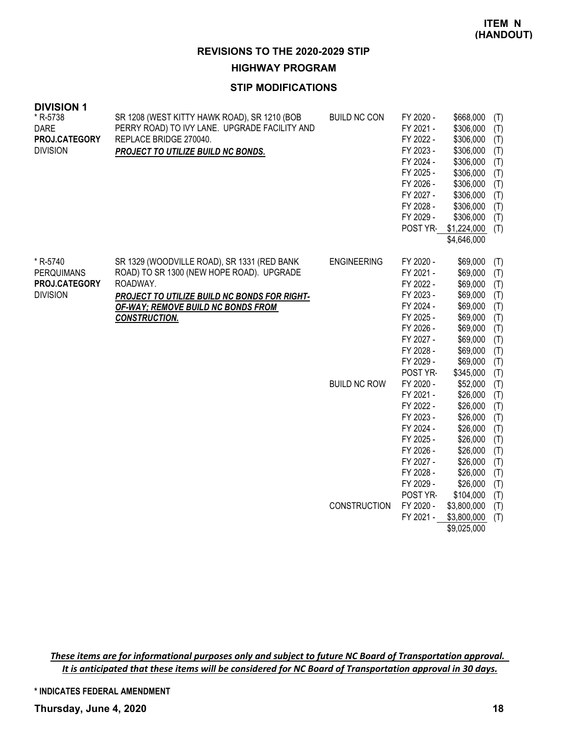**ITEM N (HANDOUT)**

# REVISIONS TO THE 2020-2029 STIP

## HIGHWAY PROGRAM

### STIP MODIFICATIONS

**DIVISION 1**

| Project | Description | Work Type | Fiscal Year | Amount | Source |
|---|---|---|---|---|---|
| * R-5738<br>DARE<br>**PROJ.CATEGORY**<br>DIVISION | SR 1208 (WEST KITTY HAWK ROAD), SR 1210 (BOB PERRY ROAD) TO IVY LANE. UPGRADE FACILITY AND REPLACE BRIDGE 270040.<br>***PROJECT TO UTILIZE BUILD NC BONDS.*** | BUILD NC CON | FY 2020 - | $668,000 | (T) |
| | | | FY 2021 - | $306,000 | (T) |
| | | | FY 2022 - | $306,000 | (T) |
| | | | FY 2023 - | $306,000 | (T) |
| | | | FY 2024 - | $306,000 | (T) |
| | | | FY 2025 - | $306,000 | (T) |
| | | | FY 2026 - | $306,000 | (T) |
| | | | FY 2027 - | $306,000 | (T) |
| | | | FY 2028 - | $306,000 | (T) |
| | | | FY 2029 - | $306,000 | (T) |
| | | | POST YR- | $1,224,000 | (T) |
| | | | | $4,646,000 | |
| * R-5740<br>PERQUIMANS<br>**PROJ.CATEGORY**<br>DIVISION | SR 1329 (WOODVILLE ROAD), SR 1331 (RED BANK ROAD) TO SR 1300 (NEW HOPE ROAD). UPGRADE ROADWAY.<br>***PROJECT TO UTILIZE BUILD NC BONDS FOR RIGHT-OF-WAY; REMOVE BUILD NC BONDS FROM CONSTRUCTION.*** | ENGINEERING | FY 2020 - | $69,000 | (T) |
| | | | FY 2021 - | $69,000 | (T) |
| | | | FY 2022 - | $69,000 | (T) |
| | | | FY 2023 - | $69,000 | (T) |
| | | | FY 2024 - | $69,000 | (T) |
| | | | FY 2025 - | $69,000 | (T) |
| | | | FY 2026 - | $69,000 | (T) |
| | | | FY 2027 - | $69,000 | (T) |
| | | | FY 2028 - | $69,000 | (T) |
| | | | FY 2029 - | $69,000 | (T) |
| | | | POST YR- | $345,000 | (T) |
| | | BUILD NC ROW | FY 2020 - | $52,000 | (T) |
| | | | FY 2021 - | $26,000 | (T) |
| | | | FY 2022 - | $26,000 | (T) |
| | | | FY 2023 - | $26,000 | (T) |
| | | | FY 2024 - | $26,000 | (T) |
| | | | FY 2025 - | $26,000 | (T) |
| | | | FY 2026 - | $26,000 | (T) |
| | | | FY 2027 - | $26,000 | (T) |
| | | | FY 2028 - | $26,000 | (T) |
| | | | FY 2029 - | $26,000 | (T) |
| | | | POST YR- | $104,000 | (T) |
| | | CONSTRUCTION | FY 2020 - | $3,800,000 | (T) |
| | | | FY 2021 - | $3,800,000 | (T) |
| | | | | $9,025,000 | |

***These items are for informational purposes only and subject to future NC Board of Transportation approval. It is anticipated that these items will be considered for NC Board of Transportation approval in 30 days.***

**\* INDICATES FEDERAL AMENDMENT**

**Thursday, June 4, 2020**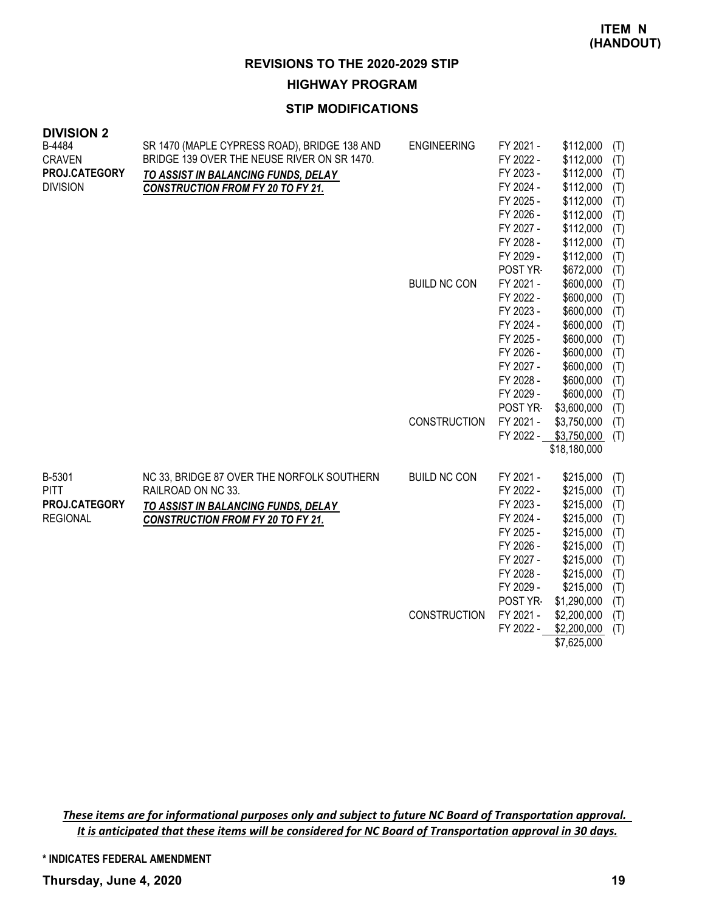**ITEM N (HANDOUT)**

## REVISIONS TO THE 2020-2029 STIP

### HIGHWAY PROGRAM

### STIP MODIFICATIONS

**DIVISION 2**

| Project | Description | Work Type | Fiscal Year | Amount | |
|---|---|---|---|---|---|
| B-4484 | SR 1470 (MAPLE CYPRESS ROAD), BRIDGE 138 AND BRIDGE 139 OVER THE NEUSE RIVER ON SR 1470. | ENGINEERING | FY 2021 - | $112,000 | (T) |
| CRAVEN | ***TO ASSIST IN BALANCING FUNDS, DELAY CONSTRUCTION FROM FY 20 TO FY 21.*** | | FY 2022 - | $112,000 | (T) |
| **PROJ.CATEGORY** | | | FY 2023 - | $112,000 | (T) |
| DIVISION | | | FY 2024 - | $112,000 | (T) |
| | | | FY 2025 - | $112,000 | (T) |
| | | | FY 2026 - | $112,000 | (T) |
| | | | FY 2027 - | $112,000 | (T) |
| | | | FY 2028 - | $112,000 | (T) |
| | | | FY 2029 - | $112,000 | (T) |
| | | | POST YR- | $672,000 | (T) |
| | | BUILD NC CON | FY 2021 - | $600,000 | (T) |
| | | | FY 2022 - | $600,000 | (T) |
| | | | FY 2023 - | $600,000 | (T) |
| | | | FY 2024 - | $600,000 | (T) |
| | | | FY 2025 - | $600,000 | (T) |
| | | | FY 2026 - | $600,000 | (T) |
| | | | FY 2027 - | $600,000 | (T) |
| | | | FY 2028 - | $600,000 | (T) |
| | | | FY 2029 - | $600,000 | (T) |
| | | | POST YR- | $3,600,000 | (T) |
| | | CONSTRUCTION | FY 2021 - | $3,750,000 | (T) |
| | | | FY 2022 - | $3,750,000 | (T) |
| | | | | $18,180,000 | |

| Project | Description | Work Type | Fiscal Year | Amount | |
|---|---|---|---|---|---|
| B-5301 | NC 33, BRIDGE 87 OVER THE NORFOLK SOUTHERN RAILROAD ON NC 33. | BUILD NC CON | FY 2021 - | $215,000 | (T) |
| PITT | ***TO ASSIST IN BALANCING FUNDS, DELAY CONSTRUCTION FROM FY 20 TO FY 21.*** | | FY 2022 - | $215,000 | (T) |
| **PROJ.CATEGORY** | | | FY 2023 - | $215,000 | (T) |
| REGIONAL | | | FY 2024 - | $215,000 | (T) |
| | | | FY 2025 - | $215,000 | (T) |
| | | | FY 2026 - | $215,000 | (T) |
| | | | FY 2027 - | $215,000 | (T) |
| | | | FY 2028 - | $215,000 | (T) |
| | | | FY 2029 - | $215,000 | (T) |
| | | | POST YR- | $1,290,000 | (T) |
| | | CONSTRUCTION | FY 2021 - | $2,200,000 | (T) |
| | | | FY 2022 - | $2,200,000 | (T) |
| | | | | $7,625,000 | |

***These items are for informational purposes only and subject to future NC Board of Transportation approval. It is anticipated that these items will be considered for NC Board of Transportation approval in 30 days.***

**\* INDICATES FEDERAL AMENDMENT**

**Thursday, June 4, 2020**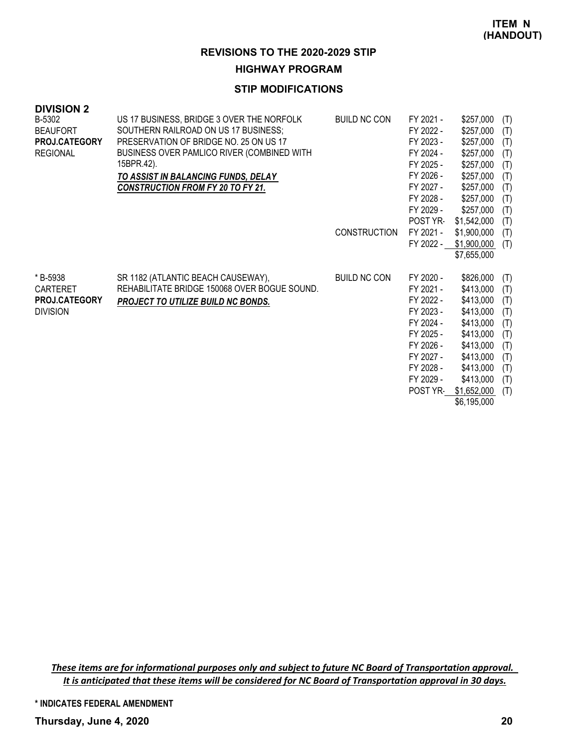**ITEM N (HANDOUT)**

## REVISIONS TO THE 2020-2029 STIP

### HIGHWAY PROGRAM

### STIP MODIFICATIONS

**DIVISION 2**

| Project | Description | Work Type | Fiscal Year | Amount | Fund |
|---|---|---|---|---|---|
| B-5302<br>BEAUFORT<br>**PROJ.CATEGORY**<br>REGIONAL | US 17 BUSINESS, BRIDGE 3 OVER THE NORFOLK SOUTHERN RAILROAD ON US 17 BUSINESS; PRESERVATION OF BRIDGE NO. 25 ON US 17 BUSINESS OVER PAMLICO RIVER (COMBINED WITH 15BPR.42).<br>***TO ASSIST IN BALANCING FUNDS, DELAY CONSTRUCTION FROM FY 20 TO FY 21.*** | BUILD NC CON | FY 2021 - | $257,000 | (T) |
| | | | FY 2022 - | $257,000 | (T) |
| | | | FY 2023 - | $257,000 | (T) |
| | | | FY 2024 - | $257,000 | (T) |
| | | | FY 2025 - | $257,000 | (T) |
| | | | FY 2026 - | $257,000 | (T) |
| | | | FY 2027 - | $257,000 | (T) |
| | | | FY 2028 - | $257,000 | (T) |
| | | | FY 2029 - | $257,000 | (T) |
| | | | POST YR- | $1,542,000 | (T) |
| | | CONSTRUCTION | FY 2021 - | $1,900,000 | (T) |
| | | | FY 2022 - | $1,900,000 | (T) |
| | | | | $7,655,000 | |
| * B-5938<br>CARTERET<br>**PROJ.CATEGORY**<br>DIVISION | SR 1182 (ATLANTIC BEACH CAUSEWAY), REHABILITATE BRIDGE 150068 OVER BOGUE SOUND.<br>***PROJECT TO UTILIZE BUILD NC BONDS.*** | BUILD NC CON | FY 2020 - | $826,000 | (T) |
| | | | FY 2021 - | $413,000 | (T) |
| | | | FY 2022 - | $413,000 | (T) |
| | | | FY 2023 - | $413,000 | (T) |
| | | | FY 2024 - | $413,000 | (T) |
| | | | FY 2025 - | $413,000 | (T) |
| | | | FY 2026 - | $413,000 | (T) |
| | | | FY 2027 - | $413,000 | (T) |
| | | | FY 2028 - | $413,000 | (T) |
| | | | FY 2029 - | $413,000 | (T) |
| | | | POST YR- | $1,652,000 | (T) |
| | | | | $6,195,000 | |

*These items are for informational purposes only and subject to future NC Board of Transportation approval. It is anticipated that these items will be considered for NC Board of Transportation approval in 30 days.*

**\* INDICATES FEDERAL AMENDMENT**

**Thursday, June 4, 2020**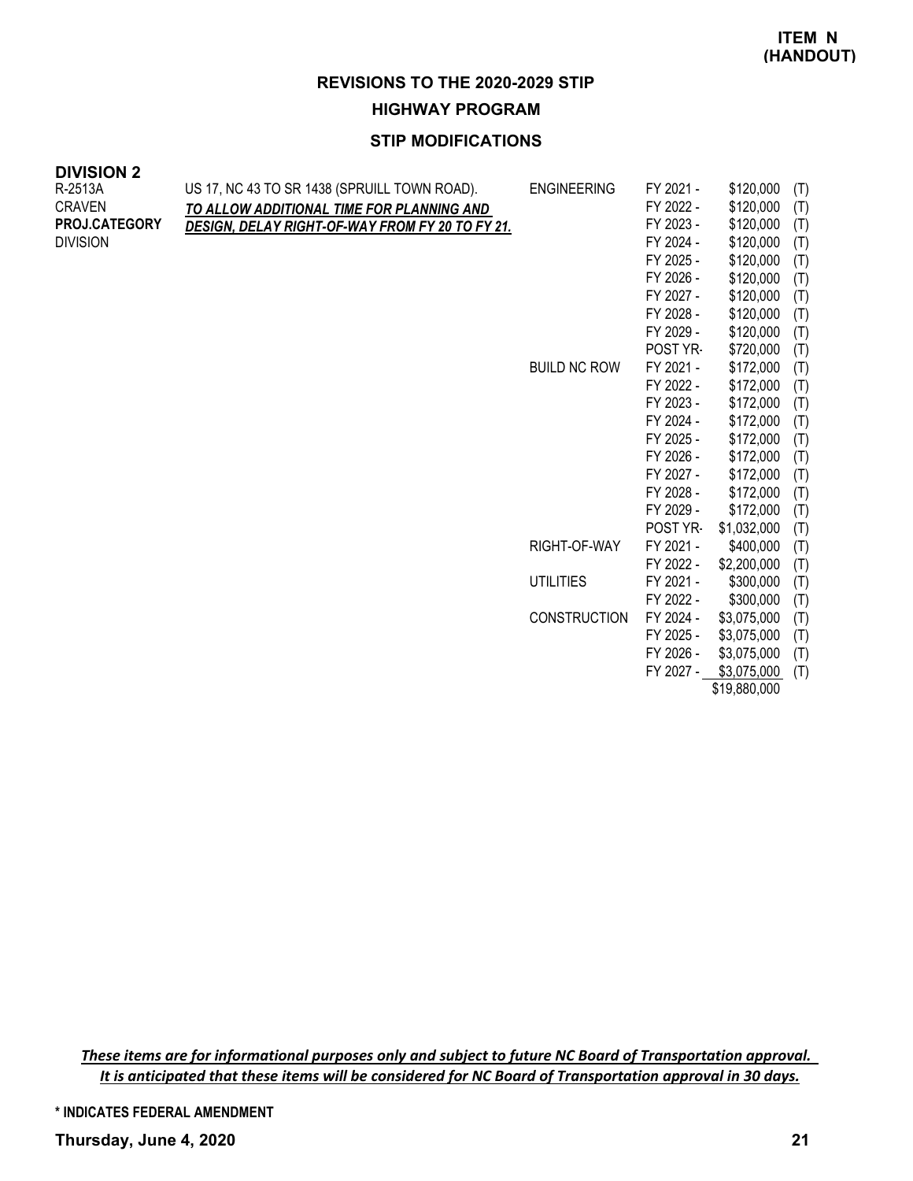**ITEM N (HANDOUT)**

## REVISIONS TO THE 2020-2029 STIP

### HIGHWAY PROGRAM

### STIP MODIFICATIONS

**DIVISION 2**

| | | | | | |
|---|---|---|---|---|---|
| R-2513A<br>CRAVEN<br>**PROJ.CATEGORY**<br>DIVISION | US 17, NC 43 TO SR 1438 (SPRUILL TOWN ROAD).<br>***TO ALLOW ADDITIONAL TIME FOR PLANNING AND DESIGN, DELAY RIGHT-OF-WAY FROM FY 20 TO FY 21.*** | ENGINEERING | FY 2021 - | $120,000 | (T) |
| | | | FY 2022 - | $120,000 | (T) |
| | | | FY 2023 - | $120,000 | (T) |
| | | | FY 2024 - | $120,000 | (T) |
| | | | FY 2025 - | $120,000 | (T) |
| | | | FY 2026 - | $120,000 | (T) |
| | | | FY 2027 - | $120,000 | (T) |
| | | | FY 2028 - | $120,000 | (T) |
| | | | FY 2029 - | $120,000 | (T) |
| | | | POST YR- | $720,000 | (T) |
| | | BUILD NC ROW | FY 2021 - | $172,000 | (T) |
| | | | FY 2022 - | $172,000 | (T) |
| | | | FY 2023 - | $172,000 | (T) |
| | | | FY 2024 - | $172,000 | (T) |
| | | | FY 2025 - | $172,000 | (T) |
| | | | FY 2026 - | $172,000 | (T) |
| | | | FY 2027 - | $172,000 | (T) |
| | | | FY 2028 - | $172,000 | (T) |
| | | | FY 2029 - | $172,000 | (T) |
| | | | POST YR- | $1,032,000 | (T) |
| | | RIGHT-OF-WAY | FY 2021 - | $400,000 | (T) |
| | | | FY 2022 - | $2,200,000 | (T) |
| | | UTILITIES | FY 2021 - | $300,000 | (T) |
| | | | FY 2022 - | $300,000 | (T) |
| | | CONSTRUCTION | FY 2024 - | $3,075,000 | (T) |
| | | | FY 2025 - | $3,075,000 | (T) |
| | | | FY 2026 - | $3,075,000 | (T) |
| | | | FY 2027 - | $3,075,000 | (T) |
| | | | | $19,880,000 | |

***These items are for informational purposes only and subject to future NC Board of Transportation approval. It is anticipated that these items will be considered for NC Board of Transportation approval in 30 days.***

**\* INDICATES FEDERAL AMENDMENT**

**Thursday, June 4, 2020**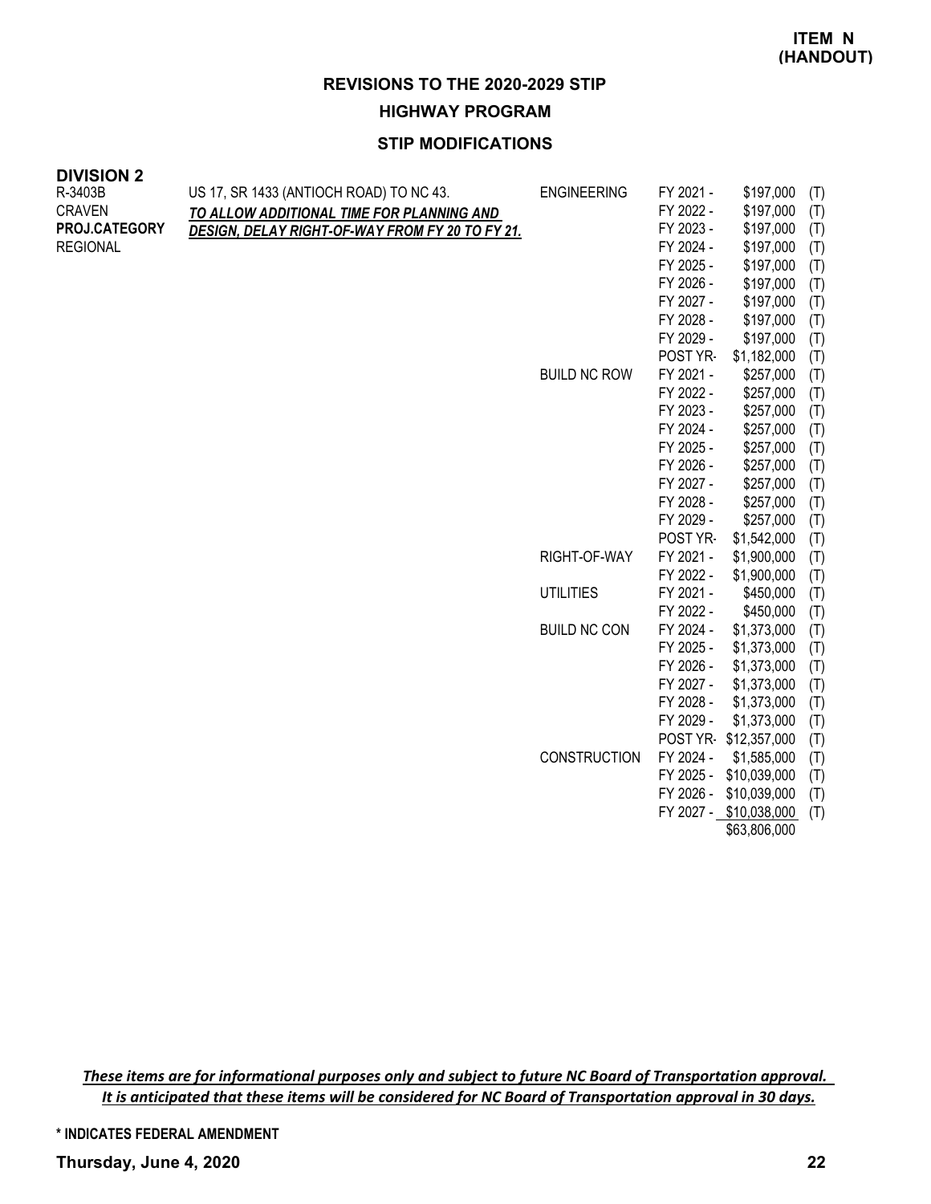**ITEM N (HANDOUT)**

## REVISIONS TO THE 2020-2029 STIP

### HIGHWAY PROGRAM

### STIP MODIFICATIONS

**DIVISION 2**

| Project | Description | Work Type | Fiscal Year | Amount | Fund |
|---|---|---|---|---|---|
| R-3403B<br>CRAVEN<br>**PROJ.CATEGORY**<br>REGIONAL | US 17, SR 1433 (ANTIOCH ROAD) TO NC 43.<br>***TO ALLOW ADDITIONAL TIME FOR PLANNING AND DESIGN, DELAY RIGHT-OF-WAY FROM FY 20 TO FY 21.*** | ENGINEERING | FY 2021 - | $197,000 | (T) |
| | | | FY 2022 - | $197,000 | (T) |
| | | | FY 2023 - | $197,000 | (T) |
| | | | FY 2024 - | $197,000 | (T) |
| | | | FY 2025 - | $197,000 | (T) |
| | | | FY 2026 - | $197,000 | (T) |
| | | | FY 2027 - | $197,000 | (T) |
| | | | FY 2028 - | $197,000 | (T) |
| | | | FY 2029 - | $197,000 | (T) |
| | | | POST YR- | $1,182,000 | (T) |
| | | BUILD NC ROW | FY 2021 - | $257,000 | (T) |
| | | | FY 2022 - | $257,000 | (T) |
| | | | FY 2023 - | $257,000 | (T) |
| | | | FY 2024 - | $257,000 | (T) |
| | | | FY 2025 - | $257,000 | (T) |
| | | | FY 2026 - | $257,000 | (T) |
| | | | FY 2027 - | $257,000 | (T) |
| | | | FY 2028 - | $257,000 | (T) |
| | | | FY 2029 - | $257,000 | (T) |
| | | | POST YR- | $1,542,000 | (T) |
| | | RIGHT-OF-WAY | FY 2021 - | $1,900,000 | (T) |
| | | | FY 2022 - | $1,900,000 | (T) |
| | | UTILITIES | FY 2021 - | $450,000 | (T) |
| | | | FY 2022 - | $450,000 | (T) |
| | | BUILD NC CON | FY 2024 - | $1,373,000 | (T) |
| | | | FY 2025 - | $1,373,000 | (T) |
| | | | FY 2026 - | $1,373,000 | (T) |
| | | | FY 2027 - | $1,373,000 | (T) |
| | | | FY 2028 - | $1,373,000 | (T) |
| | | | FY 2029 - | $1,373,000 | (T) |
| | | | POST YR- | $12,357,000 | (T) |
| | | CONSTRUCTION | FY 2024 - | $1,585,000 | (T) |
| | | | FY 2025 - | $10,039,000 | (T) |
| | | | FY 2026 - | $10,039,000 | (T) |
| | | | FY 2027 - | $10,038,000 | (T) |
| | | | | $63,806,000 | |

***These items are for informational purposes only and subject to future NC Board of Transportation approval. It is anticipated that these items will be considered for NC Board of Transportation approval in 30 days.***

**\* INDICATES FEDERAL AMENDMENT**

**Thursday, June 4, 2020**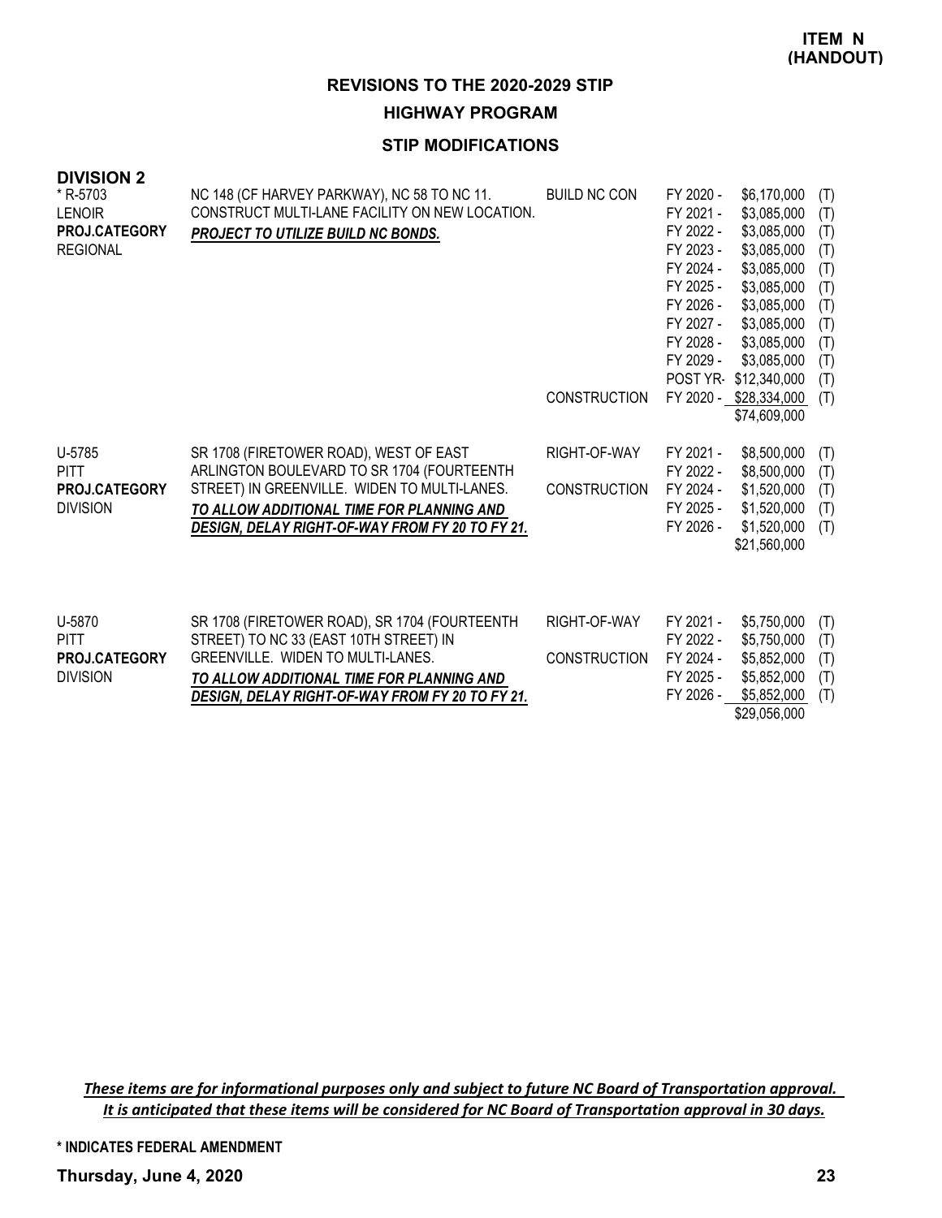**ITEM N (HANDOUT)**

## REVISIONS TO THE 2020-2029 STIP

### HIGHWAY PROGRAM

### STIP MODIFICATIONS

**DIVISION 2**

| Project | Description | Work Type | Fiscal Year | Amount | Fund |
|---|---|---|---|---|---|
| * R-5703<br>LENOIR<br>**PROJ.CATEGORY**<br>REGIONAL | NC 148 (CF HARVEY PARKWAY), NC 58 TO NC 11. CONSTRUCT MULTI-LANE FACILITY ON NEW LOCATION.<br>***PROJECT TO UTILIZE BUILD NC BONDS.*** | BUILD NC CON | FY 2020 - | $6,170,000 | (T) |
| | | | FY 2021 - | $3,085,000 | (T) |
| | | | FY 2022 - | $3,085,000 | (T) |
| | | | FY 2023 - | $3,085,000 | (T) |
| | | | FY 2024 - | $3,085,000 | (T) |
| | | | FY 2025 - | $3,085,000 | (T) |
| | | | FY 2026 - | $3,085,000 | (T) |
| | | | FY 2027 - | $3,085,000 | (T) |
| | | | FY 2028 - | $3,085,000 | (T) |
| | | | FY 2029 - | $3,085,000 | (T) |
| | | | POST YR- | $12,340,000 | (T) |
| | | CONSTRUCTION | FY 2020 - | $28,334,000 | (T) |
| | | | | $74,609,000 | |
| U-5785<br>PITT<br>**PROJ.CATEGORY**<br>DIVISION | SR 1708 (FIRETOWER ROAD), WEST OF EAST ARLINGTON BOULEVARD TO SR 1704 (FOURTEENTH STREET) IN GREENVILLE. WIDEN TO MULTI-LANES.<br>***TO ALLOW ADDITIONAL TIME FOR PLANNING AND DESIGN, DELAY RIGHT-OF-WAY FROM FY 20 TO FY 21.*** | RIGHT-OF-WAY | FY 2021 - | $8,500,000 | (T) |
| | | | FY 2022 - | $8,500,000 | (T) |
| | | CONSTRUCTION | FY 2024 - | $1,520,000 | (T) |
| | | | FY 2025 - | $1,520,000 | (T) |
| | | | FY 2026 - | $1,520,000 | (T) |
| | | | | $21,560,000 | |
| U-5870<br>PITT<br>**PROJ.CATEGORY**<br>DIVISION | SR 1708 (FIRETOWER ROAD), SR 1704 (FOURTEENTH STREET) TO NC 33 (EAST 10TH STREET) IN GREENVILLE. WIDEN TO MULTI-LANES.<br>***TO ALLOW ADDITIONAL TIME FOR PLANNING AND DESIGN, DELAY RIGHT-OF-WAY FROM FY 20 TO FY 21.*** | RIGHT-OF-WAY | FY 2021 - | $5,750,000 | (T) |
| | | | FY 2022 - | $5,750,000 | (T) |
| | | CONSTRUCTION | FY 2024 - | $5,852,000 | (T) |
| | | | FY 2025 - | $5,852,000 | (T) |
| | | | FY 2026 - | $5,852,000 | (T) |
| | | | | $29,056,000 | |

*These items are for informational purposes only and subject to future NC Board of Transportation approval. It is anticipated that these items will be considered for NC Board of Transportation approval in 30 days.*

**\* INDICATES FEDERAL AMENDMENT**

**Thursday, June 4, 2020**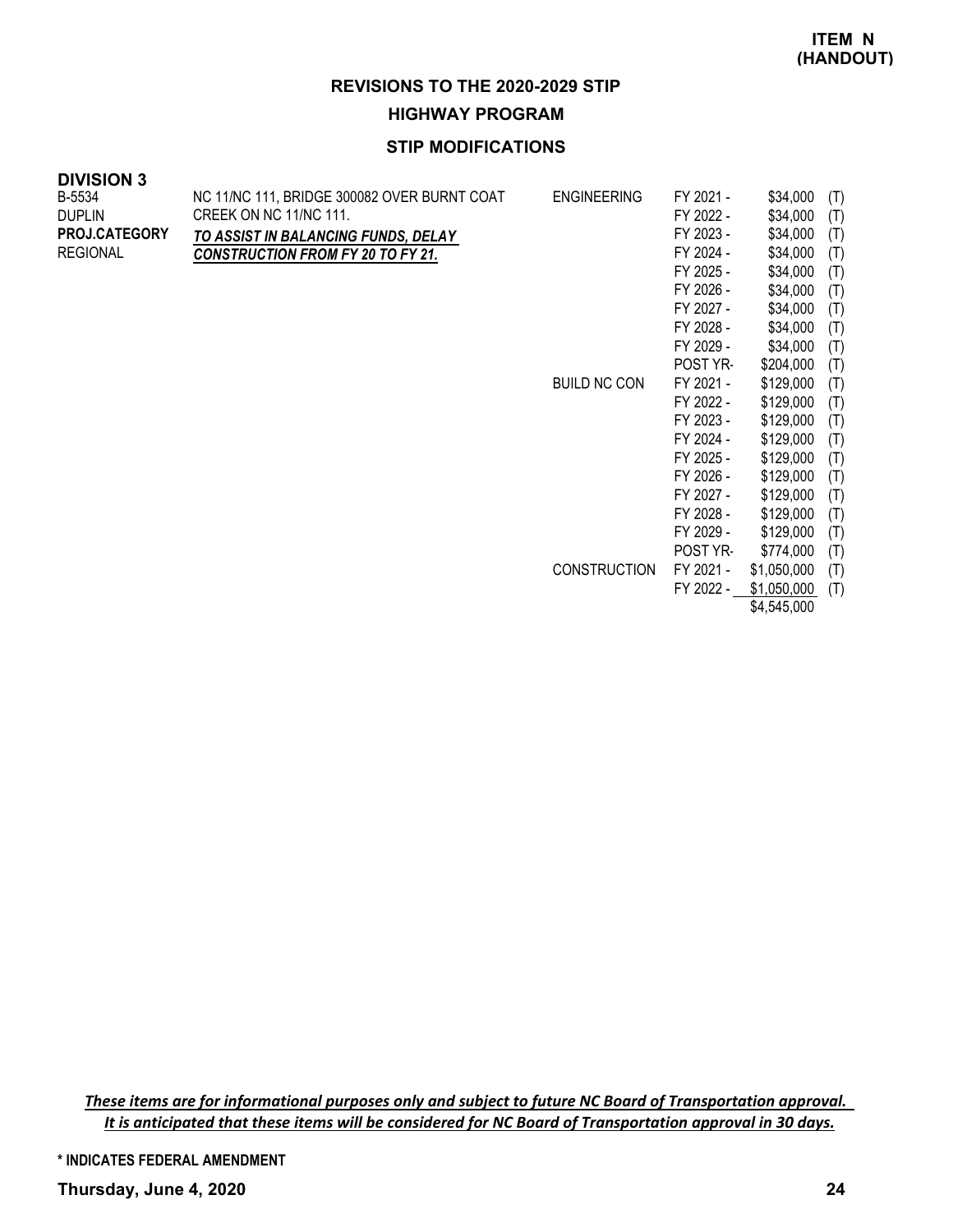**ITEM N (HANDOUT)**

## REVISIONS TO THE 2020-2029 STIP

### HIGHWAY PROGRAM

### STIP MODIFICATIONS

**DIVISION 3**

| | | | | | |
|---|---|---|---|---|---|
| B-5534 | NC 11/NC 111, BRIDGE 300082 OVER BURNT COAT CREEK ON NC 11/NC 111. | ENGINEERING | FY 2021 - | $34,000 | (T) |
| DUPLIN | | | FY 2022 - | $34,000 | (T) |
| **PROJ.CATEGORY** | ***TO ASSIST IN BALANCING FUNDS, DELAY CONSTRUCTION FROM FY 20 TO FY 21.*** | | FY 2023 - | $34,000 | (T) |
| REGIONAL | | | FY 2024 - | $34,000 | (T) |
| | | | FY 2025 - | $34,000 | (T) |
| | | | FY 2026 - | $34,000 | (T) |
| | | | FY 2027 - | $34,000 | (T) |
| | | | FY 2028 - | $34,000 | (T) |
| | | | FY 2029 - | $34,000 | (T) |
| | | | POST YR- | $204,000 | (T) |
| | | BUILD NC CON | FY 2021 - | $129,000 | (T) |
| | | | FY 2022 - | $129,000 | (T) |
| | | | FY 2023 - | $129,000 | (T) |
| | | | FY 2024 - | $129,000 | (T) |
| | | | FY 2025 - | $129,000 | (T) |
| | | | FY 2026 - | $129,000 | (T) |
| | | | FY 2027 - | $129,000 | (T) |
| | | | FY 2028 - | $129,000 | (T) |
| | | | FY 2029 - | $129,000 | (T) |
| | | | POST YR- | $774,000 | (T) |
| | | CONSTRUCTION | FY 2021 - | $1,050,000 | (T) |
| | | | FY 2022 - | $1,050,000 | (T) |
| | | | | $4,545,000 | |

*These items are for informational purposes only and subject to future NC Board of Transportation approval. It is anticipated that these items will be considered for NC Board of Transportation approval in 30 days.*

**\* INDICATES FEDERAL AMENDMENT**

**Thursday, June 4, 2020**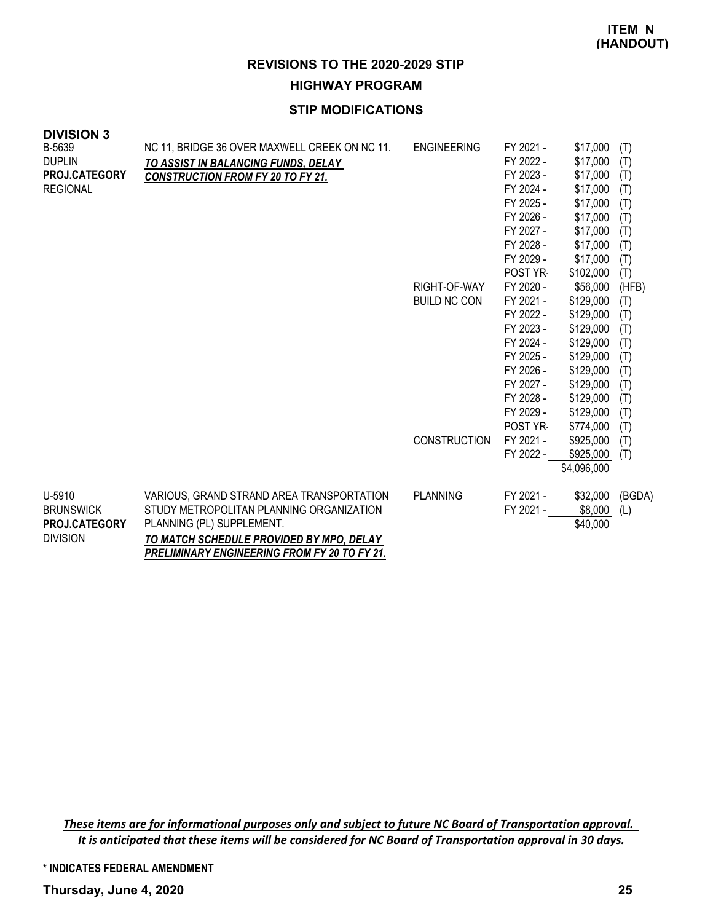**ITEM N (HANDOUT)**

## REVISIONS TO THE 2020-2029 STIP

### HIGHWAY PROGRAM

### STIP MODIFICATIONS

**DIVISION 3**

| Project | Description | Phase | Fiscal Year | Amount | Fund |
|---|---|---|---|---|---|
| B-5639<br>DUPLIN<br>**PROJ.CATEGORY**<br>REGIONAL | NC 11, BRIDGE 36 OVER MAXWELL CREEK ON NC 11.<br>***TO ASSIST IN BALANCING FUNDS, DELAY CONSTRUCTION FROM FY 20 TO FY 21.*** | ENGINEERING | FY 2021 - | $17,000 | (T) |
| | | | FY 2022 - | $17,000 | (T) |
| | | | FY 2023 - | $17,000 | (T) |
| | | | FY 2024 - | $17,000 | (T) |
| | | | FY 2025 - | $17,000 | (T) |
| | | | FY 2026 - | $17,000 | (T) |
| | | | FY 2027 - | $17,000 | (T) |
| | | | FY 2028 - | $17,000 | (T) |
| | | | FY 2029 - | $17,000 | (T) |
| | | | POST YR- | $102,000 | (T) |
| | | RIGHT-OF-WAY | FY 2020 - | $56,000 | (HFB) |
| | | BUILD NC CON | FY 2021 - | $129,000 | (T) |
| | | | FY 2022 - | $129,000 | (T) |
| | | | FY 2023 - | $129,000 | (T) |
| | | | FY 2024 - | $129,000 | (T) |
| | | | FY 2025 - | $129,000 | (T) |
| | | | FY 2026 - | $129,000 | (T) |
| | | | FY 2027 - | $129,000 | (T) |
| | | | FY 2028 - | $129,000 | (T) |
| | | | FY 2029 - | $129,000 | (T) |
| | | | POST YR- | $774,000 | (T) |
| | | CONSTRUCTION | FY 2021 - | $925,000 | (T) |
| | | | FY 2022 - | $925,000 | (T) |
| | | | | $4,096,000 | |
| U-5910<br>BRUNSWICK<br>**PROJ.CATEGORY**<br>DIVISION | VARIOUS, GRAND STRAND AREA TRANSPORTATION STUDY METROPOLITAN PLANNING ORGANIZATION PLANNING (PL) SUPPLEMENT.<br>***TO MATCH SCHEDULE PROVIDED BY MPO, DELAY PRELIMINARY ENGINEERING FROM FY 20 TO FY 21.*** | PLANNING | FY 2021 - | $32,000 | (BGDA) |
| | | | FY 2021 - | $8,000 | (L) |
| | | | | $40,000 | |

***These items are for informational purposes only and subject to future NC Board of Transportation approval. It is anticipated that these items will be considered for NC Board of Transportation approval in 30 days.***

**\* INDICATES FEDERAL AMENDMENT**

**Thursday, June 4, 2020**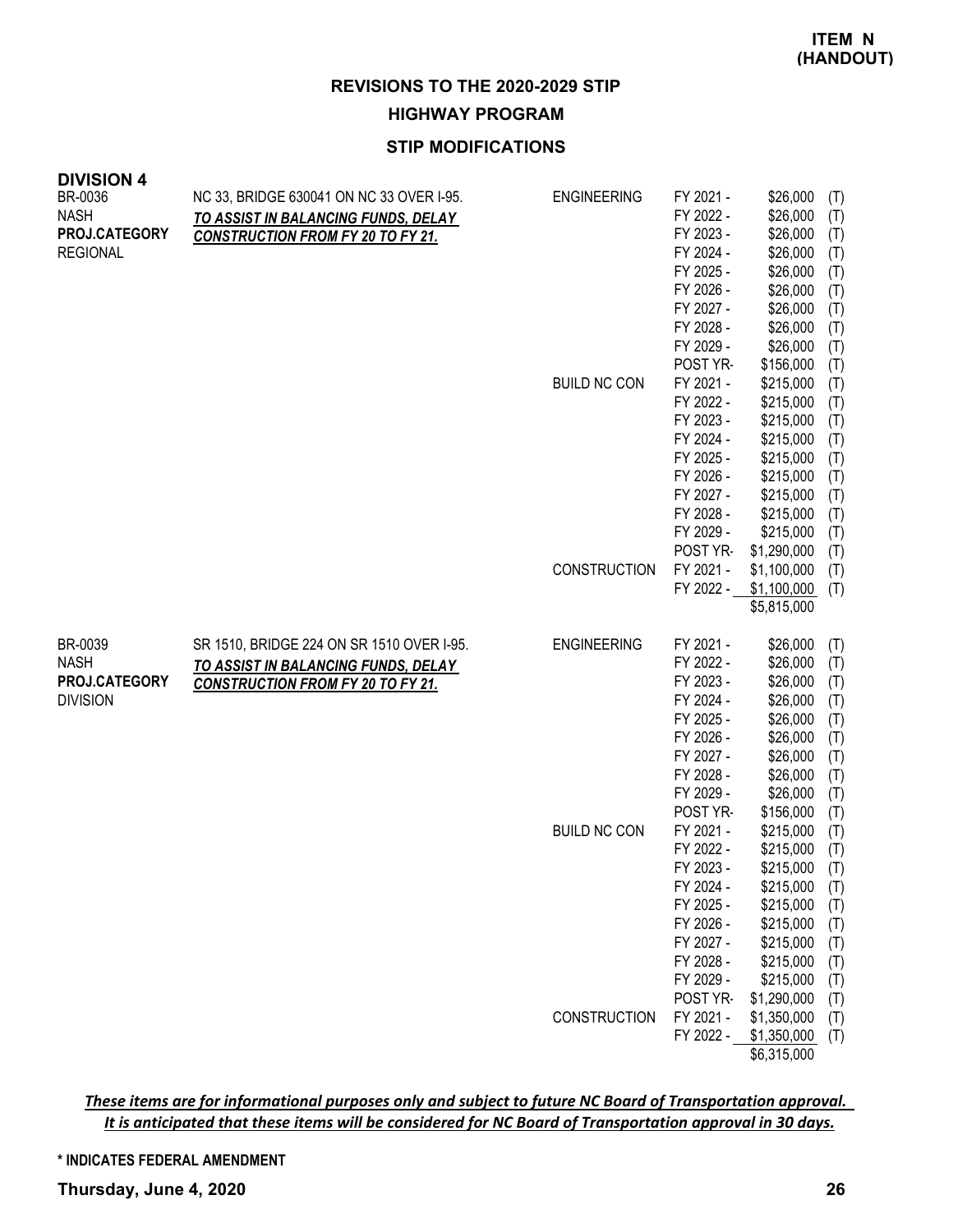**ITEM N (HANDOUT)**

## REVISIONS TO THE 2020-2029 STIP

### HIGHWAY PROGRAM

### STIP MODIFICATIONS

**DIVISION 4**

| Project | Description | Work Type | Year | Amount | Fund |
|---|---|---|---|---|---|
| BR-0036 | NC 33, BRIDGE 630041 ON NC 33 OVER I-95. | ENGINEERING | FY 2021 - | $26,000 | (T) |
| NASH | ***TO ASSIST IN BALANCING FUNDS, DELAY*** | | FY 2022 - | $26,000 | (T) |
| **PROJ.CATEGORY** | ***CONSTRUCTION FROM FY 20 TO FY 21.*** | | FY 2023 - | $26,000 | (T) |
| REGIONAL | | | FY 2024 - | $26,000 | (T) |
| | | | FY 2025 - | $26,000 | (T) |
| | | | FY 2026 - | $26,000 | (T) |
| | | | FY 2027 - | $26,000 | (T) |
| | | | FY 2028 - | $26,000 | (T) |
| | | | FY 2029 - | $26,000 | (T) |
| | | | POST YR- | $156,000 | (T) |
| | | BUILD NC CON | FY 2021 - | $215,000 | (T) |
| | | | FY 2022 - | $215,000 | (T) |
| | | | FY 2023 - | $215,000 | (T) |
| | | | FY 2024 - | $215,000 | (T) |
| | | | FY 2025 - | $215,000 | (T) |
| | | | FY 2026 - | $215,000 | (T) |
| | | | FY 2027 - | $215,000 | (T) |
| | | | FY 2028 - | $215,000 | (T) |
| | | | FY 2029 - | $215,000 | (T) |
| | | | POST YR- | $1,290,000 | (T) |
| | | CONSTRUCTION | FY 2021 - | $1,100,000 | (T) |
| | | | FY 2022 - | $1,100,000 | (T) |
| | | | | $5,815,000 | |
| BR-0039 | SR 1510, BRIDGE 224 ON SR 1510 OVER I-95. | ENGINEERING | FY 2021 - | $26,000 | (T) |
| NASH | ***TO ASSIST IN BALANCING FUNDS, DELAY*** | | FY 2022 - | $26,000 | (T) |
| **PROJ.CATEGORY** | ***CONSTRUCTION FROM FY 20 TO FY 21.*** | | FY 2023 - | $26,000 | (T) |
| DIVISION | | | FY 2024 - | $26,000 | (T) |
| | | | FY 2025 - | $26,000 | (T) |
| | | | FY 2026 - | $26,000 | (T) |
| | | | FY 2027 - | $26,000 | (T) |
| | | | FY 2028 - | $26,000 | (T) |
| | | | FY 2029 - | $26,000 | (T) |
| | | | POST YR- | $156,000 | (T) |
| | | BUILD NC CON | FY 2021 - | $215,000 | (T) |
| | | | FY 2022 - | $215,000 | (T) |
| | | | FY 2023 - | $215,000 | (T) |
| | | | FY 2024 - | $215,000 | (T) |
| | | | FY 2025 - | $215,000 | (T) |
| | | | FY 2026 - | $215,000 | (T) |
| | | | FY 2027 - | $215,000 | (T) |
| | | | FY 2028 - | $215,000 | (T) |
| | | | FY 2029 - | $215,000 | (T) |
| | | | POST YR- | $1,290,000 | (T) |
| | | CONSTRUCTION | FY 2021 - | $1,350,000 | (T) |
| | | | FY 2022 - | $1,350,000 | (T) |
| | | | | $6,315,000 | |

***These items are for informational purposes only and subject to future NC Board of Transportation approval. It is anticipated that these items will be considered for NC Board of Transportation approval in 30 days.***

**\* INDICATES FEDERAL AMENDMENT**

**Thursday, June 4, 2020**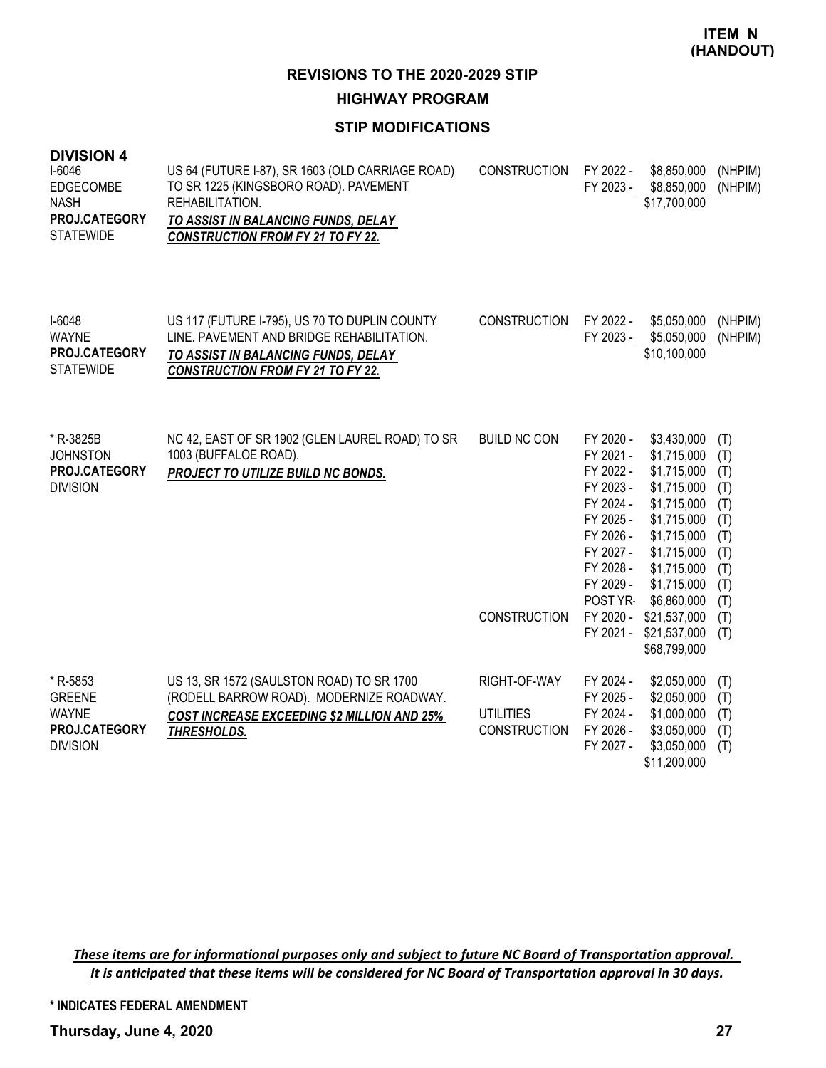**ITEM N (HANDOUT)**

# REVISIONS TO THE 2020-2029 STIP

## HIGHWAY PROGRAM

### STIP MODIFICATIONS

**DIVISION 4**

| Project | Description | Work Type | Fiscal Year | Amount | Funding |
|---|---|---|---|---|---|
| I-6046<br>EDGECOMBE<br>NASH<br>**PROJ.CATEGORY**<br>STATEWIDE | US 64 (FUTURE I-87), SR 1603 (OLD CARRIAGE ROAD) TO SR 1225 (KINGSBORO ROAD). PAVEMENT REHABILITATION.<br>***TO ASSIST IN BALANCING FUNDS, DELAY CONSTRUCTION FROM FY 21 TO FY 22.*** | CONSTRUCTION | FY 2022 - | $8,850,000 | (NHPIM) |
| | | | FY 2023 - | $8,850,000 | (NHPIM) |
| | | | | $17,700,000 | |
| I-6048<br>WAYNE<br>**PROJ.CATEGORY**<br>STATEWIDE | US 117 (FUTURE I-795), US 70 TO DUPLIN COUNTY LINE. PAVEMENT AND BRIDGE REHABILITATION.<br>***TO ASSIST IN BALANCING FUNDS, DELAY CONSTRUCTION FROM FY 21 TO FY 22.*** | CONSTRUCTION | FY 2022 - | $5,050,000 | (NHPIM) |
| | | | FY 2023 - | $5,050,000 | (NHPIM) |
| | | | | $10,100,000 | |
| * R-3825B<br>JOHNSTON<br>**PROJ.CATEGORY**<br>DIVISION | NC 42, EAST OF SR 1902 (GLEN LAUREL ROAD) TO SR 1003 (BUFFALOE ROAD).<br>***PROJECT TO UTILIZE BUILD NC BONDS.*** | BUILD NC CON | FY 2020 - | $3,430,000 | (T) |
| | | | FY 2021 - | $1,715,000 | (T) |
| | | | FY 2022 - | $1,715,000 | (T) |
| | | | FY 2023 - | $1,715,000 | (T) |
| | | | FY 2024 - | $1,715,000 | (T) |
| | | | FY 2025 - | $1,715,000 | (T) |
| | | | FY 2026 - | $1,715,000 | (T) |
| | | | FY 2027 - | $1,715,000 | (T) |
| | | | FY 2028 - | $1,715,000 | (T) |
| | | | FY 2029 - | $1,715,000 | (T) |
| | | | POST YR- | $6,860,000 | (T) |
| | | CONSTRUCTION | FY 2020 - | $21,537,000 | (T) |
| | | | FY 2021 - | $21,537,000 | (T) |
| | | | | $68,799,000 | |
| * R-5853<br>GREENE<br>WAYNE<br>**PROJ.CATEGORY**<br>DIVISION | US 13, SR 1572 (SAULSTON ROAD) TO SR 1700 (RODELL BARROW ROAD). MODERNIZE ROADWAY.<br>***COST INCREASE EXCEEDING $2 MILLION AND 25% THRESHOLDS.*** | RIGHT-OF-WAY | FY 2024 - | $2,050,000 | (T) |
| | | | FY 2025 - | $2,050,000 | (T) |
| | | UTILITIES | FY 2024 - | $1,000,000 | (T) |
| | | CONSTRUCTION | FY 2026 - | $3,050,000 | (T) |
| | | | FY 2027 - | $3,050,000 | (T) |
| | | | | $11,200,000 | |

***These items are for informational purposes only and subject to future NC Board of Transportation approval. It is anticipated that these items will be considered for NC Board of Transportation approval in 30 days.***

**\* INDICATES FEDERAL AMENDMENT**

**Thursday, June 4, 2020**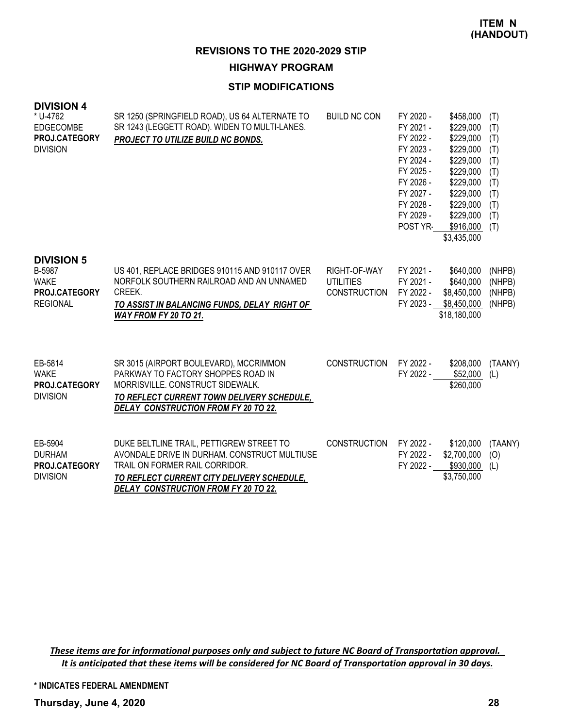**ITEM N (HANDOUT)**

# REVISIONS TO THE 2020-2029 STIP

## HIGHWAY PROGRAM

### STIP MODIFICATIONS

**DIVISION 4**

| Project | Description | Work Type | Fiscal Year | Amount | Fund |
|---|---|---|---|---|---|
| * U-4762<br>EDGECOMBE<br>**PROJ.CATEGORY**<br>DIVISION | SR 1250 (SPRINGFIELD ROAD), US 64 ALTERNATE TO SR 1243 (LEGGETT ROAD). WIDEN TO MULTI-LANES.<br>***PROJECT TO UTILIZE BUILD NC BONDS.*** | BUILD NC CON | FY 2020 - | $458,000 | (T) |
| | | | FY 2021 - | $229,000 | (T) |
| | | | FY 2022 - | $229,000 | (T) |
| | | | FY 2023 - | $229,000 | (T) |
| | | | FY 2024 - | $229,000 | (T) |
| | | | FY 2025 - | $229,000 | (T) |
| | | | FY 2026 - | $229,000 | (T) |
| | | | FY 2027 - | $229,000 | (T) |
| | | | FY 2028 - | $229,000 | (T) |
| | | | FY 2029 - | $229,000 | (T) |
| | | | POST YR- | $916,000 | (T) |
| | | | | $3,435,000 | |

**DIVISION 5**

| Project | Description | Work Type | Fiscal Year | Amount | Fund |
|---|---|---|---|---|---|
| B-5987<br>WAKE<br>**PROJ.CATEGORY**<br>REGIONAL | US 401, REPLACE BRIDGES 910115 AND 910117 OVER NORFOLK SOUTHERN RAILROAD AND AN UNNAMED CREEK.<br>***TO ASSIST IN BALANCING FUNDS, DELAY RIGHT OF WAY FROM FY 20 TO 21.*** | RIGHT-OF-WAY | FY 2021 - | $640,000 | (NHPB) |
| | | UTILITIES | FY 2021 - | $640,000 | (NHPB) |
| | | CONSTRUCTION | FY 2022 - | $8,450,000 | (NHPB) |
| | | | FY 2023 - | $8,450,000 | (NHPB) |
| | | | | $18,180,000 | |
| EB-5814<br>WAKE<br>**PROJ.CATEGORY**<br>DIVISION | SR 3015 (AIRPORT BOULEVARD), MCCRIMMON PARKWAY TO FACTORY SHOPPES ROAD IN MORRISVILLE. CONSTRUCT SIDEWALK.<br>***TO REFLECT CURRENT TOWN DELIVERY SCHEDULE, DELAY CONSTRUCTION FROM FY 20 TO 22.*** | CONSTRUCTION | FY 2022 - | $208,000 | (TAANY) |
| | | | FY 2022 - | $52,000 | (L) |
| | | | | $260,000 | |
| EB-5904<br>DURHAM<br>**PROJ.CATEGORY**<br>DIVISION | DUKE BELTLINE TRAIL, PETTIGREW STREET TO AVONDALE DRIVE IN DURHAM. CONSTRUCT MULTIUSE TRAIL ON FORMER RAIL CORRIDOR.<br>***TO REFLECT CURRENT CITY DELIVERY SCHEDULE, DELAY CONSTRUCTION FROM FY 20 TO 22.*** | CONSTRUCTION | FY 2022 - | $120,000 | (TAANY) |
| | | | FY 2022 - | $2,700,000 | (O) |
| | | | FY 2022 - | $930,000 | (L) |
| | | | | $3,750,000 | |

***These items are for informational purposes only and subject to future NC Board of Transportation approval. It is anticipated that these items will be considered for NC Board of Transportation approval in 30 days.***

**\* INDICATES FEDERAL AMENDMENT**

**Thursday, June 4, 2020**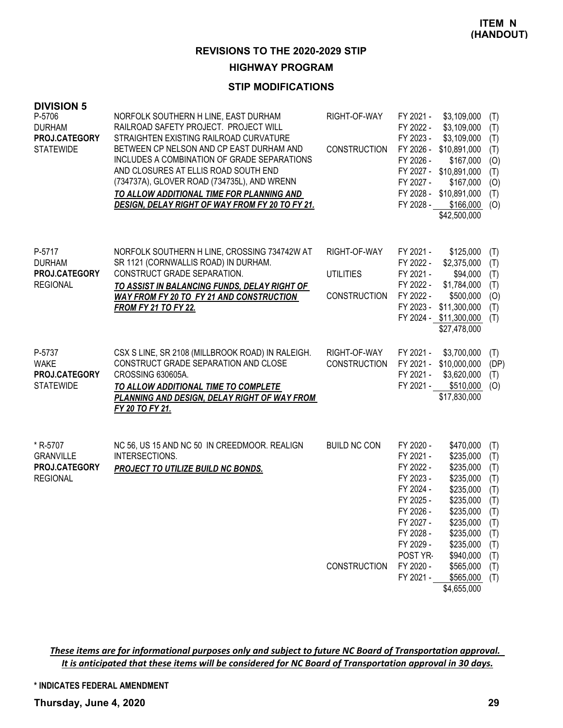**ITEM N (HANDOUT)**

## REVISIONS TO THE 2020-2029 STIP

### HIGHWAY PROGRAM

### STIP MODIFICATIONS

**DIVISION 5**

| Project | Description | Phase | Fiscal Year | Amount | Source |
|---|---|---|---|---|---|
| P-5706<br>DURHAM<br>**PROJ.CATEGORY**<br>STATEWIDE | NORFOLK SOUTHERN H LINE, EAST DURHAM RAILROAD SAFETY PROJECT. PROJECT WILL STRAIGHTEN EXISTING RAILROAD CURVATURE BETWEEN CP NELSON AND CP EAST DURHAM AND INCLUDES A COMBINATION OF GRADE SEPARATIONS AND CLOSURES AT ELLIS ROAD SOUTH END (734737A), GLOVER ROAD (734735L), AND WRENN<br>***TO ALLOW ADDITIONAL TIME FOR PLANNING AND DESIGN, DELAY RIGHT OF WAY FROM FY 20 TO FY 21.*** | RIGHT-OF-WAY | FY 2021 - | $3,109,000 | (T) |
| | | | FY 2022 - | $3,109,000 | (T) |
| | | | FY 2023 - | $3,109,000 | (T) |
| | | CONSTRUCTION | FY 2026 - | $10,891,000 | (T) |
| | | | FY 2026 - | $167,000 | (O) |
| | | | FY 2027 - | $10,891,000 | (T) |
| | | | FY 2027 - | $167,000 | (O) |
| | | | FY 2028 - | $10,891,000 | (T) |
| | | | FY 2028 - | $166,000 | (O) |
| | | | | $42,500,000 | |
| P-5717<br>DURHAM<br>**PROJ.CATEGORY**<br>REGIONAL | NORFOLK SOUTHERN H LINE, CROSSING 734742W AT SR 1121 (CORNWALLIS ROAD) IN DURHAM. CONSTRUCT GRADE SEPARATION.<br>***TO ASSIST IN BALANCING FUNDS, DELAY RIGHT OF WAY FROM FY 20 TO FY 21 AND CONSTRUCTION FROM FY 21 TO FY 22.*** | RIGHT-OF-WAY | FY 2021 - | $125,000 | (T) |
| | | | FY 2022 - | $2,375,000 | (T) |
| | | UTILITIES | FY 2021 - | $94,000 | (T) |
| | | | FY 2022 - | $1,784,000 | (T) |
| | | CONSTRUCTION | FY 2022 - | $500,000 | (O) |
| | | | FY 2023 - | $11,300,000 | (T) |
| | | | FY 2024 - | $11,300,000 | (T) |
| | | | | $27,478,000 | |
| P-5737<br>WAKE<br>**PROJ.CATEGORY**<br>STATEWIDE | CSX S LINE, SR 2108 (MILLBROOK ROAD) IN RALEIGH. CONSTRUCT GRADE SEPARATION AND CLOSE CROSSING 630605A.<br>***TO ALLOW ADDITIONAL TIME TO COMPLETE PLANNING AND DESIGN, DELAY RIGHT OF WAY FROM FY 20 TO FY 21.*** | RIGHT-OF-WAY | FY 2021 - | $3,700,000 | (T) |
| | | CONSTRUCTION | FY 2021 - | $10,000,000 | (DP) |
| | | | FY 2021 - | $3,620,000 | (T) |
| | | | FY 2021 - | $510,000 | (O) |
| | | | | $17,830,000 | |
| * R-5707<br>GRANVILLE<br>**PROJ.CATEGORY**<br>REGIONAL | NC 56, US 15 AND NC 50 IN CREEDMOOR. REALIGN INTERSECTIONS.<br>***PROJECT TO UTILIZE BUILD NC BONDS.*** | BUILD NC CON | FY 2020 - | $470,000 | (T) |
| | | | FY 2021 - | $235,000 | (T) |
| | | | FY 2022 - | $235,000 | (T) |
| | | | FY 2023 - | $235,000 | (T) |
| | | | FY 2024 - | $235,000 | (T) |
| | | | FY 2025 - | $235,000 | (T) |
| | | | FY 2026 - | $235,000 | (T) |
| | | | FY 2027 - | $235,000 | (T) |
| | | | FY 2028 - | $235,000 | (T) |
| | | | FY 2029 - | $235,000 | (T) |
| | | | POST YR- | $940,000 | (T) |
| | | CONSTRUCTION | FY 2020 - | $565,000 | (T) |
| | | | FY 2021 - | $565,000 | (T) |
| | | | | $4,655,000 | |

***These items are for informational purposes only and subject to future NC Board of Transportation approval. It is anticipated that these items will be considered for NC Board of Transportation approval in 30 days.***

**\* INDICATES FEDERAL AMENDMENT**

**Thursday, June 4, 2020**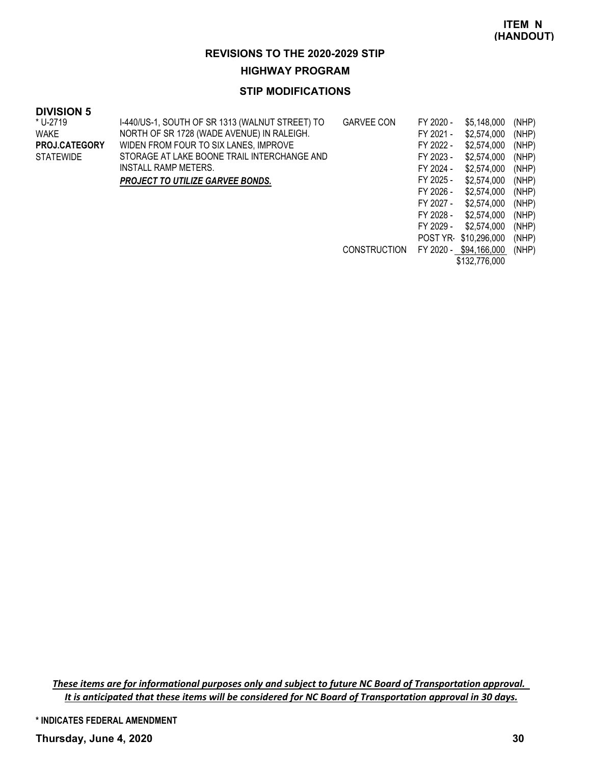**ITEM N (HANDOUT)**

## REVISIONS TO THE 2020-2029 STIP

### HIGHWAY PROGRAM

### STIP MODIFICATIONS

**DIVISION 5**

| | | | | | |
|---|---|---|---|---|---|
| * U-2719 | I-440/US-1, SOUTH OF SR 1313 (WALNUT STREET) TO | GARVEE CON | FY 2020 - | $5,148,000 | (NHP) |
| WAKE | NORTH OF SR 1728 (WADE AVENUE) IN RALEIGH. | | FY 2021 - | $2,574,000 | (NHP) |
| **PROJ.CATEGORY** | WIDEN FROM FOUR TO SIX LANES, IMPROVE | | FY 2022 - | $2,574,000 | (NHP) |
| STATEWIDE | STORAGE AT LAKE BOONE TRAIL INTERCHANGE AND | | FY 2023 - | $2,574,000 | (NHP) |
| | INSTALL RAMP METERS. | | FY 2024 - | $2,574,000 | (NHP) |
| | ***PROJECT TO UTILIZE GARVEE BONDS.*** | | FY 2025 - | $2,574,000 | (NHP) |
| | | | FY 2026 - | $2,574,000 | (NHP) |
| | | | FY 2027 - | $2,574,000 | (NHP) |
| | | | FY 2028 - | $2,574,000 | (NHP) |
| | | | FY 2029 - | $2,574,000 | (NHP) |
| | | | POST YR- | $10,296,000 | (NHP) |
| | | CONSTRUCTION | FY 2020 - | $94,166,000 | (NHP) |
| | | | | $132,776,000 | |

*These items are for informational purposes only and subject to future NC Board of Transportation approval. It is anticipated that these items will be considered for NC Board of Transportation approval in 30 days.*

**\* INDICATES FEDERAL AMENDMENT**

**Thursday, June 4, 2020**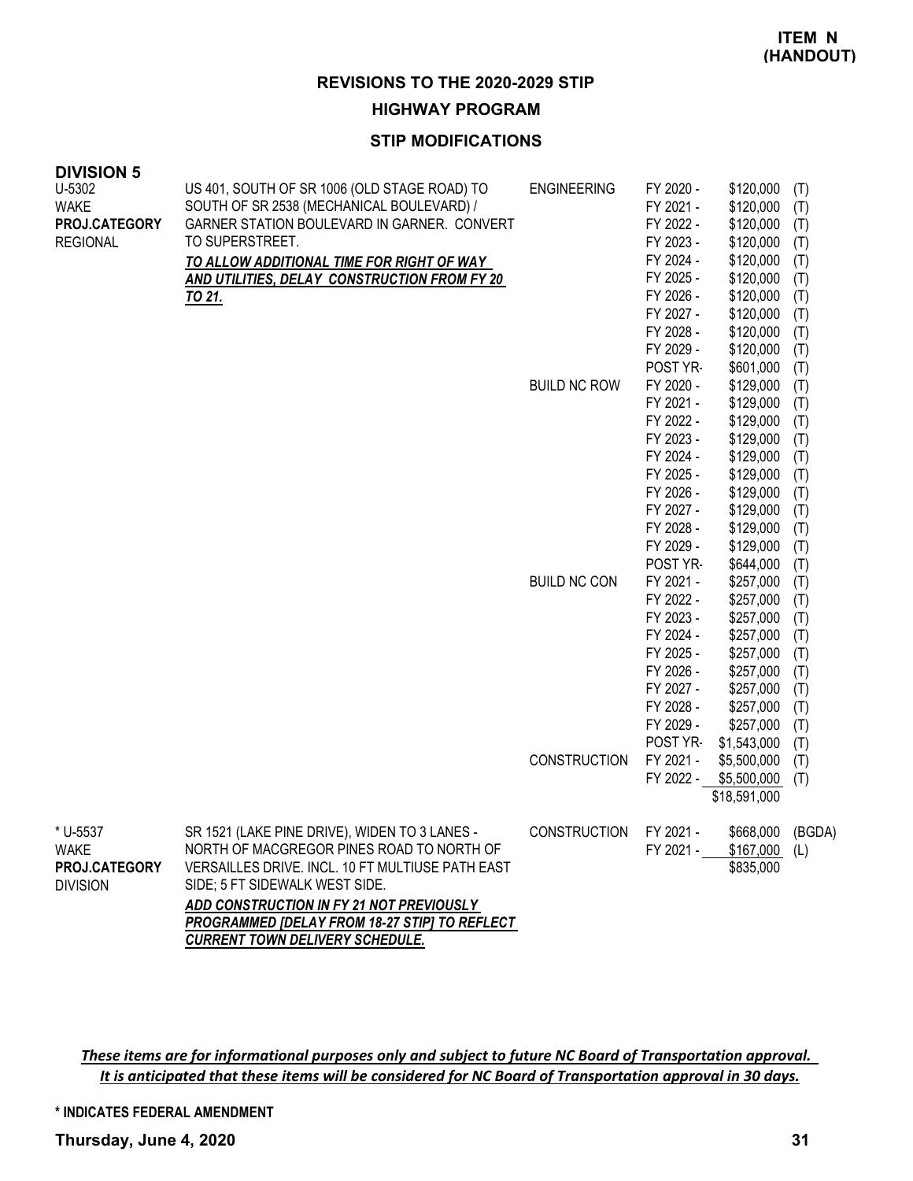**ITEM N (HANDOUT)**

## REVISIONS TO THE 2020-2029 STIP

### HIGHWAY PROGRAM

### STIP MODIFICATIONS

**DIVISION 5**

| Project | Description | Phase | Year | Amount | Source |
|---|---|---|---|---|---|
| U-5302<br>WAKE<br>**PROJ.CATEGORY**<br>REGIONAL | US 401, SOUTH OF SR 1006 (OLD STAGE ROAD) TO SOUTH OF SR 2538 (MECHANICAL BOULEVARD) / GARNER STATION BOULEVARD IN GARNER. CONVERT TO SUPERSTREET.<br>***TO ALLOW ADDITIONAL TIME FOR RIGHT OF WAY AND UTILITIES, DELAY CONSTRUCTION FROM FY 20 TO 21.*** | ENGINEERING | FY 2020 - | $120,000 | (T) |
| | | | FY 2021 - | $120,000 | (T) |
| | | | FY 2022 - | $120,000 | (T) |
| | | | FY 2023 - | $120,000 | (T) |
| | | | FY 2024 - | $120,000 | (T) |
| | | | FY 2025 - | $120,000 | (T) |
| | | | FY 2026 - | $120,000 | (T) |
| | | | FY 2027 - | $120,000 | (T) |
| | | | FY 2028 - | $120,000 | (T) |
| | | | FY 2029 - | $120,000 | (T) |
| | | | POST YR- | $601,000 | (T) |
| | | BUILD NC ROW | FY 2020 - | $129,000 | (T) |
| | | | FY 2021 - | $129,000 | (T) |
| | | | FY 2022 - | $129,000 | (T) |
| | | | FY 2023 - | $129,000 | (T) |
| | | | FY 2024 - | $129,000 | (T) |
| | | | FY 2025 - | $129,000 | (T) |
| | | | FY 2026 - | $129,000 | (T) |
| | | | FY 2027 - | $129,000 | (T) |
| | | | FY 2028 - | $129,000 | (T) |
| | | | FY 2029 - | $129,000 | (T) |
| | | | POST YR- | $644,000 | (T) |
| | | BUILD NC CON | FY 2021 - | $257,000 | (T) |
| | | | FY 2022 - | $257,000 | (T) |
| | | | FY 2023 - | $257,000 | (T) |
| | | | FY 2024 - | $257,000 | (T) |
| | | | FY 2025 - | $257,000 | (T) |
| | | | FY 2026 - | $257,000 | (T) |
| | | | FY 2027 - | $257,000 | (T) |
| | | | FY 2028 - | $257,000 | (T) |
| | | | FY 2029 - | $257,000 | (T) |
| | | | POST YR- | $1,543,000 | (T) |
| | | CONSTRUCTION | FY 2021 - | $5,500,000 | (T) |
| | | | FY 2022 - | $5,500,000 | (T) |
| | | | | $18,591,000 | |
| * U-5537<br>WAKE<br>**PROJ.CATEGORY**<br>DIVISION | SR 1521 (LAKE PINE DRIVE), WIDEN TO 3 LANES - NORTH OF MACGREGOR PINES ROAD TO NORTH OF VERSAILLES DRIVE. INCL. 10 FT MULTIUSE PATH EAST SIDE; 5 FT SIDEWALK WEST SIDE.<br>***ADD CONSTRUCTION IN FY 21 NOT PREVIOUSLY PROGRAMMED [DELAY FROM 18-27 STIP] TO REFLECT CURRENT TOWN DELIVERY SCHEDULE.*** | CONSTRUCTION | FY 2021 - | $668,000 | (BGDA) |
| | | | FY 2021 - | $167,000 | (L) |
| | | | | $835,000 | |

***These items are for informational purposes only and subject to future NC Board of Transportation approval. It is anticipated that these items will be considered for NC Board of Transportation approval in 30 days.***

**\* INDICATES FEDERAL AMENDMENT**

**Thursday, June 4, 2020**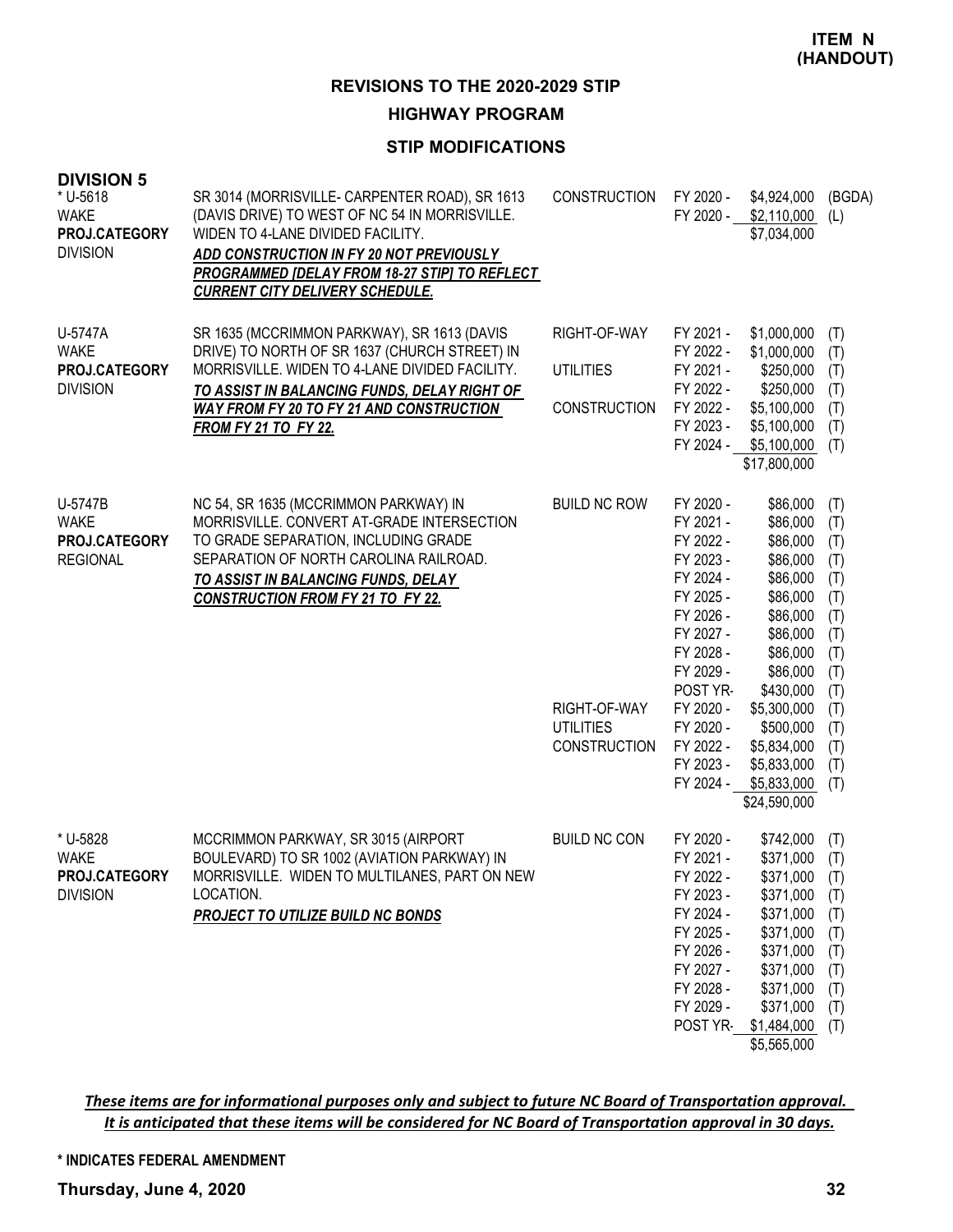**ITEM N (HANDOUT)**

## REVISIONS TO THE 2020-2029 STIP

## HIGHWAY PROGRAM

### STIP MODIFICATIONS

**DIVISION 5**

| Project | Description | Work Type | Year | Amount | Fund |
|---|---|---|---|---|---|
| * U-5618<br>WAKE<br>**PROJ.CATEGORY**<br>DIVISION | SR 3014 (MORRISVILLE- CARPENTER ROAD), SR 1613 (DAVIS DRIVE) TO WEST OF NC 54 IN MORRISVILLE. WIDEN TO 4-LANE DIVIDED FACILITY.<br>***ADD CONSTRUCTION IN FY 20 NOT PREVIOUSLY PROGRAMMED [DELAY FROM 18-27 STIP] TO REFLECT CURRENT CITY DELIVERY SCHEDULE.*** | CONSTRUCTION | FY 2020 - | $4,924,000 | (BGDA) |
| | | | FY 2020 - | $2,110,000 | (L) |
| | | | | $7,034,000 | |
| U-5747A<br>WAKE<br>**PROJ.CATEGORY**<br>DIVISION | SR 1635 (MCCRIMMON PARKWAY), SR 1613 (DAVIS DRIVE) TO NORTH OF SR 1637 (CHURCH STREET) IN MORRISVILLE. WIDEN TO 4-LANE DIVIDED FACILITY.<br>***TO ASSIST IN BALANCING FUNDS, DELAY RIGHT OF WAY FROM FY 20 TO FY 21 AND CONSTRUCTION FROM FY 21 TO FY 22.*** | RIGHT-OF-WAY | FY 2021 - | $1,000,000 | (T) |
| | | | FY 2022 - | $1,000,000 | (T) |
| | | UTILITIES | FY 2021 - | $250,000 | (T) |
| | | | FY 2022 - | $250,000 | (T) |
| | | CONSTRUCTION | FY 2022 - | $5,100,000 | (T) |
| | | | FY 2023 - | $5,100,000 | (T) |
| | | | FY 2024 - | $5,100,000 | (T) |
| | | | | $17,800,000 | |
| U-5747B<br>WAKE<br>**PROJ.CATEGORY**<br>REGIONAL | NC 54, SR 1635 (MCCRIMMON PARKWAY) IN MORRISVILLE. CONVERT AT-GRADE INTERSECTION TO GRADE SEPARATION, INCLUDING GRADE SEPARATION OF NORTH CAROLINA RAILROAD.<br>***TO ASSIST IN BALANCING FUNDS, DELAY CONSTRUCTION FROM FY 21 TO FY 22.*** | BUILD NC ROW | FY 2020 - | $86,000 | (T) |
| | | | FY 2021 - | $86,000 | (T) |
| | | | FY 2022 - | $86,000 | (T) |
| | | | FY 2023 - | $86,000 | (T) |
| | | | FY 2024 - | $86,000 | (T) |
| | | | FY 2025 - | $86,000 | (T) |
| | | | FY 2026 - | $86,000 | (T) |
| | | | FY 2027 - | $86,000 | (T) |
| | | | FY 2028 - | $86,000 | (T) |
| | | | FY 2029 - | $86,000 | (T) |
| | | | POST YR- | $430,000 | (T) |
| | | RIGHT-OF-WAY | FY 2020 - | $5,300,000 | (T) |
| | | UTILITIES | FY 2020 - | $500,000 | (T) |
| | | CONSTRUCTION | FY 2022 - | $5,834,000 | (T) |
| | | | FY 2023 - | $5,833,000 | (T) |
| | | | FY 2024 - | $5,833,000 | (T) |
| | | | | $24,590,000 | |
| * U-5828<br>WAKE<br>**PROJ.CATEGORY**<br>DIVISION | MCCRIMMON PARKWAY, SR 3015 (AIRPORT BOULEVARD) TO SR 1002 (AVIATION PARKWAY) IN MORRISVILLE. WIDEN TO MULTILANES, PART ON NEW LOCATION.<br>***PROJECT TO UTILIZE BUILD NC BONDS*** | BUILD NC CON | FY 2020 - | $742,000 | (T) |
| | | | FY 2021 - | $371,000 | (T) |
| | | | FY 2022 - | $371,000 | (T) |
| | | | FY 2023 - | $371,000 | (T) |
| | | | FY 2024 - | $371,000 | (T) |
| | | | FY 2025 - | $371,000 | (T) |
| | | | FY 2026 - | $371,000 | (T) |
| | | | FY 2027 - | $371,000 | (T) |
| | | | FY 2028 - | $371,000 | (T) |
| | | | FY 2029 - | $371,000 | (T) |
| | | | POST YR- | $1,484,000 | (T) |
| | | | | $5,565,000 | |

***These items are for informational purposes only and subject to future NC Board of Transportation approval. It is anticipated that these items will be considered for NC Board of Transportation approval in 30 days.***

**\* INDICATES FEDERAL AMENDMENT**

**Thursday, June 4, 2020**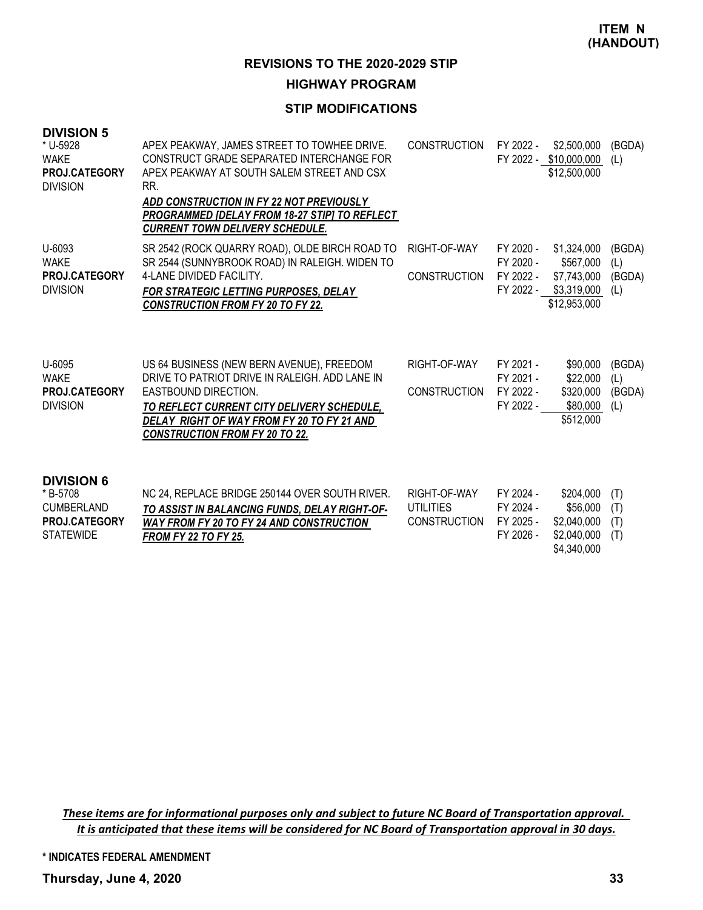**ITEM N (HANDOUT)**

# REVISIONS TO THE 2020-2029 STIP

## HIGHWAY PROGRAM

### STIP MODIFICATIONS

**DIVISION 5**

| Project | Description | Work Type | Fiscal Year | Amount | Funding |
|---|---|---|---|---|---|
| * U-5928<br>WAKE<br>**PROJ.CATEGORY**<br>DIVISION | APEX PEAKWAY, JAMES STREET TO TOWHEE DRIVE. CONSTRUCT GRADE SEPARATED INTERCHANGE FOR APEX PEAKWAY AT SOUTH SALEM STREET AND CSX RR.<br>***ADD CONSTRUCTION IN FY 22 NOT PREVIOUSLY PROGRAMMED [DELAY FROM 18-27 STIP] TO REFLECT CURRENT TOWN DELIVERY SCHEDULE.*** | CONSTRUCTION | FY 2022 -<br>FY 2022 - | \$2,500,000<br>\$10,000,000<br>\$12,500,000 | (BGDA)<br>(L) |
| U-6093<br>WAKE<br>**PROJ.CATEGORY**<br>DIVISION | SR 2542 (ROCK QUARRY ROAD), OLDE BIRCH ROAD TO SR 2544 (SUNNYBROOK ROAD) IN RALEIGH. WIDEN TO 4-LANE DIVIDED FACILITY.<br>***FOR STRATEGIC LETTING PURPOSES, DELAY CONSTRUCTION FROM FY 20 TO FY 22.*** | RIGHT-OF-WAY<br><br>CONSTRUCTION | FY 2020 -<br>FY 2020 -<br>FY 2022 -<br>FY 2022 - | \$1,324,000<br>\$567,000<br>\$7,743,000<br>\$3,319,000<br>\$12,953,000 | (BGDA)<br>(L)<br>(BGDA)<br>(L) |
| U-6095<br>WAKE<br>**PROJ.CATEGORY**<br>DIVISION | US 64 BUSINESS (NEW BERN AVENUE), FREEDOM DRIVE TO PATRIOT DRIVE IN RALEIGH. ADD LANE IN EASTBOUND DIRECTION.<br>***TO REFLECT CURRENT CITY DELIVERY SCHEDULE, DELAY RIGHT OF WAY FROM FY 20 TO FY 21 AND CONSTRUCTION FROM FY 20 TO 22.*** | RIGHT-OF-WAY<br><br>CONSTRUCTION | FY 2021 -<br>FY 2021 -<br>FY 2022 -<br>FY 2022 - | \$90,000<br>\$22,000<br>\$320,000<br>\$80,000<br>\$512,000 | (BGDA)<br>(L)<br>(BGDA)<br>(L) |

**DIVISION 6**

| Project | Description | Work Type | Fiscal Year | Amount | Funding |
|---|---|---|---|---|---|
| * B-5708<br>CUMBERLAND<br>**PROJ.CATEGORY**<br>STATEWIDE | NC 24, REPLACE BRIDGE 250144 OVER SOUTH RIVER.<br>***TO ASSIST IN BALANCING FUNDS, DELAY RIGHT-OF-WAY FROM FY 20 TO FY 24 AND CONSTRUCTION FROM FY 22 TO FY 25.*** | RIGHT-OF-WAY<br>UTILITIES<br>CONSTRUCTION | FY 2024 -<br>FY 2024 -<br>FY 2025 -<br>FY 2026 - | \$204,000<br>\$56,000<br>\$2,040,000<br>\$2,040,000<br>\$4,340,000 | (T)<br>(T)<br>(T)<br>(T) |

***These items are for informational purposes only and subject to future NC Board of Transportation approval. It is anticipated that these items will be considered for NC Board of Transportation approval in 30 days.***

**\* INDICATES FEDERAL AMENDMENT**

**Thursday, June 4, 2020**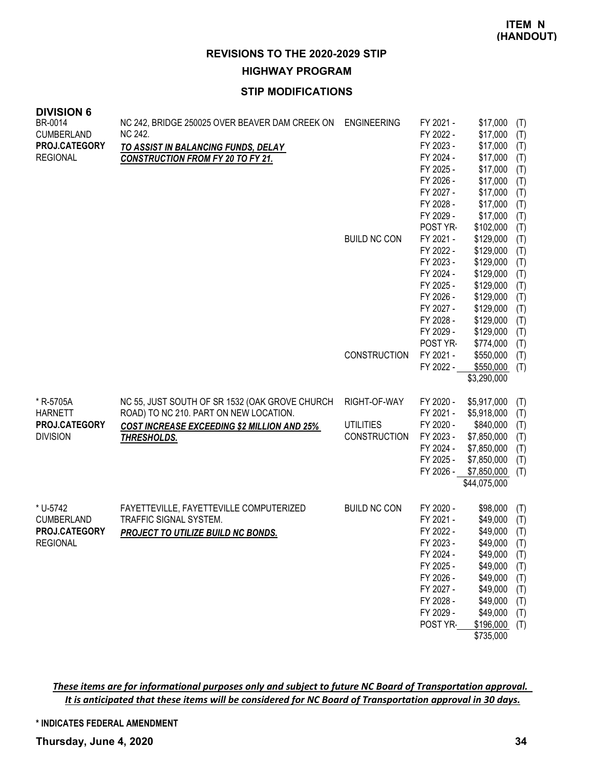**ITEM N (HANDOUT)**

## REVISIONS TO THE 2020-2029 STIP

### HIGHWAY PROGRAM

### STIP MODIFICATIONS

**DIVISION 6**

| Project | Description | Work Type | Fiscal Year | Amount | Source |
|---|---|---|---|---|---|
| BR-0014<br>CUMBERLAND<br>**PROJ.CATEGORY**<br>REGIONAL | NC 242, BRIDGE 250025 OVER BEAVER DAM CREEK ON NC 242.<br>***TO ASSIST IN BALANCING FUNDS, DELAY CONSTRUCTION FROM FY 20 TO FY 21.*** | ENGINEERING | FY 2021 - | $17,000 | (T) |
| | | | FY 2022 - | $17,000 | (T) |
| | | | FY 2023 - | $17,000 | (T) |
| | | | FY 2024 - | $17,000 | (T) |
| | | | FY 2025 - | $17,000 | (T) |
| | | | FY 2026 - | $17,000 | (T) |
| | | | FY 2027 - | $17,000 | (T) |
| | | | FY 2028 - | $17,000 | (T) |
| | | | FY 2029 - | $17,000 | (T) |
| | | | POST YR- | $102,000 | (T) |
| | | BUILD NC CON | FY 2021 - | $129,000 | (T) |
| | | | FY 2022 - | $129,000 | (T) |
| | | | FY 2023 - | $129,000 | (T) |
| | | | FY 2024 - | $129,000 | (T) |
| | | | FY 2025 - | $129,000 | (T) |
| | | | FY 2026 - | $129,000 | (T) |
| | | | FY 2027 - | $129,000 | (T) |
| | | | FY 2028 - | $129,000 | (T) |
| | | | FY 2029 - | $129,000 | (T) |
| | | | POST YR- | $774,000 | (T) |
| | | CONSTRUCTION | FY 2021 - | $550,000 | (T) |
| | | | FY 2022 - | $550,000 | (T) |
| | | | | $3,290,000 | |
| * R-5705A<br>HARNETT<br>**PROJ.CATEGORY**<br>DIVISION | NC 55, JUST SOUTH OF SR 1532 (OAK GROVE CHURCH ROAD) TO NC 210. PART ON NEW LOCATION.<br>***COST INCREASE EXCEEDING $2 MILLION AND 25% THRESHOLDS.*** | RIGHT-OF-WAY | FY 2020 - | $5,917,000 | (T) |
| | | | FY 2021 - | $5,918,000 | (T) |
| | | UTILITIES | FY 2020 - | $840,000 | (T) |
| | | CONSTRUCTION | FY 2023 - | $7,850,000 | (T) |
| | | | FY 2024 - | $7,850,000 | (T) |
| | | | FY 2025 - | $7,850,000 | (T) |
| | | | FY 2026 - | $7,850,000 | (T) |
| | | | | $44,075,000 | |
| * U-5742<br>CUMBERLAND<br>**PROJ.CATEGORY**<br>REGIONAL | FAYETTEVILLE, FAYETTEVILLE COMPUTERIZED TRAFFIC SIGNAL SYSTEM.<br>***PROJECT TO UTILIZE BUILD NC BONDS.*** | BUILD NC CON | FY 2020 - | $98,000 | (T) |
| | | | FY 2021 - | $49,000 | (T) |
| | | | FY 2022 - | $49,000 | (T) |
| | | | FY 2023 - | $49,000 | (T) |
| | | | FY 2024 - | $49,000 | (T) |
| | | | FY 2025 - | $49,000 | (T) |
| | | | FY 2026 - | $49,000 | (T) |
| | | | FY 2027 - | $49,000 | (T) |
| | | | FY 2028 - | $49,000 | (T) |
| | | | FY 2029 - | $49,000 | (T) |
| | | | POST YR- | $196,000 | (T) |
| | | | | $735,000 | |

***These items are for informational purposes only and subject to future NC Board of Transportation approval. It is anticipated that these items will be considered for NC Board of Transportation approval in 30 days.***

**\* INDICATES FEDERAL AMENDMENT**

**Thursday, June 4, 2020**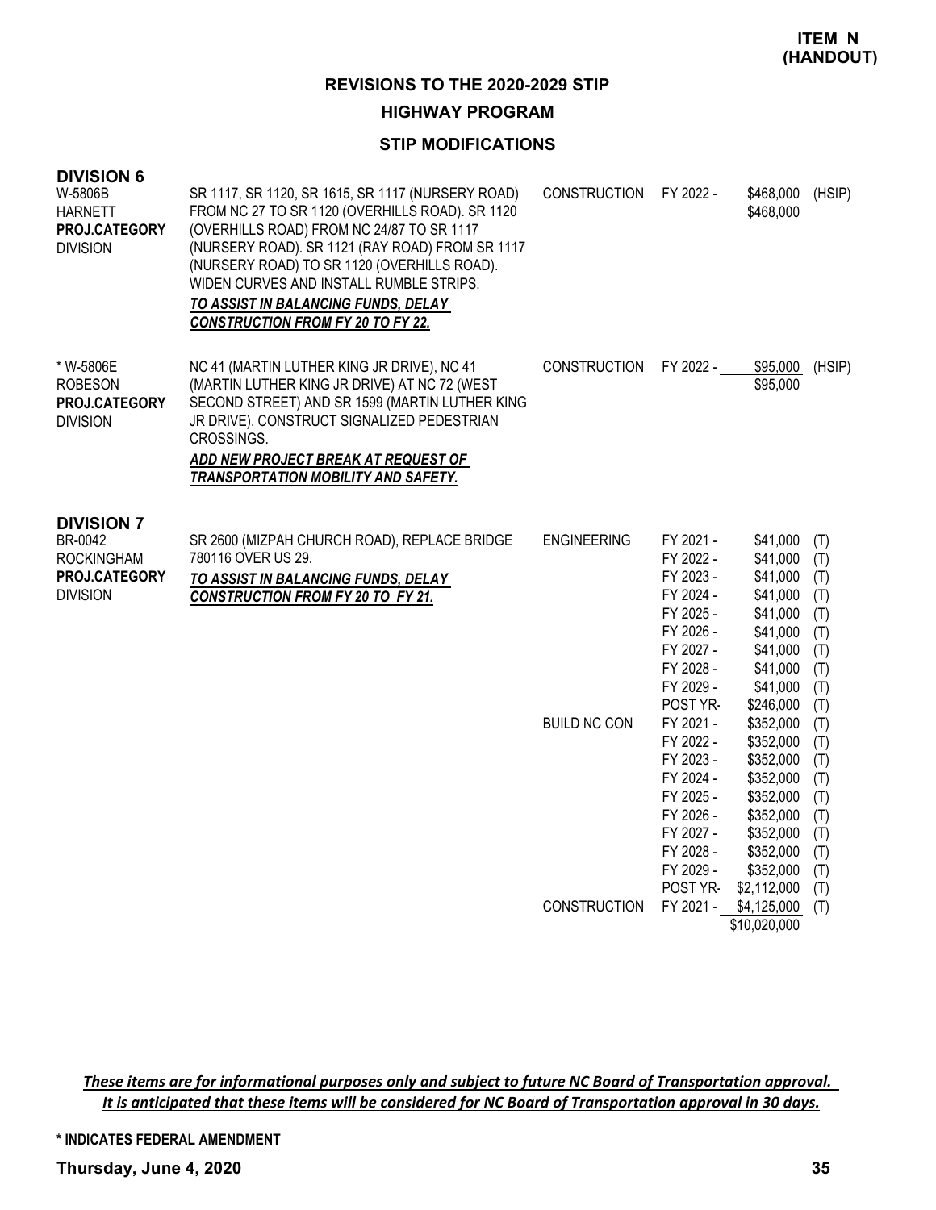**ITEM N (HANDOUT)**

## REVISIONS TO THE 2020-2029 STIP

### HIGHWAY PROGRAM

### STIP MODIFICATIONS

### DIVISION 6

| Project | Description | Phase | Year | Amount | Fund |
|---|---|---|---|---|---|
| W-5806B<br>HARNETT<br>**PROJ.CATEGORY**<br>DIVISION | SR 1117, SR 1120, SR 1615, SR 1117 (NURSERY ROAD) FROM NC 27 TO SR 1120 (OVERHILLS ROAD). SR 1120 (OVERHILLS ROAD) FROM NC 24/87 TO SR 1117 (NURSERY ROAD). SR 1121 (RAY ROAD) FROM SR 1117 (NURSERY ROAD) TO SR 1120 (OVERHILLS ROAD). WIDEN CURVES AND INSTALL RUMBLE STRIPS.<br>***TO ASSIST IN BALANCING FUNDS, DELAY CONSTRUCTION FROM FY 20 TO FY 22.*** | CONSTRUCTION | FY 2022 - | $468,000 | (HSIP) |
| | | | | $468,000 | |
| * W-5806E<br>ROBESON<br>**PROJ.CATEGORY**<br>DIVISION | NC 41 (MARTIN LUTHER KING JR DRIVE), NC 41 (MARTIN LUTHER KING JR DRIVE) AT NC 72 (WEST SECOND STREET) AND SR 1599 (MARTIN LUTHER KING JR DRIVE). CONSTRUCT SIGNALIZED PEDESTRIAN CROSSINGS.<br>***ADD NEW PROJECT BREAK AT REQUEST OF TRANSPORTATION MOBILITY AND SAFETY.*** | CONSTRUCTION | FY 2022 - | $95,000 | (HSIP) |
| | | | | $95,000 | |

### DIVISION 7

| Project | Description | Phase | Year | Amount | Fund |
|---|---|---|---|---|---|
| BR-0042<br>ROCKINGHAM<br>**PROJ.CATEGORY**<br>DIVISION | SR 2600 (MIZPAH CHURCH ROAD), REPLACE BRIDGE 780116 OVER US 29.<br>***TO ASSIST IN BALANCING FUNDS, DELAY CONSTRUCTION FROM FY 20 TO FY 21.*** | ENGINEERING | FY 2021 - | $41,000 | (T) |
| | | | FY 2022 - | $41,000 | (T) |
| | | | FY 2023 - | $41,000 | (T) |
| | | | FY 2024 - | $41,000 | (T) |
| | | | FY 2025 - | $41,000 | (T) |
| | | | FY 2026 - | $41,000 | (T) |
| | | | FY 2027 - | $41,000 | (T) |
| | | | FY 2028 - | $41,000 | (T) |
| | | | FY 2029 - | $41,000 | (T) |
| | | | POST YR- | $246,000 | (T) |
| | | BUILD NC CON | FY 2021 - | $352,000 | (T) |
| | | | FY 2022 - | $352,000 | (T) |
| | | | FY 2023 - | $352,000 | (T) |
| | | | FY 2024 - | $352,000 | (T) |
| | | | FY 2025 - | $352,000 | (T) |
| | | | FY 2026 - | $352,000 | (T) |
| | | | FY 2027 - | $352,000 | (T) |
| | | | FY 2028 - | $352,000 | (T) |
| | | | FY 2029 - | $352,000 | (T) |
| | | | POST YR- | $2,112,000 | (T) |
| | | CONSTRUCTION | FY 2021 - | $4,125,000 | (T) |
| | | | | $10,020,000 | |

***These items are for informational purposes only and subject to future NC Board of Transportation approval. It is anticipated that these items will be considered for NC Board of Transportation approval in 30 days.***

**\* INDICATES FEDERAL AMENDMENT**

**Thursday, June 4, 2020**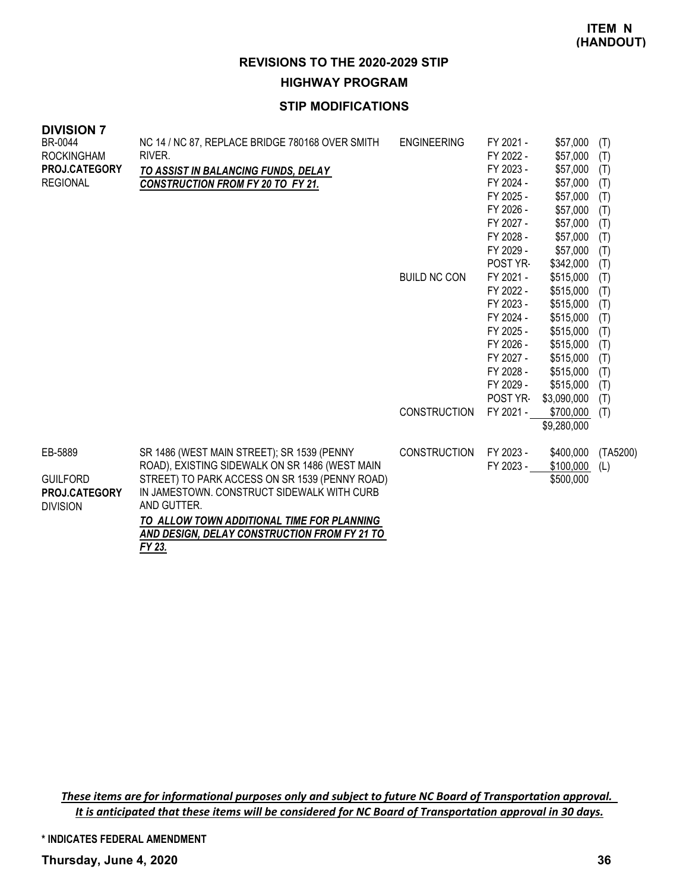**ITEM N (HANDOUT)**

## REVISIONS TO THE 2020-2029 STIP

### HIGHWAY PROGRAM

### STIP MODIFICATIONS

**DIVISION 7**

| Project | Description | Phase | Year | Amount | Source |
|---|---|---|---|---|---|
| BR-0044<br>ROCKINGHAM<br>**PROJ.CATEGORY**<br>REGIONAL | NC 14 / NC 87, REPLACE BRIDGE 780168 OVER SMITH RIVER.<br>***TO ASSIST IN BALANCING FUNDS, DELAY CONSTRUCTION FROM FY 20 TO FY 21.*** | ENGINEERING | FY 2021 - | \$57,000 | (T) |
| | | | FY 2022 - | \$57,000 | (T) |
| | | | FY 2023 - | \$57,000 | (T) |
| | | | FY 2024 - | \$57,000 | (T) |
| | | | FY 2025 - | \$57,000 | (T) |
| | | | FY 2026 - | \$57,000 | (T) |
| | | | FY 2027 - | \$57,000 | (T) |
| | | | FY 2028 - | \$57,000 | (T) |
| | | | FY 2029 - | \$57,000 | (T) |
| | | | POST YR- | \$342,000 | (T) |
| | | BUILD NC CON | FY 2021 - | \$515,000 | (T) |
| | | | FY 2022 - | \$515,000 | (T) |
| | | | FY 2023 - | \$515,000 | (T) |
| | | | FY 2024 - | \$515,000 | (T) |
| | | | FY 2025 - | \$515,000 | (T) |
| | | | FY 2026 - | \$515,000 | (T) |
| | | | FY 2027 - | \$515,000 | (T) |
| | | | FY 2028 - | \$515,000 | (T) |
| | | | FY 2029 - | \$515,000 | (T) |
| | | | POST YR- | \$3,090,000 | (T) |
| | | CONSTRUCTION | FY 2021 - | \$700,000 | (T) |
| | | | | \$9,280,000 | |
| EB-5889<br>GUILFORD<br>**PROJ.CATEGORY**<br>DIVISION | SR 1486 (WEST MAIN STREET); SR 1539 (PENNY ROAD), EXISTING SIDEWALK ON SR 1486 (WEST MAIN STREET) TO PARK ACCESS ON SR 1539 (PENNY ROAD) IN JAMESTOWN. CONSTRUCT SIDEWALK WITH CURB AND GUTTER.<br>***TO ALLOW TOWN ADDITIONAL TIME FOR PLANNING AND DESIGN, DELAY CONSTRUCTION FROM FY 21 TO FY 23.*** | CONSTRUCTION | FY 2023 - | \$400,000 | (TA5200) |
| | | | FY 2023 - | \$100,000 | (L) |
| | | | | \$500,000 | |

*These items are for informational purposes only and subject to future NC Board of Transportation approval. It is anticipated that these items will be considered for NC Board of Transportation approval in 30 days.*

**\* INDICATES FEDERAL AMENDMENT**

**Thursday, June 4, 2020**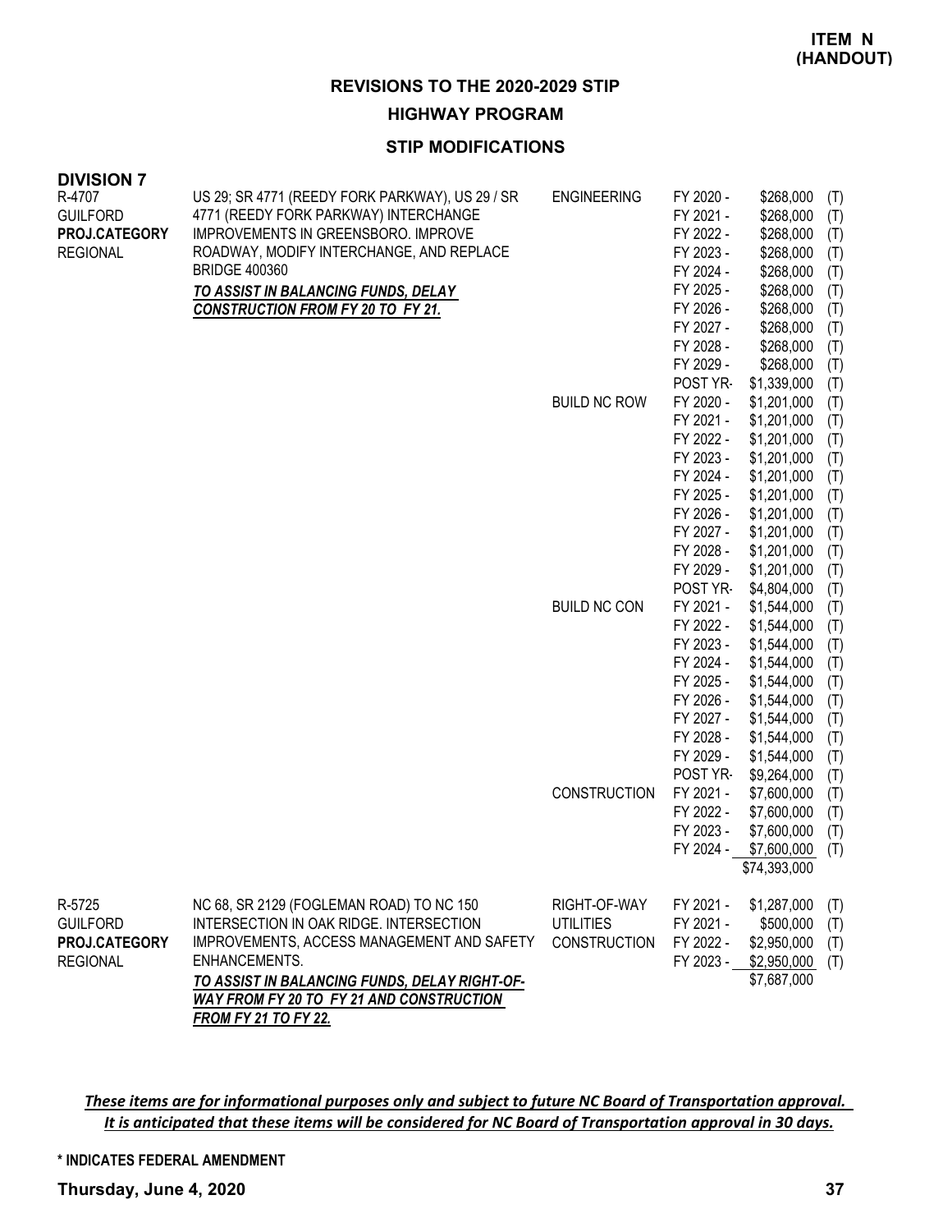**ITEM N (HANDOUT)**

## REVISIONS TO THE 2020-2029 STIP

### HIGHWAY PROGRAM

### STIP MODIFICATIONS

**DIVISION 7**

| Project | Description | Phase | Fiscal Year | Amount | |
|---|---|---|---|---|---|
| R-4707<br>GUILFORD<br>**PROJ.CATEGORY**<br>REGIONAL | US 29; SR 4771 (REEDY FORK PARKWAY), US 29 / SR 4771 (REEDY FORK PARKWAY) INTERCHANGE IMPROVEMENTS IN GREENSBORO. IMPROVE ROADWAY, MODIFY INTERCHANGE, AND REPLACE BRIDGE 400360<br>***TO ASSIST IN BALANCING FUNDS, DELAY CONSTRUCTION FROM FY 20 TO FY 21.*** | ENGINEERING | FY 2020 - | $268,000 | (T) |
| | | | FY 2021 - | $268,000 | (T) |
| | | | FY 2022 - | $268,000 | (T) |
| | | | FY 2023 - | $268,000 | (T) |
| | | | FY 2024 - | $268,000 | (T) |
| | | | FY 2025 - | $268,000 | (T) |
| | | | FY 2026 - | $268,000 | (T) |
| | | | FY 2027 - | $268,000 | (T) |
| | | | FY 2028 - | $268,000 | (T) |
| | | | FY 2029 - | $268,000 | (T) |
| | | | POST YR- | $1,339,000 | (T) |
| | | BUILD NC ROW | FY 2020 - | $1,201,000 | (T) |
| | | | FY 2021 - | $1,201,000 | (T) |
| | | | FY 2022 - | $1,201,000 | (T) |
| | | | FY 2023 - | $1,201,000 | (T) |
| | | | FY 2024 - | $1,201,000 | (T) |
| | | | FY 2025 - | $1,201,000 | (T) |
| | | | FY 2026 - | $1,201,000 | (T) |
| | | | FY 2027 - | $1,201,000 | (T) |
| | | | FY 2028 - | $1,201,000 | (T) |
| | | | FY 2029 - | $1,201,000 | (T) |
| | | | POST YR- | $4,804,000 | (T) |
| | | BUILD NC CON | FY 2021 - | $1,544,000 | (T) |
| | | | FY 2022 - | $1,544,000 | (T) |
| | | | FY 2023 - | $1,544,000 | (T) |
| | | | FY 2024 - | $1,544,000 | (T) |
| | | | FY 2025 - | $1,544,000 | (T) |
| | | | FY 2026 - | $1,544,000 | (T) |
| | | | FY 2027 - | $1,544,000 | (T) |
| | | | FY 2028 - | $1,544,000 | (T) |
| | | | FY 2029 - | $1,544,000 | (T) |
| | | | POST YR- | $9,264,000 | (T) |
| | | CONSTRUCTION | FY 2021 - | $7,600,000 | (T) |
| | | | FY 2022 - | $7,600,000 | (T) |
| | | | FY 2023 - | $7,600,000 | (T) |
| | | | FY 2024 - | $7,600,000 | (T) |
| | | | | $74,393,000 | |
| R-5725<br>GUILFORD<br>**PROJ.CATEGORY**<br>REGIONAL | NC 68, SR 2129 (FOGLEMAN ROAD) TO NC 150 INTERSECTION IN OAK RIDGE. INTERSECTION IMPROVEMENTS, ACCESS MANAGEMENT AND SAFETY ENHANCEMENTS.<br>***TO ASSIST IN BALANCING FUNDS, DELAY RIGHT-OF-WAY FROM FY 20 TO FY 21 AND CONSTRUCTION FROM FY 21 TO FY 22.*** | RIGHT-OF-WAY | FY 2021 - | $1,287,000 | (T) |
| | | UTILITIES | FY 2021 - | $500,000 | (T) |
| | | CONSTRUCTION | FY 2022 - | $2,950,000 | (T) |
| | | | FY 2023 - | $2,950,000 | (T) |
| | | | | $7,687,000 | |

***These items are for informational purposes only and subject to future NC Board of Transportation approval. It is anticipated that these items will be considered for NC Board of Transportation approval in 30 days.***

**\* INDICATES FEDERAL AMENDMENT**

**Thursday, June 4, 2020**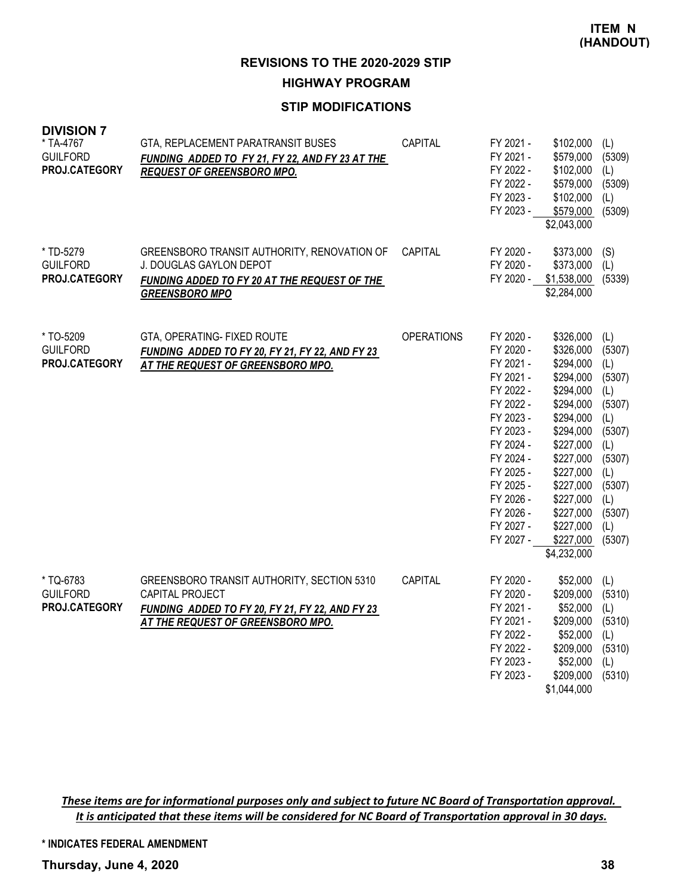**ITEM N (HANDOUT)**

## REVISIONS TO THE 2020-2029 STIP

### HIGHWAY PROGRAM

### STIP MODIFICATIONS

**DIVISION 7**

| Project | Description | Category | Year | Amount | Source |
|---|---|---|---|---|---|
| * TA-4767<br>GUILFORD<br>**PROJ.CATEGORY** | GTA, REPLACEMENT PARATRANSIT BUSES<br>***FUNDING ADDED TO FY 21, FY 22, AND FY 23 AT THE REQUEST OF GREENSBORO MPO.*** | CAPITAL | FY 2021 - | $102,000 | (L) |
| | | | FY 2021 - | $579,000 | (5309) |
| | | | FY 2022 - | $102,000 | (L) |
| | | | FY 2022 - | $579,000 | (5309) |
| | | | FY 2023 - | $102,000 | (L) |
| | | | FY 2023 - | $579,000 | (5309) |
| | | | | $2,043,000 | |
| * TD-5279<br>GUILFORD<br>**PROJ.CATEGORY** | GREENSBORO TRANSIT AUTHORITY, RENOVATION OF J. DOUGLAS GAYLON DEPOT<br>***FUNDING ADDED TO FY 20 AT THE REQUEST OF THE GREENSBORO MPO*** | CAPITAL | FY 2020 - | $373,000 | (S) |
| | | | FY 2020 - | $373,000 | (L) |
| | | | FY 2020 - | $1,538,000 | (5339) |
| | | | | $2,284,000 | |
| * TO-5209<br>GUILFORD<br>**PROJ.CATEGORY** | GTA, OPERATING- FIXED ROUTE<br>***FUNDING ADDED TO FY 20, FY 21, FY 22, AND FY 23 AT THE REQUEST OF GREENSBORO MPO.*** | OPERATIONS | FY 2020 - | $326,000 | (L) |
| | | | FY 2020 - | $326,000 | (5307) |
| | | | FY 2021 - | $294,000 | (L) |
| | | | FY 2021 - | $294,000 | (5307) |
| | | | FY 2022 - | $294,000 | (L) |
| | | | FY 2022 - | $294,000 | (5307) |
| | | | FY 2023 - | $294,000 | (L) |
| | | | FY 2023 - | $294,000 | (5307) |
| | | | FY 2024 - | $227,000 | (L) |
| | | | FY 2024 - | $227,000 | (5307) |
| | | | FY 2025 - | $227,000 | (L) |
| | | | FY 2025 - | $227,000 | (5307) |
| | | | FY 2026 - | $227,000 | (L) |
| | | | FY 2026 - | $227,000 | (5307) |
| | | | FY 2027 - | $227,000 | (L) |
| | | | FY 2027 - | $227,000 | (5307) |
| | | | | $4,232,000 | |
| * TQ-6783<br>GUILFORD<br>**PROJ.CATEGORY** | GREENSBORO TRANSIT AUTHORITY, SECTION 5310 CAPITAL PROJECT<br>***FUNDING ADDED TO FY 20, FY 21, FY 22, AND FY 23 AT THE REQUEST OF GREENSBORO MPO.*** | CAPITAL | FY 2020 - | $52,000 | (L) |
| | | | FY 2020 - | $209,000 | (5310) |
| | | | FY 2021 - | $52,000 | (L) |
| | | | FY 2021 - | $209,000 | (5310) |
| | | | FY 2022 - | $52,000 | (L) |
| | | | FY 2022 - | $209,000 | (5310) |
| | | | FY 2023 - | $52,000 | (L) |
| | | | FY 2023 - | $209,000 | (5310) |
| | | | | $1,044,000 | |

***These items are for informational purposes only and subject to future NC Board of Transportation approval. It is anticipated that these items will be considered for NC Board of Transportation approval in 30 days.***

**\* INDICATES FEDERAL AMENDMENT**

**Thursday, June 4, 2020**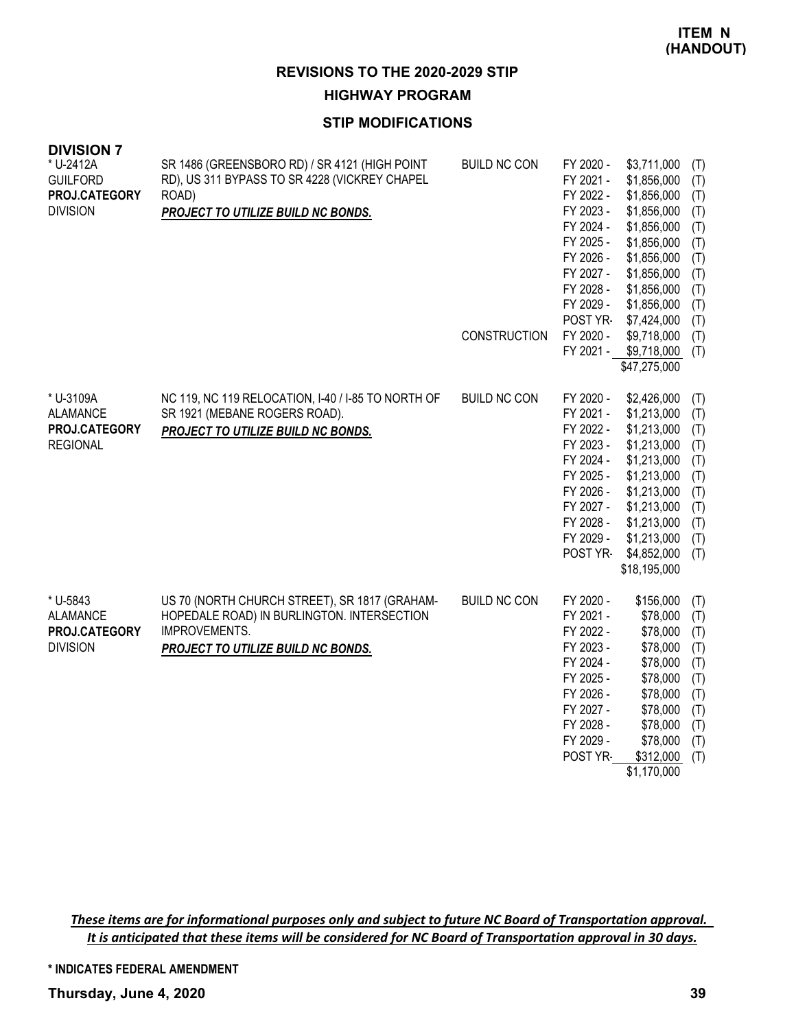**ITEM N (HANDOUT)**

## REVISIONS TO THE 2020-2029 STIP

## HIGHWAY PROGRAM

### STIP MODIFICATIONS

**DIVISION 7**

| Project | Description | Category | Year | Amount | |
|---|---|---|---|---|---|
| * U-2412A<br>GUILFORD<br>**PROJ.CATEGORY**<br>DIVISION | SR 1486 (GREENSBORO RD) / SR 4121 (HIGH POINT RD), US 311 BYPASS TO SR 4228 (VICKREY CHAPEL ROAD)<br>***PROJECT TO UTILIZE BUILD NC BONDS.*** | BUILD NC CON | FY 2020 - | $3,711,000 | (T) |
| | | | FY 2021 - | $1,856,000 | (T) |
| | | | FY 2022 - | $1,856,000 | (T) |
| | | | FY 2023 - | $1,856,000 | (T) |
| | | | FY 2024 - | $1,856,000 | (T) |
| | | | FY 2025 - | $1,856,000 | (T) |
| | | | FY 2026 - | $1,856,000 | (T) |
| | | | FY 2027 - | $1,856,000 | (T) |
| | | | FY 2028 - | $1,856,000 | (T) |
| | | | FY 2029 - | $1,856,000 | (T) |
| | | | POST YR- | $7,424,000 | (T) |
| | | CONSTRUCTION | FY 2020 - | $9,718,000 | (T) |
| | | | FY 2021 - | $9,718,000 | (T) |
| | | | | $47,275,000 | |
| * U-3109A<br>ALAMANCE<br>**PROJ.CATEGORY**<br>REGIONAL | NC 119, NC 119 RELOCATION, I-40 / I-85 TO NORTH OF SR 1921 (MEBANE ROGERS ROAD).<br>***PROJECT TO UTILIZE BUILD NC BONDS.*** | BUILD NC CON | FY 2020 - | $2,426,000 | (T) |
| | | | FY 2021 - | $1,213,000 | (T) |
| | | | FY 2022 - | $1,213,000 | (T) |
| | | | FY 2023 - | $1,213,000 | (T) |
| | | | FY 2024 - | $1,213,000 | (T) |
| | | | FY 2025 - | $1,213,000 | (T) |
| | | | FY 2026 - | $1,213,000 | (T) |
| | | | FY 2027 - | $1,213,000 | (T) |
| | | | FY 2028 - | $1,213,000 | (T) |
| | | | FY 2029 - | $1,213,000 | (T) |
| | | | POST YR- | $4,852,000 | (T) |
| | | | | $18,195,000 | |
| * U-5843<br>ALAMANCE<br>**PROJ.CATEGORY**<br>DIVISION | US 70 (NORTH CHURCH STREET), SR 1817 (GRAHAM-HOPEDALE ROAD) IN BURLINGTON. INTERSECTION IMPROVEMENTS.<br>***PROJECT TO UTILIZE BUILD NC BONDS.*** | BUILD NC CON | FY 2020 - | $156,000 | (T) |
| | | | FY 2021 - | $78,000 | (T) |
| | | | FY 2022 - | $78,000 | (T) |
| | | | FY 2023 - | $78,000 | (T) |
| | | | FY 2024 - | $78,000 | (T) |
| | | | FY 2025 - | $78,000 | (T) |
| | | | FY 2026 - | $78,000 | (T) |
| | | | FY 2027 - | $78,000 | (T) |
| | | | FY 2028 - | $78,000 | (T) |
| | | | FY 2029 - | $78,000 | (T) |
| | | | POST YR- | $312,000 | (T) |
| | | | | $1,170,000 | |

*These items are for informational purposes only and subject to future NC Board of Transportation approval. It is anticipated that these items will be considered for NC Board of Transportation approval in 30 days.*

**\* INDICATES FEDERAL AMENDMENT**

**Thursday, June 4, 2020**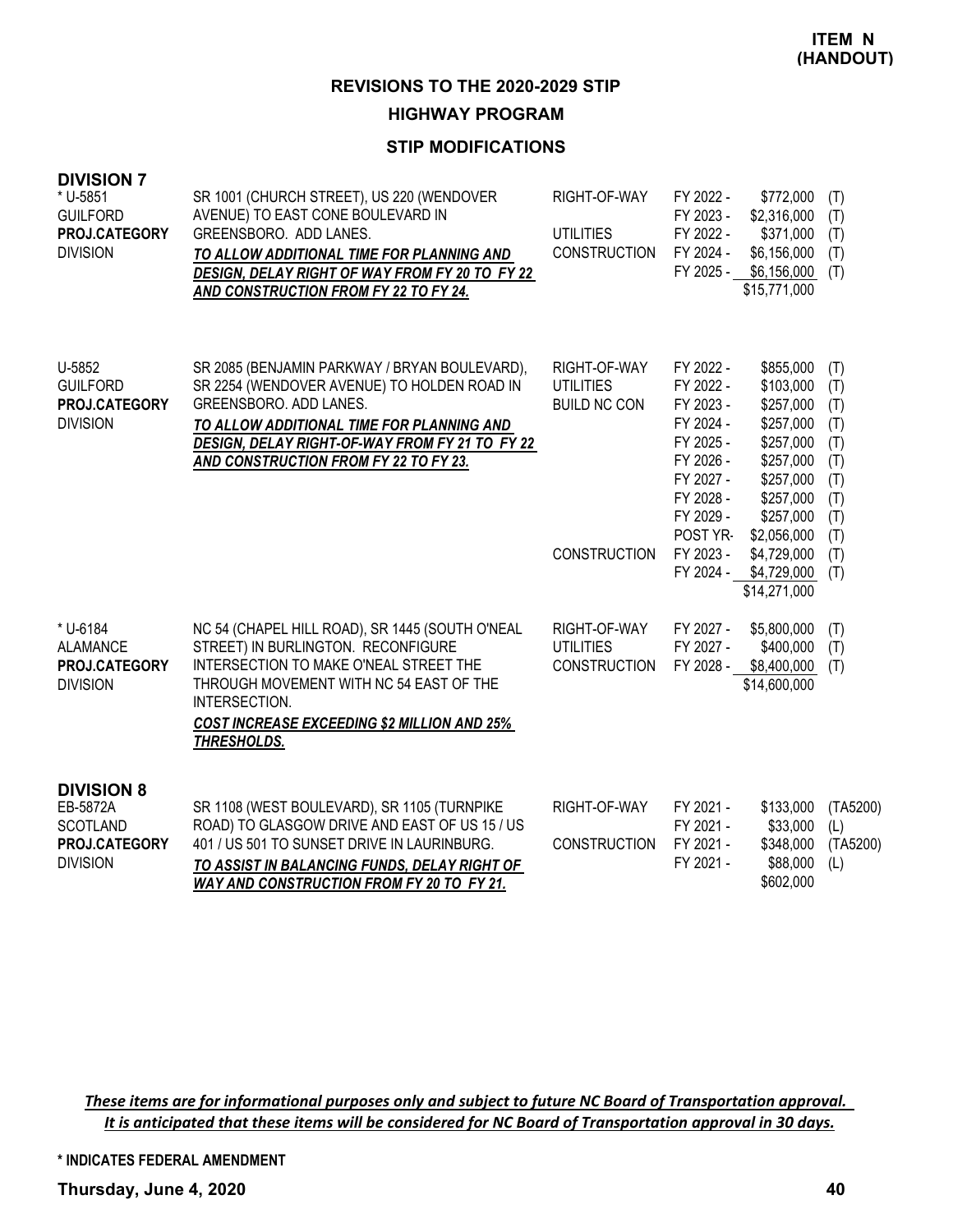**ITEM N (HANDOUT)**

## REVISIONS TO THE 2020-2029 STIP

### HIGHWAY PROGRAM

### STIP MODIFICATIONS

**DIVISION 7**

| Project | Description | Phase | Year | Amount | Fund |
|---|---|---|---|---|---|
| * U-5851<br>GUILFORD<br>**PROJ.CATEGORY**<br>DIVISION | SR 1001 (CHURCH STREET), US 220 (WENDOVER AVENUE) TO EAST CONE BOULEVARD IN GREENSBORO. ADD LANES.<br>***TO ALLOW ADDITIONAL TIME FOR PLANNING AND DESIGN, DELAY RIGHT OF WAY FROM FY 20 TO FY 22 AND CONSTRUCTION FROM FY 22 TO FY 24.*** | RIGHT-OF-WAY | FY 2022 - | $772,000 | (T) |
| | | | FY 2023 - | $2,316,000 | (T) |
| | | UTILITIES | FY 2022 - | $371,000 | (T) |
| | | CONSTRUCTION | FY 2024 - | $6,156,000 | (T) |
| | | | FY 2025 - | $6,156,000 | (T) |
| | | | | $15,771,000 | |
| U-5852<br>GUILFORD<br>**PROJ.CATEGORY**<br>DIVISION | SR 2085 (BENJAMIN PARKWAY / BRYAN BOULEVARD), SR 2254 (WENDOVER AVENUE) TO HOLDEN ROAD IN GREENSBORO. ADD LANES.<br>***TO ALLOW ADDITIONAL TIME FOR PLANNING AND DESIGN, DELAY RIGHT-OF-WAY FROM FY 21 TO FY 22 AND CONSTRUCTION FROM FY 22 TO FY 23.*** | RIGHT-OF-WAY | FY 2022 - | $855,000 | (T) |
| | | UTILITIES | FY 2022 - | $103,000 | (T) |
| | | BUILD NC CON | FY 2023 - | $257,000 | (T) |
| | | | FY 2024 - | $257,000 | (T) |
| | | | FY 2025 - | $257,000 | (T) |
| | | | FY 2026 - | $257,000 | (T) |
| | | | FY 2027 - | $257,000 | (T) |
| | | | FY 2028 - | $257,000 | (T) |
| | | | FY 2029 - | $257,000 | (T) |
| | | | POST YR- | $2,056,000 | (T) |
| | | CONSTRUCTION | FY 2023 - | $4,729,000 | (T) |
| | | | FY 2024 - | $4,729,000 | (T) |
| | | | | $14,271,000 | |
| * U-6184<br>ALAMANCE<br>**PROJ.CATEGORY**<br>DIVISION | NC 54 (CHAPEL HILL ROAD), SR 1445 (SOUTH O'NEAL STREET) IN BURLINGTON. RECONFIGURE INTERSECTION TO MAKE O'NEAL STREET THE THROUGH MOVEMENT WITH NC 54 EAST OF THE INTERSECTION.<br>***COST INCREASE EXCEEDING $2 MILLION AND 25% THRESHOLDS.*** | RIGHT-OF-WAY | FY 2027 - | $5,800,000 | (T) |
| | | UTILITIES | FY 2027 - | $400,000 | (T) |
| | | CONSTRUCTION | FY 2028 - | $8,400,000 | (T) |
| | | | | $14,600,000 | |

**DIVISION 8**

| Project | Description | Phase | Year | Amount | Fund |
|---|---|---|---|---|---|
| EB-5872A<br>SCOTLAND<br>**PROJ.CATEGORY**<br>DIVISION | SR 1108 (WEST BOULEVARD), SR 1105 (TURNPIKE ROAD) TO GLASGOW DRIVE AND EAST OF US 15 / US 401 / US 501 TO SUNSET DRIVE IN LAURINBURG.<br>***TO ASSIST IN BALANCING FUNDS, DELAY RIGHT OF WAY AND CONSTRUCTION FROM FY 20 TO FY 21.*** | RIGHT-OF-WAY | FY 2021 - | $133,000 | (TA5200) |
| | | | FY 2021 - | $33,000 | (L) |
| | | CONSTRUCTION | FY 2021 - | $348,000 | (TA5200) |
| | | | FY 2021 - | $88,000 | (L) |
| | | | | $602,000 | |

*These items are for informational purposes only and subject to future NC Board of Transportation approval. It is anticipated that these items will be considered for NC Board of Transportation approval in 30 days.*

**\* INDICATES FEDERAL AMENDMENT**

**Thursday, June 4, 2020**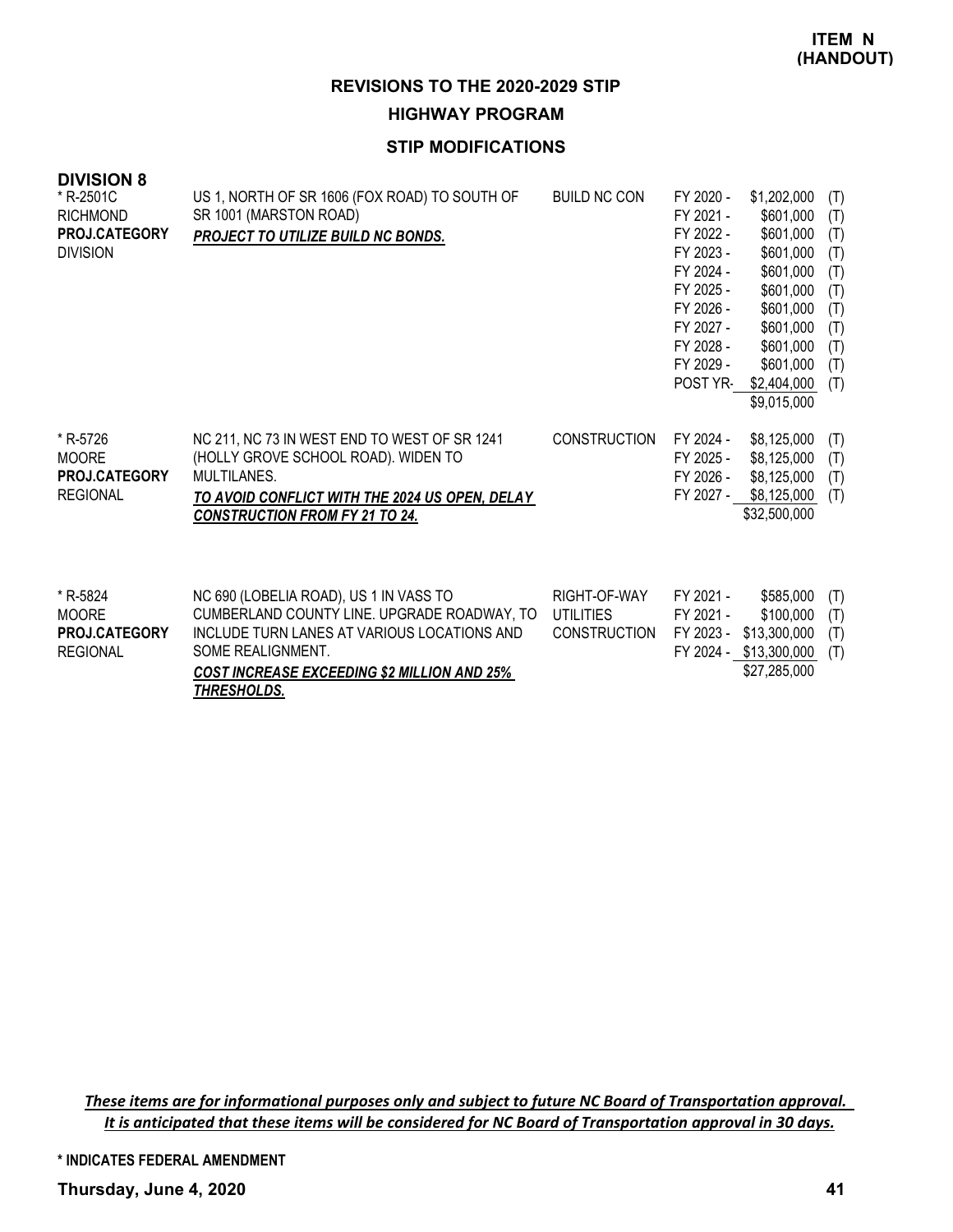**ITEM N (HANDOUT)**

## REVISIONS TO THE 2020-2029 STIP

### HIGHWAY PROGRAM

### STIP MODIFICATIONS

**DIVISION 8**

| | | | | | |
|---|---|---|---|---|---|
| * R-2501C<br>RICHMOND<br>**PROJ.CATEGORY**<br>DIVISION | US 1, NORTH OF SR 1606 (FOX ROAD) TO SOUTH OF SR 1001 (MARSTON ROAD)<br>***PROJECT TO UTILIZE BUILD NC BONDS.*** | BUILD NC CON | FY 2020 -<br>FY 2021 -<br>FY 2022 -<br>FY 2023 -<br>FY 2024 -<br>FY 2025 -<br>FY 2026 -<br>FY 2027 -<br>FY 2028 -<br>FY 2029 -<br>POST YR- | \$1,202,000<br>\$601,000<br>\$601,000<br>\$601,000<br>\$601,000<br>\$601,000<br>\$601,000<br>\$601,000<br>\$601,000<br>\$601,000<br>\$2,404,000<br>\$9,015,000 | (T)<br>(T)<br>(T)<br>(T)<br>(T)<br>(T)<br>(T)<br>(T)<br>(T)<br>(T)<br>(T) |
| * R-5726<br>MOORE<br>**PROJ.CATEGORY**<br>REGIONAL | NC 211, NC 73 IN WEST END TO WEST OF SR 1241 (HOLLY GROVE SCHOOL ROAD). WIDEN TO MULTILANES.<br>***TO AVOID CONFLICT WITH THE 2024 US OPEN, DELAY CONSTRUCTION FROM FY 21 TO 24.*** | CONSTRUCTION | FY 2024 -<br>FY 2025 -<br>FY 2026 -<br>FY 2027 - | \$8,125,000<br>\$8,125,000<br>\$8,125,000<br>\$8,125,000<br>\$32,500,000 | (T)<br>(T)<br>(T)<br>(T) |
| * R-5824<br>MOORE<br>**PROJ.CATEGORY**<br>REGIONAL | NC 690 (LOBELIA ROAD), US 1 IN VASS TO CUMBERLAND COUNTY LINE. UPGRADE ROADWAY, TO INCLUDE TURN LANES AT VARIOUS LOCATIONS AND SOME REALIGNMENT.<br>***COST INCREASE EXCEEDING \$2 MILLION AND 25% THRESHOLDS.*** | RIGHT-OF-WAY<br>UTILITIES<br>CONSTRUCTION | FY 2021 -<br>FY 2021 -<br>FY 2023 -<br>FY 2024 - | \$585,000<br>\$100,000<br>\$13,300,000<br>\$13,300,000<br>\$27,285,000 | (T)<br>(T)<br>(T)<br>(T) |

***These items are for informational purposes only and subject to future NC Board of Transportation approval. It is anticipated that these items will be considered for NC Board of Transportation approval in 30 days.***

**\* INDICATES FEDERAL AMENDMENT**

**Thursday, June 4, 2020**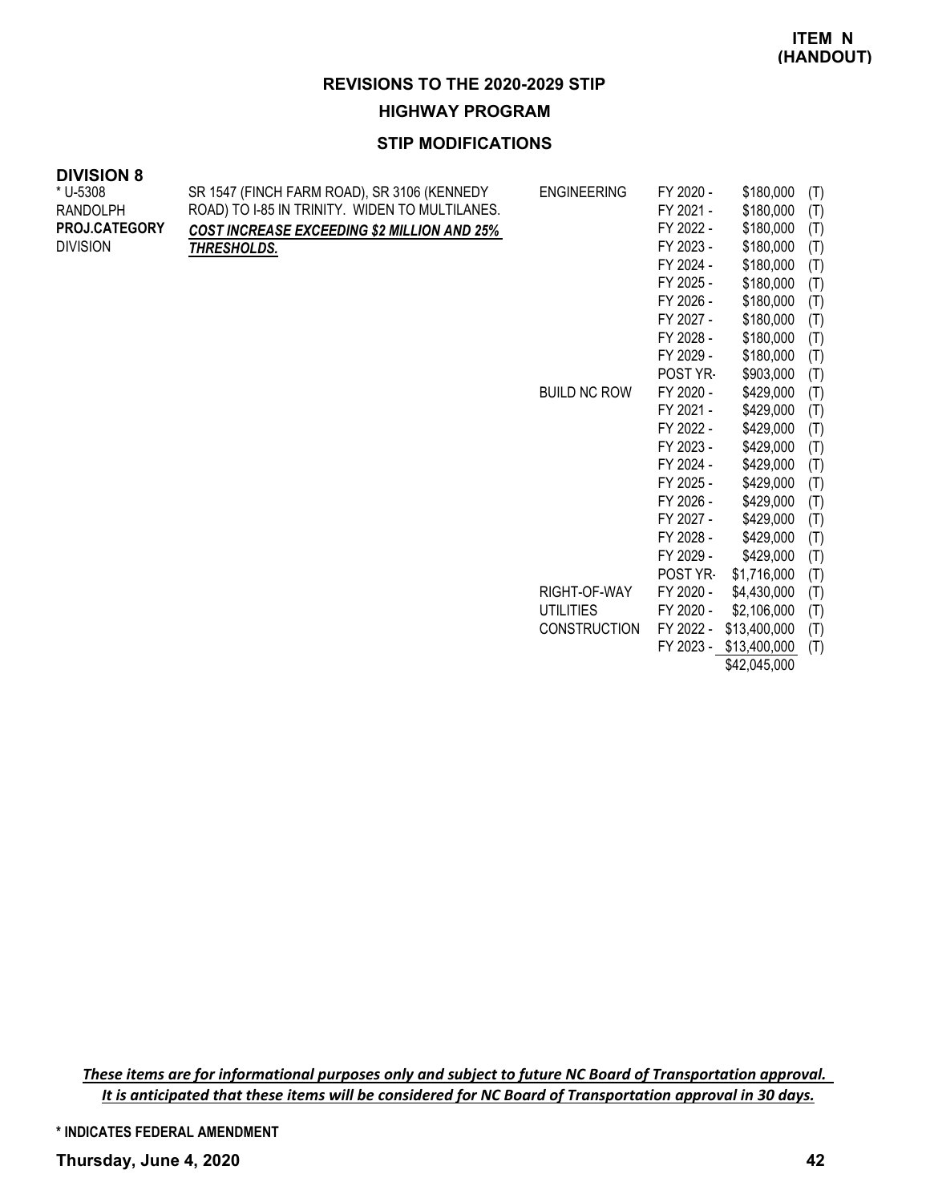**ITEM N (HANDOUT)**

## REVISIONS TO THE 2020-2029 STIP

### HIGHWAY PROGRAM

### STIP MODIFICATIONS

**DIVISION 8**

| | | | | | |
|---|---|---|---|---|---|
| * U-5308 | SR 1547 (FINCH FARM ROAD), SR 3106 (KENNEDY ROAD) TO I-85 IN TRINITY. WIDEN TO MULTILANES. | ENGINEERING | FY 2020 - | $180,000 | (T) |
| RANDOLPH | ***COST INCREASE EXCEEDING $2 MILLION AND 25% THRESHOLDS.*** | | FY 2021 - | $180,000 | (T) |
| **PROJ.CATEGORY** | | | FY 2022 - | $180,000 | (T) |
| DIVISION | | | FY 2023 - | $180,000 | (T) |
| | | | FY 2024 - | $180,000 | (T) |
| | | | FY 2025 - | $180,000 | (T) |
| | | | FY 2026 - | $180,000 | (T) |
| | | | FY 2027 - | $180,000 | (T) |
| | | | FY 2028 - | $180,000 | (T) |
| | | | FY 2029 - | $180,000 | (T) |
| | | | POST YR- | $903,000 | (T) |
| | | BUILD NC ROW | FY 2020 - | $429,000 | (T) |
| | | | FY 2021 - | $429,000 | (T) |
| | | | FY 2022 - | $429,000 | (T) |
| | | | FY 2023 - | $429,000 | (T) |
| | | | FY 2024 - | $429,000 | (T) |
| | | | FY 2025 - | $429,000 | (T) |
| | | | FY 2026 - | $429,000 | (T) |
| | | | FY 2027 - | $429,000 | (T) |
| | | | FY 2028 - | $429,000 | (T) |
| | | | FY 2029 - | $429,000 | (T) |
| | | | POST YR- | $1,716,000 | (T) |
| | | RIGHT-OF-WAY | FY 2020 - | $4,430,000 | (T) |
| | | UTILITIES | FY 2020 - | $2,106,000 | (T) |
| | | CONSTRUCTION | FY 2022 - | $13,400,000 | (T) |
| | | | FY 2023 - | $13,400,000 | (T) |
| | | | | $42,045,000 | |

*These items are for informational purposes only and subject to future NC Board of Transportation approval. It is anticipated that these items will be considered for NC Board of Transportation approval in 30 days.*

**\* INDICATES FEDERAL AMENDMENT**

**Thursday, June 4, 2020**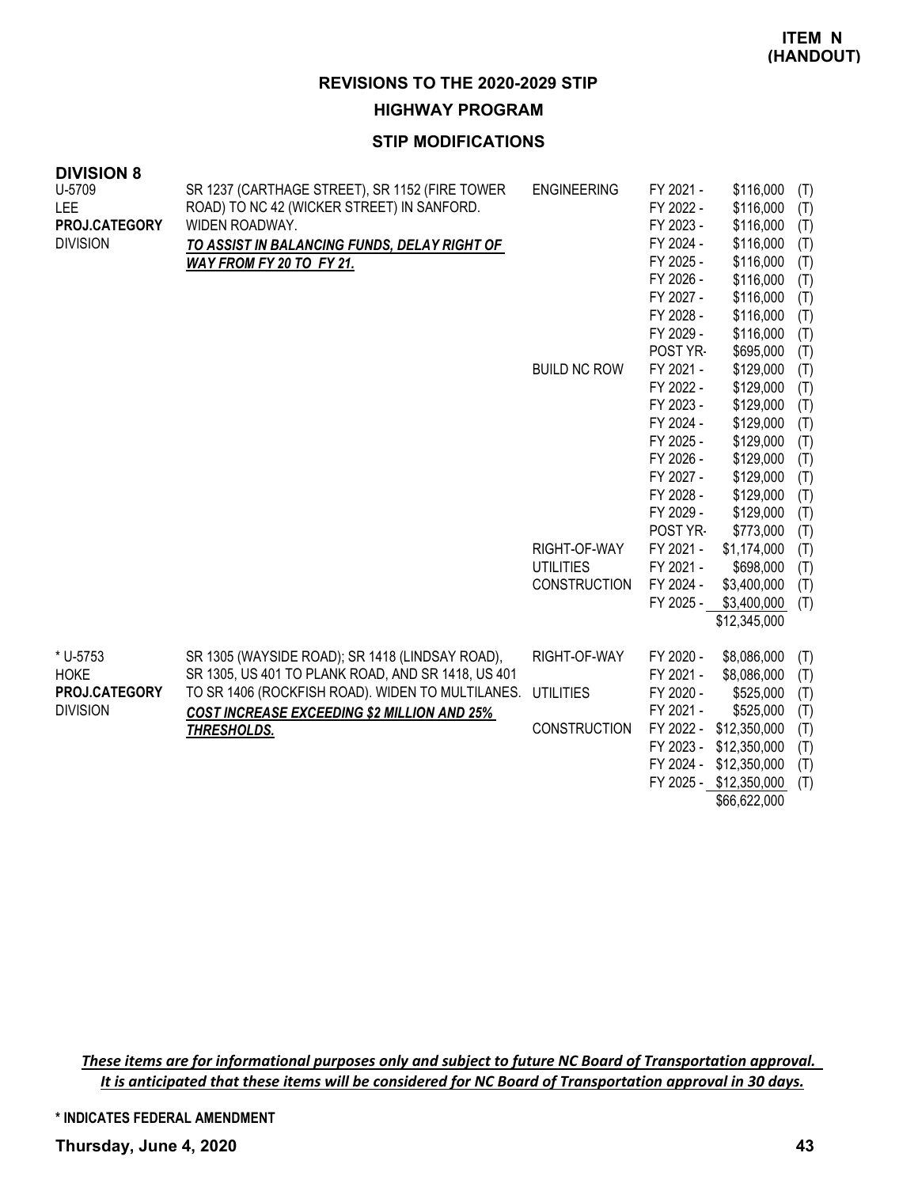**ITEM N (HANDOUT)**

## REVISIONS TO THE 2020-2029 STIP

### HIGHWAY PROGRAM

### STIP MODIFICATIONS

**DIVISION 8**

| Project | Description | Phase | Year | Amount | |
|---|---|---|---|---|---|
| U-5709<br>LEE<br>**PROJ.CATEGORY**<br>DIVISION | SR 1237 (CARTHAGE STREET), SR 1152 (FIRE TOWER ROAD) TO NC 42 (WICKER STREET) IN SANFORD. WIDEN ROADWAY.<br>***TO ASSIST IN BALANCING FUNDS, DELAY RIGHT OF WAY FROM FY 20 TO FY 21.*** | ENGINEERING | FY 2021 - | $116,000 | (T) |
| | | | FY 2022 - | $116,000 | (T) |
| | | | FY 2023 - | $116,000 | (T) |
| | | | FY 2024 - | $116,000 | (T) |
| | | | FY 2025 - | $116,000 | (T) |
| | | | FY 2026 - | $116,000 | (T) |
| | | | FY 2027 - | $116,000 | (T) |
| | | | FY 2028 - | $116,000 | (T) |
| | | | FY 2029 - | $116,000 | (T) |
| | | | POST YR- | $695,000 | (T) |
| | | BUILD NC ROW | FY 2021 - | $129,000 | (T) |
| | | | FY 2022 - | $129,000 | (T) |
| | | | FY 2023 - | $129,000 | (T) |
| | | | FY 2024 - | $129,000 | (T) |
| | | | FY 2025 - | $129,000 | (T) |
| | | | FY 2026 - | $129,000 | (T) |
| | | | FY 2027 - | $129,000 | (T) |
| | | | FY 2028 - | $129,000 | (T) |
| | | | FY 2029 - | $129,000 | (T) |
| | | | POST YR- | $773,000 | (T) |
| | | RIGHT-OF-WAY | FY 2021 - | $1,174,000 | (T) |
| | | UTILITIES | FY 2021 - | $698,000 | (T) |
| | | CONSTRUCTION | FY 2024 - | $3,400,000 | (T) |
| | | | FY 2025 - | $3,400,000 | (T) |
| | | | | $12,345,000 | |
| * U-5753<br>HOKE<br>**PROJ.CATEGORY**<br>DIVISION | SR 1305 (WAYSIDE ROAD); SR 1418 (LINDSAY ROAD), SR 1305, US 401 TO PLANK ROAD, AND SR 1418, US 401 TO SR 1406 (ROCKFISH ROAD). WIDEN TO MULTILANES.<br>***COST INCREASE EXCEEDING $2 MILLION AND 25% THRESHOLDS.*** | RIGHT-OF-WAY | FY 2020 - | $8,086,000 | (T) |
| | | | FY 2021 - | $8,086,000 | (T) |
| | | UTILITIES | FY 2020 - | $525,000 | (T) |
| | | | FY 2021 - | $525,000 | (T) |
| | | CONSTRUCTION | FY 2022 - | $12,350,000 | (T) |
| | | | FY 2023 - | $12,350,000 | (T) |
| | | | FY 2024 - | $12,350,000 | (T) |
| | | | FY 2025 - | $12,350,000 | (T) |
| | | | | $66,622,000 | |

***These items are for informational purposes only and subject to future NC Board of Transportation approval. It is anticipated that these items will be considered for NC Board of Transportation approval in 30 days.***

**\* INDICATES FEDERAL AMENDMENT**

**Thursday, June 4, 2020**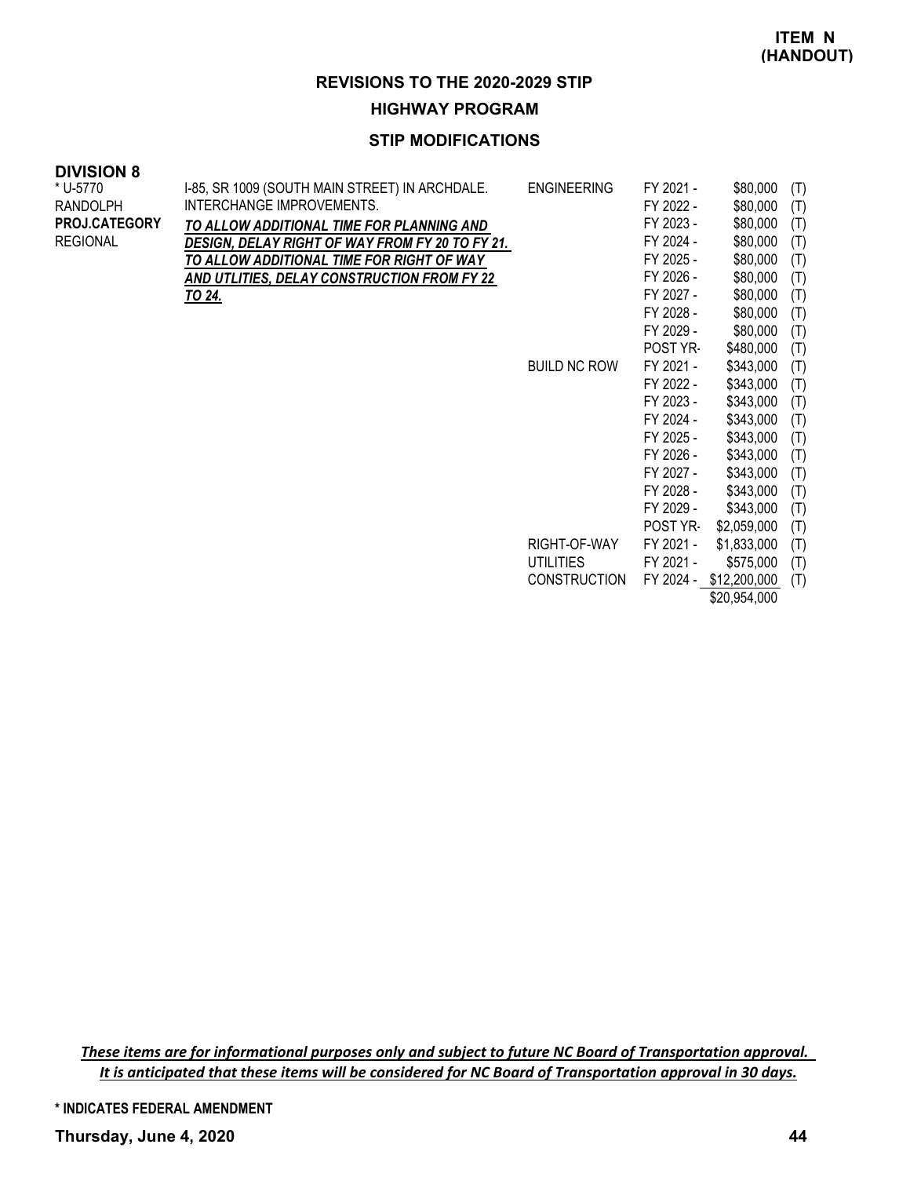**ITEM N (HANDOUT)**

## REVISIONS TO THE 2020-2029 STIP

### HIGHWAY PROGRAM

### STIP MODIFICATIONS

**DIVISION 8**

| | | | | | |
|---|---|---|---|---|---|
| * U-5770 | I-85, SR 1009 (SOUTH MAIN STREET) IN ARCHDALE. | ENGINEERING | FY 2021 - | $80,000 | (T) |
| RANDOLPH | INTERCHANGE IMPROVEMENTS. | | FY 2022 - | $80,000 | (T) |
| **PROJ.CATEGORY** | ***TO ALLOW ADDITIONAL TIME FOR PLANNING AND*** | | FY 2023 - | $80,000 | (T) |
| REGIONAL | ***DESIGN, DELAY RIGHT OF WAY FROM FY 20 TO FY 21.*** | | FY 2024 - | $80,000 | (T) |
| | ***TO ALLOW ADDITIONAL TIME FOR RIGHT OF WAY*** | | FY 2025 - | $80,000 | (T) |
| | ***AND UTLITIES, DELAY CONSTRUCTION FROM FY 22*** | | FY 2026 - | $80,000 | (T) |
| | ***TO 24.*** | | FY 2027 - | $80,000 | (T) |
| | | | FY 2028 - | $80,000 | (T) |
| | | | FY 2029 - | $80,000 | (T) |
| | | | POST YR- | $480,000 | (T) |
| | | BUILD NC ROW | FY 2021 - | $343,000 | (T) |
| | | | FY 2022 - | $343,000 | (T) |
| | | | FY 2023 - | $343,000 | (T) |
| | | | FY 2024 - | $343,000 | (T) |
| | | | FY 2025 - | $343,000 | (T) |
| | | | FY 2026 - | $343,000 | (T) |
| | | | FY 2027 - | $343,000 | (T) |
| | | | FY 2028 - | $343,000 | (T) |
| | | | FY 2029 - | $343,000 | (T) |
| | | | POST YR- | $2,059,000 | (T) |
| | | RIGHT-OF-WAY | FY 2021 - | $1,833,000 | (T) |
| | | UTILITIES | FY 2021 - | $575,000 | (T) |
| | | CONSTRUCTION | FY 2024 - | $12,200,000 | (T) |
| | | | | $20,954,000 | |

*These items are for informational purposes only and subject to future NC Board of Transportation approval. It is anticipated that these items will be considered for NC Board of Transportation approval in 30 days.*

**\* INDICATES FEDERAL AMENDMENT**

**Thursday, June 4, 2020**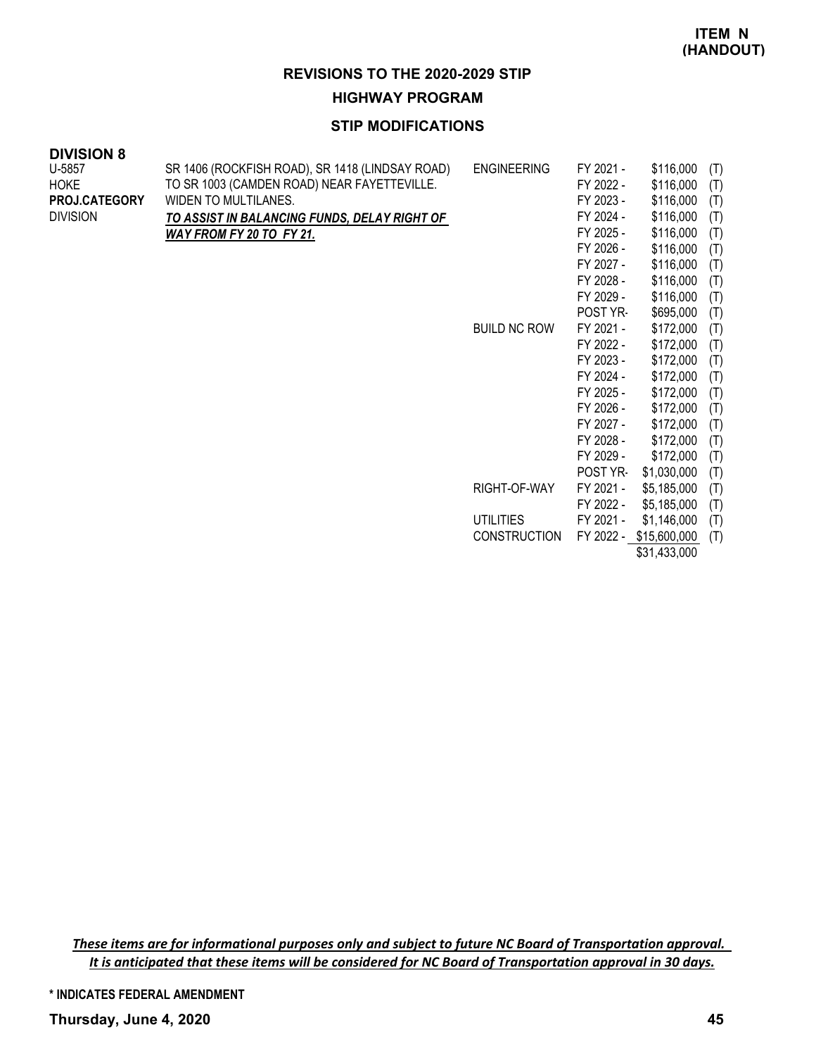**ITEM N (HANDOUT)**

## REVISIONS TO THE 2020-2029 STIP

### HIGHWAY PROGRAM

### STIP MODIFICATIONS

**DIVISION 8**

| | | | | | |
|---|---|---|---|---|---|
| U-5857<br>HOKE<br>**PROJ.CATEGORY**<br>DIVISION | SR 1406 (ROCKFISH ROAD), SR 1418 (LINDSAY ROAD) TO SR 1003 (CAMDEN ROAD) NEAR FAYETTEVILLE. WIDEN TO MULTILANES.<br>***TO ASSIST IN BALANCING FUNDS, DELAY RIGHT OF WAY FROM FY 20 TO FY 21.*** | ENGINEERING | FY 2021 - | $116,000 | (T) |
| | | | FY 2022 - | $116,000 | (T) |
| | | | FY 2023 - | $116,000 | (T) |
| | | | FY 2024 - | $116,000 | (T) |
| | | | FY 2025 - | $116,000 | (T) |
| | | | FY 2026 - | $116,000 | (T) |
| | | | FY 2027 - | $116,000 | (T) |
| | | | FY 2028 - | $116,000 | (T) |
| | | | FY 2029 - | $116,000 | (T) |
| | | | POST YR- | $695,000 | (T) |
| | | BUILD NC ROW | FY 2021 - | $172,000 | (T) |
| | | | FY 2022 - | $172,000 | (T) |
| | | | FY 2023 - | $172,000 | (T) |
| | | | FY 2024 - | $172,000 | (T) |
| | | | FY 2025 - | $172,000 | (T) |
| | | | FY 2026 - | $172,000 | (T) |
| | | | FY 2027 - | $172,000 | (T) |
| | | | FY 2028 - | $172,000 | (T) |
| | | | FY 2029 - | $172,000 | (T) |
| | | | POST YR- | $1,030,000 | (T) |
| | | RIGHT-OF-WAY | FY 2021 - | $5,185,000 | (T) |
| | | | FY 2022 - | $5,185,000 | (T) |
| | | UTILITIES | FY 2021 - | $1,146,000 | (T) |
| | | CONSTRUCTION | FY 2022 - | $15,600,000 | (T) |
| | | | | $31,433,000 | |

***These items are for informational purposes only and subject to future NC Board of Transportation approval. It is anticipated that these items will be considered for NC Board of Transportation approval in 30 days.***

**\* INDICATES FEDERAL AMENDMENT**

**Thursday, June 4, 2020**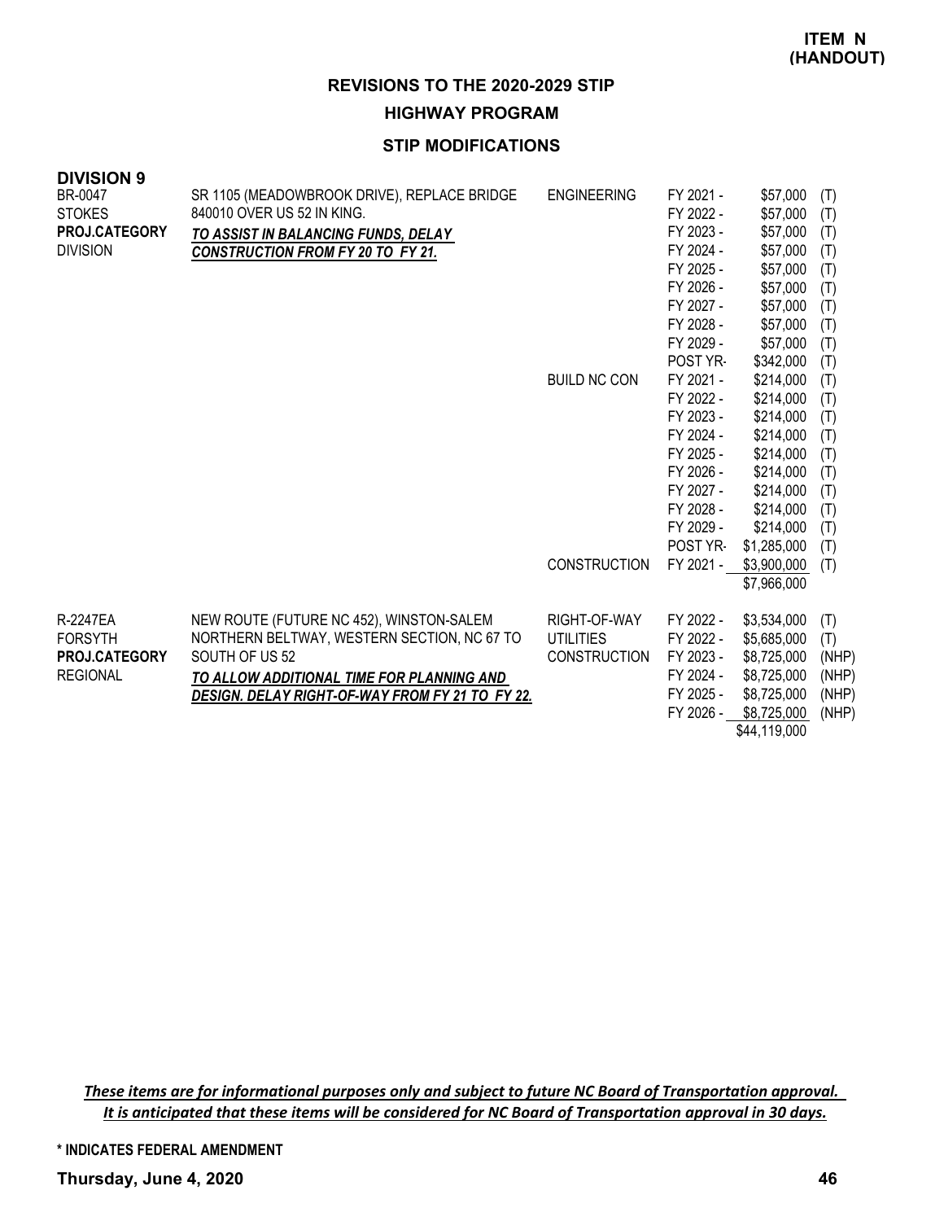**ITEM N (HANDOUT)**

## REVISIONS TO THE 2020-2029 STIP

### HIGHWAY PROGRAM

### STIP MODIFICATIONS

**DIVISION 9**

| Project | Description | Phase | Fiscal Year | Amount | Source |
|---|---|---|---|---|---|
| BR-0047 | SR 1105 (MEADOWBROOK DRIVE), REPLACE BRIDGE 840010 OVER US 52 IN KING. | ENGINEERING | FY 2021 - | $57,000 | (T) |
| STOKES | ***TO ASSIST IN BALANCING FUNDS, DELAY CONSTRUCTION FROM FY 20 TO FY 21.*** | | FY 2022 - | $57,000 | (T) |
| **PROJ.CATEGORY** | | | FY 2023 - | $57,000 | (T) |
| DIVISION | | | FY 2024 - | $57,000 | (T) |
| | | | FY 2025 - | $57,000 | (T) |
| | | | FY 2026 - | $57,000 | (T) |
| | | | FY 2027 - | $57,000 | (T) |
| | | | FY 2028 - | $57,000 | (T) |
| | | | FY 2029 - | $57,000 | (T) |
| | | | POST YR- | $342,000 | (T) |
| | | BUILD NC CON | FY 2021 - | $214,000 | (T) |
| | | | FY 2022 - | $214,000 | (T) |
| | | | FY 2023 - | $214,000 | (T) |
| | | | FY 2024 - | $214,000 | (T) |
| | | | FY 2025 - | $214,000 | (T) |
| | | | FY 2026 - | $214,000 | (T) |
| | | | FY 2027 - | $214,000 | (T) |
| | | | FY 2028 - | $214,000 | (T) |
| | | | FY 2029 - | $214,000 | (T) |
| | | | POST YR- | $1,285,000 | (T) |
| | | CONSTRUCTION | FY 2021 - | $3,900,000 | (T) |
| | | | | $7,966,000 | |
| R-2247EA | NEW ROUTE (FUTURE NC 452), WINSTON-SALEM NORTHERN BELTWAY, WESTERN SECTION, NC 67 TO SOUTH OF US 52 | RIGHT-OF-WAY | FY 2022 - | $3,534,000 | (T) |
| FORSYTH | ***TO ALLOW ADDITIONAL TIME FOR PLANNING AND DESIGN. DELAY RIGHT-OF-WAY FROM FY 21 TO FY 22.*** | UTILITIES | FY 2022 - | $5,685,000 | (T) |
| **PROJ.CATEGORY** | | CONSTRUCTION | FY 2023 - | $8,725,000 | (NHP) |
| REGIONAL | | | FY 2024 - | $8,725,000 | (NHP) |
| | | | FY 2025 - | $8,725,000 | (NHP) |
| | | | FY 2026 - | $8,725,000 | (NHP) |
| | | | | $44,119,000 | |

***These items are for informational purposes only and subject to future NC Board of Transportation approval. It is anticipated that these items will be considered for NC Board of Transportation approval in 30 days.***

**\* INDICATES FEDERAL AMENDMENT**

**Thursday, June 4, 2020**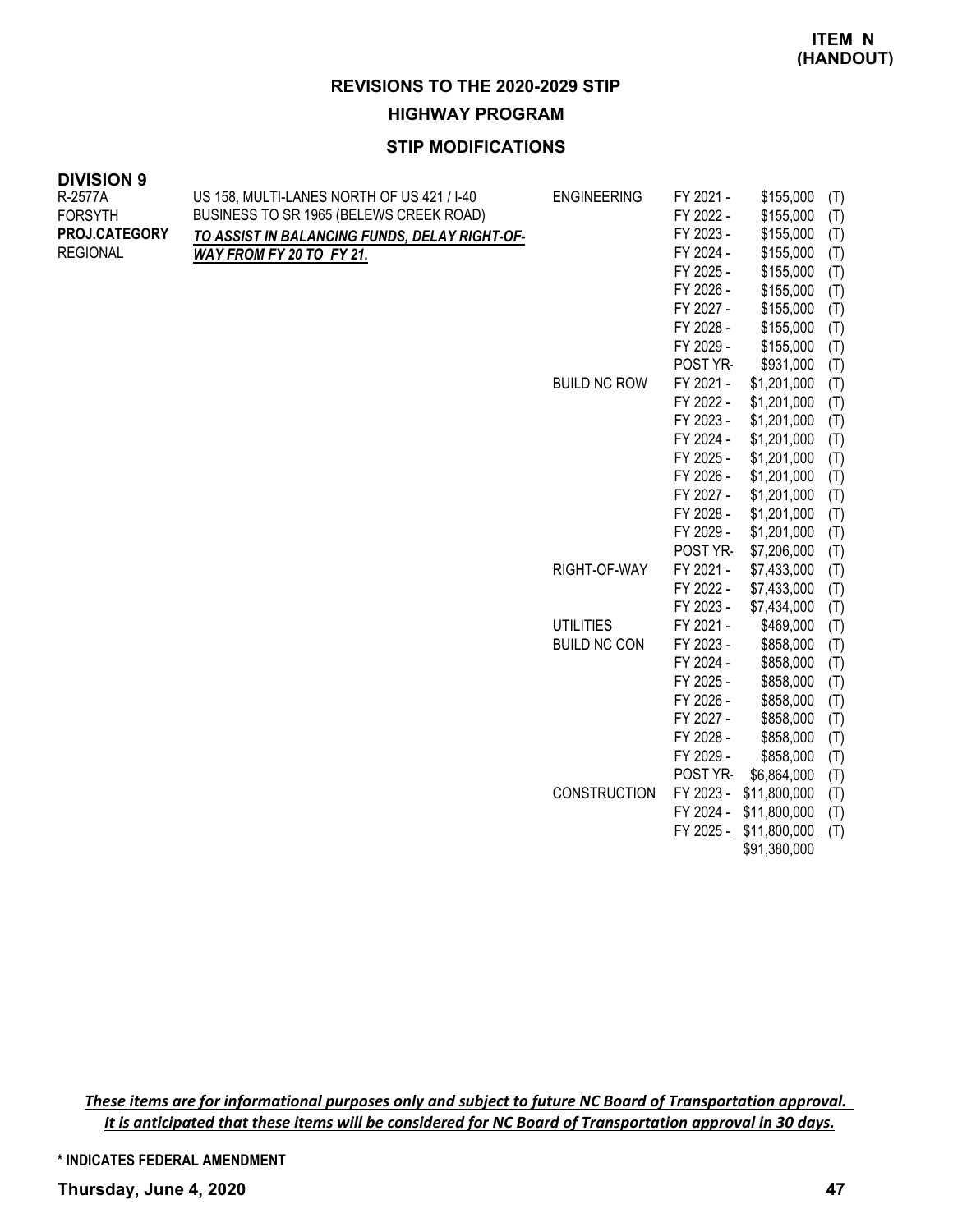**ITEM N (HANDOUT)**

## REVISIONS TO THE 2020-2029 STIP

### HIGHWAY PROGRAM

### STIP MODIFICATIONS

**DIVISION 9**

| Project | Description | Phase | Fiscal Year | Amount | Fund |
|---|---|---|---|---|---|
| R-2577A | US 158, MULTI-LANES NORTH OF US 421 / I-40 BUSINESS TO SR 1965 (BELEWS CREEK ROAD) | ENGINEERING | FY 2021 - | $155,000 | (T) |
| FORSYTH | ***TO ASSIST IN BALANCING FUNDS, DELAY RIGHT-OF-WAY FROM FY 20 TO FY 21.*** | | FY 2022 - | $155,000 | (T) |
| **PROJ.CATEGORY** | | | FY 2023 - | $155,000 | (T) |
| REGIONAL | | | FY 2024 - | $155,000 | (T) |
| | | | FY 2025 - | $155,000 | (T) |
| | | | FY 2026 - | $155,000 | (T) |
| | | | FY 2027 - | $155,000 | (T) |
| | | | FY 2028 - | $155,000 | (T) |
| | | | FY 2029 - | $155,000 | (T) |
| | | | POST YR- | $931,000 | (T) |
| | | BUILD NC ROW | FY 2021 - | $1,201,000 | (T) |
| | | | FY 2022 - | $1,201,000 | (T) |
| | | | FY 2023 - | $1,201,000 | (T) |
| | | | FY 2024 - | $1,201,000 | (T) |
| | | | FY 2025 - | $1,201,000 | (T) |
| | | | FY 2026 - | $1,201,000 | (T) |
| | | | FY 2027 - | $1,201,000 | (T) |
| | | | FY 2028 - | $1,201,000 | (T) |
| | | | FY 2029 - | $1,201,000 | (T) |
| | | | POST YR- | $7,206,000 | (T) |
| | | RIGHT-OF-WAY | FY 2021 - | $7,433,000 | (T) |
| | | | FY 2022 - | $7,433,000 | (T) |
| | | | FY 2023 - | $7,434,000 | (T) |
| | | UTILITIES | FY 2021 - | $469,000 | (T) |
| | | BUILD NC CON | FY 2023 - | $858,000 | (T) |
| | | | FY 2024 - | $858,000 | (T) |
| | | | FY 2025 - | $858,000 | (T) |
| | | | FY 2026 - | $858,000 | (T) |
| | | | FY 2027 - | $858,000 | (T) |
| | | | FY 2028 - | $858,000 | (T) |
| | | | FY 2029 - | $858,000 | (T) |
| | | | POST YR- | $6,864,000 | (T) |
| | | CONSTRUCTION | FY 2023 - | $11,800,000 | (T) |
| | | | FY 2024 - | $11,800,000 | (T) |
| | | | FY 2025 - | $11,800,000 | (T) |
| | | | | $91,380,000 | |

***These items are for informational purposes only and subject to future NC Board of Transportation approval. It is anticipated that these items will be considered for NC Board of Transportation approval in 30 days.***

**\* INDICATES FEDERAL AMENDMENT**

**Thursday, June 4, 2020**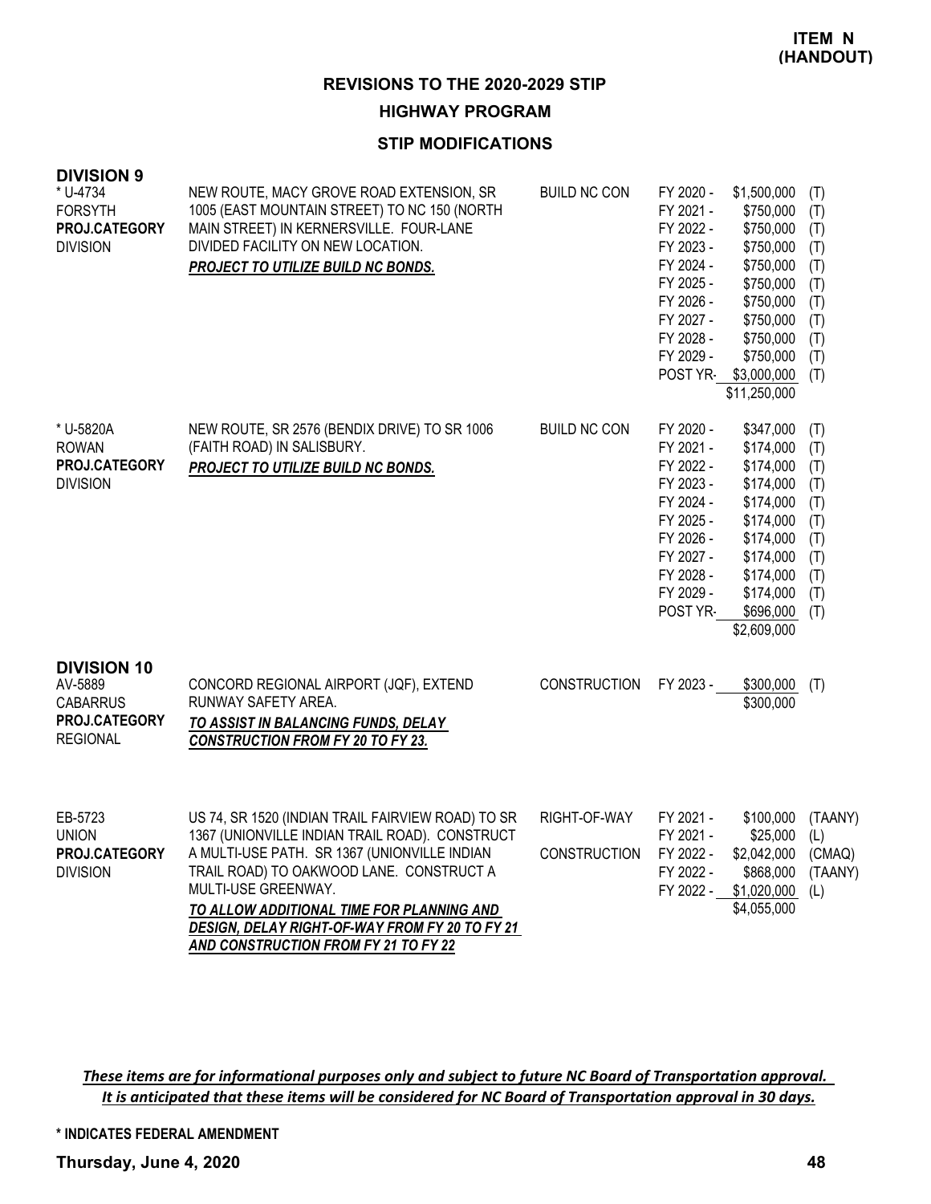**ITEM N (HANDOUT)**

## REVISIONS TO THE 2020-2029 STIP

### HIGHWAY PROGRAM

### STIP MODIFICATIONS

**DIVISION 9**

| Project | Description | Work Type | Fiscal Year | Amount | Fund |
|---|---|---|---|---|---|
| * U-4734<br>FORSYTH<br>**PROJ.CATEGORY**<br>DIVISION | NEW ROUTE, MACY GROVE ROAD EXTENSION, SR 1005 (EAST MOUNTAIN STREET) TO NC 150 (NORTH MAIN STREET) IN KERNERSVILLE. FOUR-LANE DIVIDED FACILITY ON NEW LOCATION.<br>***PROJECT TO UTILIZE BUILD NC BONDS.*** | BUILD NC CON | FY 2020 - | $1,500,000 | (T) |
| | | | FY 2021 - | $750,000 | (T) |
| | | | FY 2022 - | $750,000 | (T) |
| | | | FY 2023 - | $750,000 | (T) |
| | | | FY 2024 - | $750,000 | (T) |
| | | | FY 2025 - | $750,000 | (T) |
| | | | FY 2026 - | $750,000 | (T) |
| | | | FY 2027 - | $750,000 | (T) |
| | | | FY 2028 - | $750,000 | (T) |
| | | | FY 2029 - | $750,000 | (T) |
| | | | POST YR- | $3,000,000 | (T) |
| | | | | $11,250,000 | |
| * U-5820A<br>ROWAN<br>**PROJ.CATEGORY**<br>DIVISION | NEW ROUTE, SR 2576 (BENDIX DRIVE) TO SR 1006 (FAITH ROAD) IN SALISBURY.<br>***PROJECT TO UTILIZE BUILD NC BONDS.*** | BUILD NC CON | FY 2020 - | $347,000 | (T) |
| | | | FY 2021 - | $174,000 | (T) |
| | | | FY 2022 - | $174,000 | (T) |
| | | | FY 2023 - | $174,000 | (T) |
| | | | FY 2024 - | $174,000 | (T) |
| | | | FY 2025 - | $174,000 | (T) |
| | | | FY 2026 - | $174,000 | (T) |
| | | | FY 2027 - | $174,000 | (T) |
| | | | FY 2028 - | $174,000 | (T) |
| | | | FY 2029 - | $174,000 | (T) |
| | | | POST YR- | $696,000 | (T) |
| | | | | $2,609,000 | |

**DIVISION 10**

| Project | Description | Work Type | Fiscal Year | Amount | Fund |
|---|---|---|---|---|---|
| AV-5889<br>CABARRUS<br>**PROJ.CATEGORY**<br>REGIONAL | CONCORD REGIONAL AIRPORT (JQF), EXTEND RUNWAY SAFETY AREA.<br>***TO ASSIST IN BALANCING FUNDS, DELAY CONSTRUCTION FROM FY 20 TO FY 23.*** | CONSTRUCTION | FY 2023 - | $300,000 | (T) |
| | | | | $300,000 | |
| EB-5723<br>UNION<br>**PROJ.CATEGORY**<br>DIVISION | US 74, SR 1520 (INDIAN TRAIL FAIRVIEW ROAD) TO SR 1367 (UNIONVILLE INDIAN TRAIL ROAD). CONSTRUCT A MULTI-USE PATH. SR 1367 (UNIONVILLE INDIAN TRAIL ROAD) TO OAKWOOD LANE. CONSTRUCT A MULTI-USE GREENWAY.<br>***TO ALLOW ADDITIONAL TIME FOR PLANNING AND DESIGN, DELAY RIGHT-OF-WAY FROM FY 20 TO FY 21 AND CONSTRUCTION FROM FY 21 TO FY 22*** | RIGHT-OF-WAY | FY 2021 - | $100,000 | (TAANY) |
| | | | FY 2021 - | $25,000 | (L) |
| | | CONSTRUCTION | FY 2022 - | $2,042,000 | (CMAQ) |
| | | | FY 2022 - | $868,000 | (TAANY) |
| | | | FY 2022 - | $1,020,000 | (L) |
| | | | | $4,055,000 | |

***These items are for informational purposes only and subject to future NC Board of Transportation approval. It is anticipated that these items will be considered for NC Board of Transportation approval in 30 days.***

**\* INDICATES FEDERAL AMENDMENT**

**Thursday, June 4, 2020**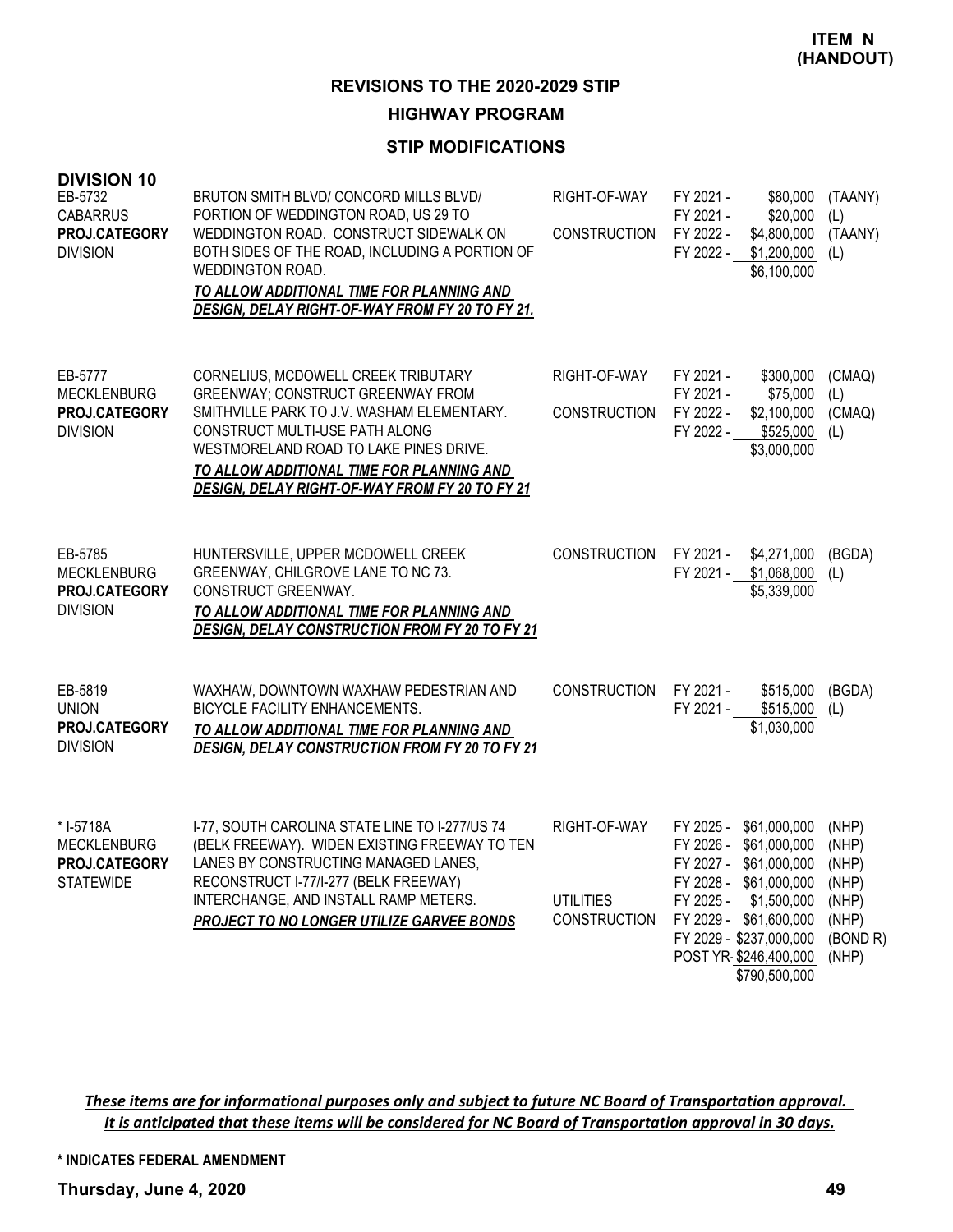**ITEM N (HANDOUT)**

## REVISIONS TO THE 2020-2029 STIP

### HIGHWAY PROGRAM

### STIP MODIFICATIONS

**DIVISION 10**

| Project | Description | Phase | Fiscal Year | Amount | Source |
|---|---|---|---|---|---|
| EB-5732<br>CABARRUS<br>**PROJ.CATEGORY**<br>DIVISION | BRUTON SMITH BLVD/ CONCORD MILLS BLVD/ PORTION OF WEDDINGTON ROAD, US 29 TO WEDDINGTON ROAD. CONSTRUCT SIDEWALK ON BOTH SIDES OF THE ROAD, INCLUDING A PORTION OF WEDDINGTON ROAD.<br>***TO ALLOW ADDITIONAL TIME FOR PLANNING AND DESIGN, DELAY RIGHT-OF-WAY FROM FY 20 TO FY 21.*** | RIGHT-OF-WAY | FY 2021 - | $80,000 | (TAANY) |
| | | | FY 2021 - | $20,000 | (L) |
| | | CONSTRUCTION | FY 2022 - | $4,800,000 | (TAANY) |
| | | | FY 2022 - | $1,200,000 | (L) |
| | | | | $6,100,000 | |
| EB-5777<br>MECKLENBURG<br>**PROJ.CATEGORY**<br>DIVISION | CORNELIUS, MCDOWELL CREEK TRIBUTARY GREENWAY; CONSTRUCT GREENWAY FROM SMITHVILLE PARK TO J.V. WASHAM ELEMENTARY. CONSTRUCT MULTI-USE PATH ALONG WESTMORELAND ROAD TO LAKE PINES DRIVE.<br>***TO ALLOW ADDITIONAL TIME FOR PLANNING AND DESIGN, DELAY RIGHT-OF-WAY FROM FY 20 TO FY 21*** | RIGHT-OF-WAY | FY 2021 - | $300,000 | (CMAQ) |
| | | | FY 2021 - | $75,000 | (L) |
| | | CONSTRUCTION | FY 2022 - | $2,100,000 | (CMAQ) |
| | | | FY 2022 - | $525,000 | (L) |
| | | | | $3,000,000 | |
| EB-5785<br>MECKLENBURG<br>**PROJ.CATEGORY**<br>DIVISION | HUNTERSVILLE, UPPER MCDOWELL CREEK GREENWAY, CHILGROVE LANE TO NC 73. CONSTRUCT GREENWAY.<br>***TO ALLOW ADDITIONAL TIME FOR PLANNING AND DESIGN, DELAY CONSTRUCTION FROM FY 20 TO FY 21*** | CONSTRUCTION | FY 2021 - | $4,271,000 | (BGDA) |
| | | | FY 2021 - | $1,068,000 | (L) |
| | | | | $5,339,000 | |
| EB-5819<br>UNION<br>**PROJ.CATEGORY**<br>DIVISION | WAXHAW, DOWNTOWN WAXHAW PEDESTRIAN AND BICYCLE FACILITY ENHANCEMENTS.<br>***TO ALLOW ADDITIONAL TIME FOR PLANNING AND DESIGN, DELAY CONSTRUCTION FROM FY 20 TO FY 21*** | CONSTRUCTION | FY 2021 - | $515,000 | (BGDA) |
| | | | FY 2021 - | $515,000 | (L) |
| | | | | $1,030,000 | |
| * I-5718A<br>MECKLENBURG<br>**PROJ.CATEGORY**<br>STATEWIDE | I-77, SOUTH CAROLINA STATE LINE TO I-277/US 74 (BELK FREEWAY). WIDEN EXISTING FREEWAY TO TEN LANES BY CONSTRUCTING MANAGED LANES, RECONSTRUCT I-77/I-277 (BELK FREEWAY) INTERCHANGE, AND INSTALL RAMP METERS.<br>***PROJECT TO NO LONGER UTILIZE GARVEE BONDS*** | RIGHT-OF-WAY | FY 2025 - | $61,000,000 | (NHP) |
| | | | FY 2026 - | $61,000,000 | (NHP) |
| | | | FY 2027 - | $61,000,000 | (NHP) |
| | | | FY 2028 - | $61,000,000 | (NHP) |
| | | UTILITIES | FY 2025 - | $1,500,000 | (NHP) |
| | | CONSTRUCTION | FY 2029 - | $61,600,000 | (NHP) |
| | | | FY 2029 - | $237,000,000 | (BOND R) |
| | | | POST YR- | $246,400,000 | (NHP) |
| | | | | $790,500,000 | |

***These items are for informational purposes only and subject to future NC Board of Transportation approval. It is anticipated that these items will be considered for NC Board of Transportation approval in 30 days.***

**\* INDICATES FEDERAL AMENDMENT**

**Thursday, June 4, 2020**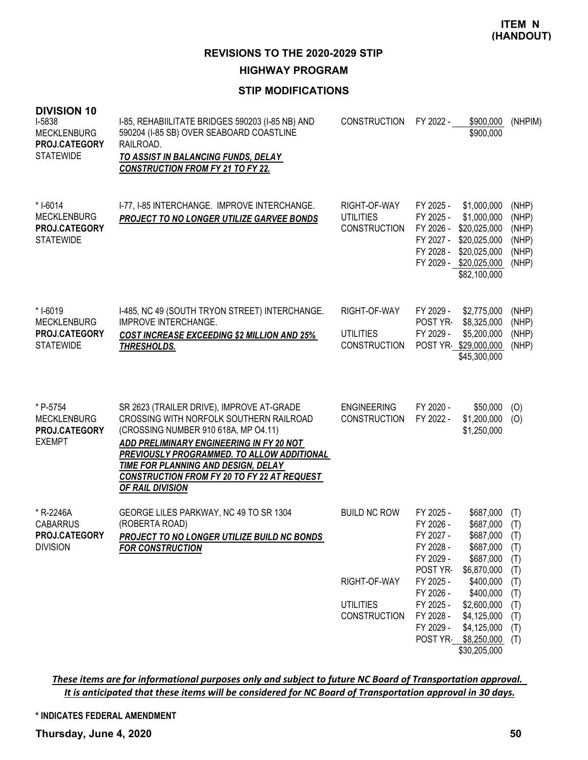**ITEM N (HANDOUT)**

# REVISIONS TO THE 2020-2029 STIP

## HIGHWAY PROGRAM

### STIP MODIFICATIONS

**DIVISION 10**

| Project | Description | Work Type | Fiscal Year | Amount | Fund |
|---|---|---|---|---|---|
| I-5838<br>MECKLENBURG<br>**PROJ.CATEGORY**<br>STATEWIDE | I-85, REHABIILITATE BRIDGES 590203 (I-85 NB) AND 590204 (I-85 SB) OVER SEABOARD COASTLINE RAILROAD.<br>***TO ASSIST IN BALANCING FUNDS, DELAY CONSTRUCTION FROM FY 21 TO FY 22.*** | CONSTRUCTION | FY 2022 - | $900,000 | (NHPIM) |
| | | | | $900,000 | |
| * I-6014<br>MECKLENBURG<br>**PROJ.CATEGORY**<br>STATEWIDE | I-77, I-85 INTERCHANGE. IMPROVE INTERCHANGE.<br>***PROJECT TO NO LONGER UTILIZE GARVEE BONDS*** | RIGHT-OF-WAY | FY 2025 - | $1,000,000 | (NHP) |
| | | UTILITIES | FY 2025 - | $1,000,000 | (NHP) |
| | | CONSTRUCTION | FY 2026 - | $20,025,000 | (NHP) |
| | | | FY 2027 - | $20,025,000 | (NHP) |
| | | | FY 2028 - | $20,025,000 | (NHP) |
| | | | FY 2029 - | $20,025,000 | (NHP) |
| | | | | $82,100,000 | |
| * I-6019<br>MECKLENBURG<br>**PROJ.CATEGORY**<br>STATEWIDE | I-485, NC 49 (SOUTH TRYON STREET) INTERCHANGE. IMPROVE INTERCHANGE.<br>***COST INCREASE EXCEEDING $2 MILLION AND 25% THRESHOLDS.*** | RIGHT-OF-WAY | FY 2029 - | $2,775,000 | (NHP) |
| | | | POST YR- | $8,325,000 | (NHP) |
| | | UTILITIES | FY 2029 - | $5,200,000 | (NHP) |
| | | CONSTRUCTION | POST YR- | $29,000,000 | (NHP) |
| | | | | $45,300,000 | |
| * P-5754<br>MECKLENBURG<br>**PROJ.CATEGORY**<br>EXEMPT | SR 2623 (TRAILER DRIVE), IMPROVE AT-GRADE CROSSING WITH NORFOLK SOUTHERN RAILROAD (CROSSING NUMBER 910 618A, MP O4.11)<br>***ADD PRELIMINARY ENGINEERING IN FY 20 NOT PREVIOUSLY PROGRAMMED. TO ALLOW ADDITIONAL TIME FOR PLANNING AND DESIGN, DELAY CONSTRUCTION FROM FY 20 TO FY 22 AT REQUEST OF RAIL DIVISION*** | ENGINEERING | FY 2020 - | $50,000 | (O) |
| | | CONSTRUCTION | FY 2022 - | $1,200,000 | (O) |
| | | | | $1,250,000 | |
| * R-2246A<br>CABARRUS<br>**PROJ.CATEGORY**<br>DIVISION | GEORGE LILES PARKWAY, NC 49 TO SR 1304 (ROBERTA ROAD)<br>***PROJECT TO NO LONGER UTILIZE BUILD NC BONDS FOR CONSTRUCTION*** | BUILD NC ROW | FY 2025 - | $687,000 | (T) |
| | | | FY 2026 - | $687,000 | (T) |
| | | | FY 2027 - | $687,000 | (T) |
| | | | FY 2028 - | $687,000 | (T) |
| | | | FY 2029 - | $687,000 | (T) |
| | | | POST YR- | $6,870,000 | (T) |
| | | RIGHT-OF-WAY | FY 2025 - | $400,000 | (T) |
| | | | FY 2026 - | $400,000 | (T) |
| | | UTILITIES | FY 2025 - | $2,600,000 | (T) |
| | | CONSTRUCTION | FY 2028 - | $4,125,000 | (T) |
| | | | FY 2029 - | $4,125,000 | (T) |
| | | | POST YR- | $8,250,000 | (T) |
| | | | | $30,205,000 | |

***These items are for informational purposes only and subject to future NC Board of Transportation approval. It is anticipated that these items will be considered for NC Board of Transportation approval in 30 days.***

**\* INDICATES FEDERAL AMENDMENT**

**Thursday, June 4, 2020**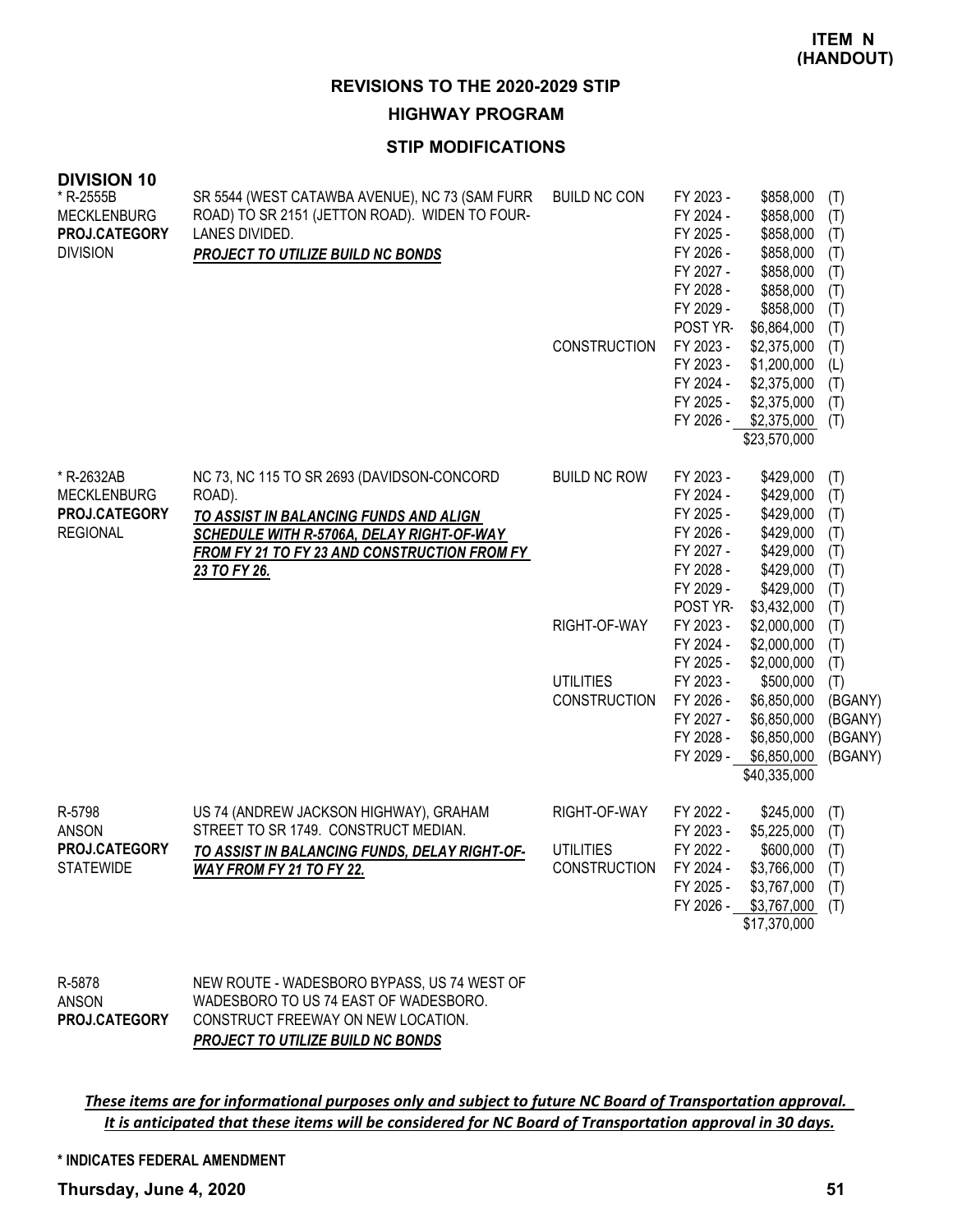**ITEM N (HANDOUT)**

# REVISIONS TO THE 2020-2029 STIP

## HIGHWAY PROGRAM

### STIP MODIFICATIONS

**DIVISION 10**

| Project | Description | Work Type | Fiscal Year | Amount | Fund |
|---|---|---|---|---|---|
| * R-2555B<br>MECKLENBURG<br>**PROJ.CATEGORY**<br>DIVISION | SR 5544 (WEST CATAWBA AVENUE), NC 73 (SAM FURR ROAD) TO SR 2151 (JETTON ROAD). WIDEN TO FOUR-LANES DIVIDED.<br>***PROJECT TO UTILIZE BUILD NC BONDS*** | BUILD NC CON | FY 2023 - | $858,000 | (T) |
| | | | FY 2024 - | $858,000 | (T) |
| | | | FY 2025 - | $858,000 | (T) |
| | | | FY 2026 - | $858,000 | (T) |
| | | | FY 2027 - | $858,000 | (T) |
| | | | FY 2028 - | $858,000 | (T) |
| | | | FY 2029 - | $858,000 | (T) |
| | | | POST YR- | $6,864,000 | (T) |
| | | CONSTRUCTION | FY 2023 - | $2,375,000 | (T) |
| | | | FY 2023 - | $1,200,000 | (L) |
| | | | FY 2024 - | $2,375,000 | (T) |
| | | | FY 2025 - | $2,375,000 | (T) |
| | | | FY 2026 - | $2,375,000 | (T) |
| | | | | $23,570,000 | |
| * R-2632AB<br>MECKLENBURG<br>**PROJ.CATEGORY**<br>REGIONAL | NC 73, NC 115 TO SR 2693 (DAVIDSON-CONCORD ROAD).<br>***TO ASSIST IN BALANCING FUNDS AND ALIGN SCHEDULE WITH R-5706A, DELAY RIGHT-OF-WAY FROM FY 21 TO FY 23 AND CONSTRUCTION FROM FY 23 TO FY 26.*** | BUILD NC ROW | FY 2023 - | $429,000 | (T) |
| | | | FY 2024 - | $429,000 | (T) |
| | | | FY 2025 - | $429,000 | (T) |
| | | | FY 2026 - | $429,000 | (T) |
| | | | FY 2027 - | $429,000 | (T) |
| | | | FY 2028 - | $429,000 | (T) |
| | | | FY 2029 - | $429,000 | (T) |
| | | | POST YR- | $3,432,000 | (T) |
| | | RIGHT-OF-WAY | FY 2023 - | $2,000,000 | (T) |
| | | | FY 2024 - | $2,000,000 | (T) |
| | | | FY 2025 - | $2,000,000 | (T) |
| | | UTILITIES | FY 2023 - | $500,000 | (T) |
| | | CONSTRUCTION | FY 2026 - | $6,850,000 | (BGANY) |
| | | | FY 2027 - | $6,850,000 | (BGANY) |
| | | | FY 2028 - | $6,850,000 | (BGANY) |
| | | | FY 2029 - | $6,850,000 | (BGANY) |
| | | | | $40,335,000 | |
| R-5798<br>ANSON<br>**PROJ.CATEGORY**<br>STATEWIDE | US 74 (ANDREW JACKSON HIGHWAY), GRAHAM STREET TO SR 1749. CONSTRUCT MEDIAN.<br>***TO ASSIST IN BALANCING FUNDS, DELAY RIGHT-OF-WAY FROM FY 21 TO FY 22.*** | RIGHT-OF-WAY | FY 2022 - | $245,000 | (T) |
| | | | FY 2023 - | $5,225,000 | (T) |
| | | UTILITIES | FY 2022 - | $600,000 | (T) |
| | | CONSTRUCTION | FY 2024 - | $3,766,000 | (T) |
| | | | FY 2025 - | $3,767,000 | (T) |
| | | | FY 2026 - | $3,767,000 | (T) |
| | | | | $17,370,000 | |
| R-5878<br>ANSON<br>**PROJ.CATEGORY** | NEW ROUTE - WADESBORO BYPASS, US 74 WEST OF WADESBORO TO US 74 EAST OF WADESBORO. CONSTRUCT FREEWAY ON NEW LOCATION.<br>***PROJECT TO UTILIZE BUILD NC BONDS*** | | | | |

*These items are for informational purposes only and subject to future NC Board of Transportation approval. It is anticipated that these items will be considered for NC Board of Transportation approval in 30 days.*

**\* INDICATES FEDERAL AMENDMENT**

**Thursday, June 4, 2020**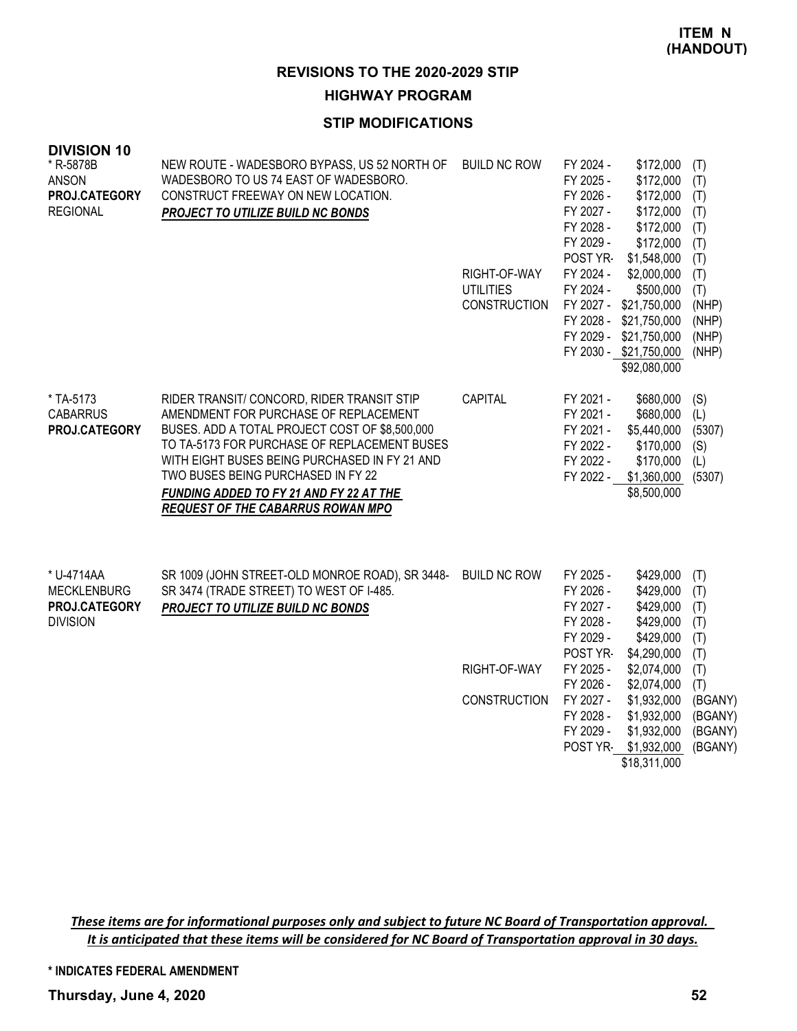**ITEM N (HANDOUT)**

## REVISIONS TO THE 2020-2029 STIP

### HIGHWAY PROGRAM

### STIP MODIFICATIONS

**DIVISION 10**

| Project | Description | Work Type | Fiscal Year | Amount | Source |
|---|---|---|---|---|---|
| * R-5878B<br>ANSON<br>**PROJ.CATEGORY**<br>REGIONAL | NEW ROUTE - WADESBORO BYPASS, US 52 NORTH OF WADESBORO TO US 74 EAST OF WADESBORO. CONSTRUCT FREEWAY ON NEW LOCATION.<br>***PROJECT TO UTILIZE BUILD NC BONDS*** | BUILD NC ROW | FY 2024 - | $172,000 | (T) |
| | | | FY 2025 - | $172,000 | (T) |
| | | | FY 2026 - | $172,000 | (T) |
| | | | FY 2027 - | $172,000 | (T) |
| | | | FY 2028 - | $172,000 | (T) |
| | | | FY 2029 - | $172,000 | (T) |
| | | | POST YR- | $1,548,000 | (T) |
| | | RIGHT-OF-WAY | FY 2024 - | $2,000,000 | (T) |
| | | UTILITIES | FY 2024 - | $500,000 | (T) |
| | | CONSTRUCTION | FY 2027 - | $21,750,000 | (NHP) |
| | | | FY 2028 - | $21,750,000 | (NHP) |
| | | | FY 2029 - | $21,750,000 | (NHP) |
| | | | FY 2030 - | $21,750,000 | (NHP) |
| | | | | $92,080,000 | |
| * TA-5173<br>CABARRUS<br>**PROJ.CATEGORY** | RIDER TRANSIT/ CONCORD, RIDER TRANSIT STIP AMENDMENT FOR PURCHASE OF REPLACEMENT BUSES. ADD A TOTAL PROJECT COST OF $8,500,000 TO TA-5173 FOR PURCHASE OF REPLACEMENT BUSES WITH EIGHT BUSES BEING PURCHASED IN FY 21 AND TWO BUSES BEING PURCHASED IN FY 22<br>***FUNDING ADDED TO FY 21 AND FY 22 AT THE REQUEST OF THE CABARRUS ROWAN MPO*** | CAPITAL | FY 2021 - | $680,000 | (S) |
| | | | FY 2021 - | $680,000 | (L) |
| | | | FY 2021 - | $5,440,000 | (5307) |
| | | | FY 2022 - | $170,000 | (S) |
| | | | FY 2022 - | $170,000 | (L) |
| | | | FY 2022 - | $1,360,000 | (5307) |
| | | | | $8,500,000 | |
| * U-4714AA<br>MECKLENBURG<br>**PROJ.CATEGORY**<br>DIVISION | SR 1009 (JOHN STREET-OLD MONROE ROAD), SR 3448-SR 3474 (TRADE STREET) TO WEST OF I-485.<br>***PROJECT TO UTILIZE BUILD NC BONDS*** | BUILD NC ROW | FY 2025 - | $429,000 | (T) |
| | | | FY 2026 - | $429,000 | (T) |
| | | | FY 2027 - | $429,000 | (T) |
| | | | FY 2028 - | $429,000 | (T) |
| | | | FY 2029 - | $429,000 | (T) |
| | | | POST YR- | $4,290,000 | (T) |
| | | RIGHT-OF-WAY | FY 2025 - | $2,074,000 | (T) |
| | | | FY 2026 - | $2,074,000 | (T) |
| | | CONSTRUCTION | FY 2027 - | $1,932,000 | (BGANY) |
| | | | FY 2028 - | $1,932,000 | (BGANY) |
| | | | FY 2029 - | $1,932,000 | (BGANY) |
| | | | POST YR- | $1,932,000 | (BGANY) |
| | | | | $18,311,000 | |

*These items are for informational purposes only and subject to future NC Board of Transportation approval. It is anticipated that these items will be considered for NC Board of Transportation approval in 30 days.*

**\* INDICATES FEDERAL AMENDMENT**

**Thursday, June 4, 2020**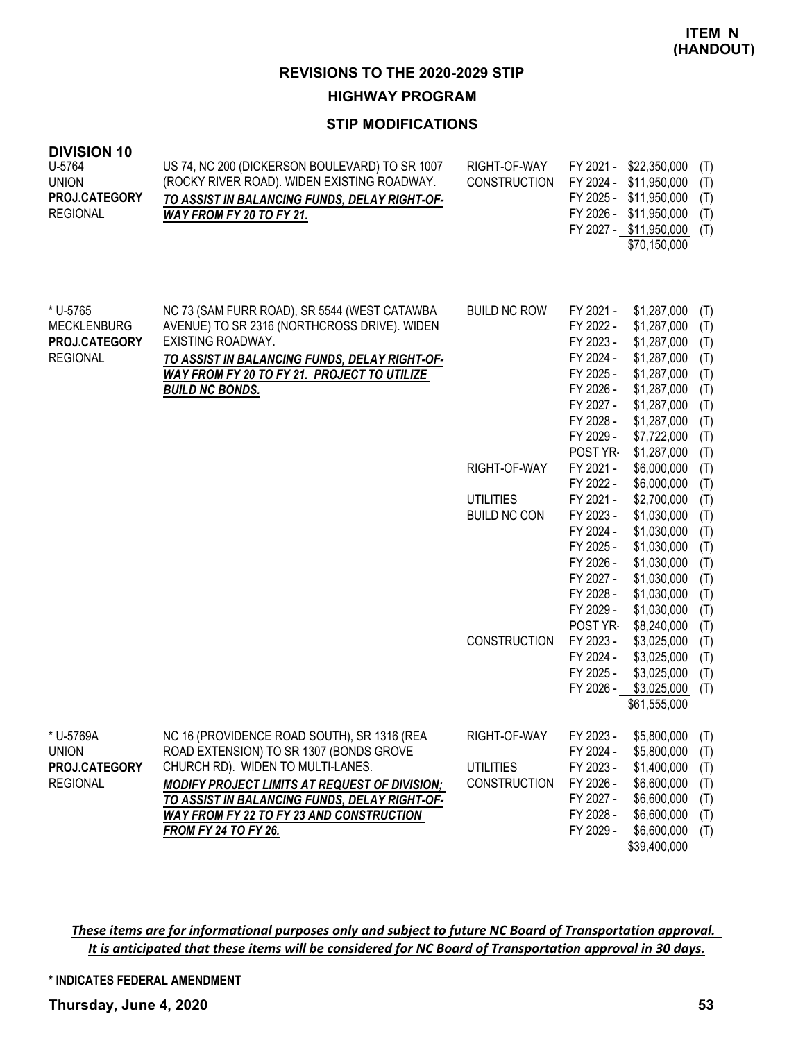**ITEM N (HANDOUT)**

# REVISIONS TO THE 2020-2029 STIP

## HIGHWAY PROGRAM

### STIP MODIFICATIONS

**DIVISION 10**

| Project | Description | Work Type | Fiscal Year | Amount | Source |
|---|---|---|---|---|---|
| U-5764<br>UNION<br>**PROJ.CATEGORY**<br>REGIONAL | US 74, NC 200 (DICKERSON BOULEVARD) TO SR 1007 (ROCKY RIVER ROAD). WIDEN EXISTING ROADWAY.<br>***TO ASSIST IN BALANCING FUNDS, DELAY RIGHT-OF-WAY FROM FY 20 TO FY 21.*** | RIGHT-OF-WAY | FY 2021 - | $22,350,000 | (T) |
| | | CONSTRUCTION | FY 2024 - | $11,950,000 | (T) |
| | | | FY 2025 - | $11,950,000 | (T) |
| | | | FY 2026 - | $11,950,000 | (T) |
| | | | FY 2027 - | $11,950,000 | (T) |
| | | | | $70,150,000 | |
| * U-5765<br>MECKLENBURG<br>**PROJ.CATEGORY**<br>REGIONAL | NC 73 (SAM FURR ROAD), SR 5544 (WEST CATAWBA AVENUE) TO SR 2316 (NORTHCROSS DRIVE). WIDEN EXISTING ROADWAY.<br>***TO ASSIST IN BALANCING FUNDS, DELAY RIGHT-OF-WAY FROM FY 20 TO FY 21. PROJECT TO UTILIZE BUILD NC BONDS.*** | BUILD NC ROW | FY 2021 - | $1,287,000 | (T) |
| | | | FY 2022 - | $1,287,000 | (T) |
| | | | FY 2023 - | $1,287,000 | (T) |
| | | | FY 2024 - | $1,287,000 | (T) |
| | | | FY 2025 - | $1,287,000 | (T) |
| | | | FY 2026 - | $1,287,000 | (T) |
| | | | FY 2027 - | $1,287,000 | (T) |
| | | | FY 2028 - | $1,287,000 | (T) |
| | | | FY 2029 - | $7,722,000 | (T) |
| | | | POST YR- | $1,287,000 | (T) |
| | | RIGHT-OF-WAY | FY 2021 - | $6,000,000 | (T) |
| | | | FY 2022 - | $6,000,000 | (T) |
| | | UTILITIES | FY 2021 - | $2,700,000 | (T) |
| | | BUILD NC CON | FY 2023 - | $1,030,000 | (T) |
| | | | FY 2024 - | $1,030,000 | (T) |
| | | | FY 2025 - | $1,030,000 | (T) |
| | | | FY 2026 - | $1,030,000 | (T) |
| | | | FY 2027 - | $1,030,000 | (T) |
| | | | FY 2028 - | $1,030,000 | (T) |
| | | | FY 2029 - | $1,030,000 | (T) |
| | | | POST YR- | $8,240,000 | (T) |
| | | CONSTRUCTION | FY 2023 - | $3,025,000 | (T) |
| | | | FY 2024 - | $3,025,000 | (T) |
| | | | FY 2025 - | $3,025,000 | (T) |
| | | | FY 2026 - | $3,025,000 | (T) |
| | | | | $61,555,000 | |
| * U-5769A<br>UNION<br>**PROJ.CATEGORY**<br>REGIONAL | NC 16 (PROVIDENCE ROAD SOUTH), SR 1316 (REA ROAD EXTENSION) TO SR 1307 (BONDS GROVE CHURCH RD). WIDEN TO MULTI-LANES.<br>***MODIFY PROJECT LIMITS AT REQUEST OF DIVISION; TO ASSIST IN BALANCING FUNDS, DELAY RIGHT-OF-WAY FROM FY 22 TO FY 23 AND CONSTRUCTION FROM FY 24 TO FY 26.*** | RIGHT-OF-WAY | FY 2023 - | $5,800,000 | (T) |
| | | | FY 2024 - | $5,800,000 | (T) |
| | | UTILITIES | FY 2023 - | $1,400,000 | (T) |
| | | CONSTRUCTION | FY 2026 - | $6,600,000 | (T) |
| | | | FY 2027 - | $6,600,000 | (T) |
| | | | FY 2028 - | $6,600,000 | (T) |
| | | | FY 2029 - | $6,600,000 | (T) |
| | | | | $39,400,000 | |

***These items are for informational purposes only and subject to future NC Board of Transportation approval. It is anticipated that these items will be considered for NC Board of Transportation approval in 30 days.***

**\* INDICATES FEDERAL AMENDMENT**

**Thursday, June 4, 2020**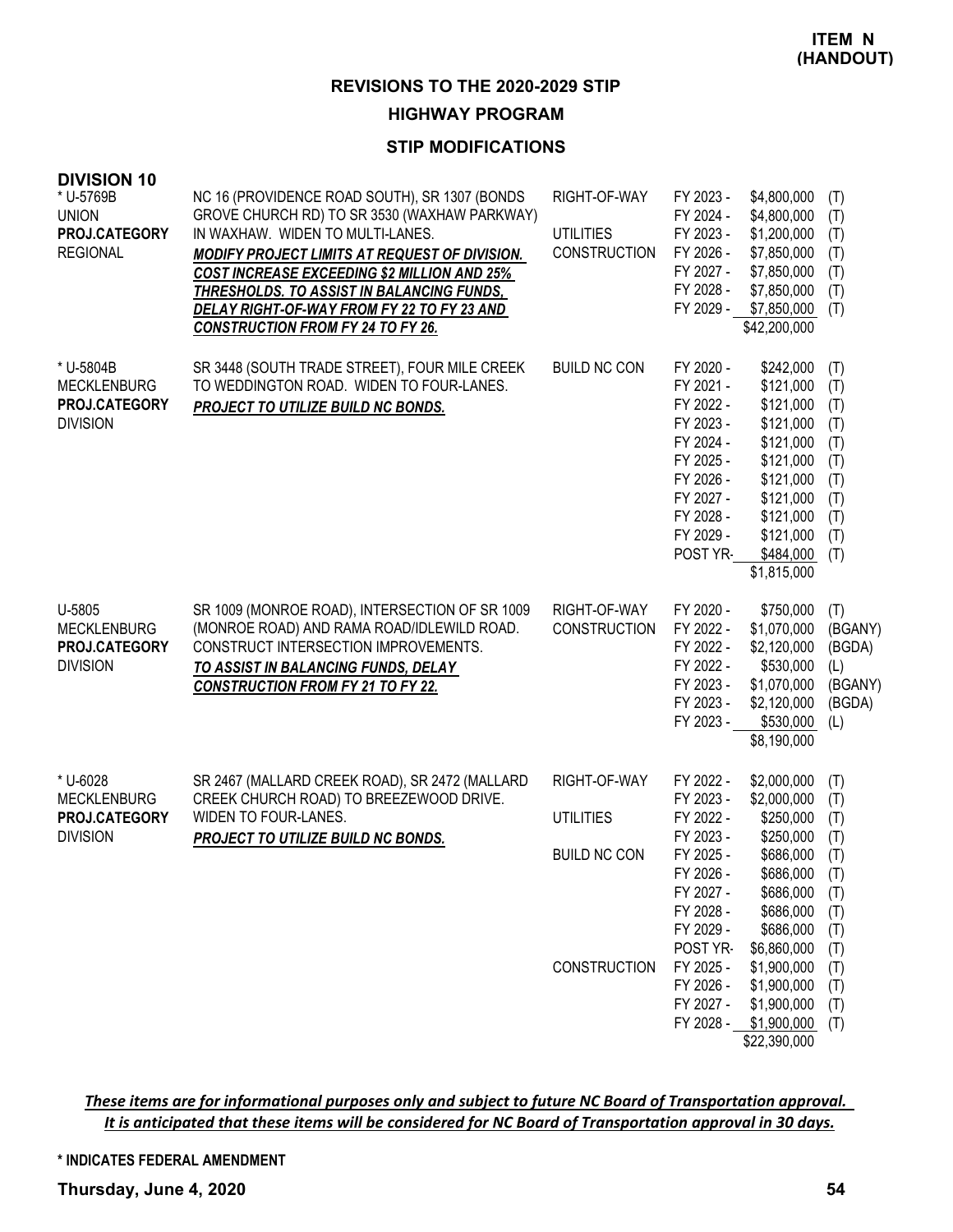**ITEM N (HANDOUT)**

## REVISIONS TO THE 2020-2029 STIP

### HIGHWAY PROGRAM

### STIP MODIFICATIONS

**DIVISION 10**

| Project | Description | Work Type | Fiscal Year | Amount | Source |
|---|---|---|---|---|---|
| * U-5769B<br>UNION<br>**PROJ.CATEGORY**<br>REGIONAL | NC 16 (PROVIDENCE ROAD SOUTH), SR 1307 (BONDS GROVE CHURCH RD) TO SR 3530 (WAXHAW PARKWAY) IN WAXHAW. WIDEN TO MULTI-LANES.<br>***MODIFY PROJECT LIMITS AT REQUEST OF DIVISION. COST INCREASE EXCEEDING $2 MILLION AND 25% THRESHOLDS. TO ASSIST IN BALANCING FUNDS, DELAY RIGHT-OF-WAY FROM FY 22 TO FY 23 AND CONSTRUCTION FROM FY 24 TO FY 26.*** | RIGHT-OF-WAY | FY 2023 - | $4,800,000 | (T) |
| | | | FY 2024 - | $4,800,000 | (T) |
| | | UTILITIES | FY 2023 - | $1,200,000 | (T) |
| | | CONSTRUCTION | FY 2026 - | $7,850,000 | (T) |
| | | | FY 2027 - | $7,850,000 | (T) |
| | | | FY 2028 - | $7,850,000 | (T) |
| | | | FY 2029 - | $7,850,000 | (T) |
| | | | | $42,200,000 | |
| * U-5804B<br>MECKLENBURG<br>**PROJ.CATEGORY**<br>DIVISION | SR 3448 (SOUTH TRADE STREET), FOUR MILE CREEK TO WEDDINGTON ROAD. WIDEN TO FOUR-LANES.<br>***PROJECT TO UTILIZE BUILD NC BONDS.*** | BUILD NC CON | FY 2020 - | $242,000 | (T) |
| | | | FY 2021 - | $121,000 | (T) |
| | | | FY 2022 - | $121,000 | (T) |
| | | | FY 2023 - | $121,000 | (T) |
| | | | FY 2024 - | $121,000 | (T) |
| | | | FY 2025 - | $121,000 | (T) |
| | | | FY 2026 - | $121,000 | (T) |
| | | | FY 2027 - | $121,000 | (T) |
| | | | FY 2028 - | $121,000 | (T) |
| | | | FY 2029 - | $121,000 | (T) |
| | | | POST YR- | $484,000 | (T) |
| | | | | $1,815,000 | |
| U-5805<br>MECKLENBURG<br>**PROJ.CATEGORY**<br>DIVISION | SR 1009 (MONROE ROAD), INTERSECTION OF SR 1009 (MONROE ROAD) AND RAMA ROAD/IDLEWILD ROAD. CONSTRUCT INTERSECTION IMPROVEMENTS.<br>***TO ASSIST IN BALANCING FUNDS, DELAY CONSTRUCTION FROM FY 21 TO FY 22.*** | RIGHT-OF-WAY | FY 2020 - | $750,000 | (T) |
| | | CONSTRUCTION | FY 2022 - | $1,070,000 | (BGANY) |
| | | | FY 2022 - | $2,120,000 | (BGDA) |
| | | | FY 2022 - | $530,000 | (L) |
| | | | FY 2023 - | $1,070,000 | (BGANY) |
| | | | FY 2023 - | $2,120,000 | (BGDA) |
| | | | FY 2023 - | $530,000 | (L) |
| | | | | $8,190,000 | |
| * U-6028<br>MECKLENBURG<br>**PROJ.CATEGORY**<br>DIVISION | SR 2467 (MALLARD CREEK ROAD), SR 2472 (MALLARD CREEK CHURCH ROAD) TO BREEZEWOOD DRIVE. WIDEN TO FOUR-LANES.<br>***PROJECT TO UTILIZE BUILD NC BONDS.*** | RIGHT-OF-WAY | FY 2022 - | $2,000,000 | (T) |
| | | | FY 2023 - | $2,000,000 | (T) |
| | | UTILITIES | FY 2022 - | $250,000 | (T) |
| | | | FY 2023 - | $250,000 | (T) |
| | | BUILD NC CON | FY 2025 - | $686,000 | (T) |
| | | | FY 2026 - | $686,000 | (T) |
| | | | FY 2027 - | $686,000 | (T) |
| | | | FY 2028 - | $686,000 | (T) |
| | | | FY 2029 - | $686,000 | (T) |
| | | | POST YR- | $6,860,000 | (T) |
| | | CONSTRUCTION | FY 2025 - | $1,900,000 | (T) |
| | | | FY 2026 - | $1,900,000 | (T) |
| | | | FY 2027 - | $1,900,000 | (T) |
| | | | FY 2028 - | $1,900,000 | (T) |
| | | | | $22,390,000 | |

***These items are for informational purposes only and subject to future NC Board of Transportation approval. It is anticipated that these items will be considered for NC Board of Transportation approval in 30 days.***

**\* INDICATES FEDERAL AMENDMENT**

**Thursday, June 4, 2020**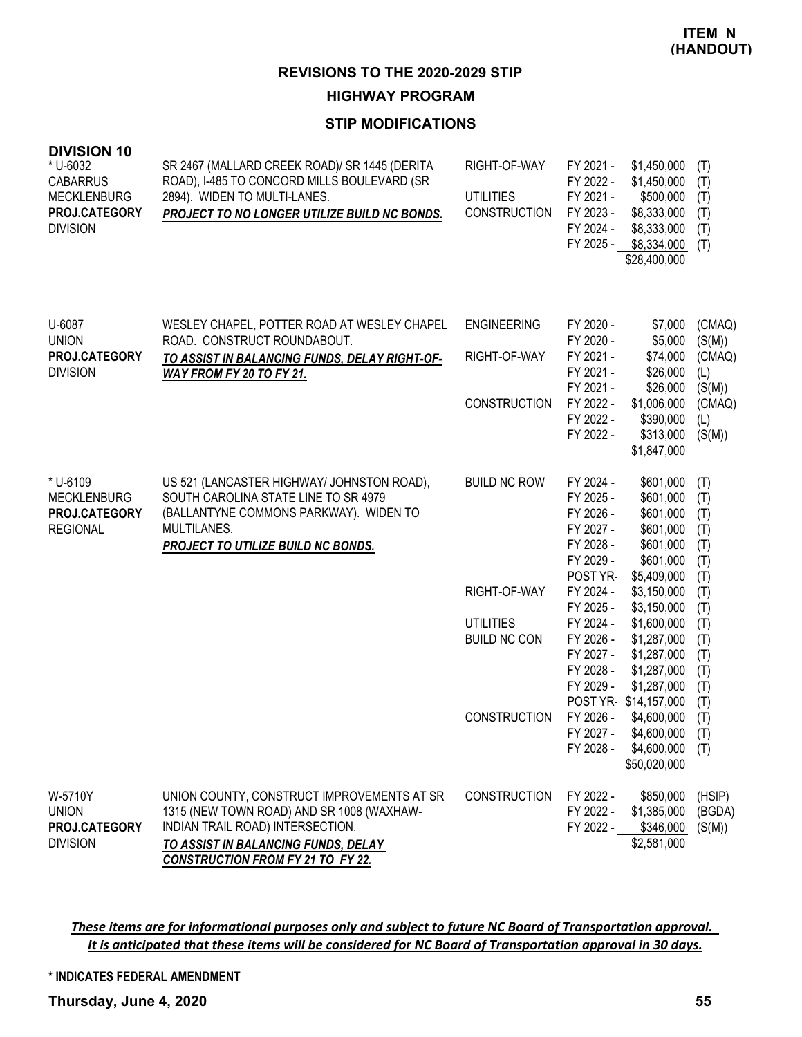**ITEM N (HANDOUT)**

## REVISIONS TO THE 2020-2029 STIP

### HIGHWAY PROGRAM

### STIP MODIFICATIONS

**DIVISION 10**

| Project | Description | Work Type | Year | Amount | Fund |
|---|---|---|---|---|---|
| * U-6032<br>CABARRUS<br>MECKLENBURG<br>**PROJ.CATEGORY**<br>DIVISION | SR 2467 (MALLARD CREEK ROAD)/ SR 1445 (DERITA ROAD), I-485 TO CONCORD MILLS BOULEVARD (SR 2894). WIDEN TO MULTI-LANES.<br>***PROJECT TO NO LONGER UTILIZE BUILD NC BONDS.*** | RIGHT-OF-WAY | FY 2021 - | $1,450,000 | (T) |
| | | | FY 2022 - | $1,450,000 | (T) |
| | | UTILITIES | FY 2021 - | $500,000 | (T) |
| | | CONSTRUCTION | FY 2023 - | $8,333,000 | (T) |
| | | | FY 2024 - | $8,333,000 | (T) |
| | | | FY 2025 - | $8,334,000 | (T) |
| | | | | $28,400,000 | |
| U-6087<br>UNION<br>**PROJ.CATEGORY**<br>DIVISION | WESLEY CHAPEL, POTTER ROAD AT WESLEY CHAPEL ROAD. CONSTRUCT ROUNDABOUT.<br>***TO ASSIST IN BALANCING FUNDS, DELAY RIGHT-OF-WAY FROM FY 20 TO FY 21.*** | ENGINEERING | FY 2020 - | $7,000 | (CMAQ) |
| | | | FY 2020 - | $5,000 | (S(M)) |
| | | RIGHT-OF-WAY | FY 2021 - | $74,000 | (CMAQ) |
| | | | FY 2021 - | $26,000 | (L) |
| | | | FY 2021 - | $26,000 | (S(M)) |
| | | CONSTRUCTION | FY 2022 - | $1,006,000 | (CMAQ) |
| | | | FY 2022 - | $390,000 | (L) |
| | | | FY 2022 - | $313,000 | (S(M)) |
| | | | | $1,847,000 | |
| * U-6109<br>MECKLENBURG<br>**PROJ.CATEGORY**<br>REGIONAL | US 521 (LANCASTER HIGHWAY/ JOHNSTON ROAD), SOUTH CAROLINA STATE LINE TO SR 4979 (BALLANTYNE COMMONS PARKWAY). WIDEN TO MULTILANES.<br>***PROJECT TO UTILIZE BUILD NC BONDS.*** | BUILD NC ROW | FY 2024 - | $601,000 | (T) |
| | | | FY 2025 - | $601,000 | (T) |
| | | | FY 2026 - | $601,000 | (T) |
| | | | FY 2027 - | $601,000 | (T) |
| | | | FY 2028 - | $601,000 | (T) |
| | | | FY 2029 - | $601,000 | (T) |
| | | | POST YR- | $5,409,000 | (T) |
| | | RIGHT-OF-WAY | FY 2024 - | $3,150,000 | (T) |
| | | | FY 2025 - | $3,150,000 | (T) |
| | | UTILITIES | FY 2024 - | $1,600,000 | (T) |
| | | BUILD NC CON | FY 2026 - | $1,287,000 | (T) |
| | | | FY 2027 - | $1,287,000 | (T) |
| | | | FY 2028 - | $1,287,000 | (T) |
| | | | FY 2029 - | $1,287,000 | (T) |
| | | | POST YR- | $14,157,000 | (T) |
| | | CONSTRUCTION | FY 2026 - | $4,600,000 | (T) |
| | | | FY 2027 - | $4,600,000 | (T) |
| | | | FY 2028 - | $4,600,000 | (T) |
| | | | | $50,020,000 | |
| W-5710Y<br>UNION<br>**PROJ.CATEGORY**<br>DIVISION | UNION COUNTY, CONSTRUCT IMPROVEMENTS AT SR 1315 (NEW TOWN ROAD) AND SR 1008 (WAXHAW-INDIAN TRAIL ROAD) INTERSECTION.<br>***TO ASSIST IN BALANCING FUNDS, DELAY CONSTRUCTION FROM FY 21 TO FY 22.*** | CONSTRUCTION | FY 2022 - | $850,000 | (HSIP) |
| | | | FY 2022 - | $1,385,000 | (BGDA) |
| | | | FY 2022 - | $346,000 | (S(M)) |
| | | | | $2,581,000 | |

***These items are for informational purposes only and subject to future NC Board of Transportation approval. It is anticipated that these items will be considered for NC Board of Transportation approval in 30 days.***

**\* INDICATES FEDERAL AMENDMENT**

**Thursday, June 4, 2020**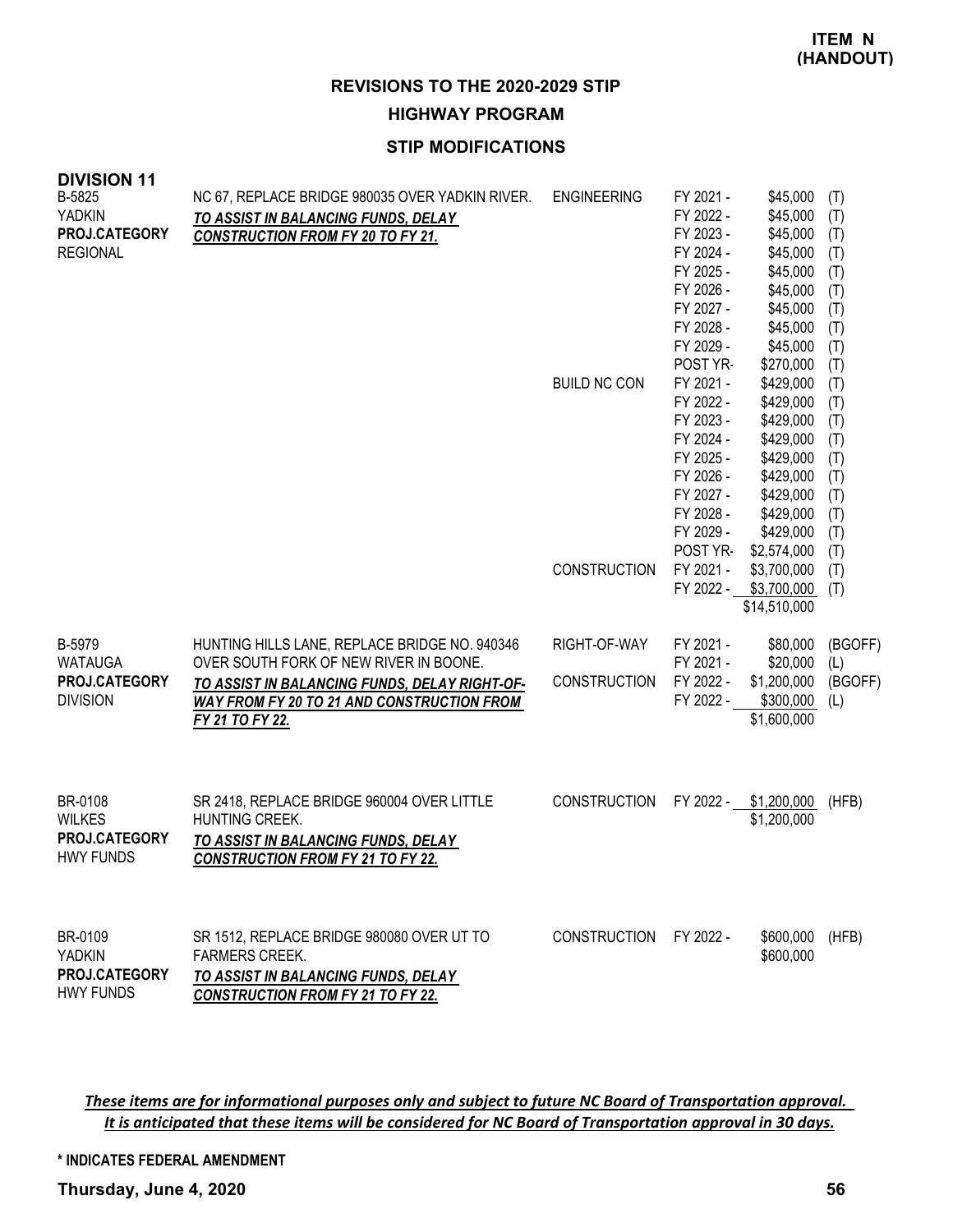**ITEM N (HANDOUT)**

**REVISIONS TO THE 2020-2029 STIP**

**HIGHWAY PROGRAM**

**STIP MODIFICATIONS**

**DIVISION 11**

| Project | Description | Phase | Fiscal Year | Amount | Source |
|---|---|---|---|---|---|
| B-5825<br>YADKIN<br>**PROJ.CATEGORY**<br>REGIONAL | NC 67, REPLACE BRIDGE 980035 OVER YADKIN RIVER.<br>***TO ASSIST IN BALANCING FUNDS, DELAY CONSTRUCTION FROM FY 20 TO FY 21.*** | ENGINEERING | FY 2021 - | $45,000 | (T) |
| | | | FY 2022 - | $45,000 | (T) |
| | | | FY 2023 - | $45,000 | (T) |
| | | | FY 2024 - | $45,000 | (T) |
| | | | FY 2025 - | $45,000 | (T) |
| | | | FY 2026 - | $45,000 | (T) |
| | | | FY 2027 - | $45,000 | (T) |
| | | | FY 2028 - | $45,000 | (T) |
| | | | FY 2029 - | $45,000 | (T) |
| | | | POST YR- | $270,000 | (T) |
| | | BUILD NC CON | FY 2021 - | $429,000 | (T) |
| | | | FY 2022 - | $429,000 | (T) |
| | | | FY 2023 - | $429,000 | (T) |
| | | | FY 2024 - | $429,000 | (T) |
| | | | FY 2025 - | $429,000 | (T) |
| | | | FY 2026 - | $429,000 | (T) |
| | | | FY 2027 - | $429,000 | (T) |
| | | | FY 2028 - | $429,000 | (T) |
| | | | FY 2029 - | $429,000 | (T) |
| | | | POST YR- | $2,574,000 | (T) |
| | | CONSTRUCTION | FY 2021 - | $3,700,000 | (T) |
| | | | FY 2022 - | $3,700,000 | (T) |
| | | | | $14,510,000 | |
| B-5979<br>WATAUGA<br>**PROJ.CATEGORY**<br>DIVISION | HUNTING HILLS LANE, REPLACE BRIDGE NO. 940346 OVER SOUTH FORK OF NEW RIVER IN BOONE.<br>***TO ASSIST IN BALANCING FUNDS, DELAY RIGHT-OF-WAY FROM FY 20 TO 21 AND CONSTRUCTION FROM FY 21 TO FY 22.*** | RIGHT-OF-WAY | FY 2021 - | $80,000 | (BGOFF) |
| | | | FY 2021 - | $20,000 | (L) |
| | | CONSTRUCTION | FY 2022 - | $1,200,000 | (BGOFF) |
| | | | FY 2022 - | $300,000 | (L) |
| | | | | $1,600,000 | |
| BR-0108<br>WILKES<br>**PROJ.CATEGORY**<br>HWY FUNDS | SR 2418, REPLACE BRIDGE 960004 OVER LITTLE HUNTING CREEK.<br>***TO ASSIST IN BALANCING FUNDS, DELAY CONSTRUCTION FROM FY 21 TO FY 22.*** | CONSTRUCTION | FY 2022 - | $1,200,000 | (HFB) |
| | | | | $1,200,000 | |
| BR-0109<br>YADKIN<br>**PROJ.CATEGORY**<br>HWY FUNDS | SR 1512, REPLACE BRIDGE 980080 OVER UT TO FARMERS CREEK.<br>***TO ASSIST IN BALANCING FUNDS, DELAY CONSTRUCTION FROM FY 21 TO FY 22.*** | CONSTRUCTION | FY 2022 - | $600,000 | (HFB) |
| | | | | $600,000 | |

***These items are for informational purposes only and subject to future NC Board of Transportation approval. It is anticipated that these items will be considered for NC Board of Transportation approval in 30 days.***

**\* INDICATES FEDERAL AMENDMENT**

**Thursday, June 4, 2020**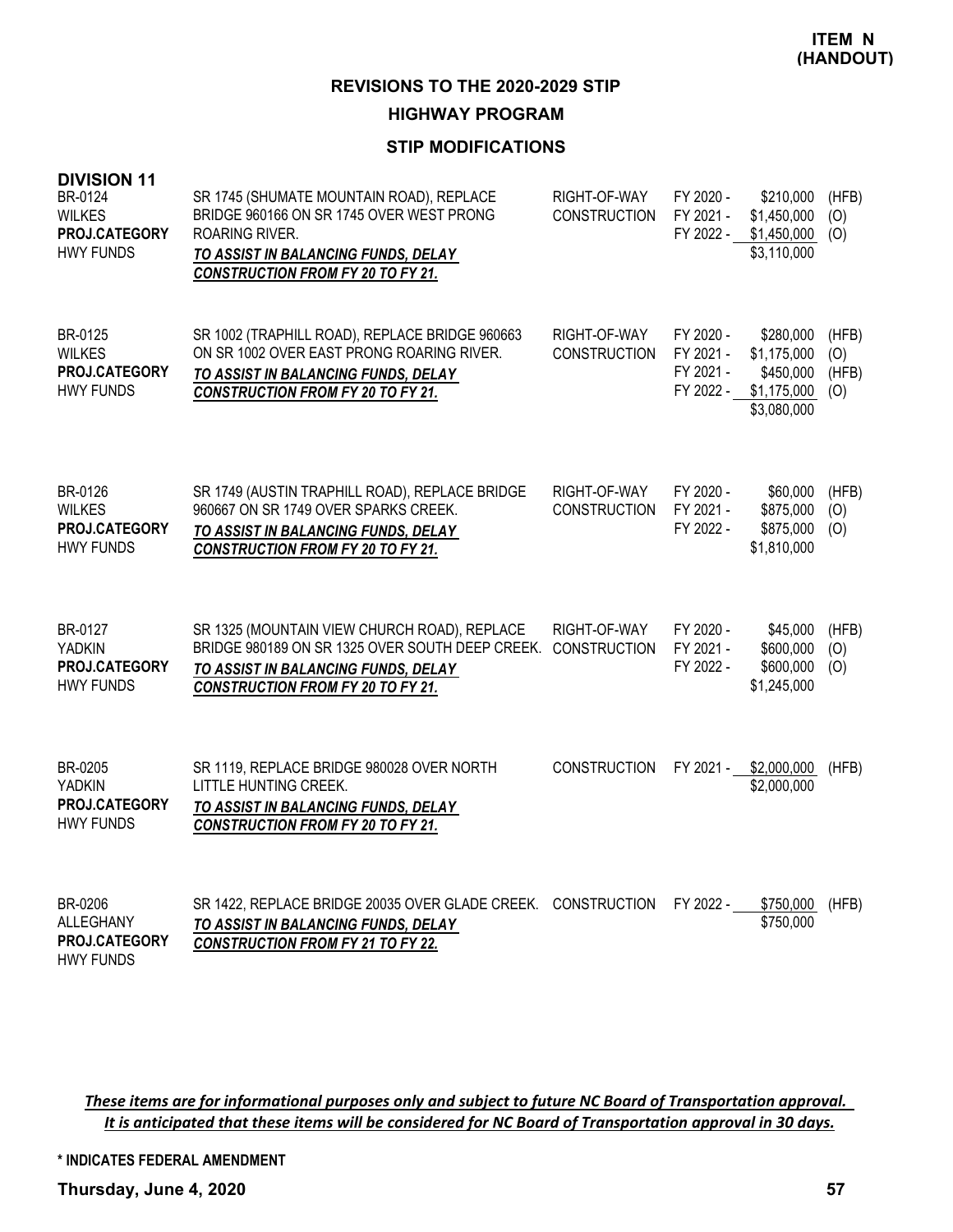**ITEM N (HANDOUT)**

# REVISIONS TO THE 2020-2029 STIP

## HIGHWAY PROGRAM

### STIP MODIFICATIONS

**DIVISION 11**

| Project | Description | Phase | Fiscal Year | Amount | Source |
|---|---|---|---|---|---|
| BR-0124<br>WILKES<br>**PROJ.CATEGORY**<br>HWY FUNDS | SR 1745 (SHUMATE MOUNTAIN ROAD), REPLACE BRIDGE 960166 ON SR 1745 OVER WEST PRONG ROARING RIVER.<br>***TO ASSIST IN BALANCING FUNDS, DELAY CONSTRUCTION FROM FY 20 TO FY 21.*** | RIGHT-OF-WAY<br>CONSTRUCTION | FY 2020 -<br>FY 2021 -<br>FY 2022 - | \$210,000<br>\$1,450,000<br>\$1,450,000<br>\$3,110,000 | (HFB)<br>(O)<br>(O) |
| BR-0125<br>WILKES<br>**PROJ.CATEGORY**<br>HWY FUNDS | SR 1002 (TRAPHILL ROAD), REPLACE BRIDGE 960663 ON SR 1002 OVER EAST PRONG ROARING RIVER.<br>***TO ASSIST IN BALANCING FUNDS, DELAY CONSTRUCTION FROM FY 20 TO FY 21.*** | RIGHT-OF-WAY<br>CONSTRUCTION | FY 2020 -<br>FY 2021 -<br>FY 2021 -<br>FY 2022 - | \$280,000<br>\$1,175,000<br>\$450,000<br>\$1,175,000<br>\$3,080,000 | (HFB)<br>(O)<br>(HFB)<br>(O) |
| BR-0126<br>WILKES<br>**PROJ.CATEGORY**<br>HWY FUNDS | SR 1749 (AUSTIN TRAPHILL ROAD), REPLACE BRIDGE 960667 ON SR 1749 OVER SPARKS CREEK.<br>***TO ASSIST IN BALANCING FUNDS, DELAY CONSTRUCTION FROM FY 20 TO FY 21.*** | RIGHT-OF-WAY<br>CONSTRUCTION | FY 2020 -<br>FY 2021 -<br>FY 2022 - | \$60,000<br>\$875,000<br>\$875,000<br>\$1,810,000 | (HFB)<br>(O)<br>(O) |
| BR-0127<br>YADKIN<br>**PROJ.CATEGORY**<br>HWY FUNDS | SR 1325 (MOUNTAIN VIEW CHURCH ROAD), REPLACE BRIDGE 980189 ON SR 1325 OVER SOUTH DEEP CREEK.<br>***TO ASSIST IN BALANCING FUNDS, DELAY CONSTRUCTION FROM FY 20 TO FY 21.*** | RIGHT-OF-WAY<br>CONSTRUCTION | FY 2020 -<br>FY 2021 -<br>FY 2022 - | \$45,000<br>\$600,000<br>\$600,000<br>\$1,245,000 | (HFB)<br>(O)<br>(O) |
| BR-0205<br>YADKIN<br>**PROJ.CATEGORY**<br>HWY FUNDS | SR 1119, REPLACE BRIDGE 980028 OVER NORTH LITTLE HUNTING CREEK.<br>***TO ASSIST IN BALANCING FUNDS, DELAY CONSTRUCTION FROM FY 20 TO FY 21.*** | CONSTRUCTION | FY 2021 - | \$2,000,000<br>\$2,000,000 | (HFB) |
| BR-0206<br>ALLEGHANY<br>**PROJ.CATEGORY**<br>HWY FUNDS | SR 1422, REPLACE BRIDGE 20035 OVER GLADE CREEK.<br>***TO ASSIST IN BALANCING FUNDS, DELAY CONSTRUCTION FROM FY 21 TO FY 22.*** | CONSTRUCTION | FY 2022 - | \$750,000<br>\$750,000 | (HFB) |

*These items are for informational purposes only and subject to future NC Board of Transportation approval. It is anticipated that these items will be considered for NC Board of Transportation approval in 30 days.*

**\* INDICATES FEDERAL AMENDMENT**

**Thursday, June 4, 2020**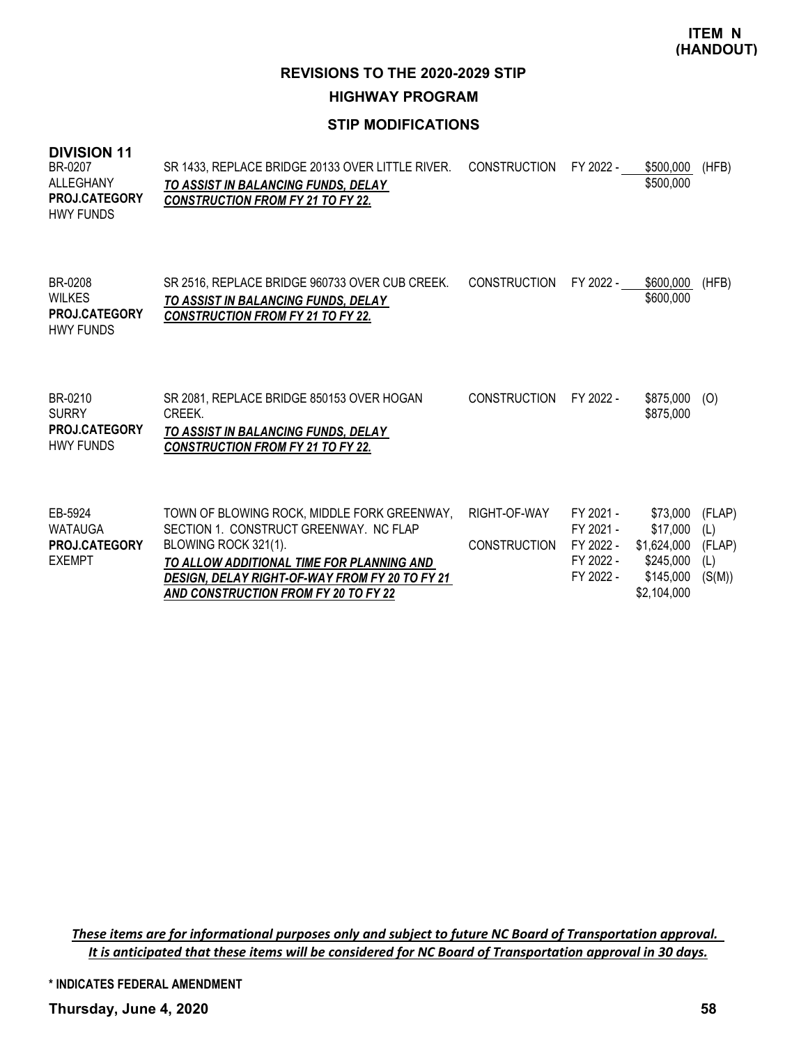**ITEM N (HANDOUT)**

# REVISIONS TO THE 2020-2029 STIP

## HIGHWAY PROGRAM

### STIP MODIFICATIONS

**DIVISION 11**

| Project | Description | Work Type | Fiscal Year | Amount | Fund Source |
|---|---|---|---|---|---|
| BR-0207<br>ALLEGHANY<br>**PROJ.CATEGORY**<br>HWY FUNDS | SR 1433, REPLACE BRIDGE 20133 OVER LITTLE RIVER.<br>***TO ASSIST IN BALANCING FUNDS, DELAY CONSTRUCTION FROM FY 21 TO FY 22.*** | CONSTRUCTION | FY 2022 - | $500,000<br>$500,000 | (HFB) |
| BR-0208<br>WILKES<br>**PROJ.CATEGORY**<br>HWY FUNDS | SR 2516, REPLACE BRIDGE 960733 OVER CUB CREEK.<br>***TO ASSIST IN BALANCING FUNDS, DELAY CONSTRUCTION FROM FY 21 TO FY 22.*** | CONSTRUCTION | FY 2022 - | $600,000<br>$600,000 | (HFB) |
| BR-0210<br>SURRY<br>**PROJ.CATEGORY**<br>HWY FUNDS | SR 2081, REPLACE BRIDGE 850153 OVER HOGAN CREEK.<br>***TO ASSIST IN BALANCING FUNDS, DELAY CONSTRUCTION FROM FY 21 TO FY 22.*** | CONSTRUCTION | FY 2022 - | $875,000<br>$875,000 | (O) |
| EB-5924<br>WATAUGA<br>**PROJ.CATEGORY**<br>EXEMPT | TOWN OF BLOWING ROCK, MIDDLE FORK GREENWAY, SECTION 1. CONSTRUCT GREENWAY. NC FLAP BLOWING ROCK 321(1).<br>***TO ALLOW ADDITIONAL TIME FOR PLANNING AND DESIGN, DELAY RIGHT-OF-WAY FROM FY 20 TO FY 21 AND CONSTRUCTION FROM FY 20 TO FY 22*** | RIGHT-OF-WAY<br><br>CONSTRUCTION | FY 2021 -<br>FY 2021 -<br>FY 2022 -<br>FY 2022 -<br>FY 2022 - | $73,000<br>$17,000<br>$1,624,000<br>$245,000<br>$145,000<br>$2,104,000 | (FLAP)<br>(L)<br>(FLAP)<br>(L)<br>(S(M)) |

***These items are for informational purposes only and subject to future NC Board of Transportation approval. It is anticipated that these items will be considered for NC Board of Transportation approval in 30 days.***

**\* INDICATES FEDERAL AMENDMENT**

**Thursday, June 4, 2020**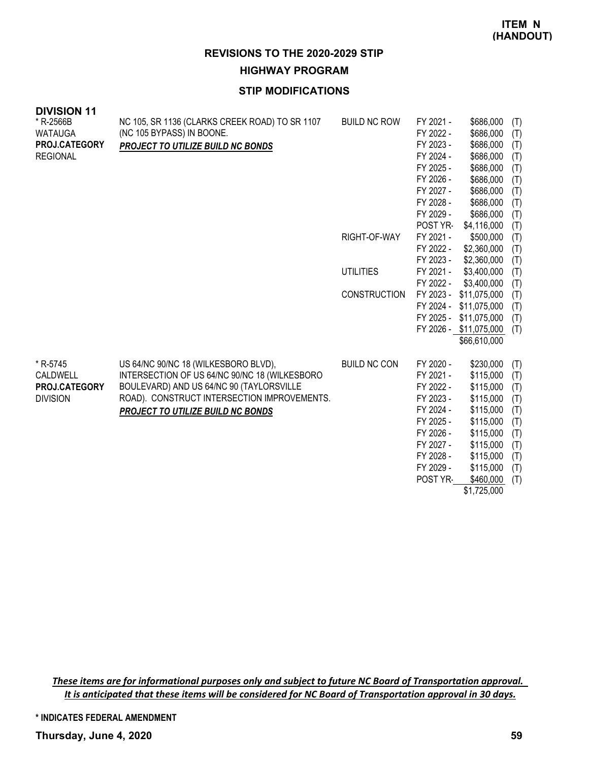**ITEM N (HANDOUT)**

# REVISIONS TO THE 2020-2029 STIP

## HIGHWAY PROGRAM

### STIP MODIFICATIONS

**DIVISION 11**

| Project | Description | Work Type | Fiscal Year | Amount | Fund |
|---|---|---|---|---|---|
| * R-2566B | NC 105, SR 1136 (CLARKS CREEK ROAD) TO SR 1107 | BUILD NC ROW | FY 2021 - | $686,000 | (T) |
| WATAUGA | (NC 105 BYPASS) IN BOONE. | | FY 2022 - | $686,000 | (T) |
| **PROJ.CATEGORY** | ***PROJECT TO UTILIZE BUILD NC BONDS*** | | FY 2023 - | $686,000 | (T) |
| REGIONAL | | | FY 2024 - | $686,000 | (T) |
| | | | FY 2025 - | $686,000 | (T) |
| | | | FY 2026 - | $686,000 | (T) |
| | | | FY 2027 - | $686,000 | (T) |
| | | | FY 2028 - | $686,000 | (T) |
| | | | FY 2029 - | $686,000 | (T) |
| | | | POST YR- | $4,116,000 | (T) |
| | | RIGHT-OF-WAY | FY 2021 - | $500,000 | (T) |
| | | | FY 2022 - | $2,360,000 | (T) |
| | | | FY 2023 - | $2,360,000 | (T) |
| | | UTILITIES | FY 2021 - | $3,400,000 | (T) |
| | | | FY 2022 - | $3,400,000 | (T) |
| | | CONSTRUCTION | FY 2023 - | $11,075,000 | (T) |
| | | | FY 2024 - | $11,075,000 | (T) |
| | | | FY 2025 - | $11,075,000 | (T) |
| | | | FY 2026 - | $11,075,000 | (T) |
| | | | | $66,610,000 | |
| * R-5745 | US 64/NC 90/NC 18 (WILKESBORO BLVD), | BUILD NC CON | FY 2020 - | $230,000 | (T) |
| CALDWELL | INTERSECTION OF US 64/NC 90/NC 18 (WILKESBORO | | FY 2021 - | $115,000 | (T) |
| **PROJ.CATEGORY** | BOULEVARD) AND US 64/NC 90 (TAYLORSVILLE | | FY 2022 - | $115,000 | (T) |
| DIVISION | ROAD). CONSTRUCT INTERSECTION IMPROVEMENTS. | | FY 2023 - | $115,000 | (T) |
| | ***PROJECT TO UTILIZE BUILD NC BONDS*** | | FY 2024 - | $115,000 | (T) |
| | | | FY 2025 - | $115,000 | (T) |
| | | | FY 2026 - | $115,000 | (T) |
| | | | FY 2027 - | $115,000 | (T) |
| | | | FY 2028 - | $115,000 | (T) |
| | | | FY 2029 - | $115,000 | (T) |
| | | | POST YR- | $460,000 | (T) |
| | | | | $1,725,000 | |

***These items are for informational purposes only and subject to future NC Board of Transportation approval. It is anticipated that these items will be considered for NC Board of Transportation approval in 30 days.***

**\* INDICATES FEDERAL AMENDMENT**

**Thursday, June 4, 2020**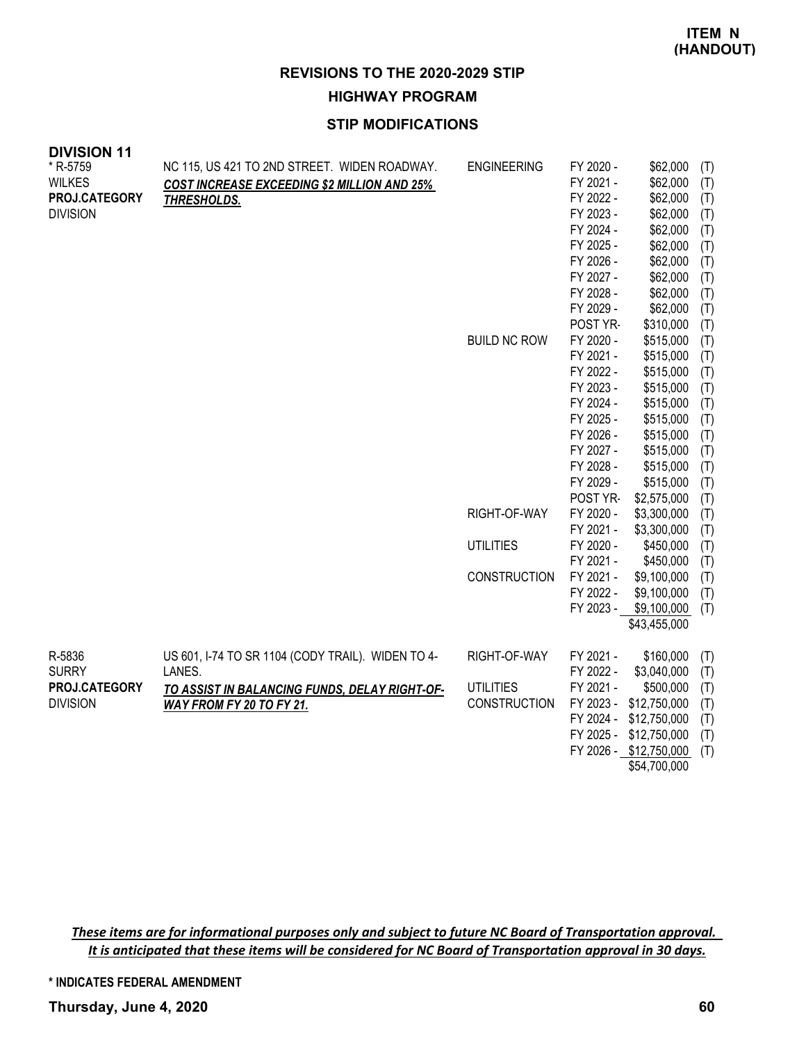**ITEM N (HANDOUT)**

# REVISIONS TO THE 2020-2029 STIP

## HIGHWAY PROGRAM

### STIP MODIFICATIONS

**DIVISION 11**

| Project | Description | Phase | Fiscal Year | Amount | |
|---|---|---|---|---|---|
| * R-5759 | NC 115, US 421 TO 2ND STREET. WIDEN ROADWAY. | ENGINEERING | FY 2020 - | $62,000 | (T) |
| WILKES | ***COST INCREASE EXCEEDING $2 MILLION AND 25% THRESHOLDS.*** | | FY 2021 - | $62,000 | (T) |
| **PROJ.CATEGORY** | | | FY 2022 - | $62,000 | (T) |
| DIVISION | | | FY 2023 - | $62,000 | (T) |
| | | | FY 2024 - | $62,000 | (T) |
| | | | FY 2025 - | $62,000 | (T) |
| | | | FY 2026 - | $62,000 | (T) |
| | | | FY 2027 - | $62,000 | (T) |
| | | | FY 2028 - | $62,000 | (T) |
| | | | FY 2029 - | $62,000 | (T) |
| | | | POST YR- | $310,000 | (T) |
| | | BUILD NC ROW | FY 2020 - | $515,000 | (T) |
| | | | FY 2021 - | $515,000 | (T) |
| | | | FY 2022 - | $515,000 | (T) |
| | | | FY 2023 - | $515,000 | (T) |
| | | | FY 2024 - | $515,000 | (T) |
| | | | FY 2025 - | $515,000 | (T) |
| | | | FY 2026 - | $515,000 | (T) |
| | | | FY 2027 - | $515,000 | (T) |
| | | | FY 2028 - | $515,000 | (T) |
| | | | FY 2029 - | $515,000 | (T) |
| | | | POST YR- | $2,575,000 | (T) |
| | | RIGHT-OF-WAY | FY 2020 - | $3,300,000 | (T) |
| | | | FY 2021 - | $3,300,000 | (T) |
| | | UTILITIES | FY 2020 - | $450,000 | (T) |
| | | | FY 2021 - | $450,000 | (T) |
| | | CONSTRUCTION | FY 2021 - | $9,100,000 | (T) |
| | | | FY 2022 - | $9,100,000 | (T) |
| | | | FY 2023 - | $9,100,000 | (T) |
| | | | | $43,455,000 | |
| R-5836 | US 601, I-74 TO SR 1104 (CODY TRAIL). WIDEN TO 4-LANES. | RIGHT-OF-WAY | FY 2021 - | $160,000 | (T) |
| SURRY | ***TO ASSIST IN BALANCING FUNDS, DELAY RIGHT-OF-WAY FROM FY 20 TO FY 21.*** | | FY 2022 - | $3,040,000 | (T) |
| **PROJ.CATEGORY** | | UTILITIES | FY 2021 - | $500,000 | (T) |
| DIVISION | | CONSTRUCTION | FY 2023 - | $12,750,000 | (T) |
| | | | FY 2024 - | $12,750,000 | (T) |
| | | | FY 2025 - | $12,750,000 | (T) |
| | | | FY 2026 - | $12,750,000 | (T) |
| | | | | $54,700,000 | |

***These items are for informational purposes only and subject to future NC Board of Transportation approval. It is anticipated that these items will be considered for NC Board of Transportation approval in 30 days.***

**\* INDICATES FEDERAL AMENDMENT**

**Thursday, June 4, 2020**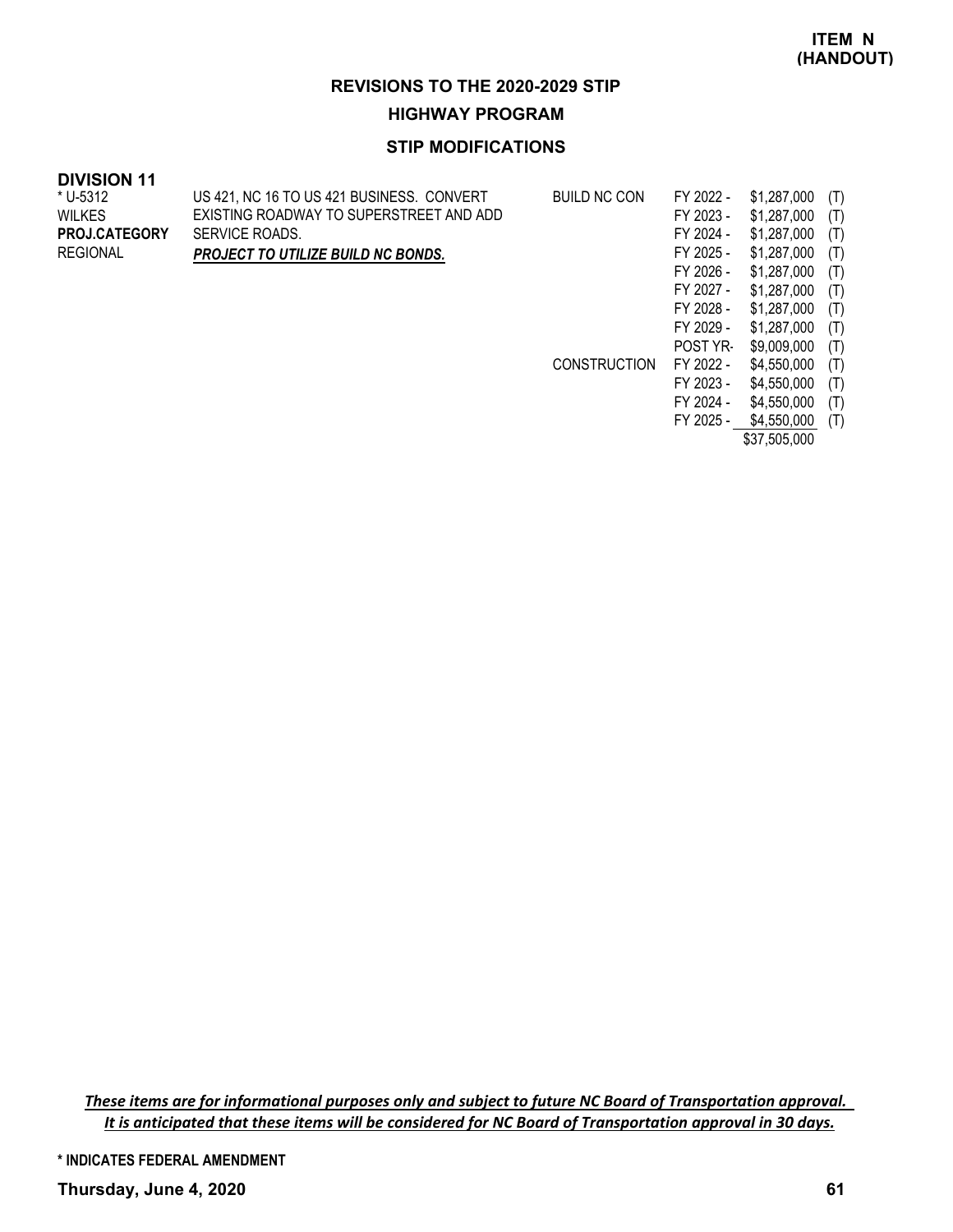**ITEM N (HANDOUT)**

# REVISIONS TO THE 2020-2029 STIP

## HIGHWAY PROGRAM

### STIP MODIFICATIONS

**DIVISION 11**

| | | | | | |
|---|---|---|---|---|---|
| * U-5312 | US 421, NC 16 TO US 421 BUSINESS. CONVERT | BUILD NC CON | FY 2022 - | $1,287,000 | (T) |
| WILKES | EXISTING ROADWAY TO SUPERSTREET AND ADD | | FY 2023 - | $1,287,000 | (T) |
| **PROJ.CATEGORY** | SERVICE ROADS. | | FY 2024 - | $1,287,000 | (T) |
| REGIONAL | ***PROJECT TO UTILIZE BUILD NC BONDS.*** | | FY 2025 - | $1,287,000 | (T) |
| | | | FY 2026 - | $1,287,000 | (T) |
| | | | FY 2027 - | $1,287,000 | (T) |
| | | | FY 2028 - | $1,287,000 | (T) |
| | | | FY 2029 - | $1,287,000 | (T) |
| | | | POST YR- | $9,009,000 | (T) |
| | | CONSTRUCTION | FY 2022 - | $4,550,000 | (T) |
| | | | FY 2023 - | $4,550,000 | (T) |
| | | | FY 2024 - | $4,550,000 | (T) |
| | | | FY 2025 - | $4,550,000 | (T) |
| | | | | $37,505,000 | |

***These items are for informational purposes only and subject to future NC Board of Transportation approval. It is anticipated that these items will be considered for NC Board of Transportation approval in 30 days.***

**\* INDICATES FEDERAL AMENDMENT**

**Thursday, June 4, 2020**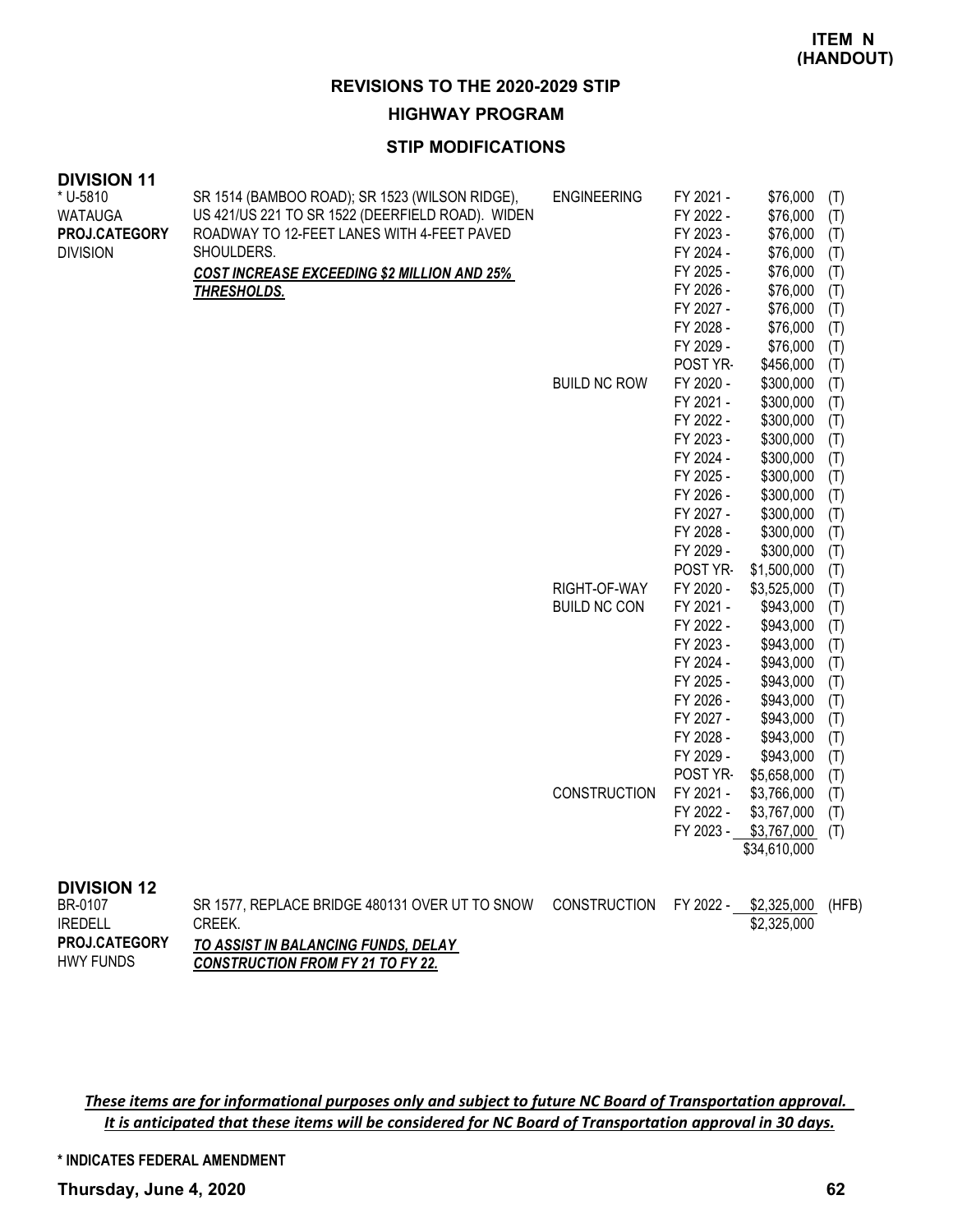**ITEM N (HANDOUT)**

## REVISIONS TO THE 2020-2029 STIP

### HIGHWAY PROGRAM

### STIP MODIFICATIONS

**DIVISION 11**

| Project | Description | Phase | Fiscal Year | Amount | Fund |
|---|---|---|---|---|---|
| * U-5810<br>WATAUGA<br>**PROJ.CATEGORY**<br>DIVISION | SR 1514 (BAMBOO ROAD); SR 1523 (WILSON RIDGE), US 421/US 221 TO SR 1522 (DEERFIELD ROAD). WIDEN ROADWAY TO 12-FEET LANES WITH 4-FEET PAVED SHOULDERS.<br>***COST INCREASE EXCEEDING $2 MILLION AND 25% THRESHOLDS.*** | ENGINEERING | FY 2021 - | $76,000 | (T) |
| | | | FY 2022 - | $76,000 | (T) |
| | | | FY 2023 - | $76,000 | (T) |
| | | | FY 2024 - | $76,000 | (T) |
| | | | FY 2025 - | $76,000 | (T) |
| | | | FY 2026 - | $76,000 | (T) |
| | | | FY 2027 - | $76,000 | (T) |
| | | | FY 2028 - | $76,000 | (T) |
| | | | FY 2029 - | $76,000 | (T) |
| | | | POST YR- | $456,000 | (T) |
| | | BUILD NC ROW | FY 2020 - | $300,000 | (T) |
| | | | FY 2021 - | $300,000 | (T) |
| | | | FY 2022 - | $300,000 | (T) |
| | | | FY 2023 - | $300,000 | (T) |
| | | | FY 2024 - | $300,000 | (T) |
| | | | FY 2025 - | $300,000 | (T) |
| | | | FY 2026 - | $300,000 | (T) |
| | | | FY 2027 - | $300,000 | (T) |
| | | | FY 2028 - | $300,000 | (T) |
| | | | FY 2029 - | $300,000 | (T) |
| | | | POST YR- | $1,500,000 | (T) |
| | | RIGHT-OF-WAY | FY 2020 - | $3,525,000 | (T) |
| | | BUILD NC CON | FY 2021 - | $943,000 | (T) |
| | | | FY 2022 - | $943,000 | (T) |
| | | | FY 2023 - | $943,000 | (T) |
| | | | FY 2024 - | $943,000 | (T) |
| | | | FY 2025 - | $943,000 | (T) |
| | | | FY 2026 - | $943,000 | (T) |
| | | | FY 2027 - | $943,000 | (T) |
| | | | FY 2028 - | $943,000 | (T) |
| | | | FY 2029 - | $943,000 | (T) |
| | | | POST YR- | $5,658,000 | (T) |
| | | CONSTRUCTION | FY 2021 - | $3,766,000 | (T) |
| | | | FY 2022 - | $3,767,000 | (T) |
| | | | FY 2023 - | $3,767,000 | (T) |
| | | | | $34,610,000 | |

**DIVISION 12**

| Project | Description | Phase | Fiscal Year | Amount | Fund |
|---|---|---|---|---|---|
| BR-0107<br>IREDELL<br>**PROJ.CATEGORY**<br>HWY FUNDS | SR 1577, REPLACE BRIDGE 480131 OVER UT TO SNOW CREEK.<br>***TO ASSIST IN BALANCING FUNDS, DELAY CONSTRUCTION FROM FY 21 TO FY 22.*** | CONSTRUCTION | FY 2022 - | $2,325,000 | (HFB) |
| | | | | $2,325,000 | |

***These items are for informational purposes only and subject to future NC Board of Transportation approval. It is anticipated that these items will be considered for NC Board of Transportation approval in 30 days.***

**\* INDICATES FEDERAL AMENDMENT**

**Thursday, June 4, 2020**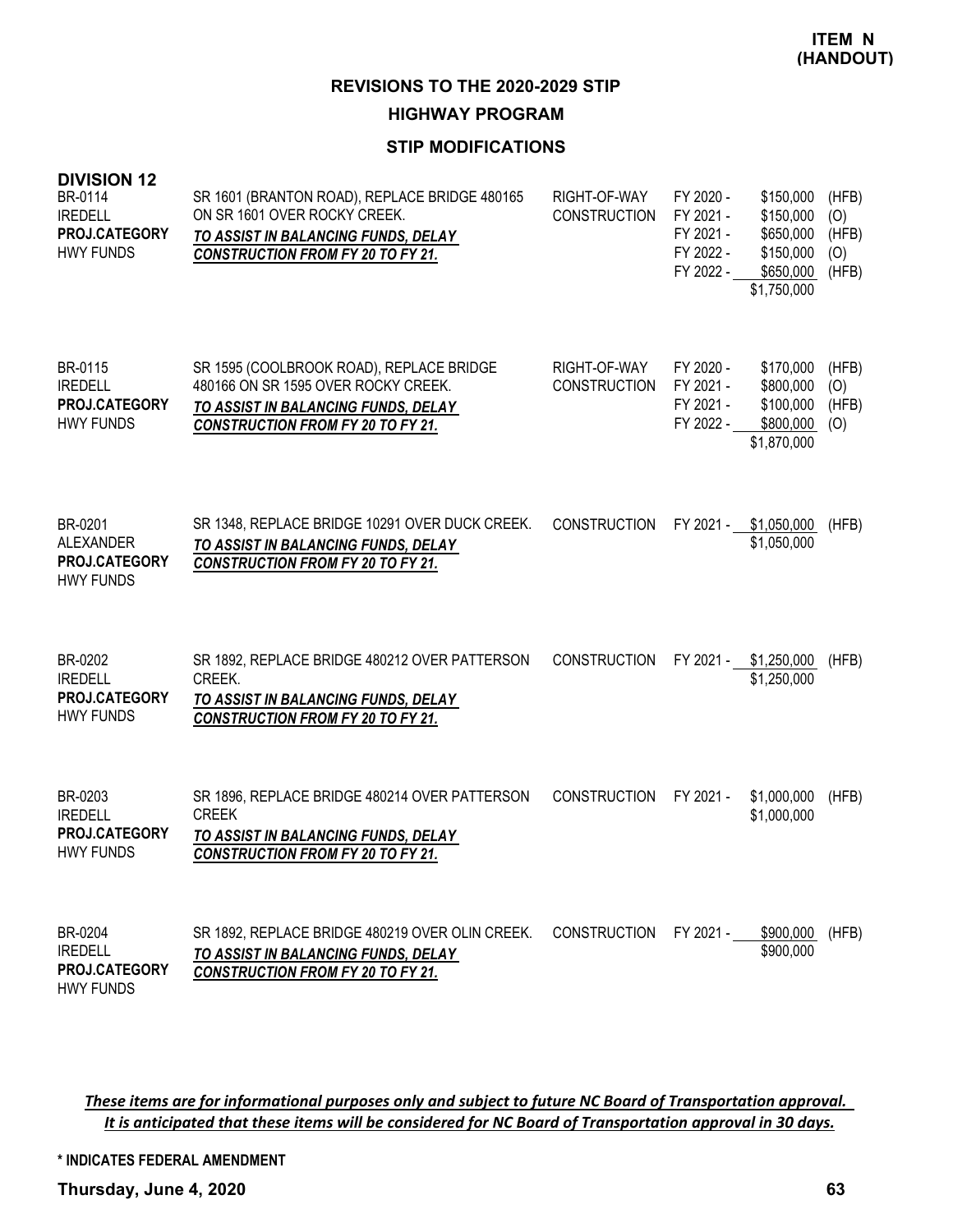**ITEM N (HANDOUT)**

## REVISIONS TO THE 2020-2029 STIP

### HIGHWAY PROGRAM

### STIP MODIFICATIONS

**DIVISION 12**

| Project | Description | Work Type | Fiscal Year | Amount | Source |
|---|---|---|---|---|---|
| BR-0114<br>IREDELL<br>**PROJ.CATEGORY**<br>HWY FUNDS | SR 1601 (BRANTON ROAD), REPLACE BRIDGE 480165 ON SR 1601 OVER ROCKY CREEK.<br>***TO ASSIST IN BALANCING FUNDS, DELAY CONSTRUCTION FROM FY 20 TO FY 21.*** | RIGHT-OF-WAY | FY 2020 - | $150,000 | (HFB) |
| | | CONSTRUCTION | FY 2021 - | $150,000 | (O) |
| | | | FY 2021 - | $650,000 | (HFB) |
| | | | FY 2022 - | $150,000 | (O) |
| | | | FY 2022 - | $650,000 | (HFB) |
| | | | | $1,750,000 | |
| BR-0115<br>IREDELL<br>**PROJ.CATEGORY**<br>HWY FUNDS | SR 1595 (COOLBROOK ROAD), REPLACE BRIDGE 480166 ON SR 1595 OVER ROCKY CREEK.<br>***TO ASSIST IN BALANCING FUNDS, DELAY CONSTRUCTION FROM FY 20 TO FY 21.*** | RIGHT-OF-WAY | FY 2020 - | $170,000 | (HFB) |
| | | CONSTRUCTION | FY 2021 - | $800,000 | (O) |
| | | | FY 2021 - | $100,000 | (HFB) |
| | | | FY 2022 - | $800,000 | (O) |
| | | | | $1,870,000 | |
| BR-0201<br>ALEXANDER<br>**PROJ.CATEGORY**<br>HWY FUNDS | SR 1348, REPLACE BRIDGE 10291 OVER DUCK CREEK.<br>***TO ASSIST IN BALANCING FUNDS, DELAY CONSTRUCTION FROM FY 20 TO FY 21.*** | CONSTRUCTION | FY 2021 - | $1,050,000 | (HFB) |
| | | | | $1,050,000 | |
| BR-0202<br>IREDELL<br>**PROJ.CATEGORY**<br>HWY FUNDS | SR 1892, REPLACE BRIDGE 480212 OVER PATTERSON CREEK.<br>***TO ASSIST IN BALANCING FUNDS, DELAY CONSTRUCTION FROM FY 20 TO FY 21.*** | CONSTRUCTION | FY 2021 - | $1,250,000 | (HFB) |
| | | | | $1,250,000 | |
| BR-0203<br>IREDELL<br>**PROJ.CATEGORY**<br>HWY FUNDS | SR 1896, REPLACE BRIDGE 480214 OVER PATTERSON CREEK<br>***TO ASSIST IN BALANCING FUNDS, DELAY CONSTRUCTION FROM FY 20 TO FY 21.*** | CONSTRUCTION | FY 2021 - | $1,000,000 | (HFB) |
| | | | | $1,000,000 | |
| BR-0204<br>IREDELL<br>**PROJ.CATEGORY**<br>HWY FUNDS | SR 1892, REPLACE BRIDGE 480219 OVER OLIN CREEK.<br>***TO ASSIST IN BALANCING FUNDS, DELAY CONSTRUCTION FROM FY 20 TO FY 21.*** | CONSTRUCTION | FY 2021 - | $900,000 | (HFB) |
| | | | | $900,000 | |

***These items are for informational purposes only and subject to future NC Board of Transportation approval. It is anticipated that these items will be considered for NC Board of Transportation approval in 30 days.***

**\* INDICATES FEDERAL AMENDMENT**

**Thursday, June 4, 2020**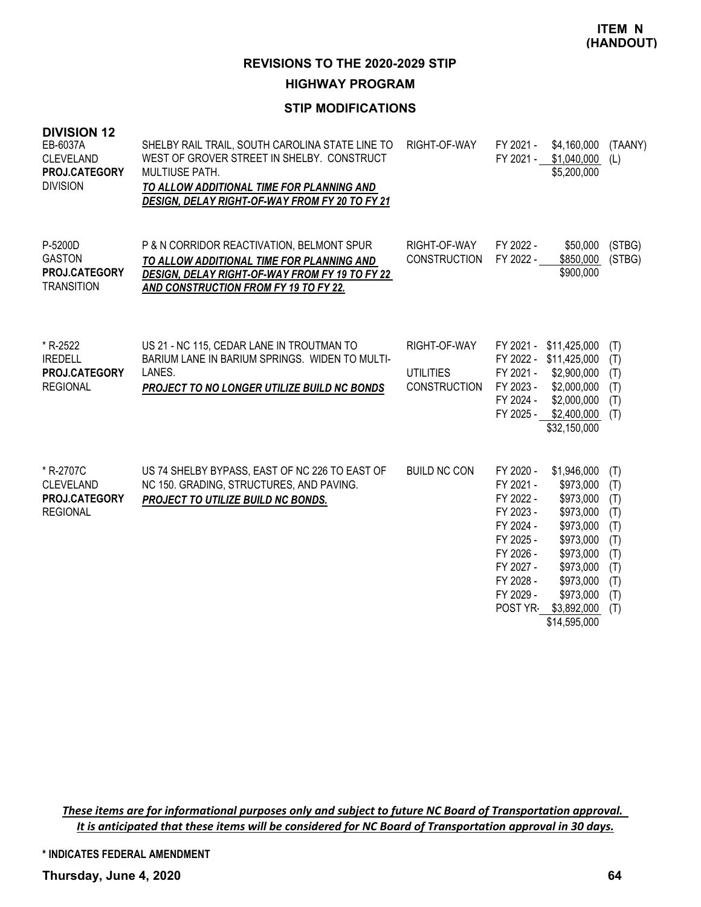**ITEM N (HANDOUT)**

## REVISIONS TO THE 2020-2029 STIP

## HIGHWAY PROGRAM

### STIP MODIFICATIONS

**DIVISION 12**

| Project | Description | Work Type | Fiscal Year | Amount | Funding |
|---|---|---|---|---|---|
| EB-6037A<br>CLEVELAND<br>**PROJ.CATEGORY**<br>DIVISION | SHELBY RAIL TRAIL, SOUTH CAROLINA STATE LINE TO WEST OF GROVER STREET IN SHELBY. CONSTRUCT MULTIUSE PATH.<br>***TO ALLOW ADDITIONAL TIME FOR PLANNING AND DESIGN, DELAY RIGHT-OF-WAY FROM FY 20 TO FY 21*** | RIGHT-OF-WAY | FY 2021 - | $4,160,000 | (TAANY) |
| | | | FY 2021 - | $1,040,000 | (L) |
| | | | | $5,200,000 | |
| P-5200D<br>GASTON<br>**PROJ.CATEGORY**<br>TRANSITION | P & N CORRIDOR REACTIVATION, BELMONT SPUR<br>***TO ALLOW ADDITIONAL TIME FOR PLANNING AND DESIGN, DELAY RIGHT-OF-WAY FROM FY 19 TO FY 22 AND CONSTRUCTION FROM FY 19 TO FY 22.*** | RIGHT-OF-WAY | FY 2022 - | $50,000 | (STBG) |
| | | CONSTRUCTION | FY 2022 - | $850,000 | (STBG) |
| | | | | $900,000 | |
| * R-2522<br>IREDELL<br>**PROJ.CATEGORY**<br>REGIONAL | US 21 - NC 115, CEDAR LANE IN TROUTMAN TO BARIUM LANE IN BARIUM SPRINGS. WIDEN TO MULTI-LANES.<br>***PROJECT TO NO LONGER UTILIZE BUILD NC BONDS*** | RIGHT-OF-WAY | FY 2021 - | $11,425,000 | (T) |
| | | | FY 2022 - | $11,425,000 | (T) |
| | | UTILITIES | FY 2021 - | $2,900,000 | (T) |
| | | CONSTRUCTION | FY 2023 - | $2,000,000 | (T) |
| | | | FY 2024 - | $2,000,000 | (T) |
| | | | FY 2025 - | $2,400,000 | (T) |
| | | | | $32,150,000 | |
| * R-2707C<br>CLEVELAND<br>**PROJ.CATEGORY**<br>REGIONAL | US 74 SHELBY BYPASS, EAST OF NC 226 TO EAST OF NC 150. GRADING, STRUCTURES, AND PAVING.<br>***PROJECT TO UTILIZE BUILD NC BONDS.*** | BUILD NC CON | FY 2020 - | $1,946,000 | (T) |
| | | | FY 2021 - | $973,000 | (T) |
| | | | FY 2022 - | $973,000 | (T) |
| | | | FY 2023 - | $973,000 | (T) |
| | | | FY 2024 - | $973,000 | (T) |
| | | | FY 2025 - | $973,000 | (T) |
| | | | FY 2026 - | $973,000 | (T) |
| | | | FY 2027 - | $973,000 | (T) |
| | | | FY 2028 - | $973,000 | (T) |
| | | | FY 2029 - | $973,000 | (T) |
| | | | POST YR- | $3,892,000 | (T) |
| | | | | $14,595,000 | |

***These items are for informational purposes only and subject to future NC Board of Transportation approval. It is anticipated that these items will be considered for NC Board of Transportation approval in 30 days.***

**\* INDICATES FEDERAL AMENDMENT**

**Thursday, June 4, 2020**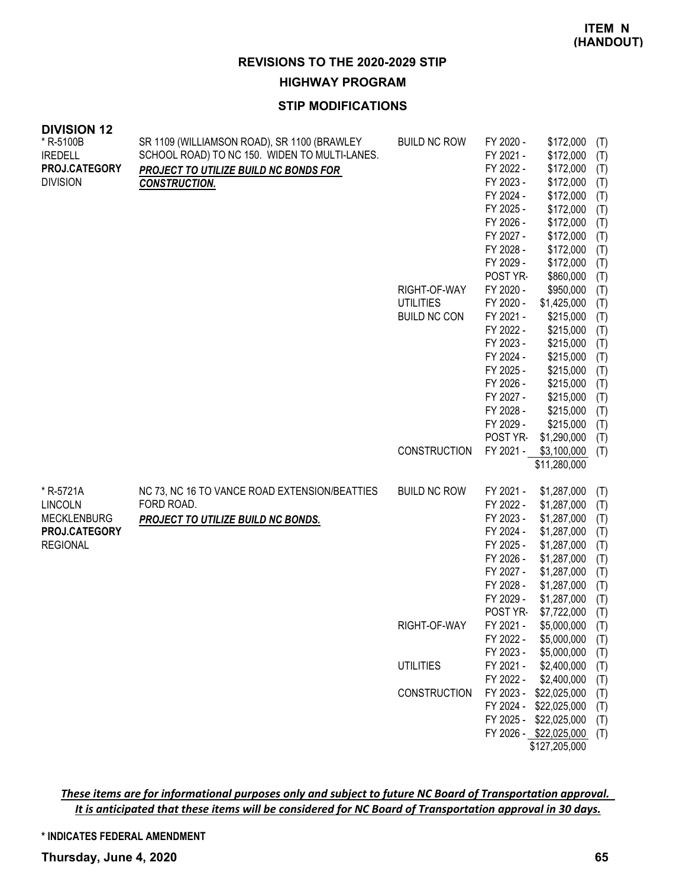**ITEM N (HANDOUT)**

# REVISIONS TO THE 2020-2029 STIP

## HIGHWAY PROGRAM

### STIP MODIFICATIONS

**DIVISION 12**

| Project | Description | Work Type | Fiscal Year | Amount | |
|---|---|---|---|---|---|
| * R-5100B<br>IREDELL<br>**PROJ.CATEGORY**<br>DIVISION | SR 1109 (WILLIAMSON ROAD), SR 1100 (BRAWLEY SCHOOL ROAD) TO NC 150. WIDEN TO MULTI-LANES.<br>***PROJECT TO UTILIZE BUILD NC BONDS FOR CONSTRUCTION.*** | BUILD NC ROW | FY 2020 - | $172,000 | (T) |
| | | | FY 2021 - | $172,000 | (T) |
| | | | FY 2022 - | $172,000 | (T) |
| | | | FY 2023 - | $172,000 | (T) |
| | | | FY 2024 - | $172,000 | (T) |
| | | | FY 2025 - | $172,000 | (T) |
| | | | FY 2026 - | $172,000 | (T) |
| | | | FY 2027 - | $172,000 | (T) |
| | | | FY 2028 - | $172,000 | (T) |
| | | | FY 2029 - | $172,000 | (T) |
| | | | POST YR- | $860,000 | (T) |
| | | RIGHT-OF-WAY | FY 2020 - | $950,000 | (T) |
| | | UTILITIES | FY 2020 - | $1,425,000 | (T) |
| | | BUILD NC CON | FY 2021 - | $215,000 | (T) |
| | | | FY 2022 - | $215,000 | (T) |
| | | | FY 2023 - | $215,000 | (T) |
| | | | FY 2024 - | $215,000 | (T) |
| | | | FY 2025 - | $215,000 | (T) |
| | | | FY 2026 - | $215,000 | (T) |
| | | | FY 2027 - | $215,000 | (T) |
| | | | FY 2028 - | $215,000 | (T) |
| | | | FY 2029 - | $215,000 | (T) |
| | | | POST YR- | $1,290,000 | (T) |
| | | CONSTRUCTION | FY 2021 - | $3,100,000 | (T) |
| | | | | $11,280,000 | |
| * R-5721A<br>LINCOLN<br>MECKLENBURG<br>**PROJ.CATEGORY**<br>REGIONAL | NC 73, NC 16 TO VANCE ROAD EXTENSION/BEATTIES FORD ROAD.<br>***PROJECT TO UTILIZE BUILD NC BONDS.*** | BUILD NC ROW | FY 2021 - | $1,287,000 | (T) |
| | | | FY 2022 - | $1,287,000 | (T) |
| | | | FY 2023 - | $1,287,000 | (T) |
| | | | FY 2024 - | $1,287,000 | (T) |
| | | | FY 2025 - | $1,287,000 | (T) |
| | | | FY 2026 - | $1,287,000 | (T) |
| | | | FY 2027 - | $1,287,000 | (T) |
| | | | FY 2028 - | $1,287,000 | (T) |
| | | | FY 2029 - | $1,287,000 | (T) |
| | | | POST YR- | $7,722,000 | (T) |
| | | RIGHT-OF-WAY | FY 2021 - | $5,000,000 | (T) |
| | | | FY 2022 - | $5,000,000 | (T) |
| | | | FY 2023 - | $5,000,000 | (T) |
| | | UTILITIES | FY 2021 - | $2,400,000 | (T) |
| | | | FY 2022 - | $2,400,000 | (T) |
| | | CONSTRUCTION | FY 2023 - | $22,025,000 | (T) |
| | | | FY 2024 - | $22,025,000 | (T) |
| | | | FY 2025 - | $22,025,000 | (T) |
| | | | FY 2026 - | $22,025,000 | (T) |
| | | | | $127,205,000 | |

***These items are for informational purposes only and subject to future NC Board of Transportation approval. It is anticipated that these items will be considered for NC Board of Transportation approval in 30 days.***

**\* INDICATES FEDERAL AMENDMENT**

**Thursday, June 4, 2020**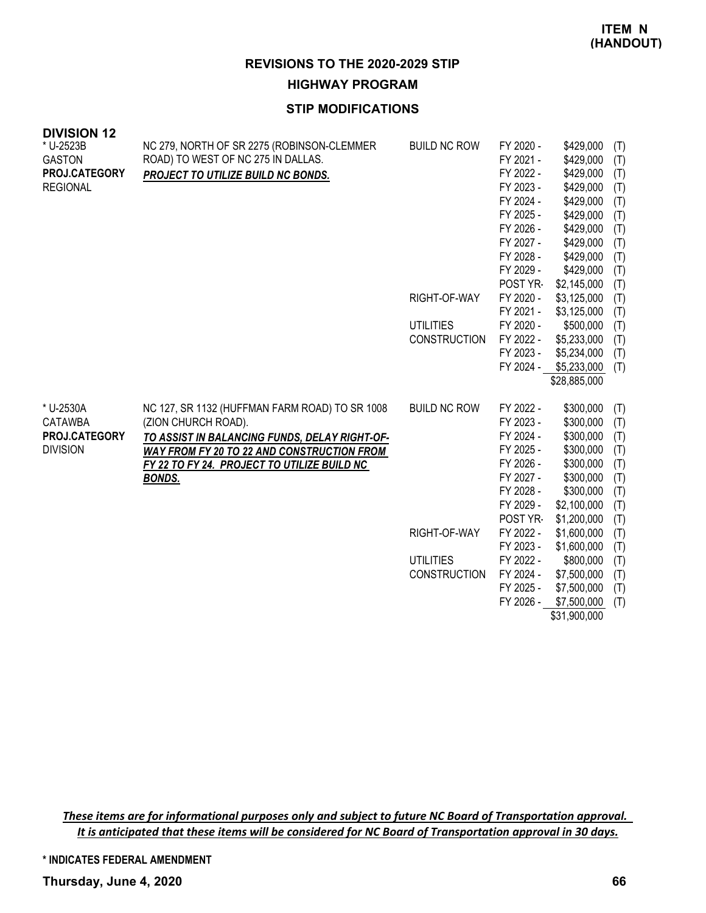**ITEM N (HANDOUT)**

## REVISIONS TO THE 2020-2029 STIP

### HIGHWAY PROGRAM

### STIP MODIFICATIONS

**DIVISION 12**

| Project | Description | Work Type | Fiscal Year | Amount | Source |
|---|---|---|---|---|---|
| * U-2523B<br>GASTON<br>**PROJ.CATEGORY**<br>REGIONAL | NC 279, NORTH OF SR 2275 (ROBINSON-CLEMMER ROAD) TO WEST OF NC 275 IN DALLAS.<br>***PROJECT TO UTILIZE BUILD NC BONDS.*** | BUILD NC ROW | FY 2020 - | $429,000 | (T) |
| | | | FY 2021 - | $429,000 | (T) |
| | | | FY 2022 - | $429,000 | (T) |
| | | | FY 2023 - | $429,000 | (T) |
| | | | FY 2024 - | $429,000 | (T) |
| | | | FY 2025 - | $429,000 | (T) |
| | | | FY 2026 - | $429,000 | (T) |
| | | | FY 2027 - | $429,000 | (T) |
| | | | FY 2028 - | $429,000 | (T) |
| | | | FY 2029 - | $429,000 | (T) |
| | | | POST YR- | $2,145,000 | (T) |
| | | RIGHT-OF-WAY | FY 2020 - | $3,125,000 | (T) |
| | | | FY 2021 - | $3,125,000 | (T) |
| | | UTILITIES | FY 2020 - | $500,000 | (T) |
| | | CONSTRUCTION | FY 2022 - | $5,233,000 | (T) |
| | | | FY 2023 - | $5,234,000 | (T) |
| | | | FY 2024 - | $5,233,000 | (T) |
| | | | | $28,885,000 | |
| * U-2530A<br>CATAWBA<br>**PROJ.CATEGORY**<br>DIVISION | NC 127, SR 1132 (HUFFMAN FARM ROAD) TO SR 1008 (ZION CHURCH ROAD).<br>***TO ASSIST IN BALANCING FUNDS, DELAY RIGHT-OF-WAY FROM FY 20 TO 22 AND CONSTRUCTION FROM FY 22 TO FY 24. PROJECT TO UTILIZE BUILD NC BONDS.*** | BUILD NC ROW | FY 2022 - | $300,000 | (T) |
| | | | FY 2023 - | $300,000 | (T) |
| | | | FY 2024 - | $300,000 | (T) |
| | | | FY 2025 - | $300,000 | (T) |
| | | | FY 2026 - | $300,000 | (T) |
| | | | FY 2027 - | $300,000 | (T) |
| | | | FY 2028 - | $300,000 | (T) |
| | | | FY 2029 - | $2,100,000 | (T) |
| | | | POST YR- | $1,200,000 | (T) |
| | | RIGHT-OF-WAY | FY 2022 - | $1,600,000 | (T) |
| | | | FY 2023 - | $1,600,000 | (T) |
| | | UTILITIES | FY 2022 - | $800,000 | (T) |
| | | CONSTRUCTION | FY 2024 - | $7,500,000 | (T) |
| | | | FY 2025 - | $7,500,000 | (T) |
| | | | FY 2026 - | $7,500,000 | (T) |
| | | | | $31,900,000 | |

***These items are for informational purposes only and subject to future NC Board of Transportation approval. It is anticipated that these items will be considered for NC Board of Transportation approval in 30 days.***

**\* INDICATES FEDERAL AMENDMENT**

**Thursday, June 4, 2020**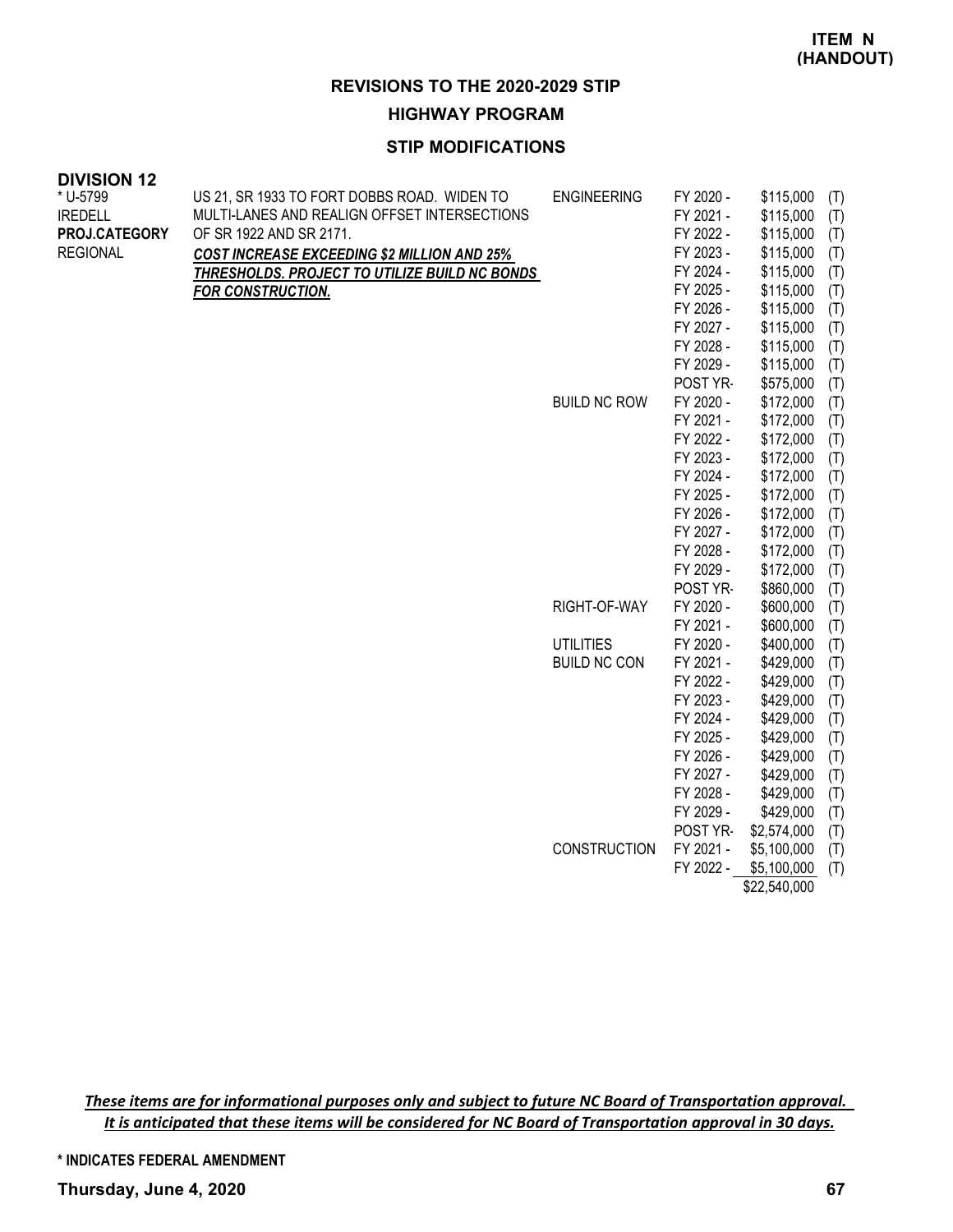**ITEM N (HANDOUT)**

## REVISIONS TO THE 2020-2029 STIP

### HIGHWAY PROGRAM

### STIP MODIFICATIONS

**DIVISION 12**

| Project | Description | Work Type | Fiscal Year | Amount | |
|---|---|---|---|---|---|
| * U-5799 | US 21, SR 1933 TO FORT DOBBS ROAD. WIDEN TO | ENGINEERING | FY 2020 - | $115,000 | (T) |
| IREDELL | MULTI-LANES AND REALIGN OFFSET INTERSECTIONS | | FY 2021 - | $115,000 | (T) |
| **PROJ.CATEGORY** | OF SR 1922 AND SR 2171. | | FY 2022 - | $115,000 | (T) |
| REGIONAL | ***COST INCREASE EXCEEDING $2 MILLION AND 25%*** | | FY 2023 - | $115,000 | (T) |
| | ***THRESHOLDS. PROJECT TO UTILIZE BUILD NC BONDS*** | | FY 2024 - | $115,000 | (T) |
| | ***FOR CONSTRUCTION.*** | | FY 2025 - | $115,000 | (T) |
| | | | FY 2026 - | $115,000 | (T) |
| | | | FY 2027 - | $115,000 | (T) |
| | | | FY 2028 - | $115,000 | (T) |
| | | | FY 2029 - | $115,000 | (T) |
| | | | POST YR- | $575,000 | (T) |
| | | BUILD NC ROW | FY 2020 - | $172,000 | (T) |
| | | | FY 2021 - | $172,000 | (T) |
| | | | FY 2022 - | $172,000 | (T) |
| | | | FY 2023 - | $172,000 | (T) |
| | | | FY 2024 - | $172,000 | (T) |
| | | | FY 2025 - | $172,000 | (T) |
| | | | FY 2026 - | $172,000 | (T) |
| | | | FY 2027 - | $172,000 | (T) |
| | | | FY 2028 - | $172,000 | (T) |
| | | | FY 2029 - | $172,000 | (T) |
| | | | POST YR- | $860,000 | (T) |
| | | RIGHT-OF-WAY | FY 2020 - | $600,000 | (T) |
| | | | FY 2021 - | $600,000 | (T) |
| | | UTILITIES | FY 2020 - | $400,000 | (T) |
| | | BUILD NC CON | FY 2021 - | $429,000 | (T) |
| | | | FY 2022 - | $429,000 | (T) |
| | | | FY 2023 - | $429,000 | (T) |
| | | | FY 2024 - | $429,000 | (T) |
| | | | FY 2025 - | $429,000 | (T) |
| | | | FY 2026 - | $429,000 | (T) |
| | | | FY 2027 - | $429,000 | (T) |
| | | | FY 2028 - | $429,000 | (T) |
| | | | FY 2029 - | $429,000 | (T) |
| | | | POST YR- | $2,574,000 | (T) |
| | | CONSTRUCTION | FY 2021 - | $5,100,000 | (T) |
| | | | FY 2022 - | $5,100,000 | (T) |
| | | | | $22,540,000 | |

***These items are for informational purposes only and subject to future NC Board of Transportation approval. It is anticipated that these items will be considered for NC Board of Transportation approval in 30 days.***

**\* INDICATES FEDERAL AMENDMENT**

**Thursday, June 4, 2020**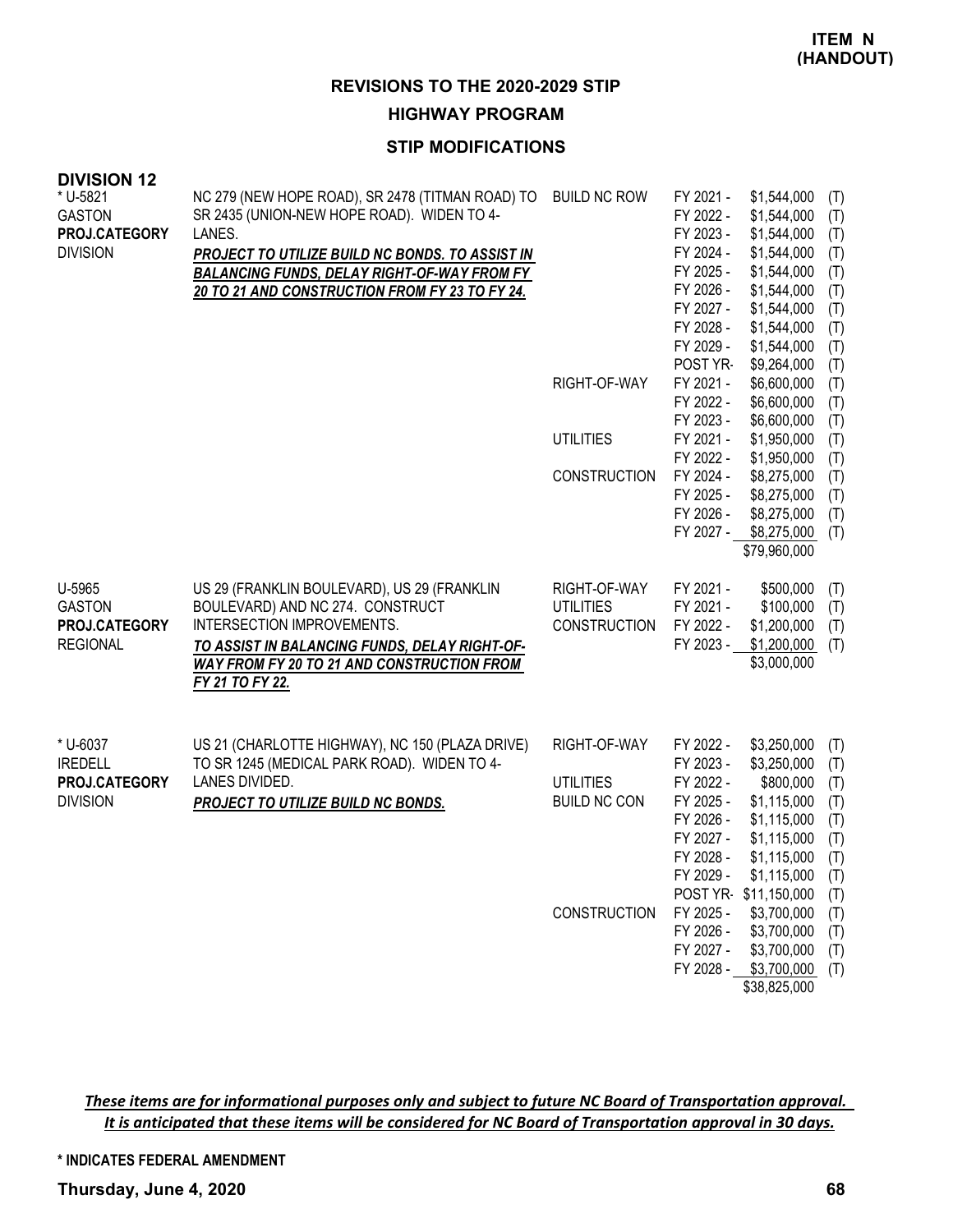**ITEM N (HANDOUT)**

## REVISIONS TO THE 2020-2029 STIP

### HIGHWAY PROGRAM

### STIP MODIFICATIONS

**DIVISION 12**

| Project | Description | Category | Year | Amount | |
|---|---|---|---|---|---|
| * U-5821<br>GASTON<br>**PROJ.CATEGORY**<br>DIVISION | NC 279 (NEW HOPE ROAD), SR 2478 (TITMAN ROAD) TO SR 2435 (UNION-NEW HOPE ROAD). WIDEN TO 4-LANES.<br>***PROJECT TO UTILIZE BUILD NC BONDS. TO ASSIST IN BALANCING FUNDS, DELAY RIGHT-OF-WAY FROM FY 20 TO 21 AND CONSTRUCTION FROM FY 23 TO FY 24.*** | BUILD NC ROW | FY 2021 - | $1,544,000 | (T) |
| | | | FY 2022 - | $1,544,000 | (T) |
| | | | FY 2023 - | $1,544,000 | (T) |
| | | | FY 2024 - | $1,544,000 | (T) |
| | | | FY 2025 - | $1,544,000 | (T) |
| | | | FY 2026 - | $1,544,000 | (T) |
| | | | FY 2027 - | $1,544,000 | (T) |
| | | | FY 2028 - | $1,544,000 | (T) |
| | | | FY 2029 - | $1,544,000 | (T) |
| | | | POST YR- | $9,264,000 | (T) |
| | | RIGHT-OF-WAY | FY 2021 - | $6,600,000 | (T) |
| | | | FY 2022 - | $6,600,000 | (T) |
| | | | FY 2023 - | $6,600,000 | (T) |
| | | UTILITIES | FY 2021 - | $1,950,000 | (T) |
| | | | FY 2022 - | $1,950,000 | (T) |
| | | CONSTRUCTION | FY 2024 - | $8,275,000 | (T) |
| | | | FY 2025 - | $8,275,000 | (T) |
| | | | FY 2026 - | $8,275,000 | (T) |
| | | | FY 2027 - | $8,275,000 | (T) |
| | | | | $79,960,000 | |
| U-5965<br>GASTON<br>**PROJ.CATEGORY**<br>REGIONAL | US 29 (FRANKLIN BOULEVARD), US 29 (FRANKLIN BOULEVARD) AND NC 274. CONSTRUCT INTERSECTION IMPROVEMENTS.<br>***TO ASSIST IN BALANCING FUNDS, DELAY RIGHT-OF-WAY FROM FY 20 TO 21 AND CONSTRUCTION FROM FY 21 TO FY 22.*** | RIGHT-OF-WAY | FY 2021 - | $500,000 | (T) |
| | | UTILITIES | FY 2021 - | $100,000 | (T) |
| | | CONSTRUCTION | FY 2022 - | $1,200,000 | (T) |
| | | | FY 2023 - | $1,200,000 | (T) |
| | | | | $3,000,000 | |
| * U-6037<br>IREDELL<br>**PROJ.CATEGORY**<br>DIVISION | US 21 (CHARLOTTE HIGHWAY), NC 150 (PLAZA DRIVE) TO SR 1245 (MEDICAL PARK ROAD). WIDEN TO 4-LANES DIVIDED.<br>***PROJECT TO UTILIZE BUILD NC BONDS.*** | RIGHT-OF-WAY | FY 2022 - | $3,250,000 | (T) |
| | | | FY 2023 - | $3,250,000 | (T) |
| | | UTILITIES | FY 2022 - | $800,000 | (T) |
| | | BUILD NC CON | FY 2025 - | $1,115,000 | (T) |
| | | | FY 2026 - | $1,115,000 | (T) |
| | | | FY 2027 - | $1,115,000 | (T) |
| | | | FY 2028 - | $1,115,000 | (T) |
| | | | FY 2029 - | $1,115,000 | (T) |
| | | | POST YR- | $11,150,000 | (T) |
| | | CONSTRUCTION | FY 2025 - | $3,700,000 | (T) |
| | | | FY 2026 - | $3,700,000 | (T) |
| | | | FY 2027 - | $3,700,000 | (T) |
| | | | FY 2028 - | $3,700,000 | (T) |
| | | | | $38,825,000 | |

***These items are for informational purposes only and subject to future NC Board of Transportation approval. It is anticipated that these items will be considered for NC Board of Transportation approval in 30 days.***

**\* INDICATES FEDERAL AMENDMENT**

**Thursday, June 4, 2020**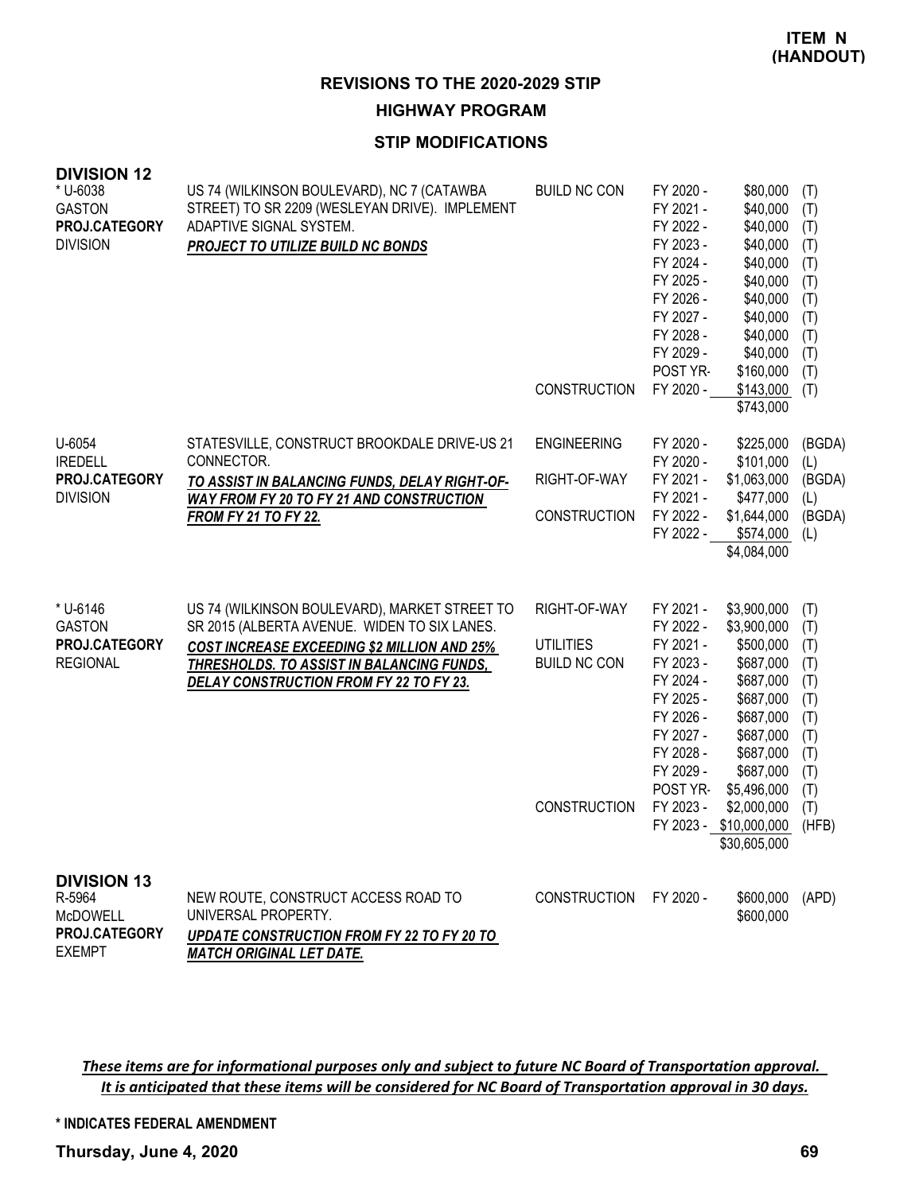**ITEM N (HANDOUT)**

## REVISIONS TO THE 2020-2029 STIP

### HIGHWAY PROGRAM

### STIP MODIFICATIONS

**DIVISION 12**

| Project | Description | Phase | Fiscal Year | Amount | Source |
|---|---|---|---|---|---|
| * U-6038<br>GASTON<br>**PROJ.CATEGORY**<br>DIVISION | US 74 (WILKINSON BOULEVARD), NC 7 (CATAWBA STREET) TO SR 2209 (WESLEYAN DRIVE). IMPLEMENT ADAPTIVE SIGNAL SYSTEM.<br>***PROJECT TO UTILIZE BUILD NC BONDS*** | BUILD NC CON | FY 2020 - | $80,000 | (T) |
| | | | FY 2021 - | $40,000 | (T) |
| | | | FY 2022 - | $40,000 | (T) |
| | | | FY 2023 - | $40,000 | (T) |
| | | | FY 2024 - | $40,000 | (T) |
| | | | FY 2025 - | $40,000 | (T) |
| | | | FY 2026 - | $40,000 | (T) |
| | | | FY 2027 - | $40,000 | (T) |
| | | | FY 2028 - | $40,000 | (T) |
| | | | FY 2029 - | $40,000 | (T) |
| | | | POST YR- | $160,000 | (T) |
| | | CONSTRUCTION | FY 2020 - | $143,000 | (T) |
| | | | | $743,000 | |
| U-6054<br>IREDELL<br>**PROJ.CATEGORY**<br>DIVISION | STATESVILLE, CONSTRUCT BROOKDALE DRIVE-US 21 CONNECTOR.<br>***TO ASSIST IN BALANCING FUNDS, DELAY RIGHT-OF-WAY FROM FY 20 TO FY 21 AND CONSTRUCTION FROM FY 21 TO FY 22.*** | ENGINEERING | FY 2020 - | $225,000 | (BGDA) |
| | | | FY 2020 - | $101,000 | (L) |
| | | RIGHT-OF-WAY | FY 2021 - | $1,063,000 | (BGDA) |
| | | | FY 2021 - | $477,000 | (L) |
| | | CONSTRUCTION | FY 2022 - | $1,644,000 | (BGDA) |
| | | | FY 2022 - | $574,000 | (L) |
| | | | | $4,084,000 | |
| * U-6146<br>GASTON<br>**PROJ.CATEGORY**<br>REGIONAL | US 74 (WILKINSON BOULEVARD), MARKET STREET TO SR 2015 (ALBERTA AVENUE. WIDEN TO SIX LANES.<br>***COST INCREASE EXCEEDING $2 MILLION AND 25% THRESHOLDS. TO ASSIST IN BALANCING FUNDS, DELAY CONSTRUCTION FROM FY 22 TO FY 23.*** | RIGHT-OF-WAY | FY 2021 - | $3,900,000 | (T) |
| | | | FY 2022 - | $3,900,000 | (T) |
| | | UTILITIES | FY 2021 - | $500,000 | (T) |
| | | BUILD NC CON | FY 2023 - | $687,000 | (T) |
| | | | FY 2024 - | $687,000 | (T) |
| | | | FY 2025 - | $687,000 | (T) |
| | | | FY 2026 - | $687,000 | (T) |
| | | | FY 2027 - | $687,000 | (T) |
| | | | FY 2028 - | $687,000 | (T) |
| | | | FY 2029 - | $687,000 | (T) |
| | | | POST YR- | $5,496,000 | (T) |
| | | CONSTRUCTION | FY 2023 - | $2,000,000 | (T) |
| | | | FY 2023 - | $10,000,000 | (HFB) |
| | | | | $30,605,000 | |

**DIVISION 13**

| Project | Description | Phase | Fiscal Year | Amount | Source |
|---|---|---|---|---|---|
| R-5964<br>McDOWELL<br>**PROJ.CATEGORY**<br>EXEMPT | NEW ROUTE, CONSTRUCT ACCESS ROAD TO UNIVERSAL PROPERTY.<br>***UPDATE CONSTRUCTION FROM FY 22 TO FY 20 TO MATCH ORIGINAL LET DATE.*** | CONSTRUCTION | FY 2020 - | $600,000 | (APD) |
| | | | | $600,000 | |

***These items are for informational purposes only and subject to future NC Board of Transportation approval. It is anticipated that these items will be considered for NC Board of Transportation approval in 30 days.***

**\* INDICATES FEDERAL AMENDMENT**

**Thursday, June 4, 2020**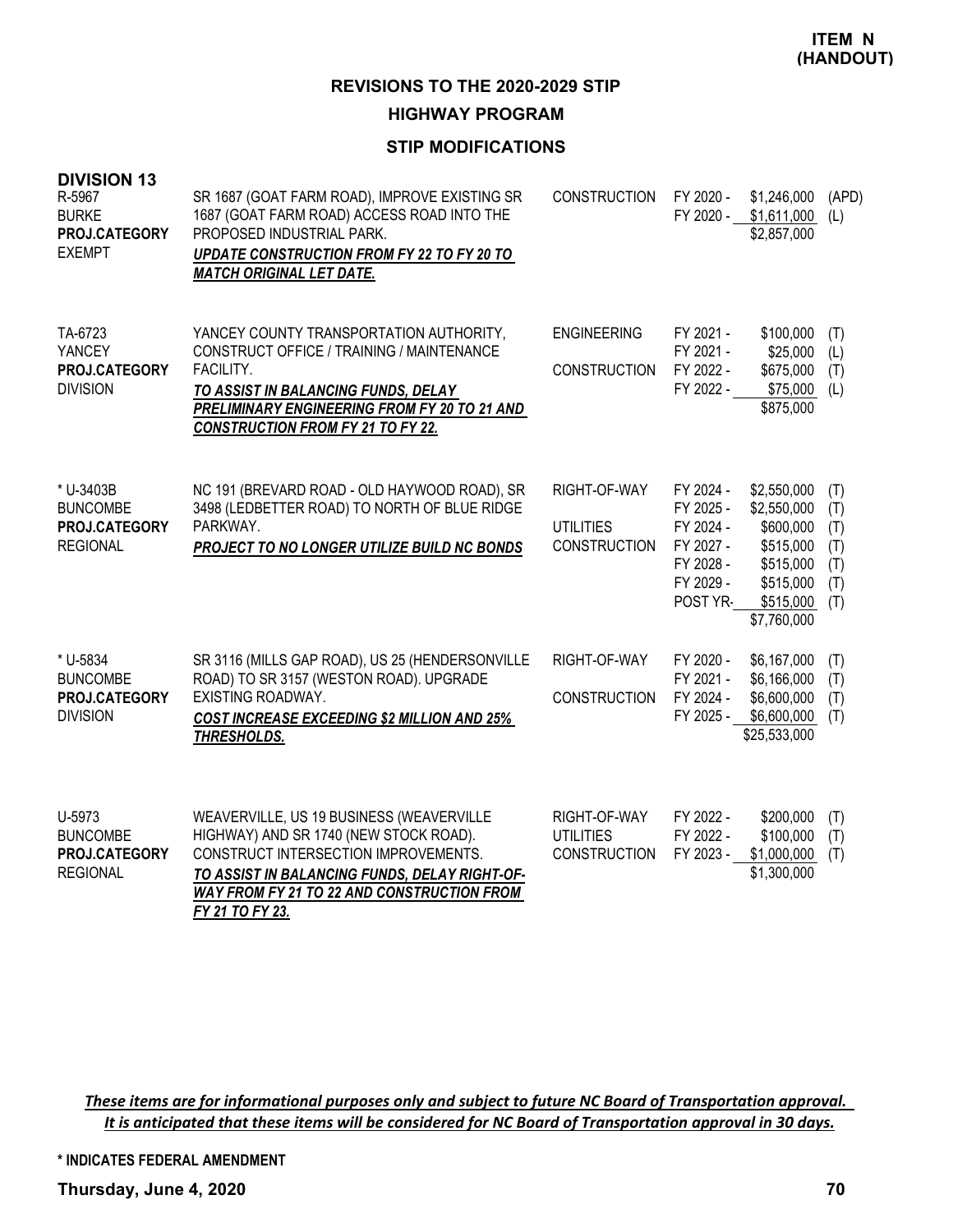**ITEM N (HANDOUT)**

## REVISIONS TO THE 2020-2029 STIP

### HIGHWAY PROGRAM

### STIP MODIFICATIONS

**DIVISION 13**

| Project | Description | Work Type | Fiscal Year | Amount | Source |
|---|---|---|---|---|---|
| R-5967<br>BURKE<br>**PROJ.CATEGORY**<br>EXEMPT | SR 1687 (GOAT FARM ROAD), IMPROVE EXISTING SR 1687 (GOAT FARM ROAD) ACCESS ROAD INTO THE PROPOSED INDUSTRIAL PARK.<br>***UPDATE CONSTRUCTION FROM FY 22 TO FY 20 TO MATCH ORIGINAL LET DATE.*** | CONSTRUCTION | FY 2020 - | $1,246,000 | (APD) |
| | | | FY 2020 - | $1,611,000 | (L) |
| | | | | $2,857,000 | |
| TA-6723<br>YANCEY<br>**PROJ.CATEGORY**<br>DIVISION | YANCEY COUNTY TRANSPORTATION AUTHORITY, CONSTRUCT OFFICE / TRAINING / MAINTENANCE FACILITY.<br>***TO ASSIST IN BALANCING FUNDS, DELAY PRELIMINARY ENGINEERING FROM FY 20 TO 21 AND CONSTRUCTION FROM FY 21 TO FY 22.*** | ENGINEERING | FY 2021 - | $100,000 | (T) |
| | | | FY 2021 - | $25,000 | (L) |
| | | CONSTRUCTION | FY 2022 - | $675,000 | (T) |
| | | | FY 2022 - | $75,000 | (L) |
| | | | | $875,000 | |
| * U-3403B<br>BUNCOMBE<br>**PROJ.CATEGORY**<br>REGIONAL | NC 191 (BREVARD ROAD - OLD HAYWOOD ROAD), SR 3498 (LEDBETTER ROAD) TO NORTH OF BLUE RIDGE PARKWAY.<br>***PROJECT TO NO LONGER UTILIZE BUILD NC BONDS*** | RIGHT-OF-WAY | FY 2024 - | $2,550,000 | (T) |
| | | | FY 2025 - | $2,550,000 | (T) |
| | | UTILITIES | FY 2024 - | $600,000 | (T) |
| | | CONSTRUCTION | FY 2027 - | $515,000 | (T) |
| | | | FY 2028 - | $515,000 | (T) |
| | | | FY 2029 - | $515,000 | (T) |
| | | | POST YR- | $515,000 | (T) |
| | | | | $7,760,000 | |
| * U-5834<br>BUNCOMBE<br>**PROJ.CATEGORY**<br>DIVISION | SR 3116 (MILLS GAP ROAD), US 25 (HENDERSONVILLE ROAD) TO SR 3157 (WESTON ROAD). UPGRADE EXISTING ROADWAY.<br>***COST INCREASE EXCEEDING $2 MILLION AND 25% THRESHOLDS.*** | RIGHT-OF-WAY | FY 2020 - | $6,167,000 | (T) |
| | | | FY 2021 - | $6,166,000 | (T) |
| | | CONSTRUCTION | FY 2024 - | $6,600,000 | (T) |
| | | | FY 2025 - | $6,600,000 | (T) |
| | | | | $25,533,000 | |
| U-5973<br>BUNCOMBE<br>**PROJ.CATEGORY**<br>REGIONAL | WEAVERVILLE, US 19 BUSINESS (WEAVERVILLE HIGHWAY) AND SR 1740 (NEW STOCK ROAD). CONSTRUCT INTERSECTION IMPROVEMENTS.<br>***TO ASSIST IN BALANCING FUNDS, DELAY RIGHT-OF-WAY FROM FY 21 TO 22 AND CONSTRUCTION FROM FY 21 TO FY 23.*** | RIGHT-OF-WAY | FY 2022 - | $200,000 | (T) |
| | | UTILITIES | FY 2022 - | $100,000 | (T) |
| | | CONSTRUCTION | FY 2023 - | $1,000,000 | (T) |
| | | | | $1,300,000 | |

***These items are for informational purposes only and subject to future NC Board of Transportation approval. It is anticipated that these items will be considered for NC Board of Transportation approval in 30 days.***

**\* INDICATES FEDERAL AMENDMENT**

**Thursday, June 4, 2020**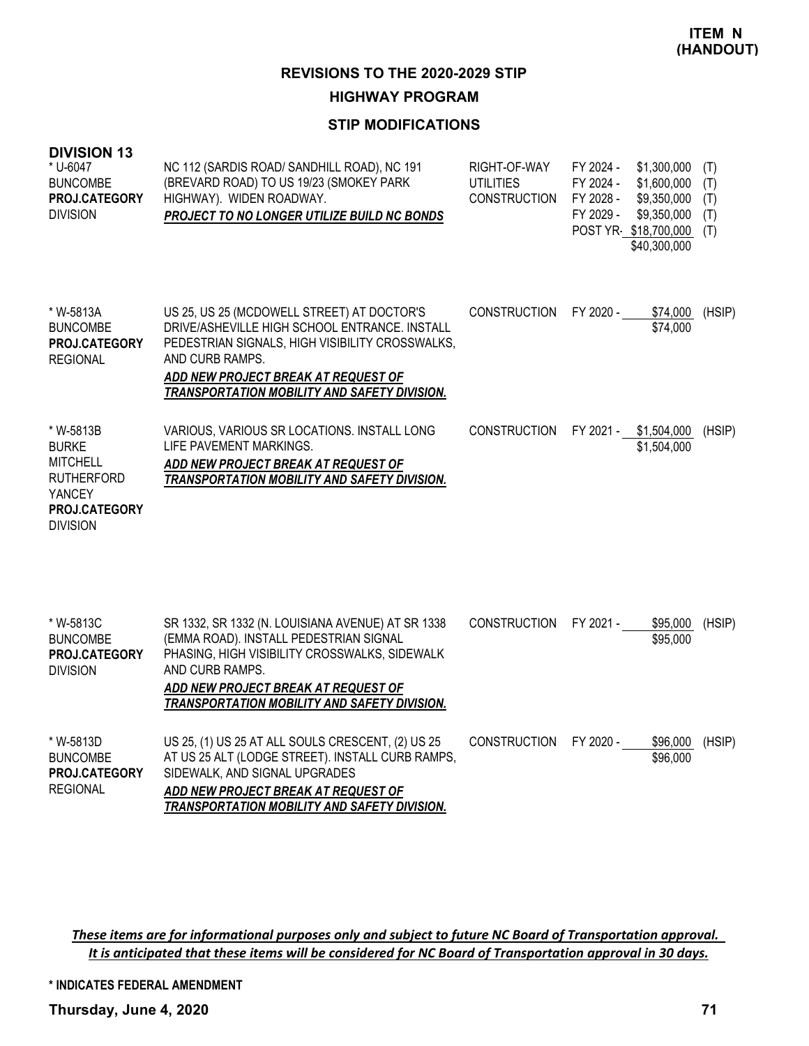**ITEM N (HANDOUT)**

## REVISIONS TO THE 2020-2029 STIP

### HIGHWAY PROGRAM

### STIP MODIFICATIONS

**DIVISION 13**

| Project | Description | Work Type | Fiscal Year | Amount | Funding |
|---|---|---|---|---|---|
| * U-6047<br>BUNCOMBE<br>**PROJ.CATEGORY**<br>DIVISION | NC 112 (SARDIS ROAD/ SANDHILL ROAD), NC 191 (BREVARD ROAD) TO US 19/23 (SMOKEY PARK HIGHWAY). WIDEN ROADWAY.<br>***PROJECT TO NO LONGER UTILIZE BUILD NC BONDS*** | RIGHT-OF-WAY<br>UTILITIES<br>CONSTRUCTION | FY 2024 -<br>FY 2024 -<br>FY 2028 -<br>FY 2029 -<br>POST YR- | \$1,300,000<br>\$1,600,000<br>\$9,350,000<br>\$9,350,000<br>\$18,700,000<br>\$40,300,000 | (T)<br>(T)<br>(T)<br>(T)<br>(T) |
| * W-5813A<br>BUNCOMBE<br>**PROJ.CATEGORY**<br>REGIONAL | US 25, US 25 (MCDOWELL STREET) AT DOCTOR'S DRIVE/ASHEVILLE HIGH SCHOOL ENTRANCE. INSTALL PEDESTRIAN SIGNALS, HIGH VISIBILITY CROSSWALKS, AND CURB RAMPS.<br>***ADD NEW PROJECT BREAK AT REQUEST OF TRANSPORTATION MOBILITY AND SAFETY DIVISION.*** | CONSTRUCTION | FY 2020 - | \$74,000<br>\$74,000 | (HSIP) |
| * W-5813B<br>BURKE<br>MITCHELL<br>RUTHERFORD<br>YANCEY<br>**PROJ.CATEGORY**<br>DIVISION | VARIOUS, VARIOUS SR LOCATIONS. INSTALL LONG LIFE PAVEMENT MARKINGS.<br>***ADD NEW PROJECT BREAK AT REQUEST OF TRANSPORTATION MOBILITY AND SAFETY DIVISION.*** | CONSTRUCTION | FY 2021 - | \$1,504,000<br>\$1,504,000 | (HSIP) |
| * W-5813C<br>BUNCOMBE<br>**PROJ.CATEGORY**<br>DIVISION | SR 1332, SR 1332 (N. LOUISIANA AVENUE) AT SR 1338 (EMMA ROAD). INSTALL PEDESTRIAN SIGNAL PHASING, HIGH VISIBILITY CROSSWALKS, SIDEWALK AND CURB RAMPS.<br>***ADD NEW PROJECT BREAK AT REQUEST OF TRANSPORTATION MOBILITY AND SAFETY DIVISION.*** | CONSTRUCTION | FY 2021 - | \$95,000<br>\$95,000 | (HSIP) |
| * W-5813D<br>BUNCOMBE<br>**PROJ.CATEGORY**<br>REGIONAL | US 25, (1) US 25 AT ALL SOULS CRESCENT, (2) US 25 AT US 25 ALT (LODGE STREET). INSTALL CURB RAMPS, SIDEWALK, AND SIGNAL UPGRADES<br>***ADD NEW PROJECT BREAK AT REQUEST OF TRANSPORTATION MOBILITY AND SAFETY DIVISION.*** | CONSTRUCTION | FY 2020 - | \$96,000<br>\$96,000 | (HSIP) |

*These items are for informational purposes only and subject to future NC Board of Transportation approval. It is anticipated that these items will be considered for NC Board of Transportation approval in 30 days.*

**\* INDICATES FEDERAL AMENDMENT**

**Thursday, June 4, 2020**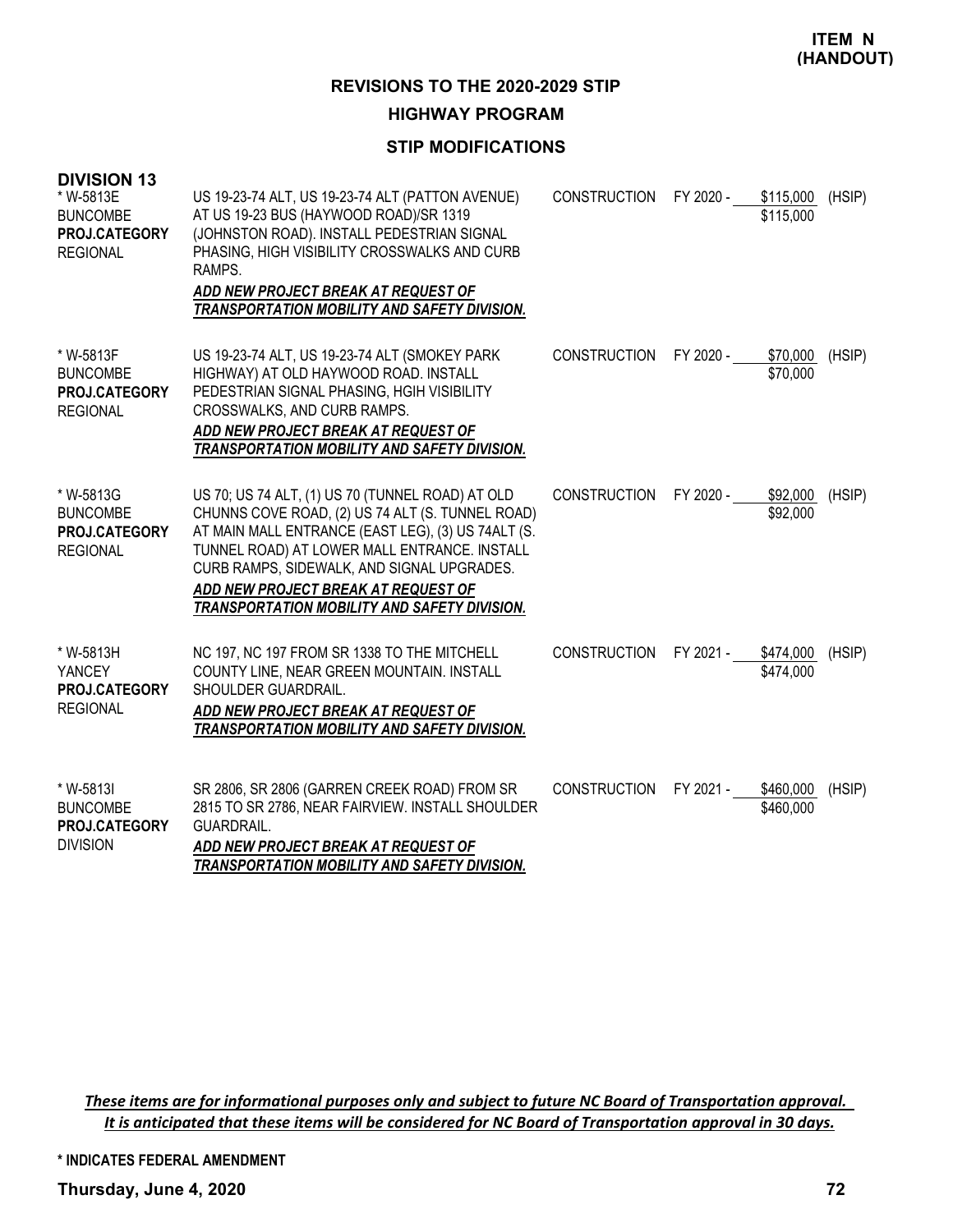**ITEM N (HANDOUT)**

## REVISIONS TO THE 2020-2029 STIP

### HIGHWAY PROGRAM

### STIP MODIFICATIONS

**DIVISION 13**

| Project | Description | Phase | Fiscal Year | Amount | Fund |
|---|---|---|---|---|---|
| * W-5813E<br>BUNCOMBE<br>**PROJ.CATEGORY**<br>REGIONAL | US 19-23-74 ALT, US 19-23-74 ALT (PATTON AVENUE) AT US 19-23 BUS (HAYWOOD ROAD)/SR 1319 (JOHNSTON ROAD). INSTALL PEDESTRIAN SIGNAL PHASING, HIGH VISIBILITY CROSSWALKS AND CURB RAMPS.<br>***ADD NEW PROJECT BREAK AT REQUEST OF TRANSPORTATION MOBILITY AND SAFETY DIVISION.*** | CONSTRUCTION | FY 2020 - | $115,000<br>$115,000 | (HSIP) |
| * W-5813F<br>BUNCOMBE<br>**PROJ.CATEGORY**<br>REGIONAL | US 19-23-74 ALT, US 19-23-74 ALT (SMOKEY PARK HIGHWAY) AT OLD HAYWOOD ROAD. INSTALL PEDESTRIAN SIGNAL PHASING, HGIH VISIBILITY CROSSWALKS, AND CURB RAMPS.<br>***ADD NEW PROJECT BREAK AT REQUEST OF TRANSPORTATION MOBILITY AND SAFETY DIVISION.*** | CONSTRUCTION | FY 2020 - | $70,000<br>$70,000 | (HSIP) |
| * W-5813G<br>BUNCOMBE<br>**PROJ.CATEGORY**<br>REGIONAL | US 70; US 74 ALT, (1) US 70 (TUNNEL ROAD) AT OLD CHUNNS COVE ROAD, (2) US 74 ALT (S. TUNNEL ROAD) AT MAIN MALL ENTRANCE (EAST LEG), (3) US 74ALT (S. TUNNEL ROAD) AT LOWER MALL ENTRANCE. INSTALL CURB RAMPS, SIDEWALK, AND SIGNAL UPGRADES.<br>***ADD NEW PROJECT BREAK AT REQUEST OF TRANSPORTATION MOBILITY AND SAFETY DIVISION.*** | CONSTRUCTION | FY 2020 - | $92,000<br>$92,000 | (HSIP) |
| * W-5813H<br>YANCEY<br>**PROJ.CATEGORY**<br>REGIONAL | NC 197, NC 197 FROM SR 1338 TO THE MITCHELL COUNTY LINE, NEAR GREEN MOUNTAIN. INSTALL SHOULDER GUARDRAIL.<br>***ADD NEW PROJECT BREAK AT REQUEST OF TRANSPORTATION MOBILITY AND SAFETY DIVISION.*** | CONSTRUCTION | FY 2021 - | $474,000<br>$474,000 | (HSIP) |
| * W-5813I<br>BUNCOMBE<br>**PROJ.CATEGORY**<br>DIVISION | SR 2806, SR 2806 (GARREN CREEK ROAD) FROM SR 2815 TO SR 2786, NEAR FAIRVIEW. INSTALL SHOULDER GUARDRAIL.<br>***ADD NEW PROJECT BREAK AT REQUEST OF TRANSPORTATION MOBILITY AND SAFETY DIVISION.*** | CONSTRUCTION | FY 2021 - | $460,000<br>$460,000 | (HSIP) |

***These items are for informational purposes only and subject to future NC Board of Transportation approval. It is anticipated that these items will be considered for NC Board of Transportation approval in 30 days.***

**\* INDICATES FEDERAL AMENDMENT**

**Thursday, June 4, 2020**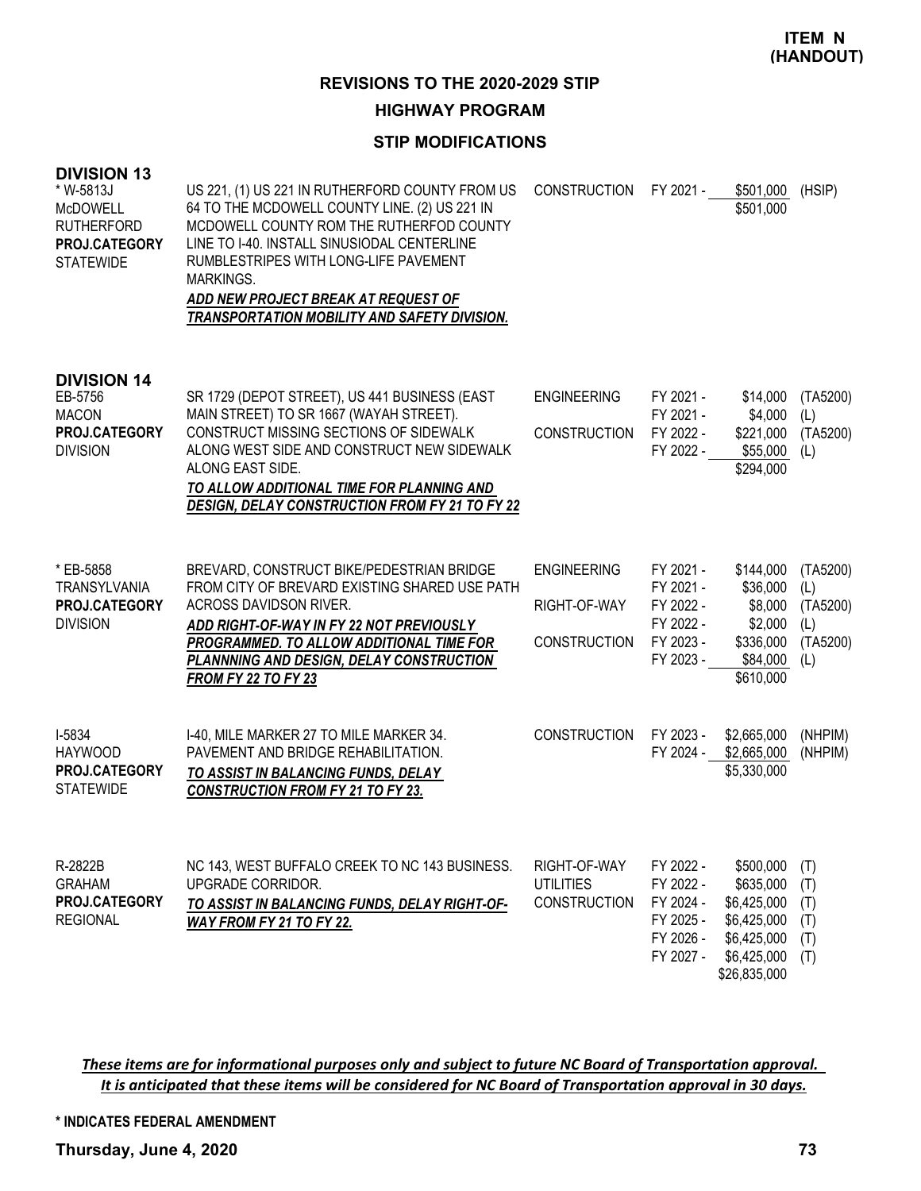**ITEM N (HANDOUT)**

# REVISIONS TO THE 2020-2029 STIP

## HIGHWAY PROGRAM

### STIP MODIFICATIONS

**DIVISION 13**

| Project | Description | Phase | Fiscal Year | Amount | Fund |
|---|---|---|---|---|---|
| * W-5813J<br>McDOWELL<br>RUTHERFORD<br>**PROJ.CATEGORY**<br>STATEWIDE | US 221, (1) US 221 IN RUTHERFORD COUNTY FROM US 64 TO THE MCDOWELL COUNTY LINE. (2) US 221 IN MCDOWELL COUNTY ROM THE RUTHERFOD COUNTY LINE TO I-40. INSTALL SINUSIODAL CENTERLINE RUMBLESTRIPES WITH LONG-LIFE PAVEMENT MARKINGS.<br>***ADD NEW PROJECT BREAK AT REQUEST OF TRANSPORTATION MOBILITY AND SAFETY DIVISION.*** | CONSTRUCTION | FY 2021 - | $501,000 | (HSIP) |
| | | | | $501,000 | |

**DIVISION 14**

| Project | Description | Phase | Fiscal Year | Amount | Fund |
|---|---|---|---|---|---|
| EB-5756<br>MACON<br>**PROJ.CATEGORY**<br>DIVISION | SR 1729 (DEPOT STREET), US 441 BUSINESS (EAST MAIN STREET) TO SR 1667 (WAYAH STREET). CONSTRUCT MISSING SECTIONS OF SIDEWALK ALONG WEST SIDE AND CONSTRUCT NEW SIDEWALK ALONG EAST SIDE.<br>***TO ALLOW ADDITIONAL TIME FOR PLANNING AND DESIGN, DELAY CONSTRUCTION FROM FY 21 TO FY 22*** | ENGINEERING | FY 2021 - | $14,000 | (TA5200) |
| | | | FY 2021 - | $4,000 | (L) |
| | | CONSTRUCTION | FY 2022 - | $221,000 | (TA5200) |
| | | | FY 2022 - | $55,000 | (L) |
| | | | | $294,000 | |
| * EB-5858<br>TRANSYLVANIA<br>**PROJ.CATEGORY**<br>DIVISION | BREVARD, CONSTRUCT BIKE/PEDESTRIAN BRIDGE FROM CITY OF BREVARD EXISTING SHARED USE PATH ACROSS DAVIDSON RIVER.<br>***ADD RIGHT-OF-WAY IN FY 22 NOT PREVIOUSLY PROGRAMMED. TO ALLOW ADDITIONAL TIME FOR PLANNNING AND DESIGN, DELAY CONSTRUCTION FROM FY 22 TO FY 23*** | ENGINEERING | FY 2021 - | $144,000 | (TA5200) |
| | | | FY 2021 - | $36,000 | (L) |
| | | RIGHT-OF-WAY | FY 2022 - | $8,000 | (TA5200) |
| | | | FY 2022 - | $2,000 | (L) |
| | | CONSTRUCTION | FY 2023 - | $336,000 | (TA5200) |
| | | | FY 2023 - | $84,000 | (L) |
| | | | | $610,000 | |
| I-5834<br>HAYWOOD<br>**PROJ.CATEGORY**<br>STATEWIDE | I-40, MILE MARKER 27 TO MILE MARKER 34. PAVEMENT AND BRIDGE REHABILITATION.<br>***TO ASSIST IN BALANCING FUNDS, DELAY CONSTRUCTION FROM FY 21 TO FY 23.*** | CONSTRUCTION | FY 2023 - | $2,665,000 | (NHPIM) |
| | | | FY 2024 - | $2,665,000 | (NHPIM) |
| | | | | $5,330,000 | |
| R-2822B<br>GRAHAM<br>**PROJ.CATEGORY**<br>REGIONAL | NC 143, WEST BUFFALO CREEK TO NC 143 BUSINESS. UPGRADE CORRIDOR.<br>***TO ASSIST IN BALANCING FUNDS, DELAY RIGHT-OF-WAY FROM FY 21 TO FY 22.*** | RIGHT-OF-WAY | FY 2022 - | $500,000 | (T) |
| | | UTILITIES | FY 2022 - | $635,000 | (T) |
| | | CONSTRUCTION | FY 2024 - | $6,425,000 | (T) |
| | | | FY 2025 - | $6,425,000 | (T) |
| | | | FY 2026 - | $6,425,000 | (T) |
| | | | FY 2027 - | $6,425,000 | (T) |
| | | | | $26,835,000 | |

***These items are for informational purposes only and subject to future NC Board of Transportation approval. It is anticipated that these items will be considered for NC Board of Transportation approval in 30 days.***

**\* INDICATES FEDERAL AMENDMENT**

**Thursday, June 4, 2020**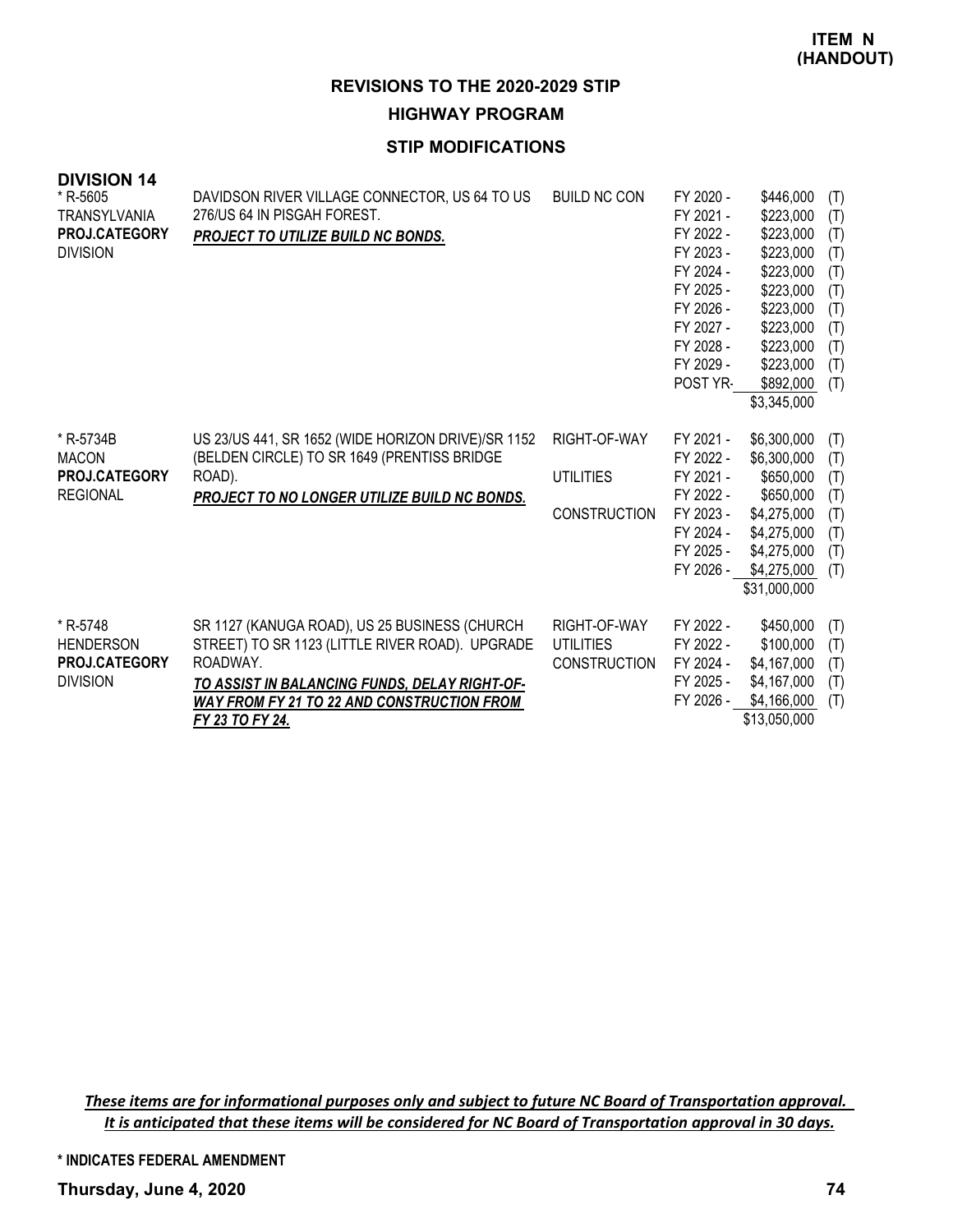**ITEM N (HANDOUT)**

## REVISIONS TO THE 2020-2029 STIP

### HIGHWAY PROGRAM

### STIP MODIFICATIONS

**DIVISION 14**

| Project | Description | Category | Year | Amount | |
|---|---|---|---|---|---|
| * R-5605<br>TRANSYLVANIA<br>**PROJ.CATEGORY**<br>DIVISION | DAVIDSON RIVER VILLAGE CONNECTOR, US 64 TO US 276/US 64 IN PISGAH FOREST.<br>***PROJECT TO UTILIZE BUILD NC BONDS.*** | BUILD NC CON | FY 2020 - | $446,000 | (T) |
| | | | FY 2021 - | $223,000 | (T) |
| | | | FY 2022 - | $223,000 | (T) |
| | | | FY 2023 - | $223,000 | (T) |
| | | | FY 2024 - | $223,000 | (T) |
| | | | FY 2025 - | $223,000 | (T) |
| | | | FY 2026 - | $223,000 | (T) |
| | | | FY 2027 - | $223,000 | (T) |
| | | | FY 2028 - | $223,000 | (T) |
| | | | FY 2029 - | $223,000 | (T) |
| | | | POST YR- | $892,000 | (T) |
| | | | | $3,345,000 | |
| * R-5734B<br>MACON<br>**PROJ.CATEGORY**<br>REGIONAL | US 23/US 441, SR 1652 (WIDE HORIZON DRIVE)/SR 1152 (BELDEN CIRCLE) TO SR 1649 (PRENTISS BRIDGE ROAD).<br>***PROJECT TO NO LONGER UTILIZE BUILD NC BONDS.*** | RIGHT-OF-WAY | FY 2021 - | $6,300,000 | (T) |
| | | | FY 2022 - | $6,300,000 | (T) |
| | | UTILITIES | FY 2021 - | $650,000 | (T) |
| | | | FY 2022 - | $650,000 | (T) |
| | | CONSTRUCTION | FY 2023 - | $4,275,000 | (T) |
| | | | FY 2024 - | $4,275,000 | (T) |
| | | | FY 2025 - | $4,275,000 | (T) |
| | | | FY 2026 - | $4,275,000 | (T) |
| | | | | $31,000,000 | |
| * R-5748<br>HENDERSON<br>**PROJ.CATEGORY**<br>DIVISION | SR 1127 (KANUGA ROAD), US 25 BUSINESS (CHURCH STREET) TO SR 1123 (LITTLE RIVER ROAD). UPGRADE ROADWAY.<br>***TO ASSIST IN BALANCING FUNDS, DELAY RIGHT-OF-WAY FROM FY 21 TO 22 AND CONSTRUCTION FROM FY 23 TO FY 24.*** | RIGHT-OF-WAY | FY 2022 - | $450,000 | (T) |
| | | UTILITIES | FY 2022 - | $100,000 | (T) |
| | | CONSTRUCTION | FY 2024 - | $4,167,000 | (T) |
| | | | FY 2025 - | $4,167,000 | (T) |
| | | | FY 2026 - | $4,166,000 | (T) |
| | | | | $13,050,000 | |

*These items are for informational purposes only and subject to future NC Board of Transportation approval. It is anticipated that these items will be considered for NC Board of Transportation approval in 30 days.*

**\* INDICATES FEDERAL AMENDMENT**

**Thursday, June 4, 2020**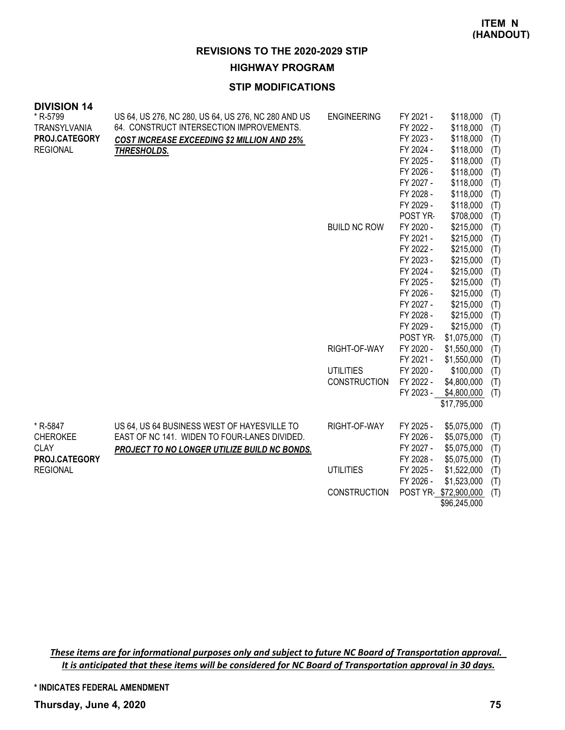**ITEM N (HANDOUT)**

## REVISIONS TO THE 2020-2029 STIP

### HIGHWAY PROGRAM

### STIP MODIFICATIONS

**DIVISION 14**

| Project | Description | Phase | Year | Amount | |
|---|---|---|---|---|---|
| * R-5799<br>TRANSYLVANIA<br>**PROJ.CATEGORY**<br>REGIONAL | US 64, US 276, NC 280, US 64, US 276, NC 280 AND US 64. CONSTRUCT INTERSECTION IMPROVEMENTS.<br>***COST INCREASE EXCEEDING $2 MILLION AND 25% THRESHOLDS.*** | ENGINEERING | FY 2021 - | $118,000 | (T) |
| | | | FY 2022 - | $118,000 | (T) |
| | | | FY 2023 - | $118,000 | (T) |
| | | | FY 2024 - | $118,000 | (T) |
| | | | FY 2025 - | $118,000 | (T) |
| | | | FY 2026 - | $118,000 | (T) |
| | | | FY 2027 - | $118,000 | (T) |
| | | | FY 2028 - | $118,000 | (T) |
| | | | FY 2029 - | $118,000 | (T) |
| | | | POST YR- | $708,000 | (T) |
| | | BUILD NC ROW | FY 2020 - | $215,000 | (T) |
| | | | FY 2021 - | $215,000 | (T) |
| | | | FY 2022 - | $215,000 | (T) |
| | | | FY 2023 - | $215,000 | (T) |
| | | | FY 2024 - | $215,000 | (T) |
| | | | FY 2025 - | $215,000 | (T) |
| | | | FY 2026 - | $215,000 | (T) |
| | | | FY 2027 - | $215,000 | (T) |
| | | | FY 2028 - | $215,000 | (T) |
| | | | FY 2029 - | $215,000 | (T) |
| | | | POST YR- | $1,075,000 | (T) |
| | | RIGHT-OF-WAY | FY 2020 - | $1,550,000 | (T) |
| | | | FY 2021 - | $1,550,000 | (T) |
| | | UTILITIES | FY 2020 - | $100,000 | (T) |
| | | CONSTRUCTION | FY 2022 - | $4,800,000 | (T) |
| | | | FY 2023 - | $4,800,000 | (T) |
| | | | | $17,795,000 | |
| * R-5847<br>CHEROKEE<br>CLAY<br>**PROJ.CATEGORY**<br>REGIONAL | US 64, US 64 BUSINESS WEST OF HAYESVILLE TO EAST OF NC 141. WIDEN TO FOUR-LANES DIVIDED.<br>***PROJECT TO NO LONGER UTILIZE BUILD NC BONDS.*** | RIGHT-OF-WAY | FY 2025 - | $5,075,000 | (T) |
| | | | FY 2026 - | $5,075,000 | (T) |
| | | | FY 2027 - | $5,075,000 | (T) |
| | | | FY 2028 - | $5,075,000 | (T) |
| | | UTILITIES | FY 2025 - | $1,522,000 | (T) |
| | | | FY 2026 - | $1,523,000 | (T) |
| | | CONSTRUCTION | POST YR- | $72,900,000 | (T) |
| | | | | $96,245,000 | |

***These items are for informational purposes only and subject to future NC Board of Transportation approval. It is anticipated that these items will be considered for NC Board of Transportation approval in 30 days.***

**\* INDICATES FEDERAL AMENDMENT**

**Thursday, June 4, 2020**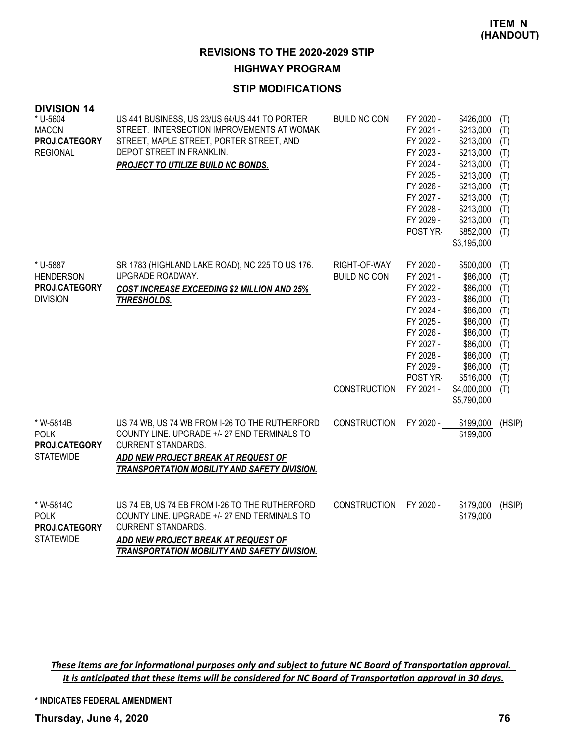**ITEM N (HANDOUT)**

# REVISIONS TO THE 2020-2029 STIP

## HIGHWAY PROGRAM

### STIP MODIFICATIONS

**DIVISION 14**

| | | | | | |
|---|---|---|---|---|---|
| * U-5604<br>MACON<br>**PROJ.CATEGORY**<br>REGIONAL | US 441 BUSINESS, US 23/US 64/US 441 TO PORTER STREET. INTERSECTION IMPROVEMENTS AT WOMAK STREET, MAPLE STREET, PORTER STREET, AND DEPOT STREET IN FRANKLIN.<br>***PROJECT TO UTILIZE BUILD NC BONDS.*** | BUILD NC CON | FY 2020 - | $426,000 | (T) |
| | | | FY 2021 - | $213,000 | (T) |
| | | | FY 2022 - | $213,000 | (T) |
| | | | FY 2023 - | $213,000 | (T) |
| | | | FY 2024 - | $213,000 | (T) |
| | | | FY 2025 - | $213,000 | (T) |
| | | | FY 2026 - | $213,000 | (T) |
| | | | FY 2027 - | $213,000 | (T) |
| | | | FY 2028 - | $213,000 | (T) |
| | | | FY 2029 - | $213,000 | (T) |
| | | | POST YR- | $852,000 | (T) |
| | | | | $3,195,000 | |
| * U-5887<br>HENDERSON<br>**PROJ.CATEGORY**<br>DIVISION | SR 1783 (HIGHLAND LAKE ROAD), NC 225 TO US 176. UPGRADE ROADWAY.<br>***COST INCREASE EXCEEDING $2 MILLION AND 25% THRESHOLDS.*** | RIGHT-OF-WAY | FY 2020 - | $500,000 | (T) |
| | | BUILD NC CON | FY 2021 - | $86,000 | (T) |
| | | | FY 2022 - | $86,000 | (T) |
| | | | FY 2023 - | $86,000 | (T) |
| | | | FY 2024 - | $86,000 | (T) |
| | | | FY 2025 - | $86,000 | (T) |
| | | | FY 2026 - | $86,000 | (T) |
| | | | FY 2027 - | $86,000 | (T) |
| | | | FY 2028 - | $86,000 | (T) |
| | | | FY 2029 - | $86,000 | (T) |
| | | | POST YR- | $516,000 | (T) |
| | | CONSTRUCTION | FY 2021 - | $4,000,000 | (T) |
| | | | | $5,790,000 | |
| * W-5814B<br>POLK<br>**PROJ.CATEGORY**<br>STATEWIDE | US 74 WB, US 74 WB FROM I-26 TO THE RUTHERFORD COUNTY LINE. UPGRADE +/- 27 END TERMINALS TO CURRENT STANDARDS.<br>***ADD NEW PROJECT BREAK AT REQUEST OF TRANSPORTATION MOBILITY AND SAFETY DIVISION.*** | CONSTRUCTION | FY 2020 - | $199,000 | (HSIP) |
| | | | | $199,000 | |
| * W-5814C<br>POLK<br>**PROJ.CATEGORY**<br>STATEWIDE | US 74 EB, US 74 EB FROM I-26 TO THE RUTHERFORD COUNTY LINE. UPGRADE +/- 27 END TERMINALS TO CURRENT STANDARDS.<br>***ADD NEW PROJECT BREAK AT REQUEST OF TRANSPORTATION MOBILITY AND SAFETY DIVISION.*** | CONSTRUCTION | FY 2020 - | $179,000 | (HSIP) |
| | | | | $179,000 | |

*These items are for informational purposes only and subject to future NC Board of Transportation approval. It is anticipated that these items will be considered for NC Board of Transportation approval in 30 days.*

**\* INDICATES FEDERAL AMENDMENT**

**Thursday, June 4, 2020**